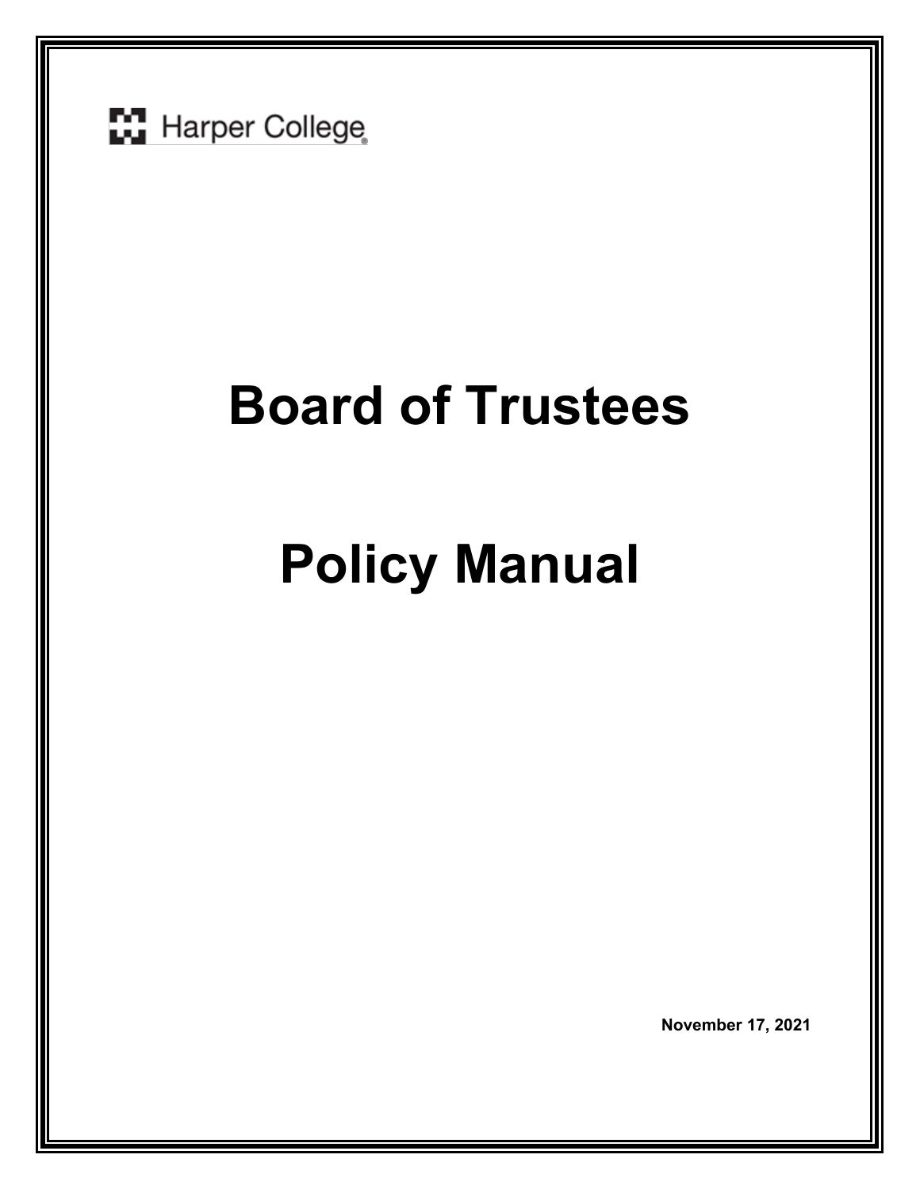Harper College

# Board of Trustees

# Policy Manual

**November 17, 2021**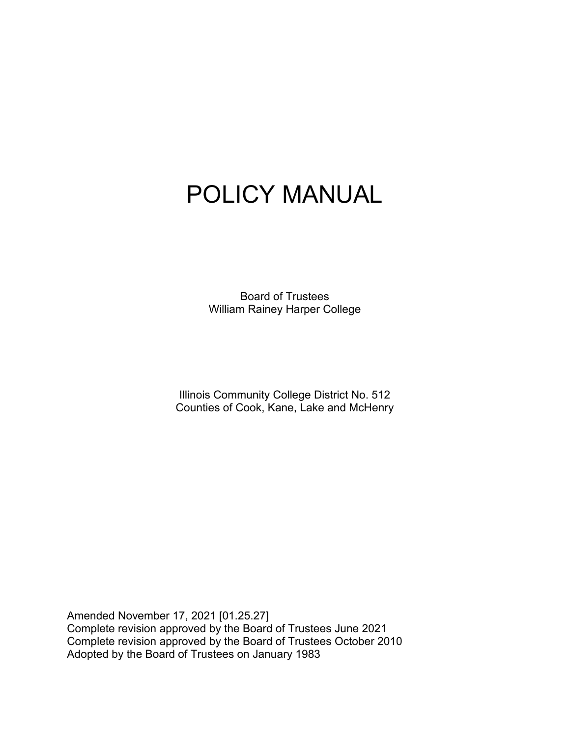# POLICY MANUAL

Board of Trustees
William Rainey Harper College

Illinois Community College District No. 512
Counties of Cook, Kane, Lake and McHenry

Amended November 17, 2021 [01.25.27]
Complete revision approved by the Board of Trustees June 2021
Complete revision approved by the Board of Trustees October 2010
Adopted by the Board of Trustees on January 1983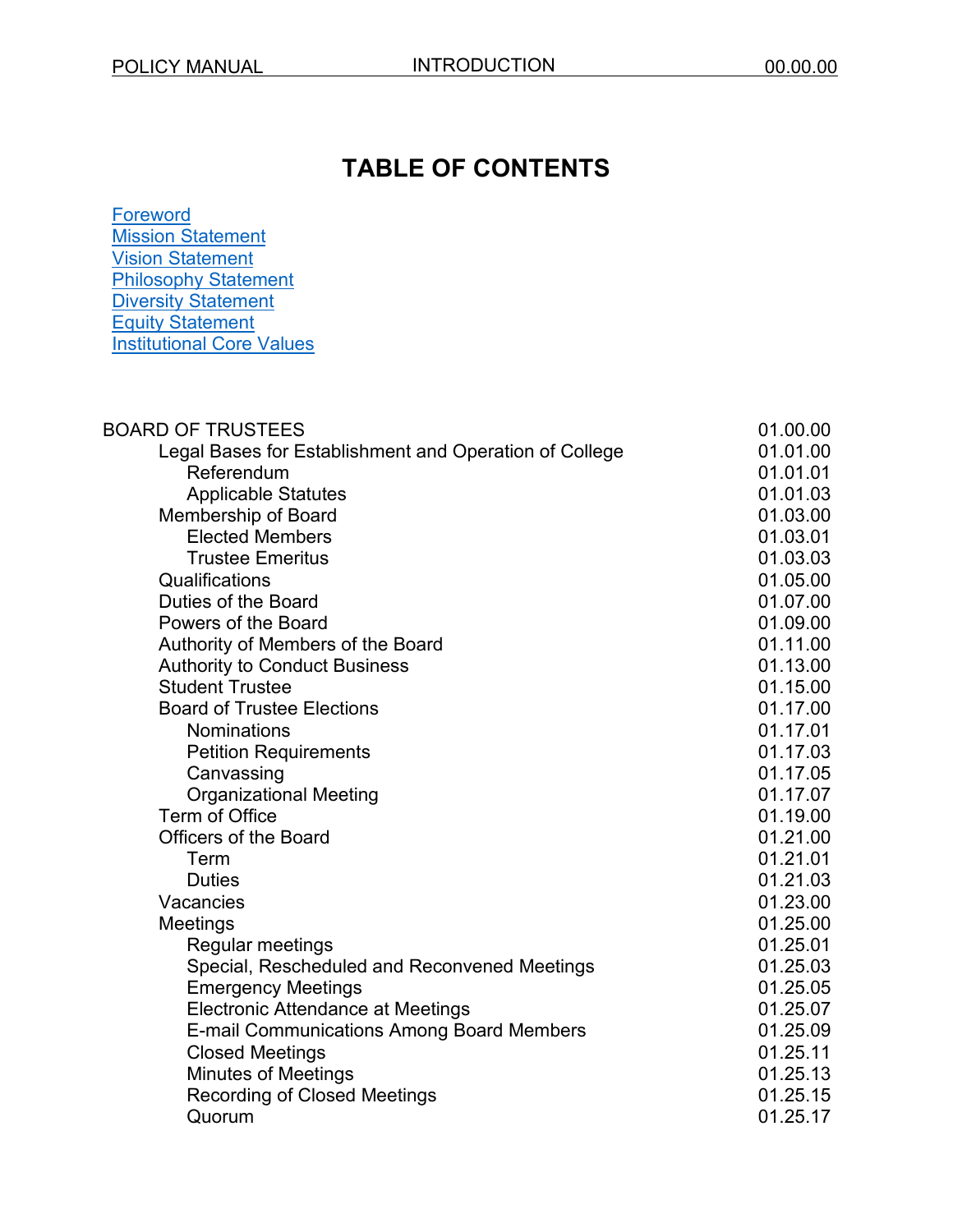# TABLE OF CONTENTS

[Foreword](#)
[Mission Statement](#)
[Vision Statement](#)
[Philosophy Statement](#)
[Diversity Statement](#)
[Equity Statement](#)
[Institutional Core Values](#)

| | |
|---|---|
| BOARD OF TRUSTEES | 01.00.00 |
| Legal Bases for Establishment and Operation of College | 01.01.00 |
| Referendum | 01.01.01 |
| Applicable Statutes | 01.01.03 |
| Membership of Board | 01.03.00 |
| Elected Members | 01.03.01 |
| Trustee Emeritus | 01.03.03 |
| Qualifications | 01.05.00 |
| Duties of the Board | 01.07.00 |
| Powers of the Board | 01.09.00 |
| Authority of Members of the Board | 01.11.00 |
| Authority to Conduct Business | 01.13.00 |
| Student Trustee | 01.15.00 |
| Board of Trustee Elections | 01.17.00 |
| Nominations | 01.17.01 |
| Petition Requirements | 01.17.03 |
| Canvassing | 01.17.05 |
| Organizational Meeting | 01.17.07 |
| Term of Office | 01.19.00 |
| Officers of the Board | 01.21.00 |
| Term | 01.21.01 |
| Duties | 01.21.03 |
| Vacancies | 01.23.00 |
| Meetings | 01.25.00 |
| Regular meetings | 01.25.01 |
| Special, Rescheduled and Reconvened Meetings | 01.25.03 |
| Emergency Meetings | 01.25.05 |
| Electronic Attendance at Meetings | 01.25.07 |
| E-mail Communications Among Board Members | 01.25.09 |
| Closed Meetings | 01.25.11 |
| Minutes of Meetings | 01.25.13 |
| Recording of Closed Meetings | 01.25.15 |
| Quorum | 01.25.17 |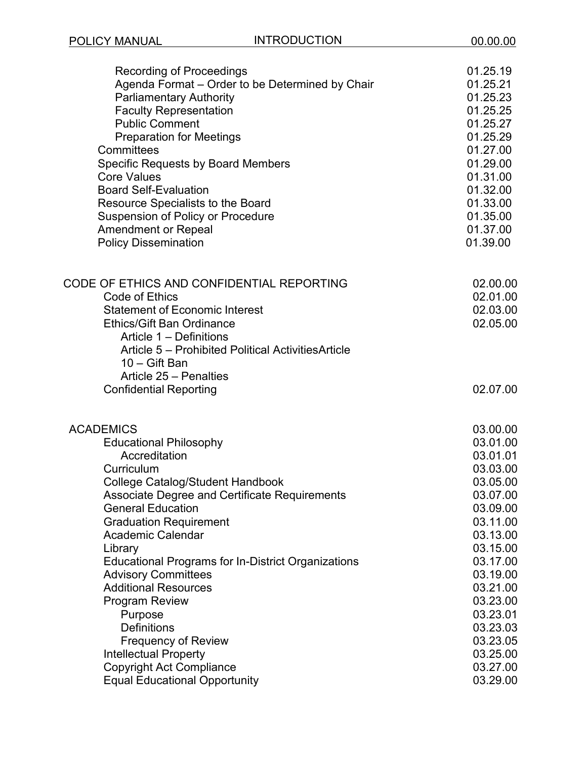| | |
|---|---|
| Recording of Proceedings | 01.25.19 |
| Agenda Format – Order to be Determined by Chair | 01.25.21 |
| Parliamentary Authority | 01.25.23 |
| Faculty Representation | 01.25.25 |
| Public Comment | 01.25.27 |
| Preparation for Meetings | 01.25.29 |
| Committees | 01.27.00 |
| Specific Requests by Board Members | 01.29.00 |
| Core Values | 01.31.00 |
| Board Self-Evaluation | 01.32.00 |
| Resource Specialists to the Board | 01.33.00 |
| Suspension of Policy or Procedure | 01.35.00 |
| Amendment or Repeal | 01.37.00 |
| Policy Dissemination | 01.39.00 |
| | |
| CODE OF ETHICS AND CONFIDENTIAL REPORTING | 02.00.00 |
| Code of Ethics | 02.01.00 |
| Statement of Economic Interest | 02.03.00 |
| Ethics/Gift Ban Ordinance | 02.05.00 |
| Article 1 – Definitions | |
| Article 5 – Prohibited Political ActivitiesArticle 10 – Gift Ban | |
| Article 25 – Penalties | |
| Confidential Reporting | 02.07.00 |
| | |
| ACADEMICS | 03.00.00 |
| Educational Philosophy | 03.01.00 |
| Accreditation | 03.01.01 |
| Curriculum | 03.03.00 |
| College Catalog/Student Handbook | 03.05.00 |
| Associate Degree and Certificate Requirements | 03.07.00 |
| General Education | 03.09.00 |
| Graduation Requirement | 03.11.00 |
| Academic Calendar | 03.13.00 |
| Library | 03.15.00 |
| Educational Programs for In-District Organizations | 03.17.00 |
| Advisory Committees | 03.19.00 |
| Additional Resources | 03.21.00 |
| Program Review | 03.23.00 |
| Purpose | 03.23.01 |
| Definitions | 03.23.03 |
| Frequency of Review | 03.23.05 |
| Intellectual Property | 03.25.00 |
| Copyright Act Compliance | 03.27.00 |
| Equal Educational Opportunity | 03.29.00 |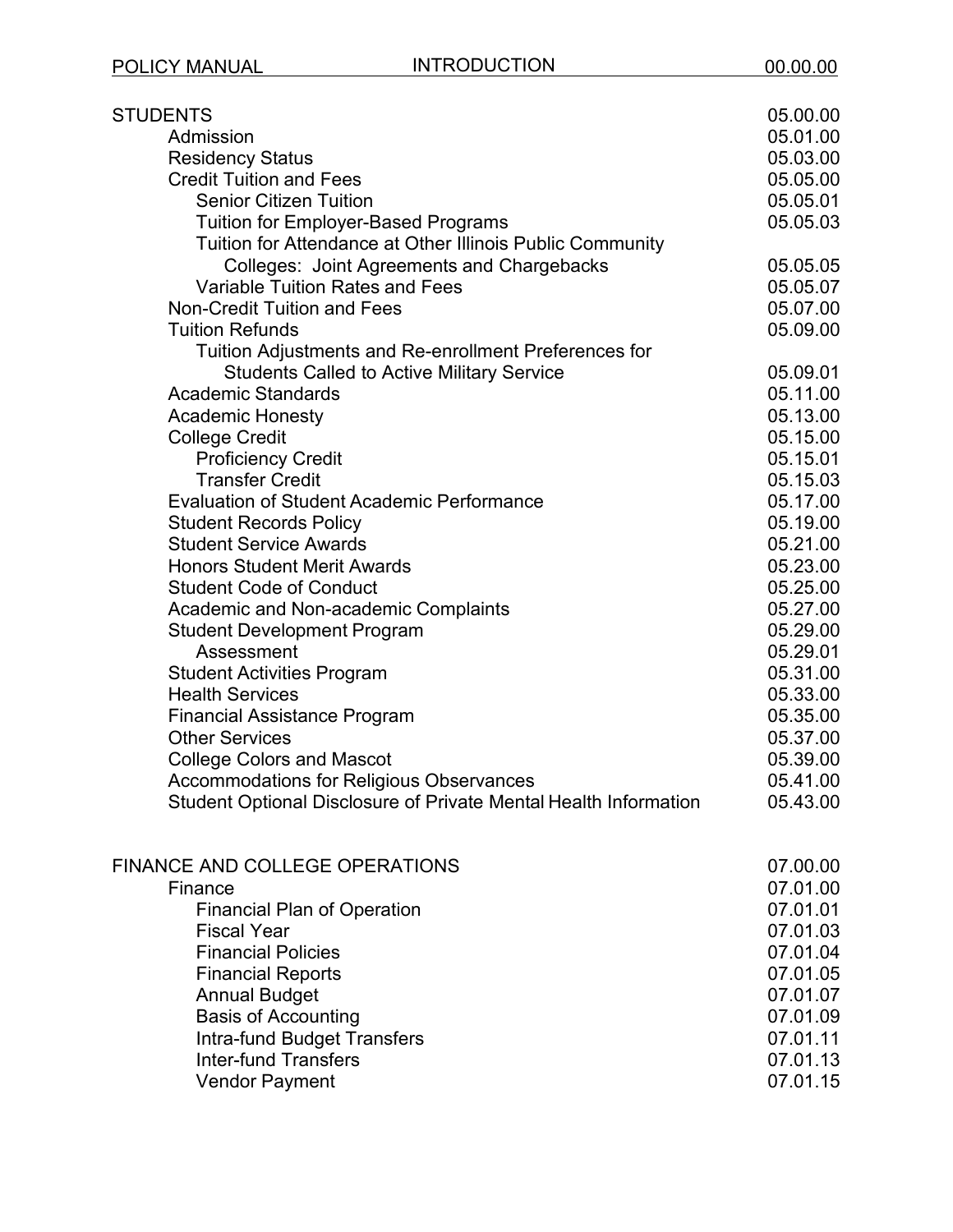| STUDENTS | 05.00.00 |
|---|---|
| Admission | 05.01.00 |
| Residency Status | 05.03.00 |
| Credit Tuition and Fees | 05.05.00 |
| Senior Citizen Tuition | 05.05.01 |
| Tuition for Employer-Based Programs | 05.05.03 |
| Tuition for Attendance at Other Illinois Public Community Colleges: Joint Agreements and Chargebacks | 05.05.05 |
| Variable Tuition Rates and Fees | 05.05.07 |
| Non-Credit Tuition and Fees | 05.07.00 |
| Tuition Refunds | 05.09.00 |
| Tuition Adjustments and Re-enrollment Preferences for Students Called to Active Military Service | 05.09.01 |
| Academic Standards | 05.11.00 |
| Academic Honesty | 05.13.00 |
| College Credit | 05.15.00 |
| Proficiency Credit | 05.15.01 |
| Transfer Credit | 05.15.03 |
| Evaluation of Student Academic Performance | 05.17.00 |
| Student Records Policy | 05.19.00 |
| Student Service Awards | 05.21.00 |
| Honors Student Merit Awards | 05.23.00 |
| Student Code of Conduct | 05.25.00 |
| Academic and Non-academic Complaints | 05.27.00 |
| Student Development Program | 05.29.00 |
| Assessment | 05.29.01 |
| Student Activities Program | 05.31.00 |
| Health Services | 05.33.00 |
| Financial Assistance Program | 05.35.00 |
| Other Services | 05.37.00 |
| College Colors and Mascot | 05.39.00 |
| Accommodations for Religious Observances | 05.41.00 |
| Student Optional Disclosure of Private Mental Health Information | 05.43.00 |

| FINANCE AND COLLEGE OPERATIONS | 07.00.00 |
|---|---|
| Finance | 07.01.00 |
| Financial Plan of Operation | 07.01.01 |
| Fiscal Year | 07.01.03 |
| Financial Policies | 07.01.04 |
| Financial Reports | 07.01.05 |
| Annual Budget | 07.01.07 |
| Basis of Accounting | 07.01.09 |
| Intra-fund Budget Transfers | 07.01.11 |
| Inter-fund Transfers | 07.01.13 |
| Vendor Payment | 07.01.15 |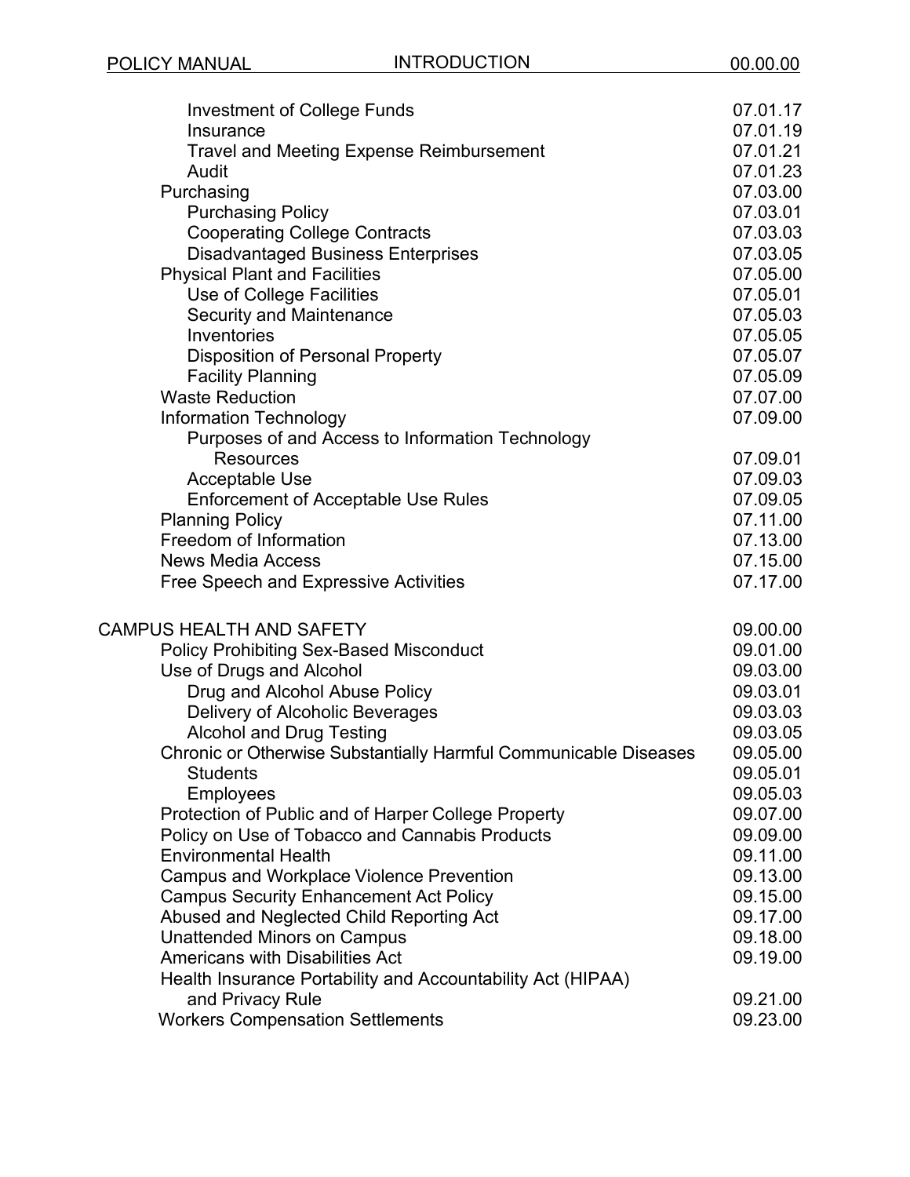| | |
|---|---|
| Investment of College Funds | 07.01.17 |
| Insurance | 07.01.19 |
| Travel and Meeting Expense Reimbursement | 07.01.21 |
| Audit | 07.01.23 |
| Purchasing | 07.03.00 |
| Purchasing Policy | 07.03.01 |
| Cooperating College Contracts | 07.03.03 |
| Disadvantaged Business Enterprises | 07.03.05 |
| Physical Plant and Facilities | 07.05.00 |
| Use of College Facilities | 07.05.01 |
| Security and Maintenance | 07.05.03 |
| Inventories | 07.05.05 |
| Disposition of Personal Property | 07.05.07 |
| Facility Planning | 07.05.09 |
| Waste Reduction | 07.07.00 |
| Information Technology | 07.09.00 |
| Purposes of and Access to Information Technology Resources | 07.09.01 |
| Acceptable Use | 07.09.03 |
| Enforcement of Acceptable Use Rules | 07.09.05 |
| Planning Policy | 07.11.00 |
| Freedom of Information | 07.13.00 |
| News Media Access | 07.15.00 |
| Free Speech and Expressive Activities | 07.17.00 |
| | |
| CAMPUS HEALTH AND SAFETY | 09.00.00 |
| Policy Prohibiting Sex-Based Misconduct | 09.01.00 |
| Use of Drugs and Alcohol | 09.03.00 |
| Drug and Alcohol Abuse Policy | 09.03.01 |
| Delivery of Alcoholic Beverages | 09.03.03 |
| Alcohol and Drug Testing | 09.03.05 |
| Chronic or Otherwise Substantially Harmful Communicable Diseases | 09.05.00 |
| Students | 09.05.01 |
| Employees | 09.05.03 |
| Protection of Public and of Harper College Property | 09.07.00 |
| Policy on Use of Tobacco and Cannabis Products | 09.09.00 |
| Environmental Health | 09.11.00 |
| Campus and Workplace Violence Prevention | 09.13.00 |
| Campus Security Enhancement Act Policy | 09.15.00 |
| Abused and Neglected Child Reporting Act | 09.17.00 |
| Unattended Minors on Campus | 09.18.00 |
| Americans with Disabilities Act | 09.19.00 |
| Health Insurance Portability and Accountability Act (HIPAA) and Privacy Rule | 09.21.00 |
| Workers Compensation Settlements | 09.23.00 |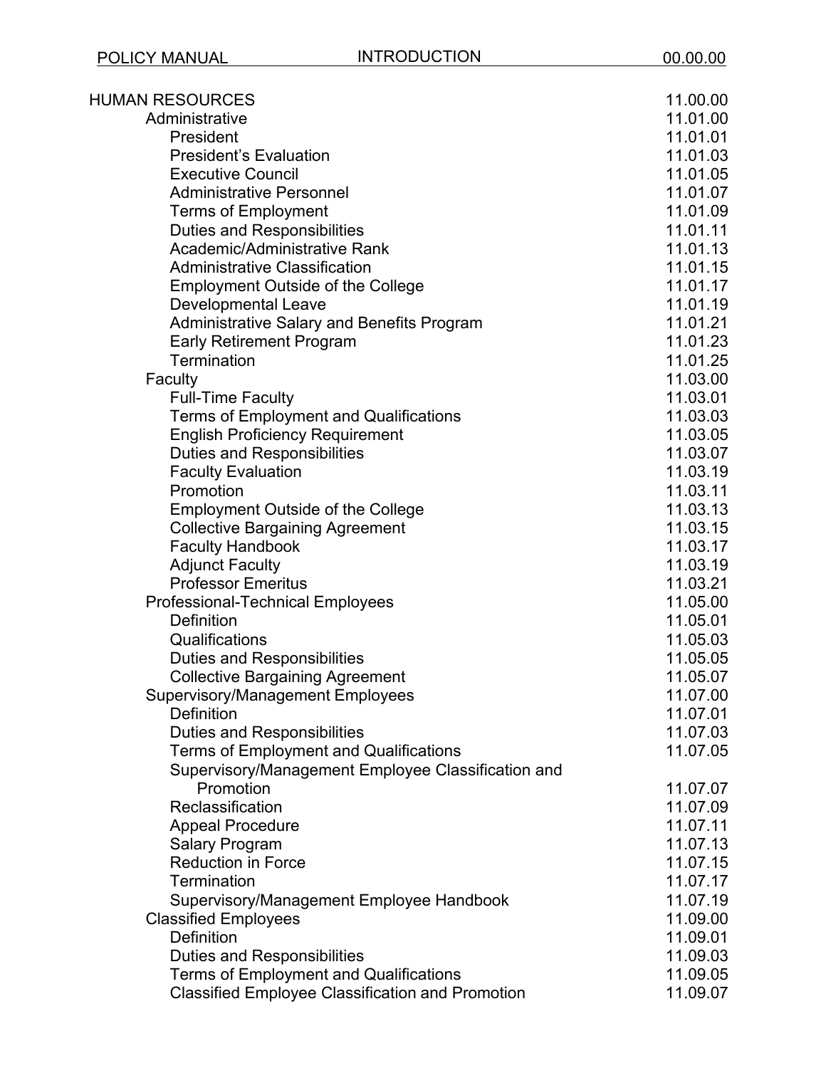| | |
|---|---|
| HUMAN RESOURCES | 11.00.00 |
| Administrative | 11.01.00 |
| President | 11.01.01 |
| President's Evaluation | 11.01.03 |
| Executive Council | 11.01.05 |
| Administrative Personnel | 11.01.07 |
| Terms of Employment | 11.01.09 |
| Duties and Responsibilities | 11.01.11 |
| Academic/Administrative Rank | 11.01.13 |
| Administrative Classification | 11.01.15 |
| Employment Outside of the College | 11.01.17 |
| Developmental Leave | 11.01.19 |
| Administrative Salary and Benefits Program | 11.01.21 |
| Early Retirement Program | 11.01.23 |
| Termination | 11.01.25 |
| Faculty | 11.03.00 |
| Full-Time Faculty | 11.03.01 |
| Terms of Employment and Qualifications | 11.03.03 |
| English Proficiency Requirement | 11.03.05 |
| Duties and Responsibilities | 11.03.07 |
| Faculty Evaluation | 11.03.19 |
| Promotion | 11.03.11 |
| Employment Outside of the College | 11.03.13 |
| Collective Bargaining Agreement | 11.03.15 |
| Faculty Handbook | 11.03.17 |
| Adjunct Faculty | 11.03.19 |
| Professor Emeritus | 11.03.21 |
| Professional-Technical Employees | 11.05.00 |
| Definition | 11.05.01 |
| Qualifications | 11.05.03 |
| Duties and Responsibilities | 11.05.05 |
| Collective Bargaining Agreement | 11.05.07 |
| Supervisory/Management Employees | 11.07.00 |
| Definition | 11.07.01 |
| Duties and Responsibilities | 11.07.03 |
| Terms of Employment and Qualifications | 11.07.05 |
| Supervisory/Management Employee Classification and Promotion | 11.07.07 |
| Reclassification | 11.07.09 |
| Appeal Procedure | 11.07.11 |
| Salary Program | 11.07.13 |
| Reduction in Force | 11.07.15 |
| Termination | 11.07.17 |
| Supervisory/Management Employee Handbook | 11.07.19 |
| Classified Employees | 11.09.00 |
| Definition | 11.09.01 |
| Duties and Responsibilities | 11.09.03 |
| Terms of Employment and Qualifications | 11.09.05 |
| Classified Employee Classification and Promotion | 11.09.07 |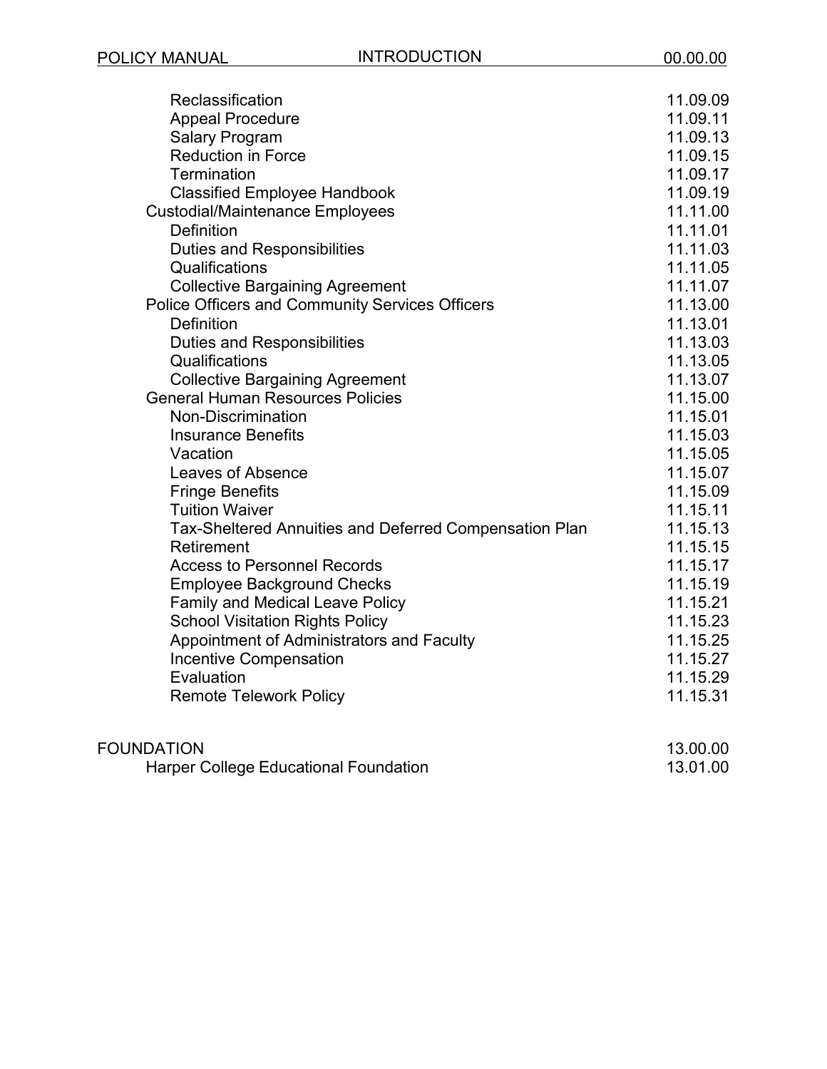| | |
|---|---|
| Reclassification | 11.09.09 |
| Appeal Procedure | 11.09.11 |
| Salary Program | 11.09.13 |
| Reduction in Force | 11.09.15 |
| Termination | 11.09.17 |
| Classified Employee Handbook | 11.09.19 |
| Custodial/Maintenance Employees | 11.11.00 |
| Definition | 11.11.01 |
| Duties and Responsibilities | 11.11.03 |
| Qualifications | 11.11.05 |
| Collective Bargaining Agreement | 11.11.07 |
| Police Officers and Community Services Officers | 11.13.00 |
| Definition | 11.13.01 |
| Duties and Responsibilities | 11.13.03 |
| Qualifications | 11.13.05 |
| Collective Bargaining Agreement | 11.13.07 |
| General Human Resources Policies | 11.15.00 |
| Non-Discrimination | 11.15.01 |
| Insurance Benefits | 11.15.03 |
| Vacation | 11.15.05 |
| Leaves of Absence | 11.15.07 |
| Fringe Benefits | 11.15.09 |
| Tuition Waiver | 11.15.11 |
| Tax-Sheltered Annuities and Deferred Compensation Plan | 11.15.13 |
| Retirement | 11.15.15 |
| Access to Personnel Records | 11.15.17 |
| Employee Background Checks | 11.15.19 |
| Family and Medical Leave Policy | 11.15.21 |
| School Visitation Rights Policy | 11.15.23 |
| Appointment of Administrators and Faculty | 11.15.25 |
| Incentive Compensation | 11.15.27 |
| Evaluation | 11.15.29 |
| Remote Telework Policy | 11.15.31 |
| | |
| FOUNDATION | 13.00.00 |
| Harper College Educational Foundation | 13.01.00 |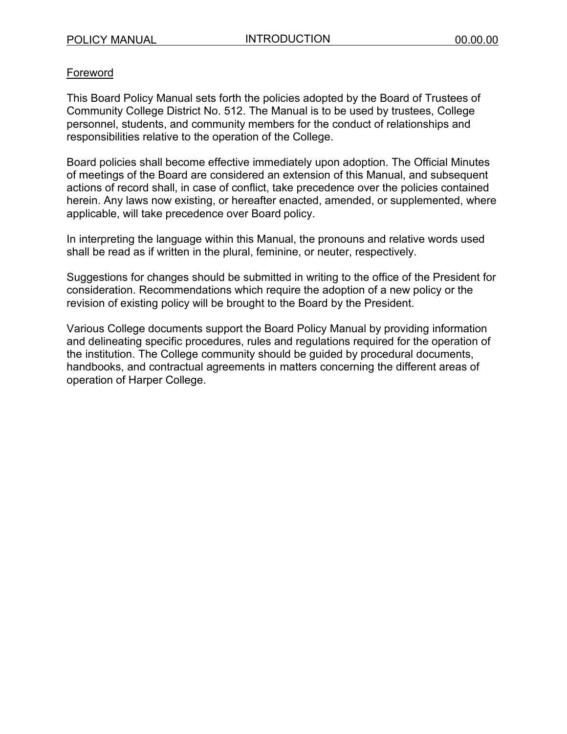## Foreword

This Board Policy Manual sets forth the policies adopted by the Board of Trustees of Community College District No. 512. The Manual is to be used by trustees, College personnel, students, and community members for the conduct of relationships and responsibilities relative to the operation of the College.

Board policies shall become effective immediately upon adoption. The Official Minutes of meetings of the Board are considered an extension of this Manual, and subsequent actions of record shall, in case of conflict, take precedence over the policies contained herein. Any laws now existing, or hereafter enacted, amended, or supplemented, where applicable, will take precedence over Board policy.

In interpreting the language within this Manual, the pronouns and relative words used shall be read as if written in the plural, feminine, or neuter, respectively.

Suggestions for changes should be submitted in writing to the office of the President for consideration. Recommendations which require the adoption of a new policy or the revision of existing policy will be brought to the Board by the President.

Various College documents support the Board Policy Manual by providing information and delineating specific procedures, rules and regulations required for the operation of the institution. The College community should be guided by procedural documents, handbooks, and contractual agreements in matters concerning the different areas of operation of Harper College.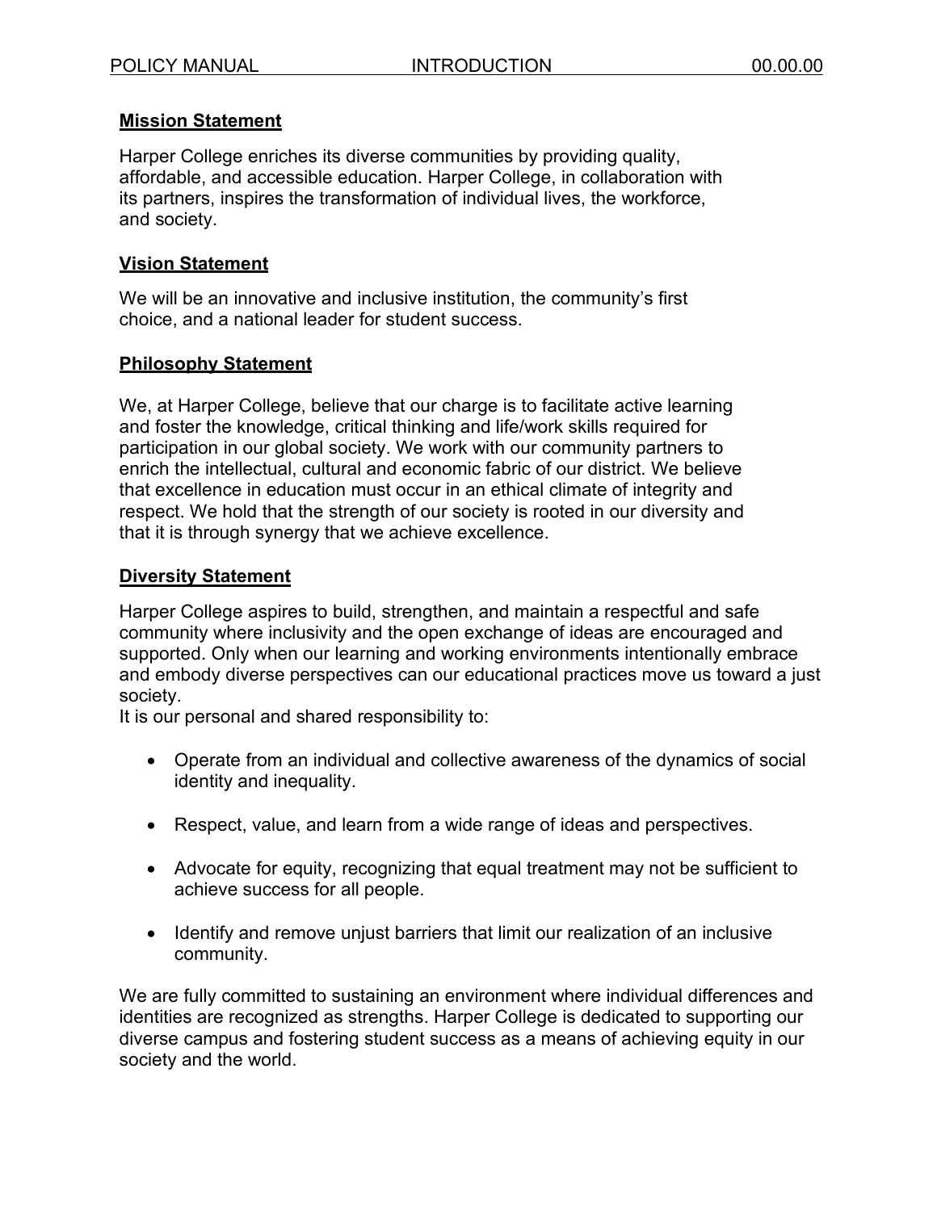## Mission Statement

Harper College enriches its diverse communities by providing quality, affordable, and accessible education. Harper College, in collaboration with its partners, inspires the transformation of individual lives, the workforce, and society.

## Vision Statement

We will be an innovative and inclusive institution, the community's first choice, and a national leader for student success.

## Philosophy Statement

We, at Harper College, believe that our charge is to facilitate active learning and foster the knowledge, critical thinking and life/work skills required for participation in our global society. We work with our community partners to enrich the intellectual, cultural and economic fabric of our district. We believe that excellence in education must occur in an ethical climate of integrity and respect. We hold that the strength of our society is rooted in our diversity and that it is through synergy that we achieve excellence.

## Diversity Statement

Harper College aspires to build, strengthen, and maintain a respectful and safe community where inclusivity and the open exchange of ideas are encouraged and supported. Only when our learning and working environments intentionally embrace and embody diverse perspectives can our educational practices move us toward a just society.

It is our personal and shared responsibility to:

- Operate from an individual and collective awareness of the dynamics of social identity and inequality.
- Respect, value, and learn from a wide range of ideas and perspectives.
- Advocate for equity, recognizing that equal treatment may not be sufficient to achieve success for all people.
- Identify and remove unjust barriers that limit our realization of an inclusive community.

We are fully committed to sustaining an environment where individual differences and identities are recognized as strengths. Harper College is dedicated to supporting our diverse campus and fostering student success as a means of achieving equity in our society and the world.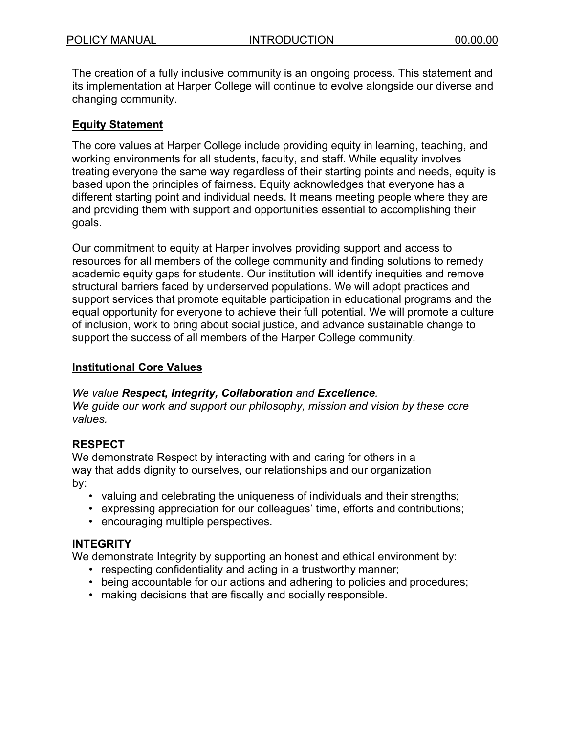The creation of a fully inclusive community is an ongoing process. This statement and its implementation at Harper College will continue to evolve alongside our diverse and changing community.

## Equity Statement

The core values at Harper College include providing equity in learning, teaching, and working environments for all students, faculty, and staff. While equality involves treating everyone the same way regardless of their starting points and needs, equity is based upon the principles of fairness. Equity acknowledges that everyone has a different starting point and individual needs. It means meeting people where they are and providing them with support and opportunities essential to accomplishing their goals.

Our commitment to equity at Harper involves providing support and access to resources for all members of the college community and finding solutions to remedy academic equity gaps for students. Our institution will identify inequities and remove structural barriers faced by underserved populations. We will adopt practices and support services that promote equitable participation in educational programs and the equal opportunity for everyone to achieve their full potential. We will promote a culture of inclusion, work to bring about social justice, and advance sustainable change to support the success of all members of the Harper College community.

## Institutional Core Values

*We value **Respect, Integrity, Collaboration** and **Excellence**.*
*We guide our work and support our philosophy, mission and vision by these core values.*

### RESPECT

We demonstrate Respect by interacting with and caring for others in a way that adds dignity to ourselves, our relationships and our organization by:

- valuing and celebrating the uniqueness of individuals and their strengths;
- expressing appreciation for our colleagues' time, efforts and contributions;
- encouraging multiple perspectives.

### INTEGRITY

We demonstrate Integrity by supporting an honest and ethical environment by:

- respecting confidentiality and acting in a trustworthy manner;
- being accountable for our actions and adhering to policies and procedures;
- making decisions that are fiscally and socially responsible.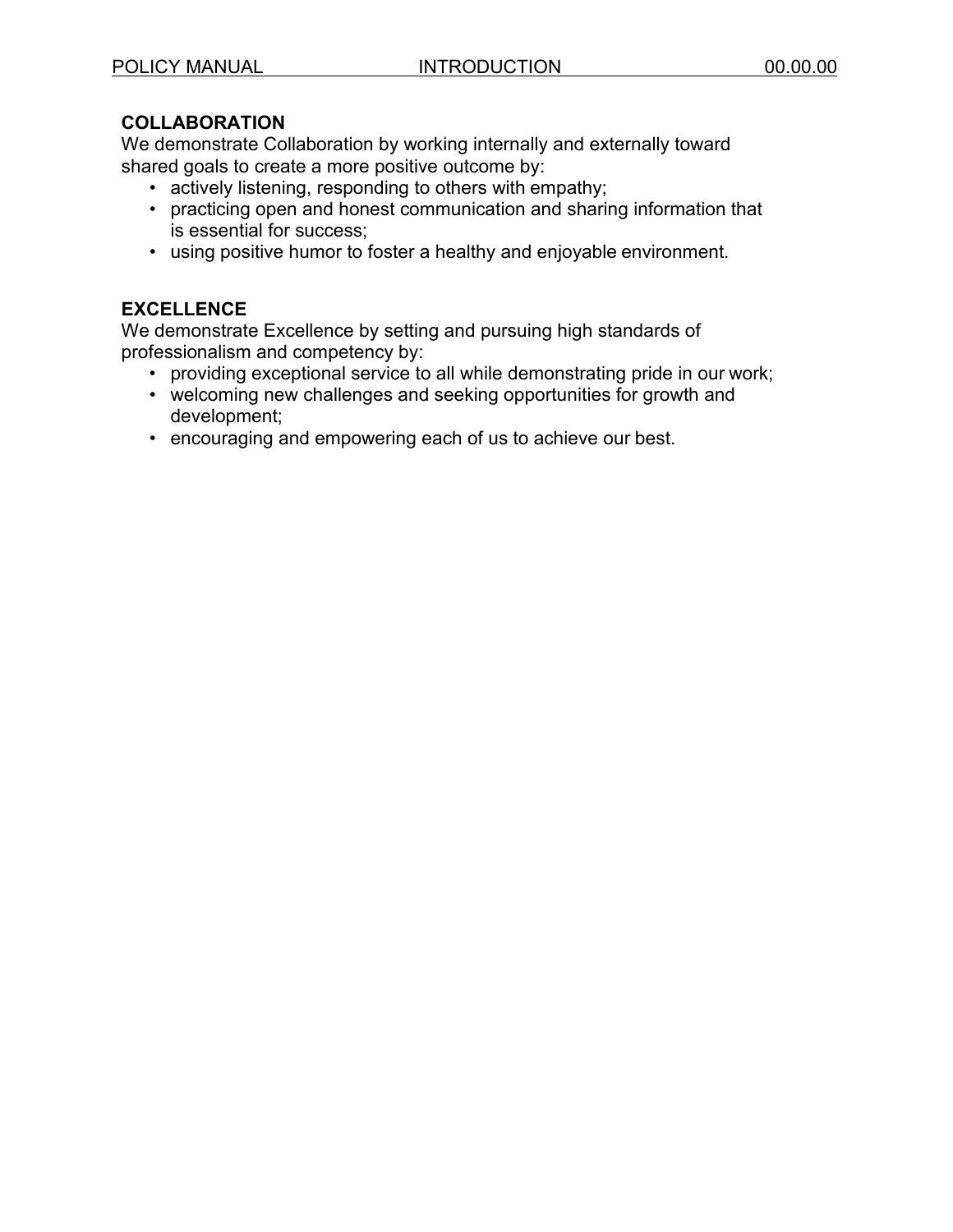## COLLABORATION

We demonstrate Collaboration by working internally and externally toward shared goals to create a more positive outcome by:

- actively listening, responding to others with empathy;
- practicing open and honest communication and sharing information that is essential for success;
- using positive humor to foster a healthy and enjoyable environment.

## EXCELLENCE

We demonstrate Excellence by setting and pursuing high standards of professionalism and competency by:

- providing exceptional service to all while demonstrating pride in our work;
- welcoming new challenges and seeking opportunities for growth and development;
- encouraging and empowering each of us to achieve our best.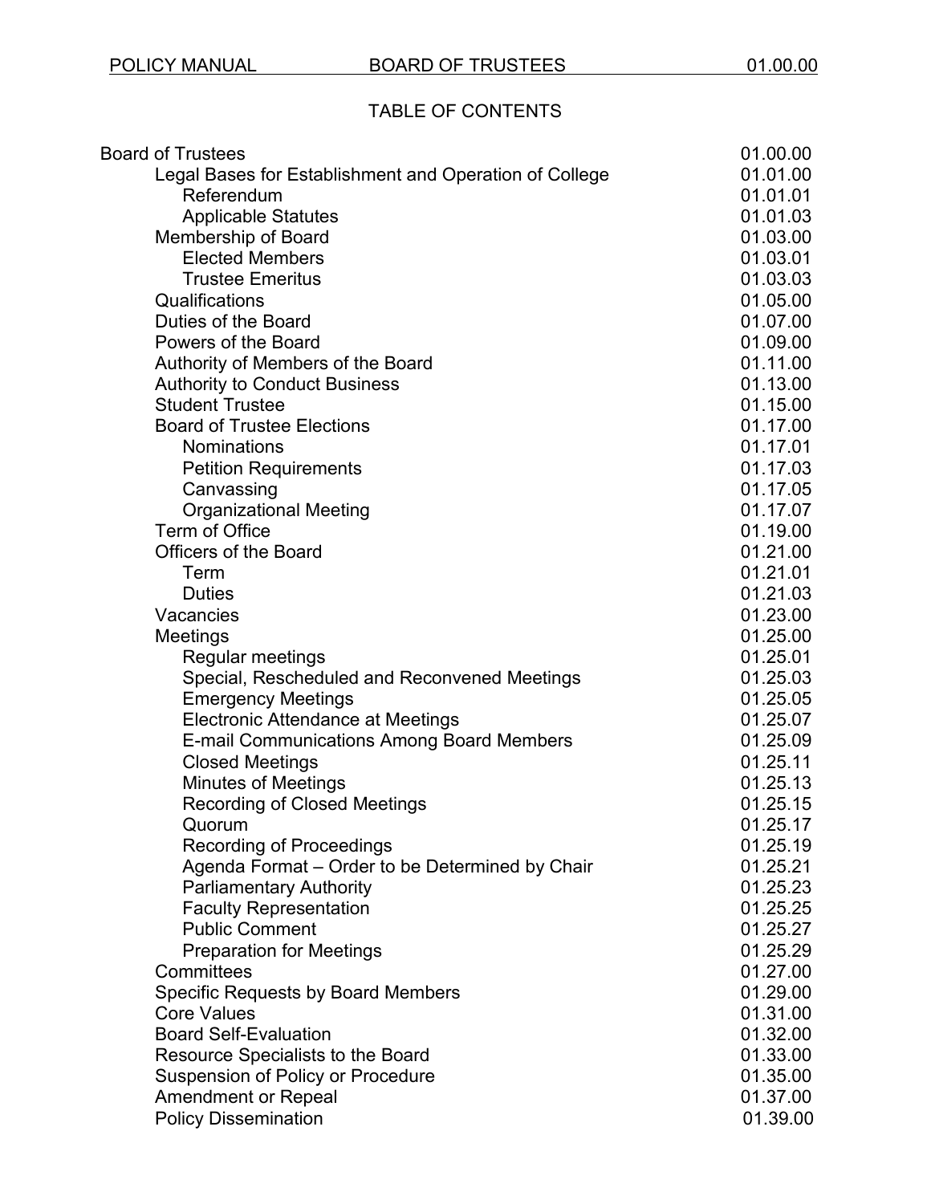POLICY MANUAL BOARD OF TRUSTEES 01.00.00

# TABLE OF CONTENTS

| | |
|---|---|
| Board of Trustees | 01.00.00 |
| &nbsp;&nbsp;&nbsp;&nbsp;Legal Bases for Establishment and Operation of College | 01.01.00 |
| &nbsp;&nbsp;&nbsp;&nbsp;&nbsp;&nbsp;&nbsp;&nbsp;Referendum | 01.01.01 |
| &nbsp;&nbsp;&nbsp;&nbsp;&nbsp;&nbsp;&nbsp;&nbsp;Applicable Statutes | 01.01.03 |
| &nbsp;&nbsp;&nbsp;&nbsp;Membership of Board | 01.03.00 |
| &nbsp;&nbsp;&nbsp;&nbsp;&nbsp;&nbsp;&nbsp;&nbsp;Elected Members | 01.03.01 |
| &nbsp;&nbsp;&nbsp;&nbsp;&nbsp;&nbsp;&nbsp;&nbsp;Trustee Emeritus | 01.03.03 |
| &nbsp;&nbsp;&nbsp;&nbsp;Qualifications | 01.05.00 |
| &nbsp;&nbsp;&nbsp;&nbsp;Duties of the Board | 01.07.00 |
| &nbsp;&nbsp;&nbsp;&nbsp;Powers of the Board | 01.09.00 |
| &nbsp;&nbsp;&nbsp;&nbsp;Authority of Members of the Board | 01.11.00 |
| &nbsp;&nbsp;&nbsp;&nbsp;Authority to Conduct Business | 01.13.00 |
| &nbsp;&nbsp;&nbsp;&nbsp;Student Trustee | 01.15.00 |
| &nbsp;&nbsp;&nbsp;&nbsp;Board of Trustee Elections | 01.17.00 |
| &nbsp;&nbsp;&nbsp;&nbsp;&nbsp;&nbsp;&nbsp;&nbsp;Nominations | 01.17.01 |
| &nbsp;&nbsp;&nbsp;&nbsp;&nbsp;&nbsp;&nbsp;&nbsp;Petition Requirements | 01.17.03 |
| &nbsp;&nbsp;&nbsp;&nbsp;&nbsp;&nbsp;&nbsp;&nbsp;Canvassing | 01.17.05 |
| &nbsp;&nbsp;&nbsp;&nbsp;&nbsp;&nbsp;&nbsp;&nbsp;Organizational Meeting | 01.17.07 |
| &nbsp;&nbsp;&nbsp;&nbsp;Term of Office | 01.19.00 |
| &nbsp;&nbsp;&nbsp;&nbsp;Officers of the Board | 01.21.00 |
| &nbsp;&nbsp;&nbsp;&nbsp;&nbsp;&nbsp;&nbsp;&nbsp;Term | 01.21.01 |
| &nbsp;&nbsp;&nbsp;&nbsp;&nbsp;&nbsp;&nbsp;&nbsp;Duties | 01.21.03 |
| &nbsp;&nbsp;&nbsp;&nbsp;Vacancies | 01.23.00 |
| &nbsp;&nbsp;&nbsp;&nbsp;Meetings | 01.25.00 |
| &nbsp;&nbsp;&nbsp;&nbsp;&nbsp;&nbsp;&nbsp;&nbsp;Regular meetings | 01.25.01 |
| &nbsp;&nbsp;&nbsp;&nbsp;&nbsp;&nbsp;&nbsp;&nbsp;Special, Rescheduled and Reconvened Meetings | 01.25.03 |
| &nbsp;&nbsp;&nbsp;&nbsp;&nbsp;&nbsp;&nbsp;&nbsp;Emergency Meetings | 01.25.05 |
| &nbsp;&nbsp;&nbsp;&nbsp;&nbsp;&nbsp;&nbsp;&nbsp;Electronic Attendance at Meetings | 01.25.07 |
| &nbsp;&nbsp;&nbsp;&nbsp;&nbsp;&nbsp;&nbsp;&nbsp;E-mail Communications Among Board Members | 01.25.09 |
| &nbsp;&nbsp;&nbsp;&nbsp;&nbsp;&nbsp;&nbsp;&nbsp;Closed Meetings | 01.25.11 |
| &nbsp;&nbsp;&nbsp;&nbsp;&nbsp;&nbsp;&nbsp;&nbsp;Minutes of Meetings | 01.25.13 |
| &nbsp;&nbsp;&nbsp;&nbsp;&nbsp;&nbsp;&nbsp;&nbsp;Recording of Closed Meetings | 01.25.15 |
| &nbsp;&nbsp;&nbsp;&nbsp;&nbsp;&nbsp;&nbsp;&nbsp;Quorum | 01.25.17 |
| &nbsp;&nbsp;&nbsp;&nbsp;&nbsp;&nbsp;&nbsp;&nbsp;Recording of Proceedings | 01.25.19 |
| &nbsp;&nbsp;&nbsp;&nbsp;&nbsp;&nbsp;&nbsp;&nbsp;Agenda Format – Order to be Determined by Chair | 01.25.21 |
| &nbsp;&nbsp;&nbsp;&nbsp;&nbsp;&nbsp;&nbsp;&nbsp;Parliamentary Authority | 01.25.23 |
| &nbsp;&nbsp;&nbsp;&nbsp;&nbsp;&nbsp;&nbsp;&nbsp;Faculty Representation | 01.25.25 |
| &nbsp;&nbsp;&nbsp;&nbsp;&nbsp;&nbsp;&nbsp;&nbsp;Public Comment | 01.25.27 |
| &nbsp;&nbsp;&nbsp;&nbsp;&nbsp;&nbsp;&nbsp;&nbsp;Preparation for Meetings | 01.25.29 |
| &nbsp;&nbsp;&nbsp;&nbsp;Committees | 01.27.00 |
| &nbsp;&nbsp;&nbsp;&nbsp;Specific Requests by Board Members | 01.29.00 |
| &nbsp;&nbsp;&nbsp;&nbsp;Core Values | 01.31.00 |
| &nbsp;&nbsp;&nbsp;&nbsp;Board Self-Evaluation | 01.32.00 |
| &nbsp;&nbsp;&nbsp;&nbsp;Resource Specialists to the Board | 01.33.00 |
| &nbsp;&nbsp;&nbsp;&nbsp;Suspension of Policy or Procedure | 01.35.00 |
| &nbsp;&nbsp;&nbsp;&nbsp;Amendment or Repeal | 01.37.00 |
| &nbsp;&nbsp;&nbsp;&nbsp;Policy Dissemination | 01.39.00 |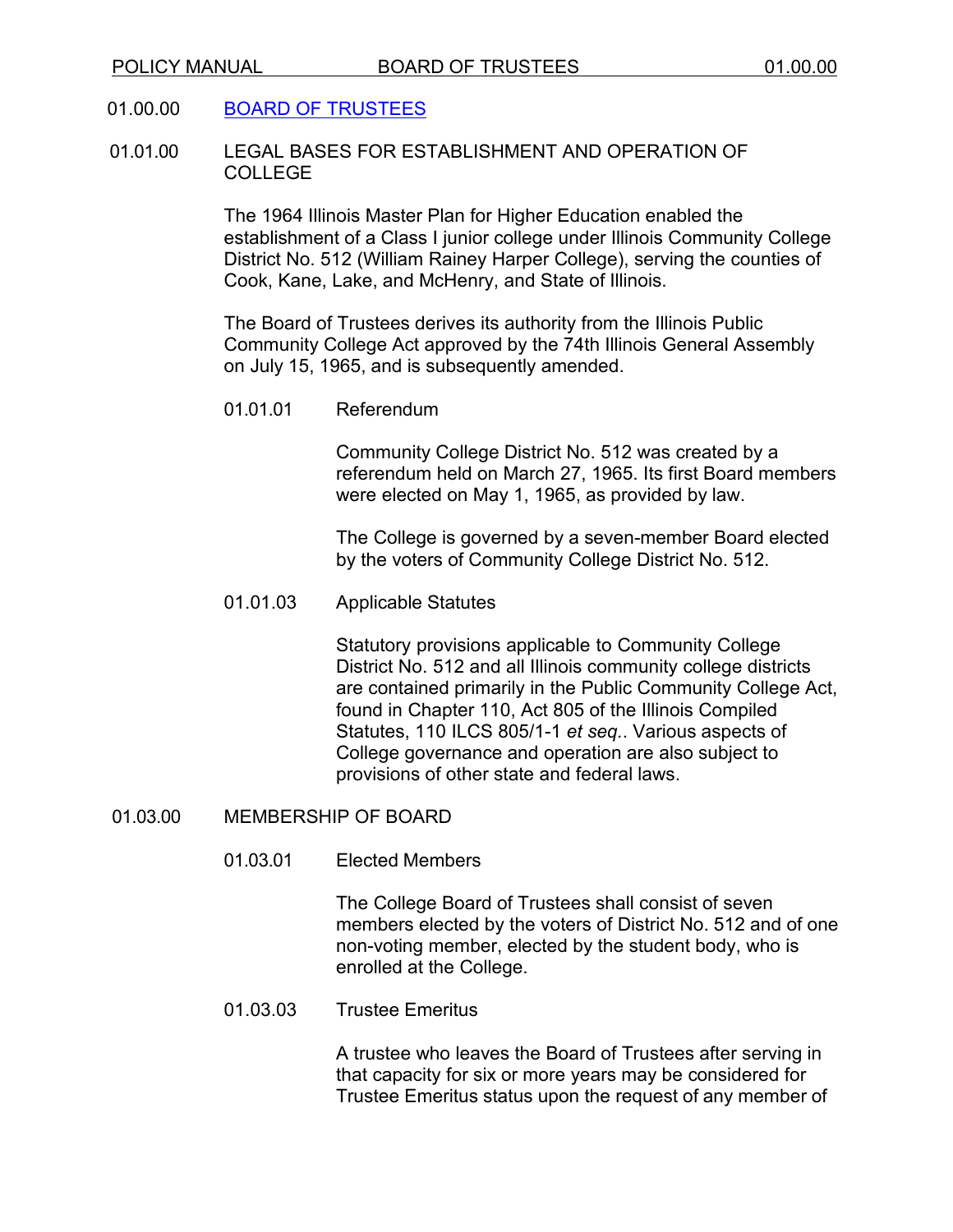## 01.00.00 [BOARD OF TRUSTEES]

### 01.01.00 LEGAL BASES FOR ESTABLISHMENT AND OPERATION OF COLLEGE

The 1964 Illinois Master Plan for Higher Education enabled the establishment of a Class I junior college under Illinois Community College District No. 512 (William Rainey Harper College), serving the counties of Cook, Kane, Lake, and McHenry, and State of Illinois.

The Board of Trustees derives its authority from the Illinois Public Community College Act approved by the 74th Illinois General Assembly on July 15, 1965, and is subsequently amended.

#### 01.01.01 Referendum

Community College District No. 512 was created by a referendum held on March 27, 1965. Its first Board members were elected on May 1, 1965, as provided by law.

The College is governed by a seven-member Board elected by the voters of Community College District No. 512.

#### 01.01.03 Applicable Statutes

Statutory provisions applicable to Community College District No. 512 and all Illinois community college districts are contained primarily in the Public Community College Act, found in Chapter 110, Act 805 of the Illinois Compiled Statutes, 110 ILCS 805/1-1 *et seq.*. Various aspects of College governance and operation are also subject to provisions of other state and federal laws.

### 01.03.00 MEMBERSHIP OF BOARD

#### 01.03.01 Elected Members

The College Board of Trustees shall consist of seven members elected by the voters of District No. 512 and of one non-voting member, elected by the student body, who is enrolled at the College.

#### 01.03.03 Trustee Emeritus

A trustee who leaves the Board of Trustees after serving in that capacity for six or more years may be considered for Trustee Emeritus status upon the request of any member of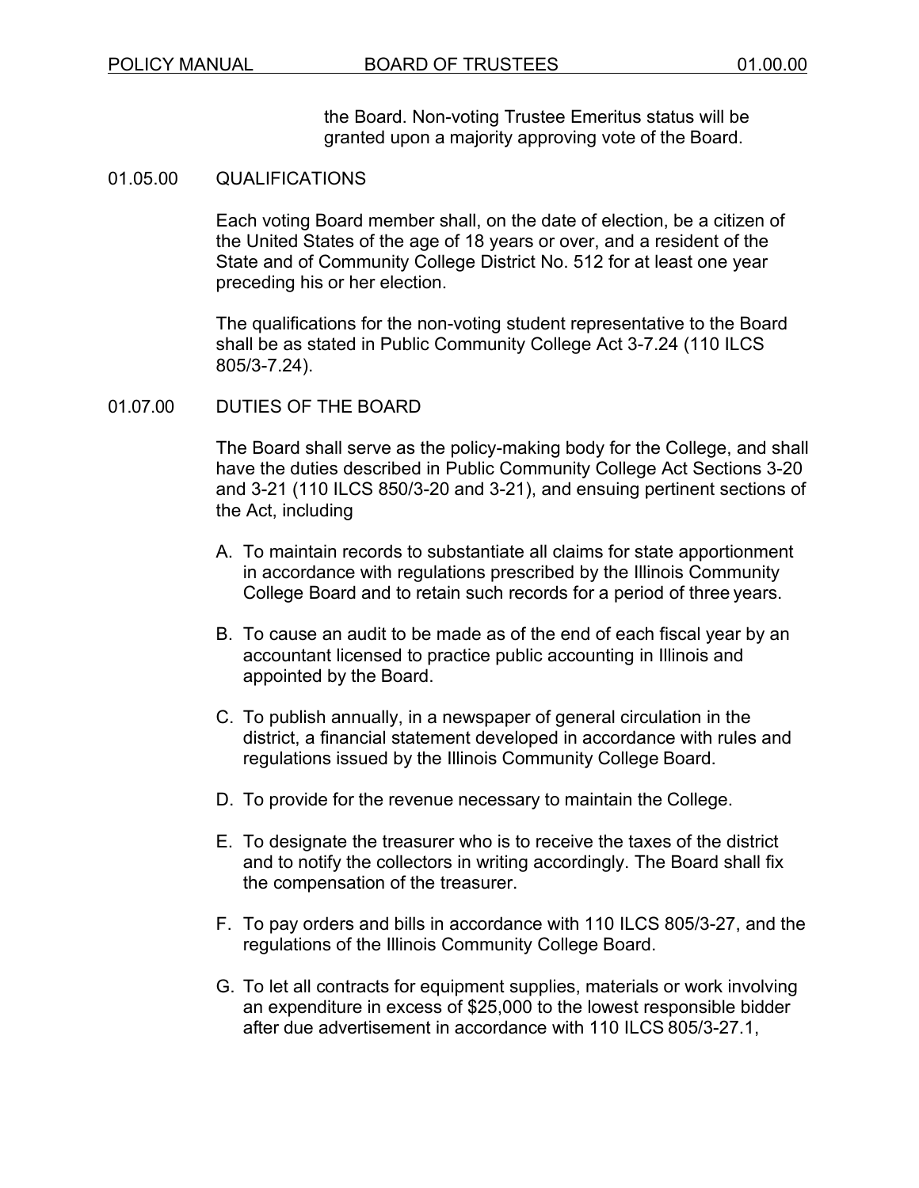the Board. Non-voting Trustee Emeritus status will be granted upon a majority approving vote of the Board.

## 01.05.00 QUALIFICATIONS

Each voting Board member shall, on the date of election, be a citizen of the United States of the age of 18 years or over, and a resident of the State and of Community College District No. 512 for at least one year preceding his or her election.

The qualifications for the non-voting student representative to the Board shall be as stated in Public Community College Act 3-7.24 (110 ILCS 805/3-7.24).

## 01.07.00 DUTIES OF THE BOARD

The Board shall serve as the policy-making body for the College, and shall have the duties described in Public Community College Act Sections 3-20 and 3-21 (110 ILCS 850/3-20 and 3-21), and ensuing pertinent sections of the Act, including

A. To maintain records to substantiate all claims for state apportionment in accordance with regulations prescribed by the Illinois Community College Board and to retain such records for a period of three years.

B. To cause an audit to be made as of the end of each fiscal year by an accountant licensed to practice public accounting in Illinois and appointed by the Board.

C. To publish annually, in a newspaper of general circulation in the district, a financial statement developed in accordance with rules and regulations issued by the Illinois Community College Board.

D. To provide for the revenue necessary to maintain the College.

E. To designate the treasurer who is to receive the taxes of the district and to notify the collectors in writing accordingly. The Board shall fix the compensation of the treasurer.

F. To pay orders and bills in accordance with 110 ILCS 805/3-27, and the regulations of the Illinois Community College Board.

G. To let all contracts for equipment supplies, materials or work involving an expenditure in excess of $25,000 to the lowest responsible bidder after due advertisement in accordance with 110 ILCS 805/3-27.1,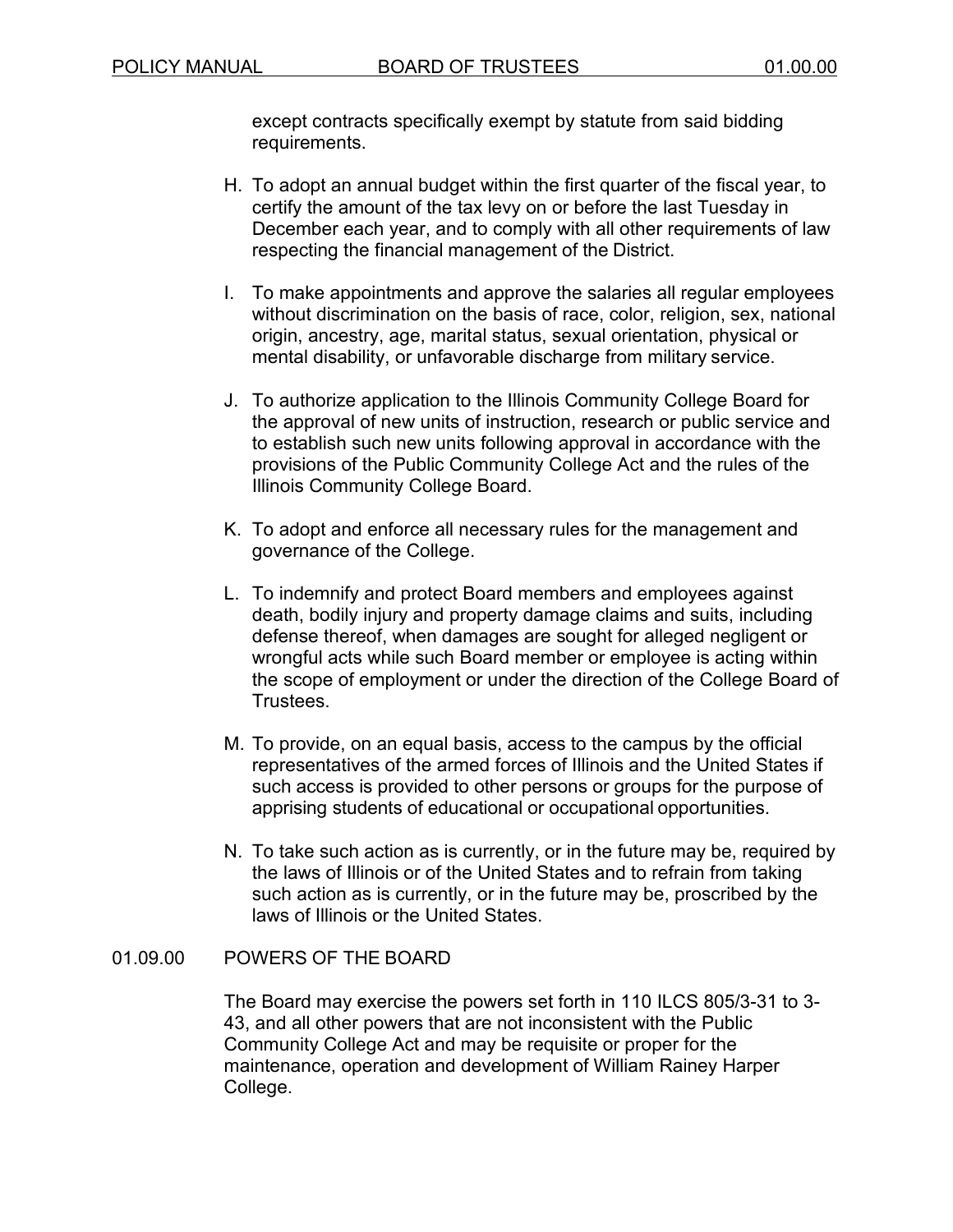except contracts specifically exempt by statute from said bidding requirements.

H. To adopt an annual budget within the first quarter of the fiscal year, to certify the amount of the tax levy on or before the last Tuesday in December each year, and to comply with all other requirements of law respecting the financial management of the District.

I. To make appointments and approve the salaries all regular employees without discrimination on the basis of race, color, religion, sex, national origin, ancestry, age, marital status, sexual orientation, physical or mental disability, or unfavorable discharge from military service.

J. To authorize application to the Illinois Community College Board for the approval of new units of instruction, research or public service and to establish such new units following approval in accordance with the provisions of the Public Community College Act and the rules of the Illinois Community College Board.

K. To adopt and enforce all necessary rules for the management and governance of the College.

L. To indemnify and protect Board members and employees against death, bodily injury and property damage claims and suits, including defense thereof, when damages are sought for alleged negligent or wrongful acts while such Board member or employee is acting within the scope of employment or under the direction of the College Board of Trustees.

M. To provide, on an equal basis, access to the campus by the official representatives of the armed forces of Illinois and the United States if such access is provided to other persons or groups for the purpose of apprising students of educational or occupational opportunities.

N. To take such action as is currently, or in the future may be, required by the laws of Illinois or of the United States and to refrain from taking such action as is currently, or in the future may be, proscribed by the laws of Illinois or the United States.

## 01.09.00 POWERS OF THE BOARD

The Board may exercise the powers set forth in 110 ILCS 805/3-31 to 3-43, and all other powers that are not inconsistent with the Public Community College Act and may be requisite or proper for the maintenance, operation and development of William Rainey Harper College.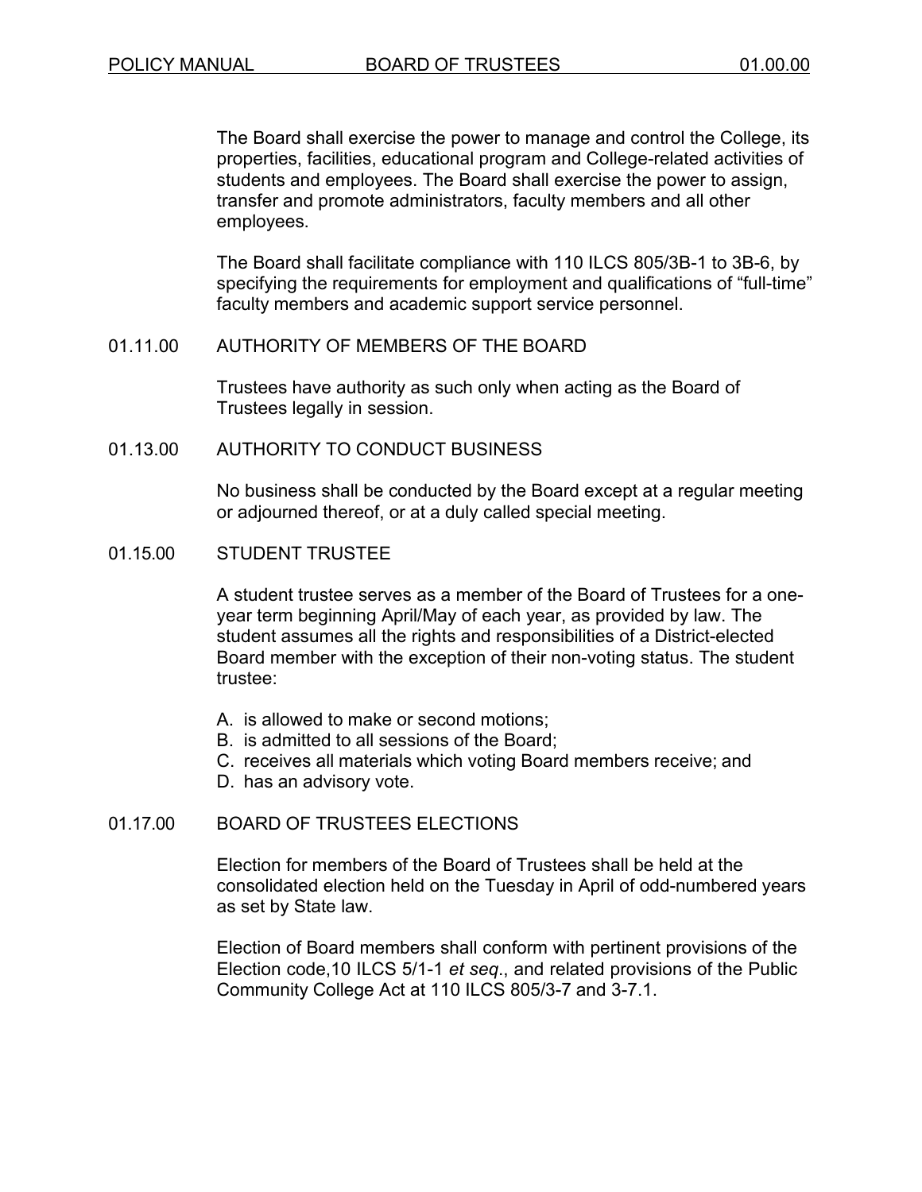The Board shall exercise the power to manage and control the College, its properties, facilities, educational program and College-related activities of students and employees. The Board shall exercise the power to assign, transfer and promote administrators, faculty members and all other employees.

The Board shall facilitate compliance with 110 ILCS 805/3B-1 to 3B-6, by specifying the requirements for employment and qualifications of "full-time" faculty members and academic support service personnel.

## 01.11.00 AUTHORITY OF MEMBERS OF THE BOARD

Trustees have authority as such only when acting as the Board of Trustees legally in session.

## 01.13.00 AUTHORITY TO CONDUCT BUSINESS

No business shall be conducted by the Board except at a regular meeting or adjourned thereof, or at a duly called special meeting.

## 01.15.00 STUDENT TRUSTEE

A student trustee serves as a member of the Board of Trustees for a one-year term beginning April/May of each year, as provided by law. The student assumes all the rights and responsibilities of a District-elected Board member with the exception of their non-voting status. The student trustee:

A. is allowed to make or second motions;
B. is admitted to all sessions of the Board;
C. receives all materials which voting Board members receive; and
D. has an advisory vote.

## 01.17.00 BOARD OF TRUSTEES ELECTIONS

Election for members of the Board of Trustees shall be held at the consolidated election held on the Tuesday in April of odd-numbered years as set by State law.

Election of Board members shall conform with pertinent provisions of the Election code,10 ILCS 5/1-1 *et seq*., and related provisions of the Public Community College Act at 110 ILCS 805/3-7 and 3-7.1.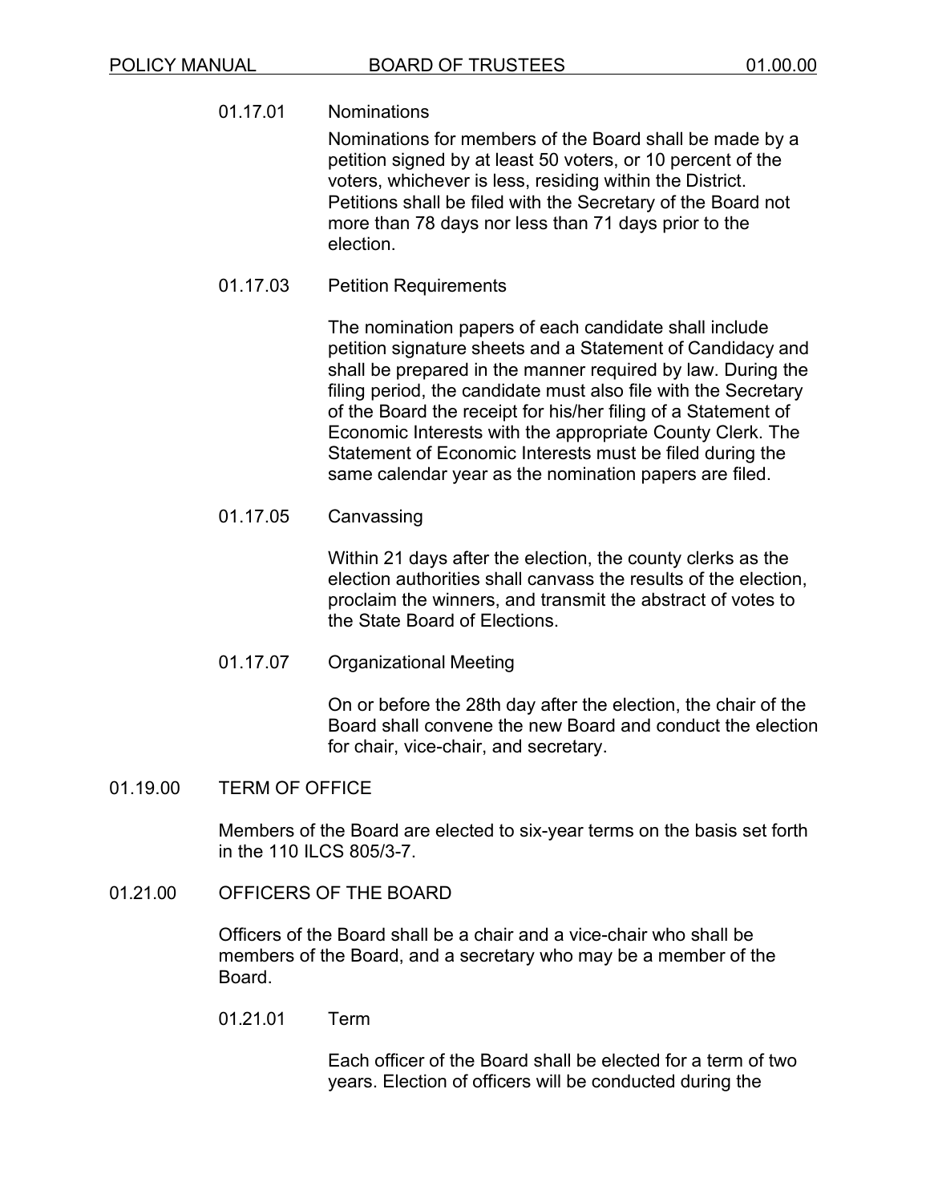#### 01.17.01 Nominations

Nominations for members of the Board shall be made by a petition signed by at least 50 voters, or 10 percent of the voters, whichever is less, residing within the District. Petitions shall be filed with the Secretary of the Board not more than 78 days nor less than 71 days prior to the election.

#### 01.17.03 Petition Requirements

The nomination papers of each candidate shall include petition signature sheets and a Statement of Candidacy and shall be prepared in the manner required by law. During the filing period, the candidate must also file with the Secretary of the Board the receipt for his/her filing of a Statement of Economic Interests with the appropriate County Clerk. The Statement of Economic Interests must be filed during the same calendar year as the nomination papers are filed.

#### 01.17.05 Canvassing

Within 21 days after the election, the county clerks as the election authorities shall canvass the results of the election, proclaim the winners, and transmit the abstract of votes to the State Board of Elections.

#### 01.17.07 Organizational Meeting

On or before the 28th day after the election, the chair of the Board shall convene the new Board and conduct the election for chair, vice-chair, and secretary.

### 01.19.00 TERM OF OFFICE

Members of the Board are elected to six-year terms on the basis set forth in the 110 ILCS 805/3-7.

### 01.21.00 OFFICERS OF THE BOARD

Officers of the Board shall be a chair and a vice-chair who shall be members of the Board, and a secretary who may be a member of the Board.

#### 01.21.01 Term

Each officer of the Board shall be elected for a term of two years. Election of officers will be conducted during the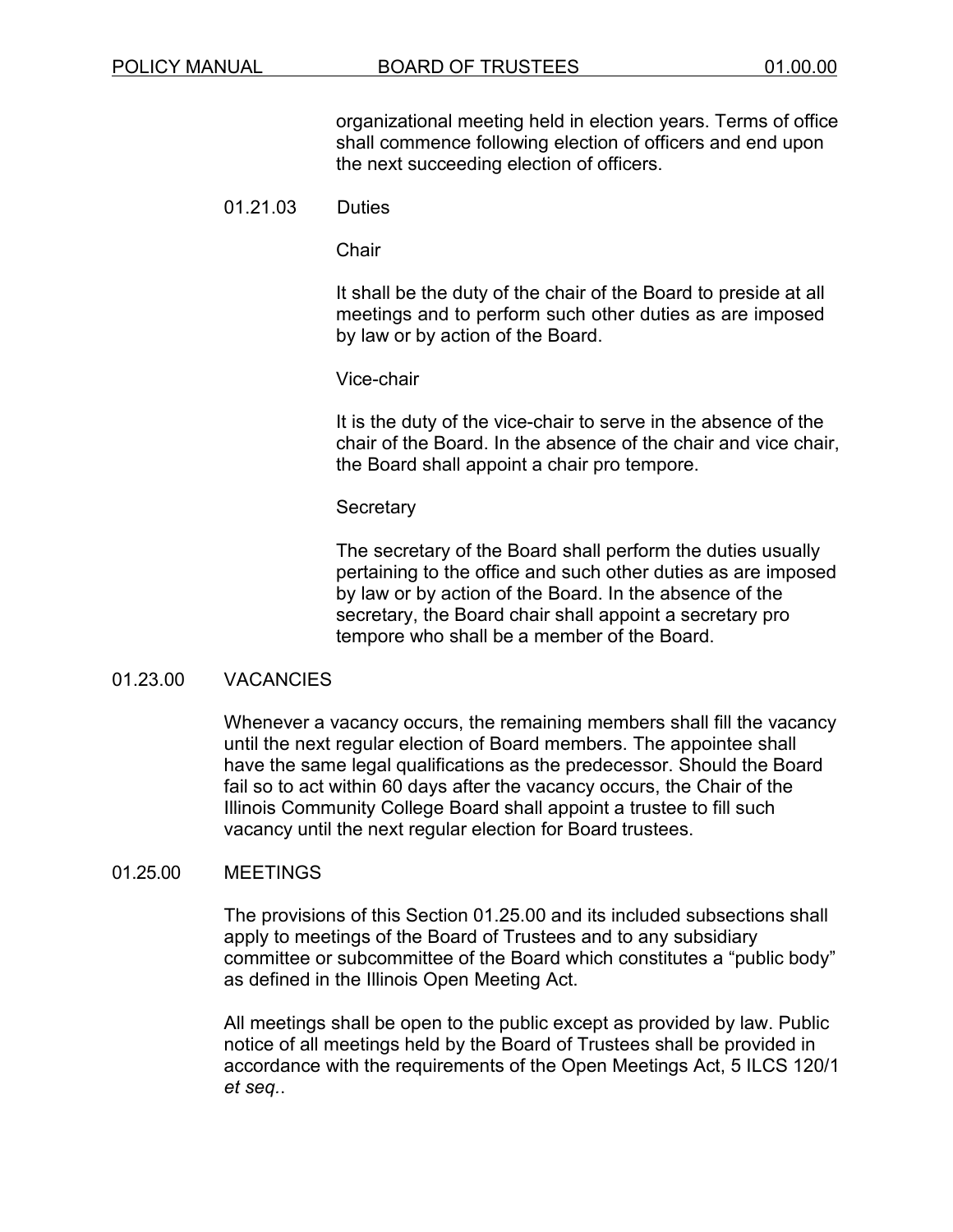organizational meeting held in election years. Terms of office shall commence following election of officers and end upon the next succeeding election of officers.

### 01.21.03 Duties

Chair

It shall be the duty of the chair of the Board to preside at all meetings and to perform such other duties as are imposed by law or by action of the Board.

Vice-chair

It is the duty of the vice-chair to serve in the absence of the chair of the Board. In the absence of the chair and vice chair, the Board shall appoint a chair pro tempore.

Secretary

The secretary of the Board shall perform the duties usually pertaining to the office and such other duties as are imposed by law or by action of the Board. In the absence of the secretary, the Board chair shall appoint a secretary pro tempore who shall be a member of the Board.

## 01.23.00 VACANCIES

Whenever a vacancy occurs, the remaining members shall fill the vacancy until the next regular election of Board members. The appointee shall have the same legal qualifications as the predecessor. Should the Board fail so to act within 60 days after the vacancy occurs, the Chair of the Illinois Community College Board shall appoint a trustee to fill such vacancy until the next regular election for Board trustees.

## 01.25.00 MEETINGS

The provisions of this Section 01.25.00 and its included subsections shall apply to meetings of the Board of Trustees and to any subsidiary committee or subcommittee of the Board which constitutes a "public body" as defined in the Illinois Open Meeting Act.

All meetings shall be open to the public except as provided by law. Public notice of all meetings held by the Board of Trustees shall be provided in accordance with the requirements of the Open Meetings Act, 5 ILCS 120/1 *et seq.*.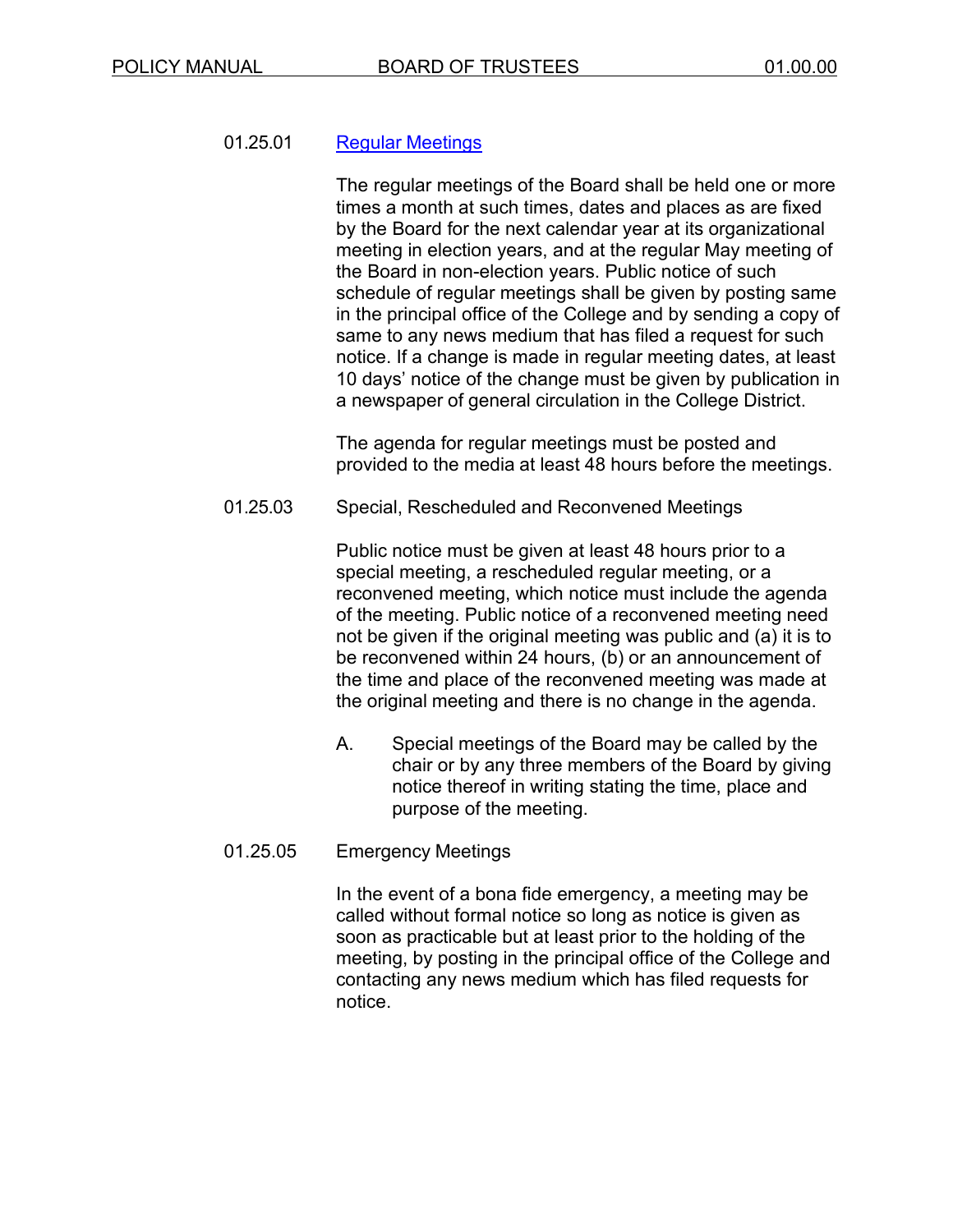### 01.25.01 Regular Meetings

The regular meetings of the Board shall be held one or more times a month at such times, dates and places as are fixed by the Board for the next calendar year at its organizational meeting in election years, and at the regular May meeting of the Board in non-election years. Public notice of such schedule of regular meetings shall be given by posting same in the principal office of the College and by sending a copy of same to any news medium that has filed a request for such notice. If a change is made in regular meeting dates, at least 10 days' notice of the change must be given by publication in a newspaper of general circulation in the College District.

The agenda for regular meetings must be posted and provided to the media at least 48 hours before the meetings.

### 01.25.03 Special, Rescheduled and Reconvened Meetings

Public notice must be given at least 48 hours prior to a special meeting, a rescheduled regular meeting, or a reconvened meeting, which notice must include the agenda of the meeting. Public notice of a reconvened meeting need not be given if the original meeting was public and (a) it is to be reconvened within 24 hours, (b) or an announcement of the time and place of the reconvened meeting was made at the original meeting and there is no change in the agenda.

A. Special meetings of the Board may be called by the chair or by any three members of the Board by giving notice thereof in writing stating the time, place and purpose of the meeting.

### 01.25.05 Emergency Meetings

In the event of a bona fide emergency, a meeting may be called without formal notice so long as notice is given as soon as practicable but at least prior to the holding of the meeting, by posting in the principal office of the College and contacting any news medium which has filed requests for notice.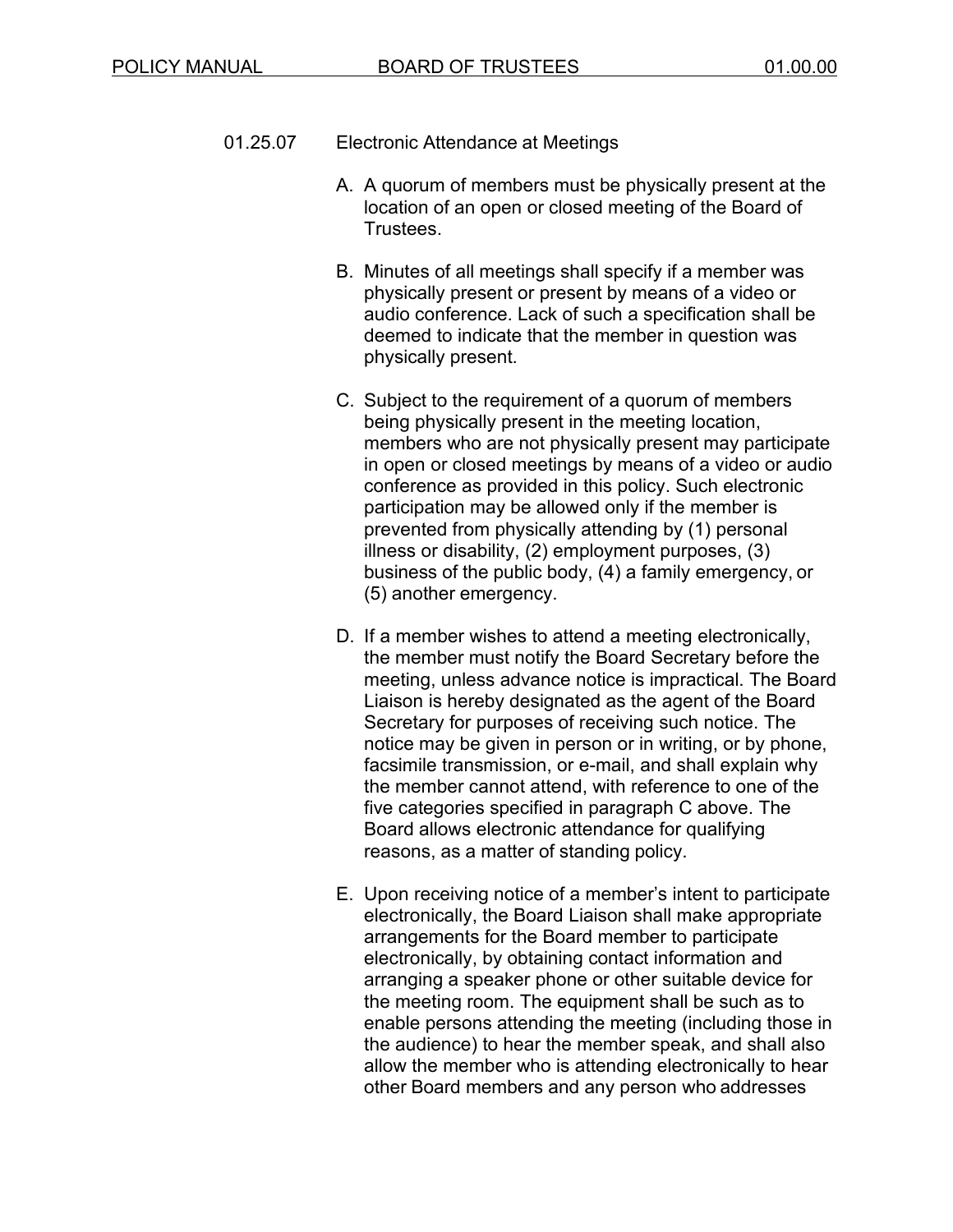## 01.25.07 Electronic Attendance at Meetings

A. A quorum of members must be physically present at the location of an open or closed meeting of the Board of Trustees.

B. Minutes of all meetings shall specify if a member was physically present or present by means of a video or audio conference. Lack of such a specification shall be deemed to indicate that the member in question was physically present.

C. Subject to the requirement of a quorum of members being physically present in the meeting location, members who are not physically present may participate in open or closed meetings by means of a video or audio conference as provided in this policy. Such electronic participation may be allowed only if the member is prevented from physically attending by (1) personal illness or disability, (2) employment purposes, (3) business of the public body, (4) a family emergency, or (5) another emergency.

D. If a member wishes to attend a meeting electronically, the member must notify the Board Secretary before the meeting, unless advance notice is impractical. The Board Liaison is hereby designated as the agent of the Board Secretary for purposes of receiving such notice. The notice may be given in person or in writing, or by phone, facsimile transmission, or e-mail, and shall explain why the member cannot attend, with reference to one of the five categories specified in paragraph C above. The Board allows electronic attendance for qualifying reasons, as a matter of standing policy.

E. Upon receiving notice of a member's intent to participate electronically, the Board Liaison shall make appropriate arrangements for the Board member to participate electronically, by obtaining contact information and arranging a speaker phone or other suitable device for the meeting room. The equipment shall be such as to enable persons attending the meeting (including those in the audience) to hear the member speak, and shall also allow the member who is attending electronically to hear other Board members and any person who addresses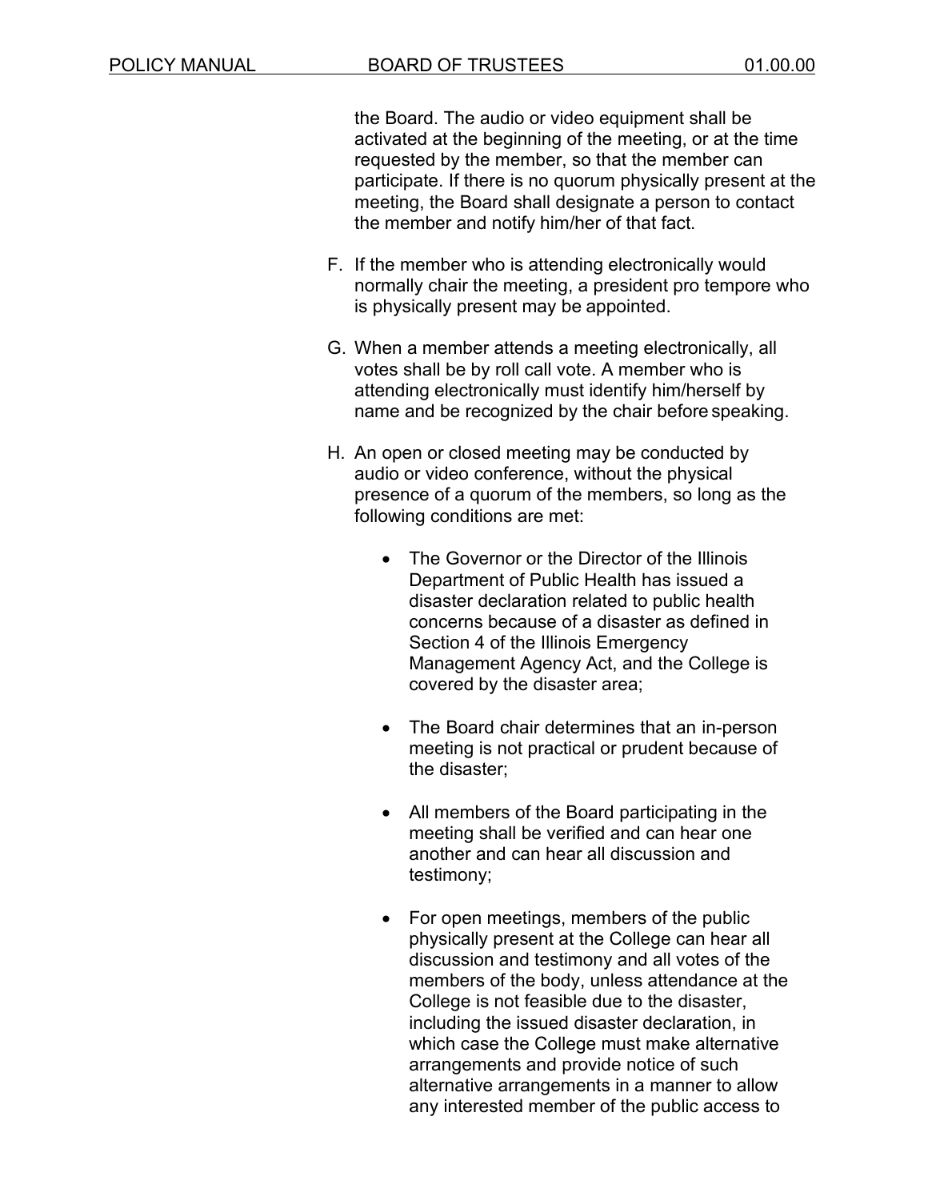the Board. The audio or video equipment shall be activated at the beginning of the meeting, or at the time requested by the member, so that the member can participate. If there is no quorum physically present at the meeting, the Board shall designate a person to contact the member and notify him/her of that fact.

F. If the member who is attending electronically would normally chair the meeting, a president pro tempore who is physically present may be appointed.

G. When a member attends a meeting electronically, all votes shall be by roll call vote. A member who is attending electronically must identify him/herself by name and be recognized by the chair before speaking.

H. An open or closed meeting may be conducted by audio or video conference, without the physical presence of a quorum of the members, so long as the following conditions are met:

   - The Governor or the Director of the Illinois Department of Public Health has issued a disaster declaration related to public health concerns because of a disaster as defined in Section 4 of the Illinois Emergency Management Agency Act, and the College is covered by the disaster area;

   - The Board chair determines that an in-person meeting is not practical or prudent because of the disaster;

   - All members of the Board participating in the meeting shall be verified and can hear one another and can hear all discussion and testimony;

   - For open meetings, members of the public physically present at the College can hear all discussion and testimony and all votes of the members of the body, unless attendance at the College is not feasible due to the disaster, including the issued disaster declaration, in which case the College must make alternative arrangements and provide notice of such alternative arrangements in a manner to allow any interested member of the public access to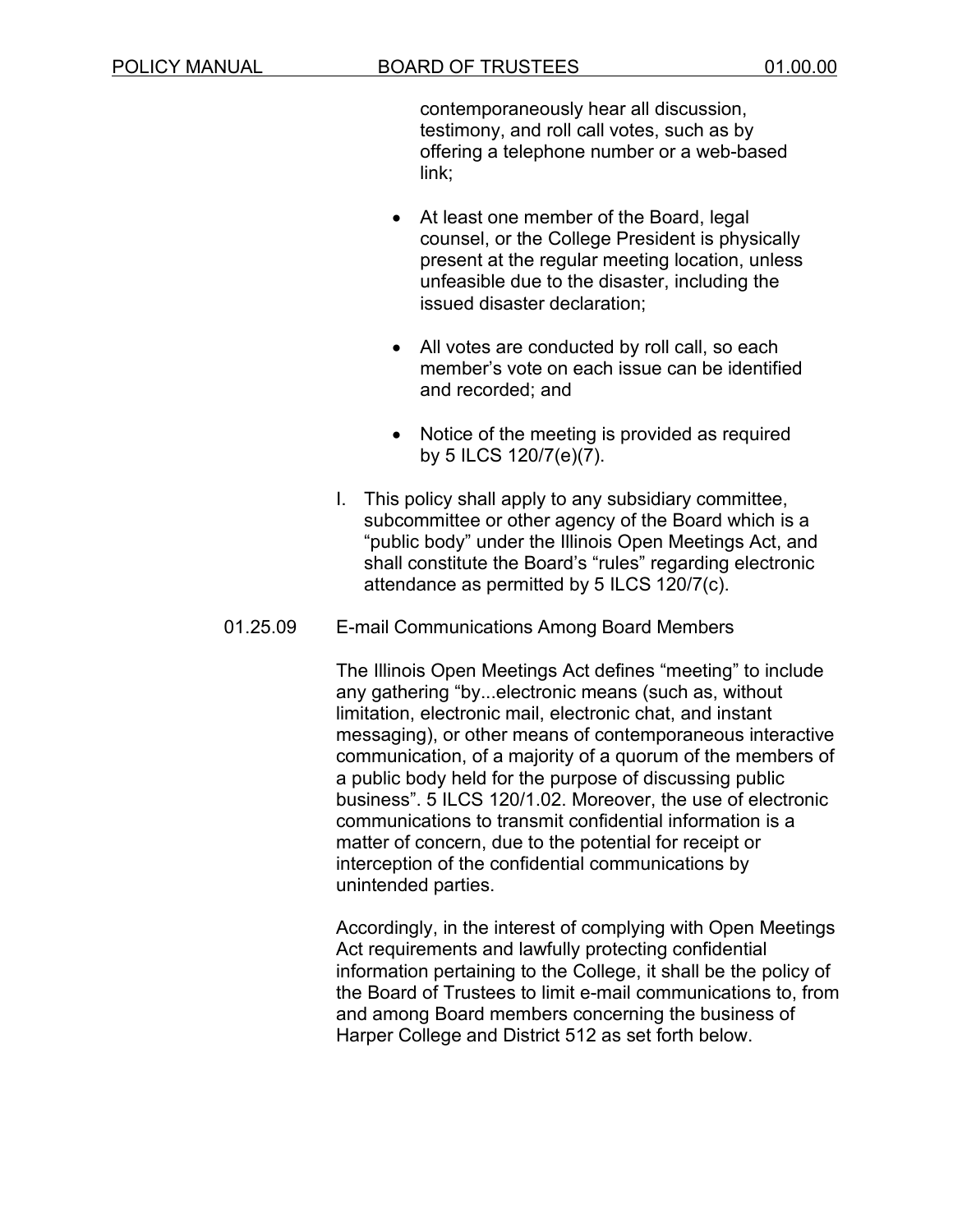contemporaneously hear all discussion, testimony, and roll call votes, such as by offering a telephone number or a web-based link;

- At least one member of the Board, legal counsel, or the College President is physically present at the regular meeting location, unless unfeasible due to the disaster, including the issued disaster declaration;
- All votes are conducted by roll call, so each member's vote on each issue can be identified and recorded; and
- Notice of the meeting is provided as required by 5 ILCS 120/7(e)(7).

I. This policy shall apply to any subsidiary committee, subcommittee or other agency of the Board which is a "public body" under the Illinois Open Meetings Act, and shall constitute the Board's "rules" regarding electronic attendance as permitted by 5 ILCS 120/7(c).

## 01.25.09 E-mail Communications Among Board Members

The Illinois Open Meetings Act defines "meeting" to include any gathering "by...electronic means (such as, without limitation, electronic mail, electronic chat, and instant messaging), or other means of contemporaneous interactive communication, of a majority of a quorum of the members of a public body held for the purpose of discussing public business". 5 ILCS 120/1.02. Moreover, the use of electronic communications to transmit confidential information is a matter of concern, due to the potential for receipt or interception of the confidential communications by unintended parties.

Accordingly, in the interest of complying with Open Meetings Act requirements and lawfully protecting confidential information pertaining to the College, it shall be the policy of the Board of Trustees to limit e-mail communications to, from and among Board members concerning the business of Harper College and District 512 as set forth below.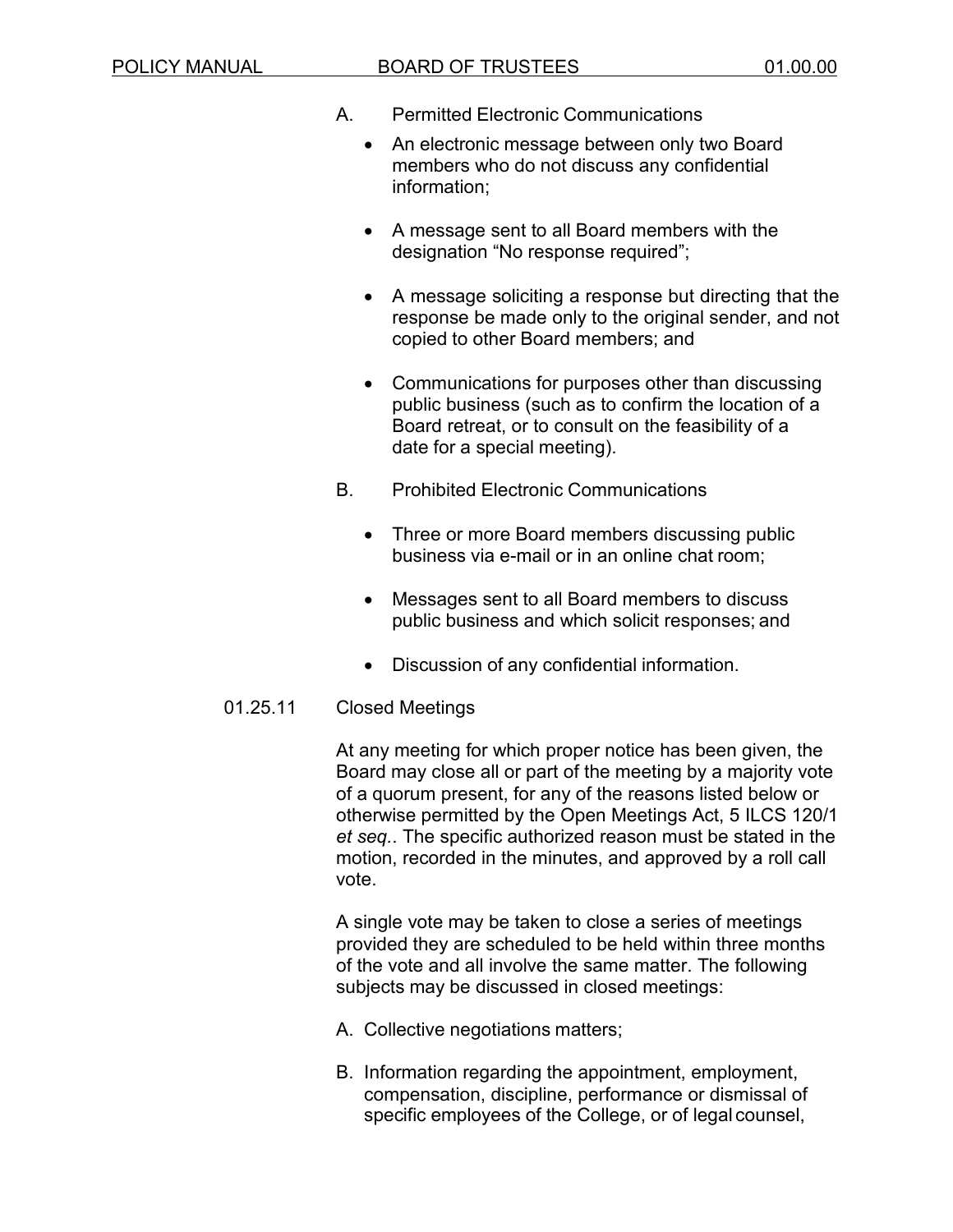A. Permitted Electronic Communications

- An electronic message between only two Board members who do not discuss any confidential information;
- A message sent to all Board members with the designation "No response required";
- A message soliciting a response but directing that the response be made only to the original sender, and not copied to other Board members; and
- Communications for purposes other than discussing public business (such as to confirm the location of a Board retreat, or to consult on the feasibility of a date for a special meeting).

B. Prohibited Electronic Communications

- Three or more Board members discussing public business via e-mail or in an online chat room;
- Messages sent to all Board members to discuss public business and which solicit responses; and
- Discussion of any confidential information.

### 01.25.11 Closed Meetings

At any meeting for which proper notice has been given, the Board may close all or part of the meeting by a majority vote of a quorum present, for any of the reasons listed below or otherwise permitted by the Open Meetings Act, 5 ILCS 120/1 *et seq.*. The specific authorized reason must be stated in the motion, recorded in the minutes, and approved by a roll call vote.

A single vote may be taken to close a series of meetings provided they are scheduled to be held within three months of the vote and all involve the same matter. The following subjects may be discussed in closed meetings:

A. Collective negotiations matters;

B. Information regarding the appointment, employment, compensation, discipline, performance or dismissal of specific employees of the College, or of legal counsel,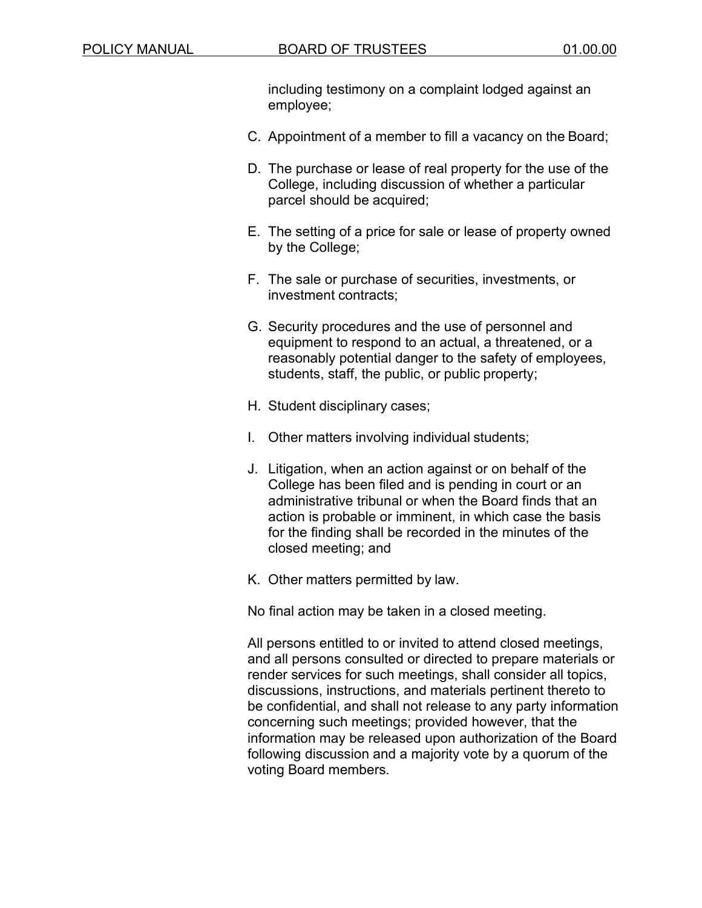including testimony on a complaint lodged against an employee;

C. Appointment of a member to fill a vacancy on the Board;

D. The purchase or lease of real property for the use of the College, including discussion of whether a particular parcel should be acquired;

E. The setting of a price for sale or lease of property owned by the College;

F. The sale or purchase of securities, investments, or investment contracts;

G. Security procedures and the use of personnel and equipment to respond to an actual, a threatened, or a reasonably potential danger to the safety of employees, students, staff, the public, or public property;

H. Student disciplinary cases;

I. Other matters involving individual students;

J. Litigation, when an action against or on behalf of the College has been filed and is pending in court or an administrative tribunal or when the Board finds that an action is probable or imminent, in which case the basis for the finding shall be recorded in the minutes of the closed meeting; and

K. Other matters permitted by law.

No final action may be taken in a closed meeting.

All persons entitled to or invited to attend closed meetings, and all persons consulted or directed to prepare materials or render services for such meetings, shall consider all topics, discussions, instructions, and materials pertinent thereto to be confidential, and shall not release to any party information concerning such meetings; provided however, that the information may be released upon authorization of the Board following discussion and a majority vote by a quorum of the voting Board members.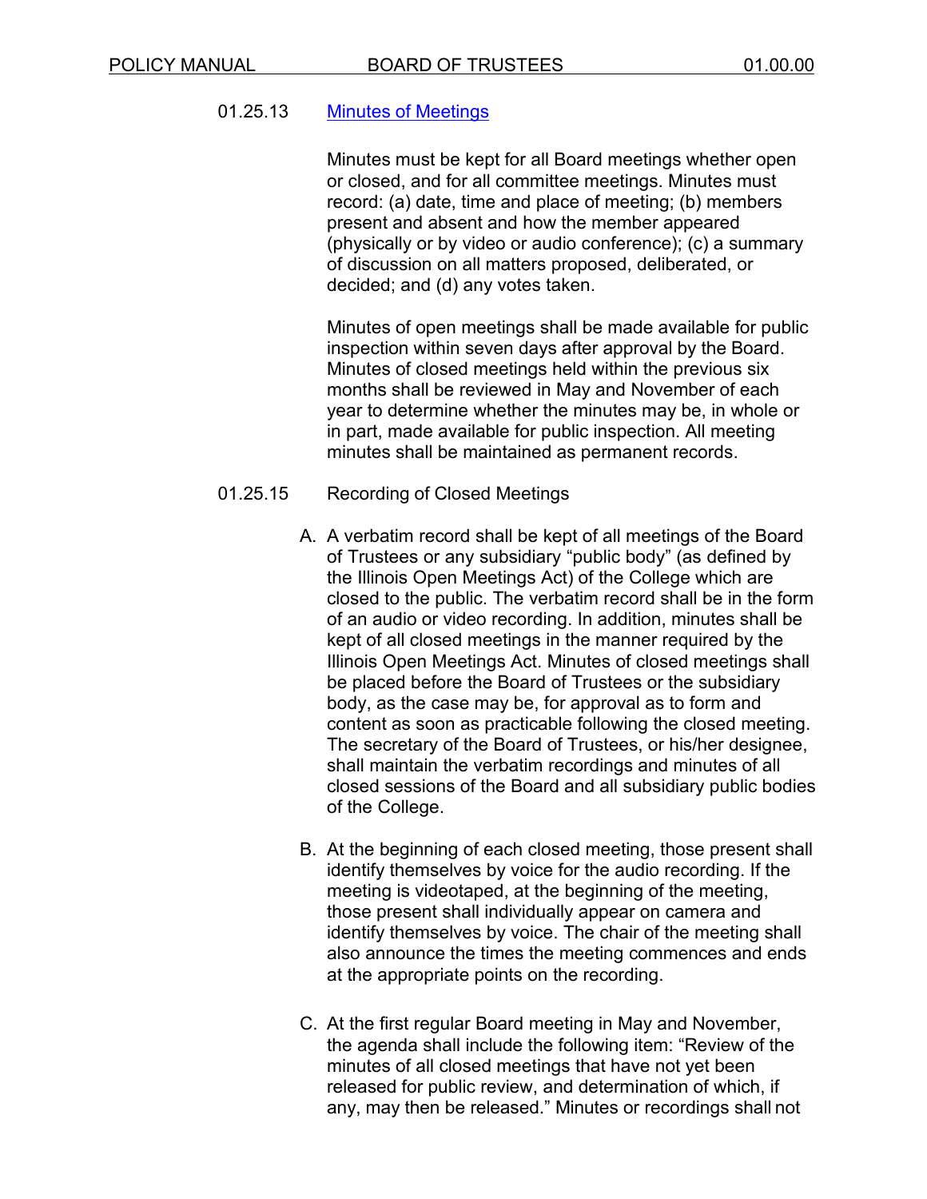### 01.25.13 Minutes of Meetings

Minutes must be kept for all Board meetings whether open or closed, and for all committee meetings. Minutes must record: (a) date, time and place of meeting; (b) members present and absent and how the member appeared (physically or by video or audio conference); (c) a summary of discussion on all matters proposed, deliberated, or decided; and (d) any votes taken.

Minutes of open meetings shall be made available for public inspection within seven days after approval by the Board. Minutes of closed meetings held within the previous six months shall be reviewed in May and November of each year to determine whether the minutes may be, in whole or in part, made available for public inspection. All meeting minutes shall be maintained as permanent records.

### 01.25.15 Recording of Closed Meetings

A. A verbatim record shall be kept of all meetings of the Board of Trustees or any subsidiary "public body" (as defined by the Illinois Open Meetings Act) of the College which are closed to the public. The verbatim record shall be in the form of an audio or video recording. In addition, minutes shall be kept of all closed meetings in the manner required by the Illinois Open Meetings Act. Minutes of closed meetings shall be placed before the Board of Trustees or the subsidiary body, as the case may be, for approval as to form and content as soon as practicable following the closed meeting. The secretary of the Board of Trustees, or his/her designee, shall maintain the verbatim recordings and minutes of all closed sessions of the Board and all subsidiary public bodies of the College.

B. At the beginning of each closed meeting, those present shall identify themselves by voice for the audio recording. If the meeting is videotaped, at the beginning of the meeting, those present shall individually appear on camera and identify themselves by voice. The chair of the meeting shall also announce the times the meeting commences and ends at the appropriate points on the recording.

C. At the first regular Board meeting in May and November, the agenda shall include the following item: "Review of the minutes of all closed meetings that have not yet been released for public review, and determination of which, if any, may then be released." Minutes or recordings shall not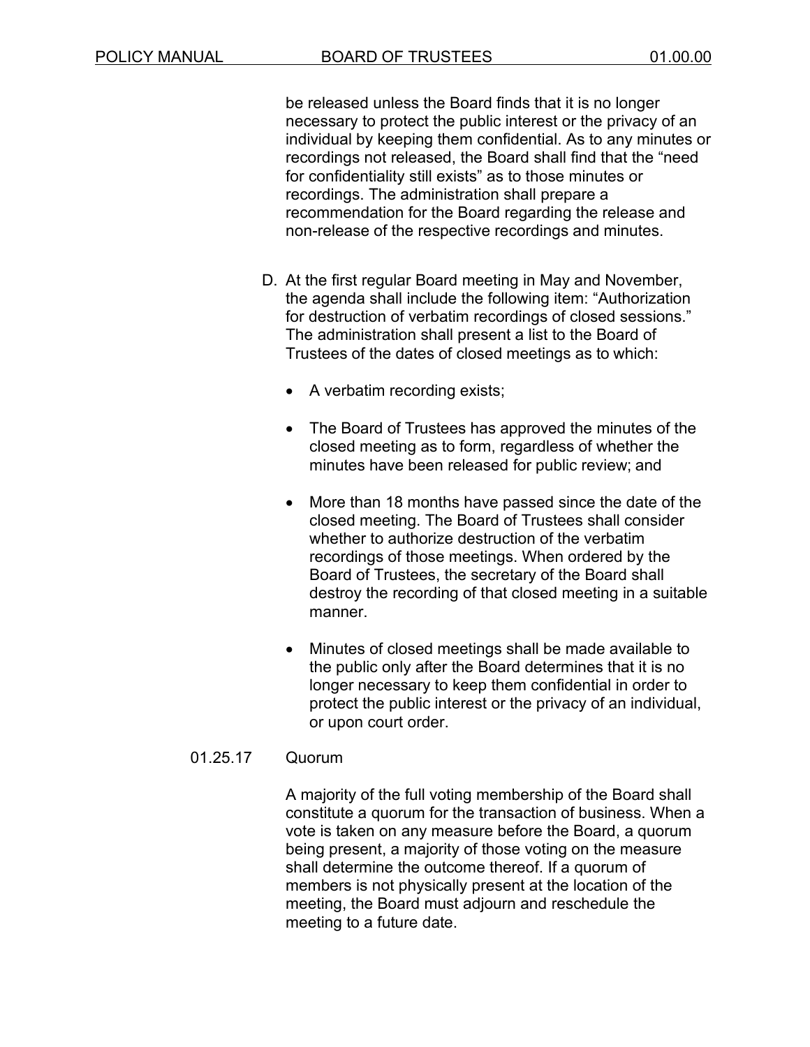be released unless the Board finds that it is no longer necessary to protect the public interest or the privacy of an individual by keeping them confidential. As to any minutes or recordings not released, the Board shall find that the "need for confidentiality still exists" as to those minutes or recordings. The administration shall prepare a recommendation for the Board regarding the release and non-release of the respective recordings and minutes.

D. At the first regular Board meeting in May and November, the agenda shall include the following item: "Authorization for destruction of verbatim recordings of closed sessions." The administration shall present a list to the Board of Trustees of the dates of closed meetings as to which:

- A verbatim recording exists;
- The Board of Trustees has approved the minutes of the closed meeting as to form, regardless of whether the minutes have been released for public review; and
- More than 18 months have passed since the date of the closed meeting. The Board of Trustees shall consider whether to authorize destruction of the verbatim recordings of those meetings. When ordered by the Board of Trustees, the secretary of the Board shall destroy the recording of that closed meeting in a suitable manner.
- Minutes of closed meetings shall be made available to the public only after the Board determines that it is no longer necessary to keep them confidential in order to protect the public interest or the privacy of an individual, or upon court order.

### 01.25.17 Quorum

A majority of the full voting membership of the Board shall constitute a quorum for the transaction of business. When a vote is taken on any measure before the Board, a quorum being present, a majority of those voting on the measure shall determine the outcome thereof. If a quorum of members is not physically present at the location of the meeting, the Board must adjourn and reschedule the meeting to a future date.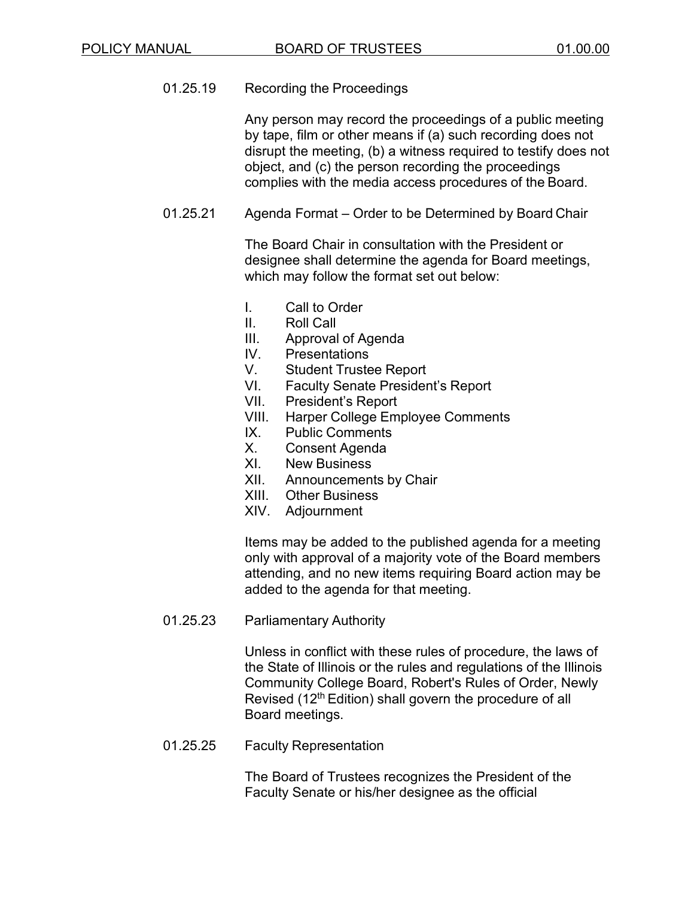### 01.25.19 Recording the Proceedings

Any person may record the proceedings of a public meeting by tape, film or other means if (a) such recording does not disrupt the meeting, (b) a witness required to testify does not object, and (c) the person recording the proceedings complies with the media access procedures of the Board.

### 01.25.21 Agenda Format – Order to be Determined by Board Chair

The Board Chair in consultation with the President or designee shall determine the agenda for Board meetings, which may follow the format set out below:

I. Call to Order
II. Roll Call
III. Approval of Agenda
IV. Presentations
V. Student Trustee Report
VI. Faculty Senate President's Report
VII. President's Report
VIII. Harper College Employee Comments
IX. Public Comments
X. Consent Agenda
XI. New Business
XII. Announcements by Chair
XIII. Other Business
XIV. Adjournment

Items may be added to the published agenda for a meeting only with approval of a majority vote of the Board members attending, and no new items requiring Board action may be added to the agenda for that meeting.

### 01.25.23 Parliamentary Authority

Unless in conflict with these rules of procedure, the laws of the State of Illinois or the rules and regulations of the Illinois Community College Board, Robert's Rules of Order, Newly Revised (12th Edition) shall govern the procedure of all Board meetings.

### 01.25.25 Faculty Representation

The Board of Trustees recognizes the President of the Faculty Senate or his/her designee as the official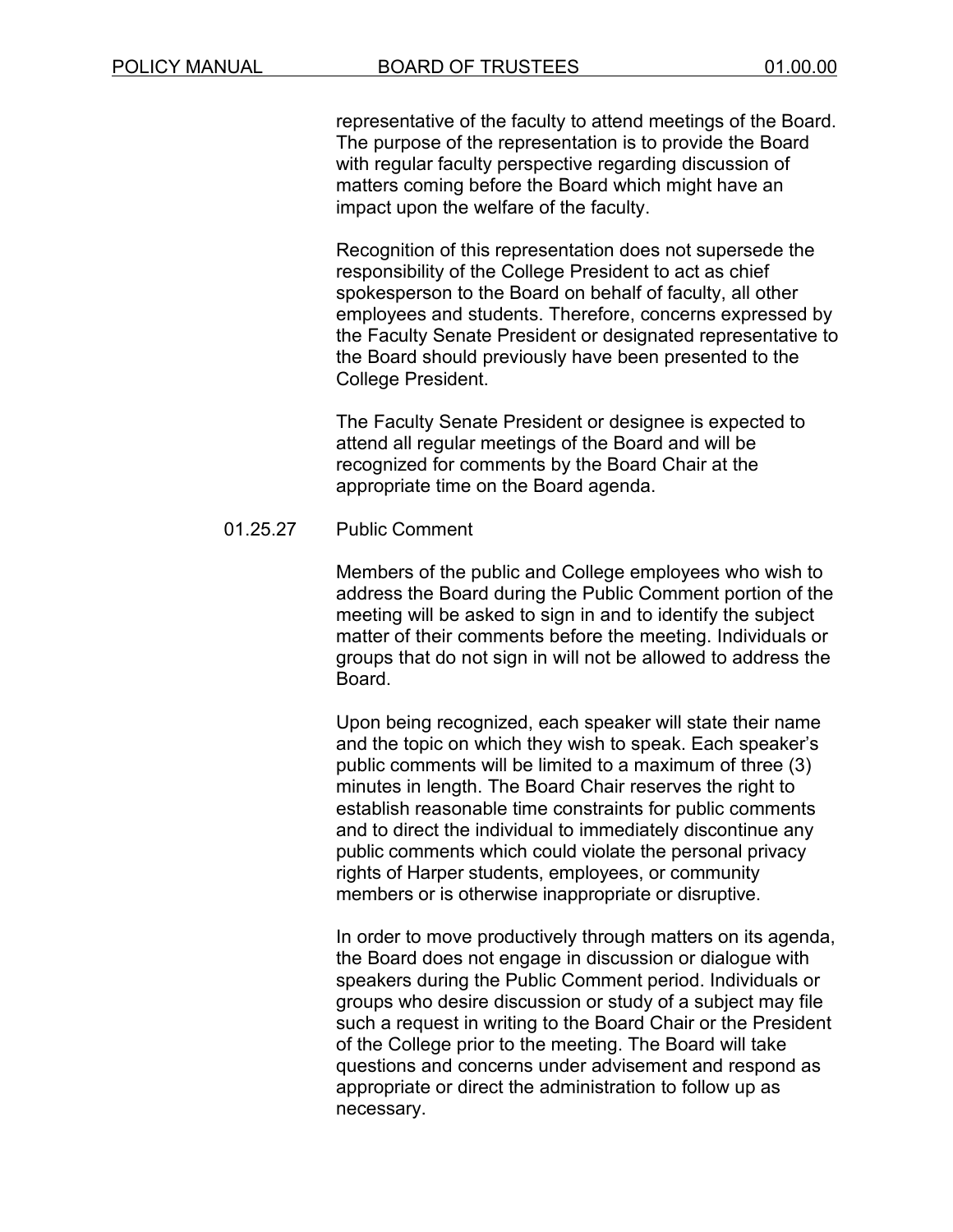representative of the faculty to attend meetings of the Board. The purpose of the representation is to provide the Board with regular faculty perspective regarding discussion of matters coming before the Board which might have an impact upon the welfare of the faculty.

Recognition of this representation does not supersede the responsibility of the College President to act as chief spokesperson to the Board on behalf of faculty, all other employees and students. Therefore, concerns expressed by the Faculty Senate President or designated representative to the Board should previously have been presented to the College President.

The Faculty Senate President or designee is expected to attend all regular meetings of the Board and will be recognized for comments by the Board Chair at the appropriate time on the Board agenda.

### 01.25.27 Public Comment

Members of the public and College employees who wish to address the Board during the Public Comment portion of the meeting will be asked to sign in and to identify the subject matter of their comments before the meeting. Individuals or groups that do not sign in will not be allowed to address the Board.

Upon being recognized, each speaker will state their name and the topic on which they wish to speak. Each speaker's public comments will be limited to a maximum of three (3) minutes in length. The Board Chair reserves the right to establish reasonable time constraints for public comments and to direct the individual to immediately discontinue any public comments which could violate the personal privacy rights of Harper students, employees, or community members or is otherwise inappropriate or disruptive.

In order to move productively through matters on its agenda, the Board does not engage in discussion or dialogue with speakers during the Public Comment period. Individuals or groups who desire discussion or study of a subject may file such a request in writing to the Board Chair or the President of the College prior to the meeting. The Board will take questions and concerns under advisement and respond as appropriate or direct the administration to follow up as necessary.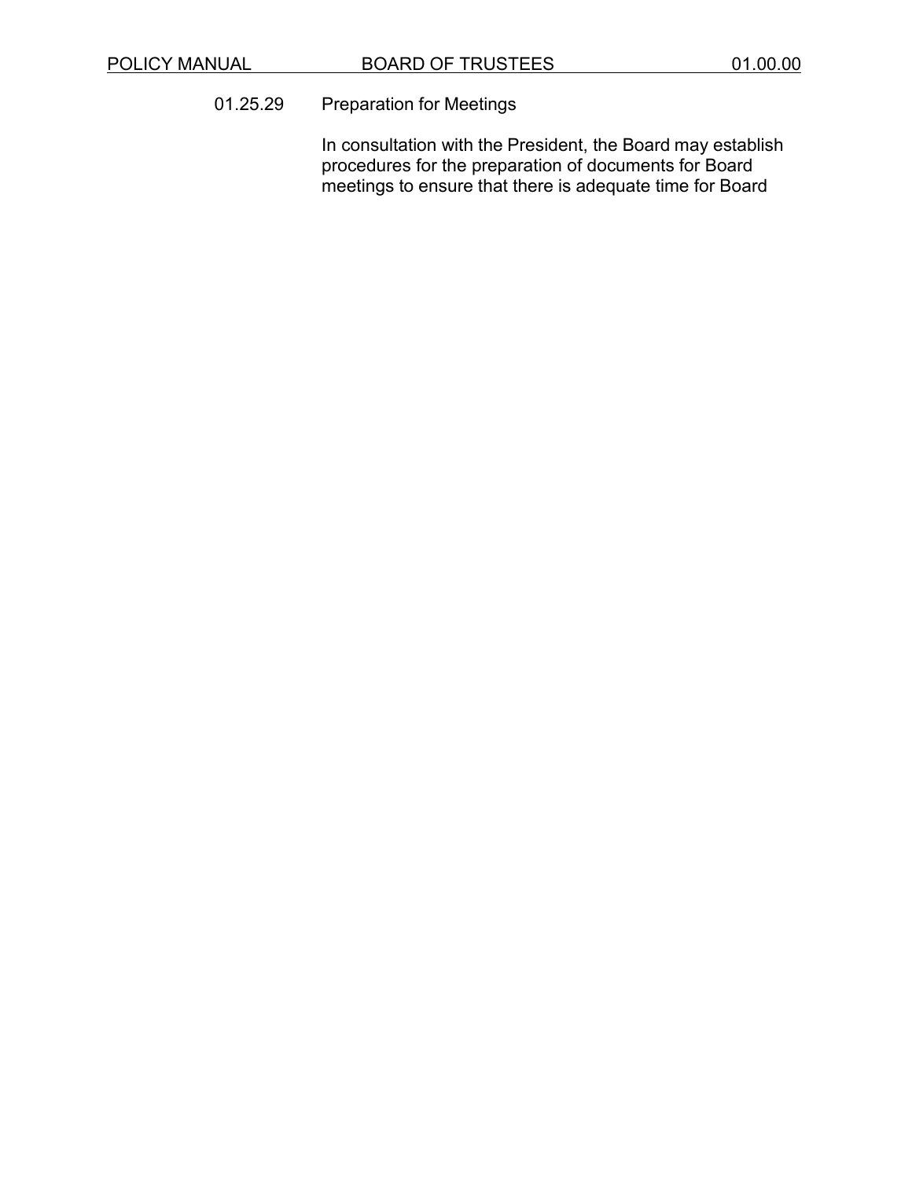01.25.29 Preparation for Meetings

In consultation with the President, the Board may establish procedures for the preparation of documents for Board meetings to ensure that there is adequate time for Board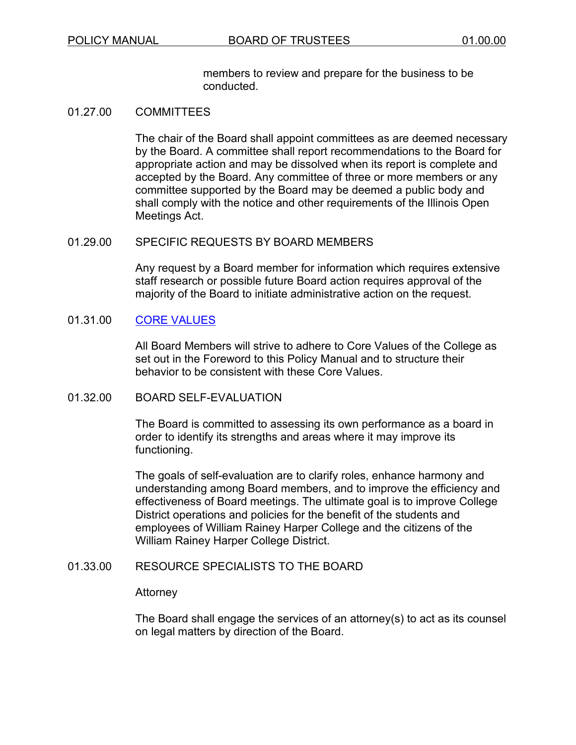members to review and prepare for the business to be conducted.

## 01.27.00 COMMITTEES

The chair of the Board shall appoint committees as are deemed necessary by the Board. A committee shall report recommendations to the Board for appropriate action and may be dissolved when its report is complete and accepted by the Board. Any committee of three or more members or any committee supported by the Board may be deemed a public body and shall comply with the notice and other requirements of the Illinois Open Meetings Act.

## 01.29.00 SPECIFIC REQUESTS BY BOARD MEMBERS

Any request by a Board member for information which requires extensive staff research or possible future Board action requires approval of the majority of the Board to initiate administrative action on the request.

## 01.31.00 CORE VALUES

All Board Members will strive to adhere to Core Values of the College as set out in the Foreword to this Policy Manual and to structure their behavior to be consistent with these Core Values.

## 01.32.00 BOARD SELF-EVALUATION

The Board is committed to assessing its own performance as a board in order to identify its strengths and areas where it may improve its functioning.

The goals of self-evaluation are to clarify roles, enhance harmony and understanding among Board members, and to improve the efficiency and effectiveness of Board meetings. The ultimate goal is to improve College District operations and policies for the benefit of the students and employees of William Rainey Harper College and the citizens of the William Rainey Harper College District.

## 01.33.00 RESOURCE SPECIALISTS TO THE BOARD

Attorney

The Board shall engage the services of an attorney(s) to act as its counsel on legal matters by direction of the Board.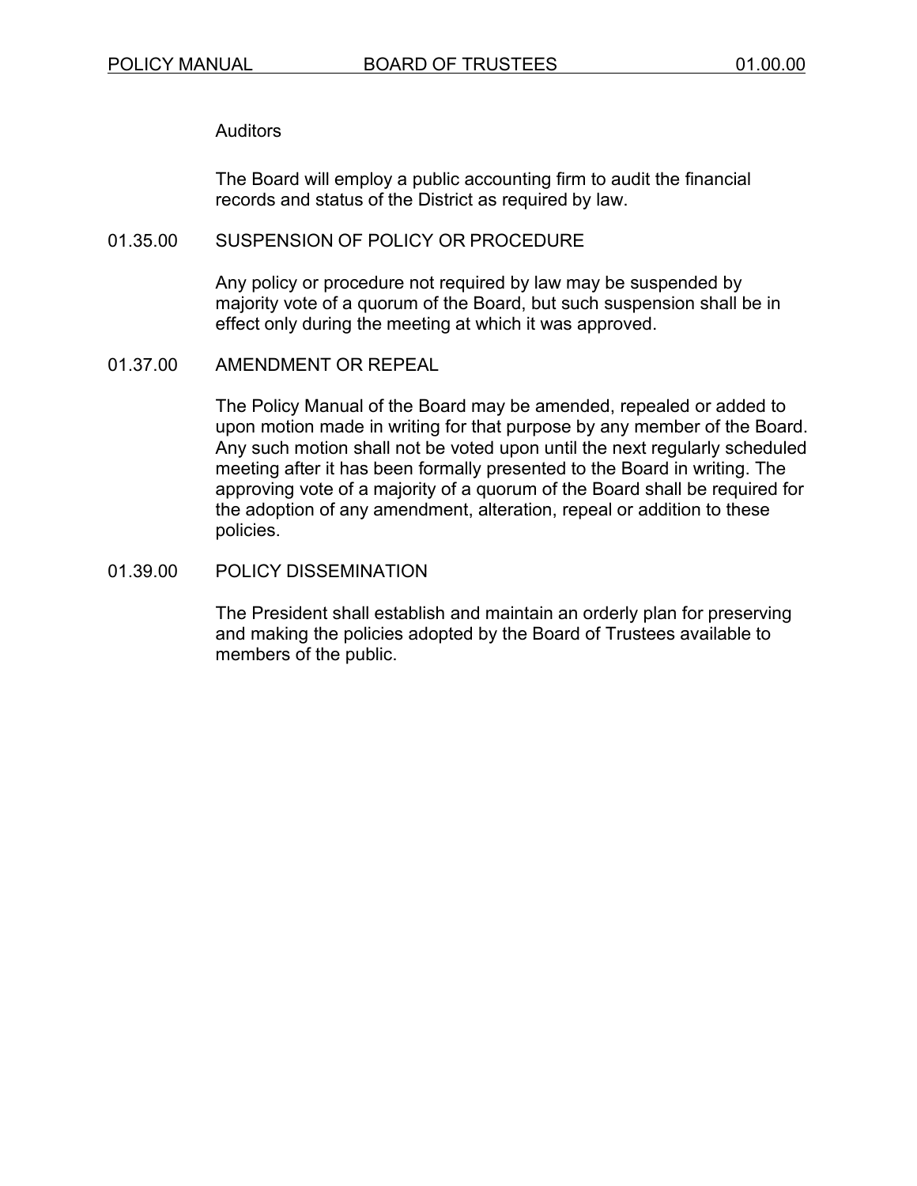Auditors

The Board will employ a public accounting firm to audit the financial records and status of the District as required by law.

## 01.35.00 SUSPENSION OF POLICY OR PROCEDURE

Any policy or procedure not required by law may be suspended by majority vote of a quorum of the Board, but such suspension shall be in effect only during the meeting at which it was approved.

## 01.37.00 AMENDMENT OR REPEAL

The Policy Manual of the Board may be amended, repealed or added to upon motion made in writing for that purpose by any member of the Board. Any such motion shall not be voted upon until the next regularly scheduled meeting after it has been formally presented to the Board in writing. The approving vote of a majority of a quorum of the Board shall be required for the adoption of any amendment, alteration, repeal or addition to these policies.

## 01.39.00 POLICY DISSEMINATION

The President shall establish and maintain an orderly plan for preserving and making the policies adopted by the Board of Trustees available to members of the public.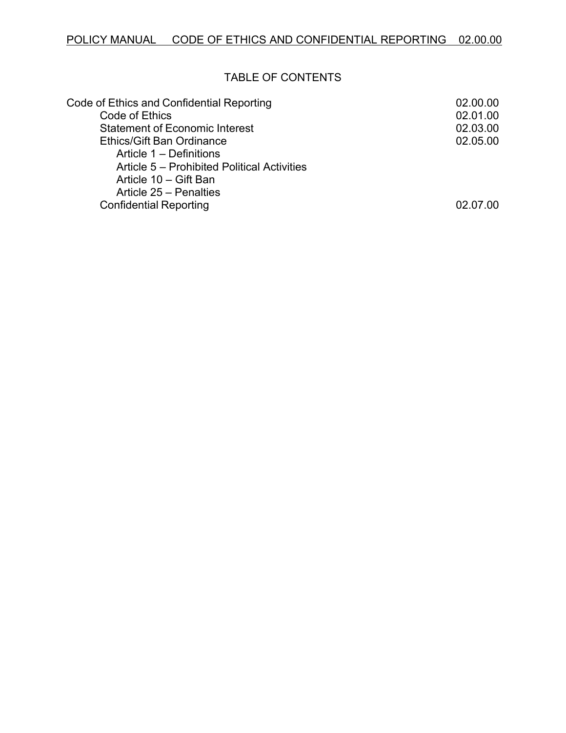POLICY MANUAL CODE OF ETHICS AND CONFIDENTIAL REPORTING 02.00.00

## TABLE OF CONTENTS

| | |
|---|---|
| Code of Ethics and Confidential Reporting | 02.00.00 |
| Code of Ethics | 02.01.00 |
| Statement of Economic Interest | 02.03.00 |
| Ethics/Gift Ban Ordinance | 02.05.00 |
| Article 1 – Definitions | |
| Article 5 – Prohibited Political Activities | |
| Article 10 – Gift Ban | |
| Article 25 – Penalties | |
| Confidential Reporting | 02.07.00 |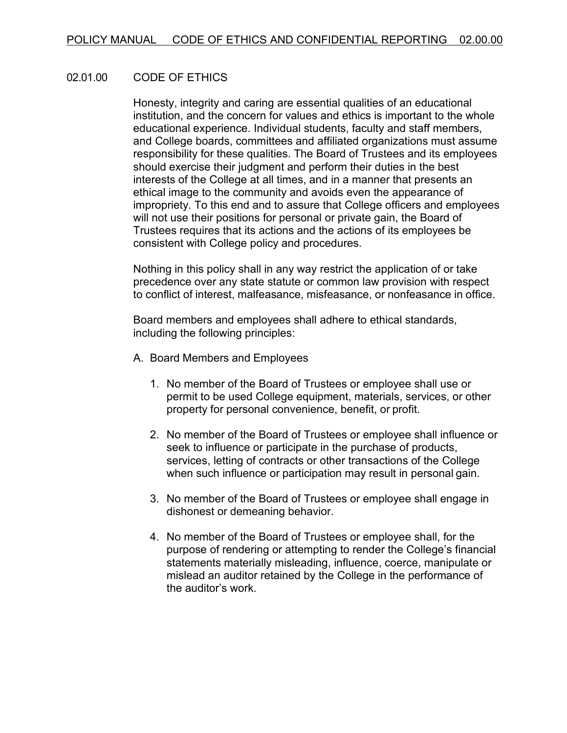## 02.01.00 CODE OF ETHICS

Honesty, integrity and caring are essential qualities of an educational institution, and the concern for values and ethics is important to the whole educational experience. Individual students, faculty and staff members, and College boards, committees and affiliated organizations must assume responsibility for these qualities. The Board of Trustees and its employees should exercise their judgment and perform their duties in the best interests of the College at all times, and in a manner that presents an ethical image to the community and avoids even the appearance of impropriety. To this end and to assure that College officers and employees will not use their positions for personal or private gain, the Board of Trustees requires that its actions and the actions of its employees be consistent with College policy and procedures.

Nothing in this policy shall in any way restrict the application of or take precedence over any state statute or common law provision with respect to conflict of interest, malfeasance, misfeasance, or nonfeasance in office.

Board members and employees shall adhere to ethical standards, including the following principles:

A. Board Members and Employees

1. No member of the Board of Trustees or employee shall use or permit to be used College equipment, materials, services, or other property for personal convenience, benefit, or profit.

2. No member of the Board of Trustees or employee shall influence or seek to influence or participate in the purchase of products, services, letting of contracts or other transactions of the College when such influence or participation may result in personal gain.

3. No member of the Board of Trustees or employee shall engage in dishonest or demeaning behavior.

4. No member of the Board of Trustees or employee shall, for the purpose of rendering or attempting to render the College's financial statements materially misleading, influence, coerce, manipulate or mislead an auditor retained by the College in the performance of the auditor's work.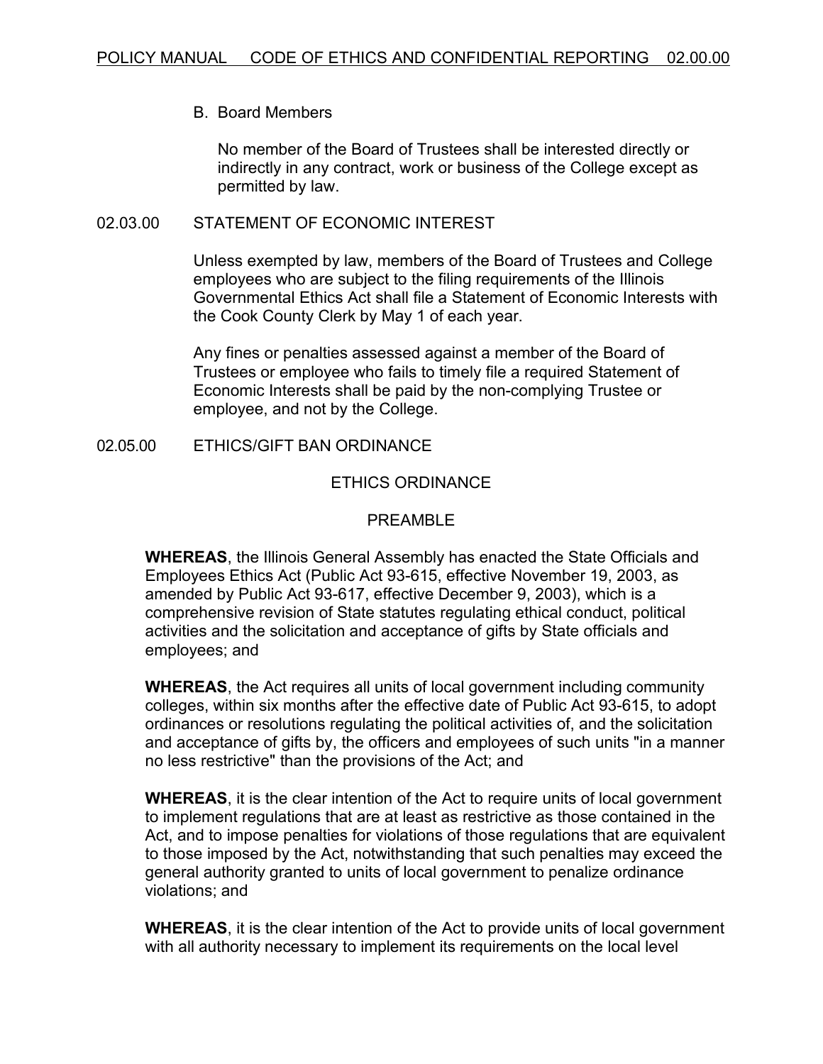B. Board Members

No member of the Board of Trustees shall be interested directly or indirectly in any contract, work or business of the College except as permitted by law.

## 02.03.00 STATEMENT OF ECONOMIC INTEREST

Unless exempted by law, members of the Board of Trustees and College employees who are subject to the filing requirements of the Illinois Governmental Ethics Act shall file a Statement of Economic Interests with the Cook County Clerk by May 1 of each year.

Any fines or penalties assessed against a member of the Board of Trustees or employee who fails to timely file a required Statement of Economic Interests shall be paid by the non-complying Trustee or employee, and not by the College.

## 02.05.00 ETHICS/GIFT BAN ORDINANCE

### ETHICS ORDINANCE

### PREAMBLE

**WHEREAS**, the Illinois General Assembly has enacted the State Officials and Employees Ethics Act (Public Act 93-615, effective November 19, 2003, as amended by Public Act 93-617, effective December 9, 2003), which is a comprehensive revision of State statutes regulating ethical conduct, political activities and the solicitation and acceptance of gifts by State officials and employees; and

**WHEREAS**, the Act requires all units of local government including community colleges, within six months after the effective date of Public Act 93-615, to adopt ordinances or resolutions regulating the political activities of, and the solicitation and acceptance of gifts by, the officers and employees of such units "in a manner no less restrictive" than the provisions of the Act; and

**WHEREAS**, it is the clear intention of the Act to require units of local government to implement regulations that are at least as restrictive as those contained in the Act, and to impose penalties for violations of those regulations that are equivalent to those imposed by the Act, notwithstanding that such penalties may exceed the general authority granted to units of local government to penalize ordinance violations; and

**WHEREAS**, it is the clear intention of the Act to provide units of local government with all authority necessary to implement its requirements on the local level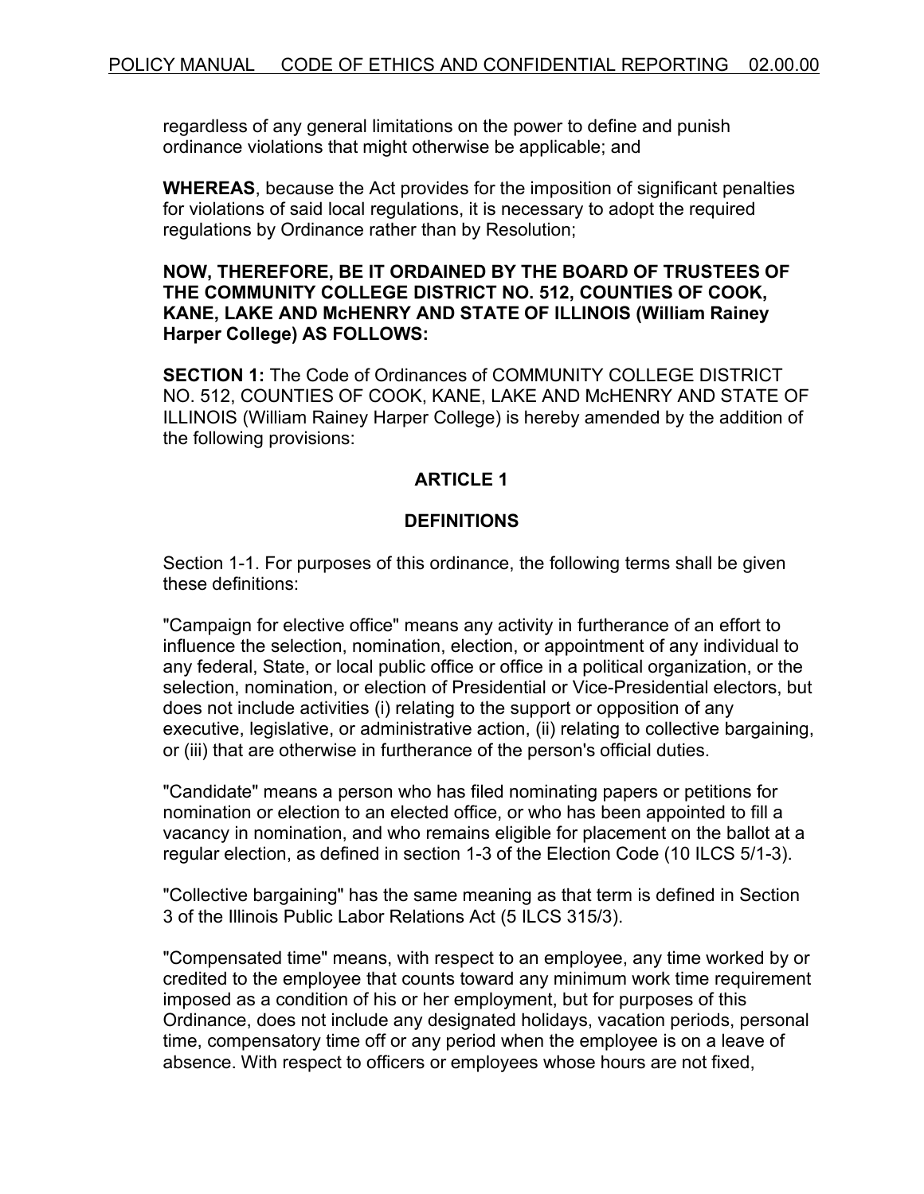regardless of any general limitations on the power to define and punish ordinance violations that might otherwise be applicable; and

**WHEREAS**, because the Act provides for the imposition of significant penalties for violations of said local regulations, it is necessary to adopt the required regulations by Ordinance rather than by Resolution;

**NOW, THEREFORE, BE IT ORDAINED BY THE BOARD OF TRUSTEES OF THE COMMUNITY COLLEGE DISTRICT NO. 512, COUNTIES OF COOK, KANE, LAKE AND McHENRY AND STATE OF ILLINOIS (William Rainey Harper College) AS FOLLOWS:**

**SECTION 1:** The Code of Ordinances of COMMUNITY COLLEGE DISTRICT NO. 512, COUNTIES OF COOK, KANE, LAKE AND McHENRY AND STATE OF ILLINOIS (William Rainey Harper College) is hereby amended by the addition of the following provisions:

## ARTICLE 1

## DEFINITIONS

Section 1-1. For purposes of this ordinance, the following terms shall be given these definitions:

"Campaign for elective office" means any activity in furtherance of an effort to influence the selection, nomination, election, or appointment of any individual to any federal, State, or local public office or office in a political organization, or the selection, nomination, or election of Presidential or Vice-Presidential electors, but does not include activities (i) relating to the support or opposition of any executive, legislative, or administrative action, (ii) relating to collective bargaining, or (iii) that are otherwise in furtherance of the person's official duties.

"Candidate" means a person who has filed nominating papers or petitions for nomination or election to an elected office, or who has been appointed to fill a vacancy in nomination, and who remains eligible for placement on the ballot at a regular election, as defined in section 1-3 of the Election Code (10 ILCS 5/1-3).

"Collective bargaining" has the same meaning as that term is defined in Section 3 of the Illinois Public Labor Relations Act (5 ILCS 315/3).

"Compensated time" means, with respect to an employee, any time worked by or credited to the employee that counts toward any minimum work time requirement imposed as a condition of his or her employment, but for purposes of this Ordinance, does not include any designated holidays, vacation periods, personal time, compensatory time off or any period when the employee is on a leave of absence. With respect to officers or employees whose hours are not fixed,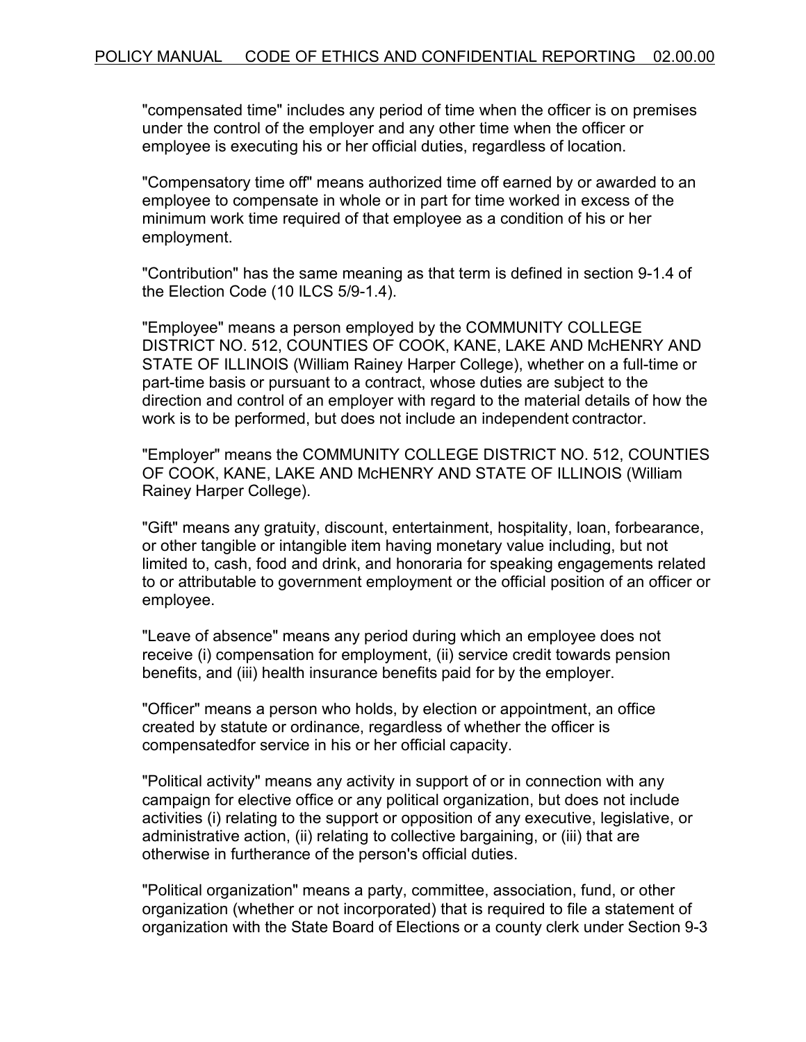"compensated time" includes any period of time when the officer is on premises under the control of the employer and any other time when the officer or employee is executing his or her official duties, regardless of location.

"Compensatory time off" means authorized time off earned by or awarded to an employee to compensate in whole or in part for time worked in excess of the minimum work time required of that employee as a condition of his or her employment.

"Contribution" has the same meaning as that term is defined in section 9-1.4 of the Election Code (10 ILCS 5/9-1.4).

"Employee" means a person employed by the COMMUNITY COLLEGE DISTRICT NO. 512, COUNTIES OF COOK, KANE, LAKE AND McHENRY AND STATE OF ILLINOIS (William Rainey Harper College), whether on a full-time or part-time basis or pursuant to a contract, whose duties are subject to the direction and control of an employer with regard to the material details of how the work is to be performed, but does not include an independent contractor.

"Employer" means the COMMUNITY COLLEGE DISTRICT NO. 512, COUNTIES OF COOK, KANE, LAKE AND McHENRY AND STATE OF ILLINOIS (William Rainey Harper College).

"Gift" means any gratuity, discount, entertainment, hospitality, loan, forbearance, or other tangible or intangible item having monetary value including, but not limited to, cash, food and drink, and honoraria for speaking engagements related to or attributable to government employment or the official position of an officer or employee.

"Leave of absence" means any period during which an employee does not receive (i) compensation for employment, (ii) service credit towards pension benefits, and (iii) health insurance benefits paid for by the employer.

"Officer" means a person who holds, by election or appointment, an office created by statute or ordinance, regardless of whether the officer is compensatedfor service in his or her official capacity.

"Political activity" means any activity in support of or in connection with any campaign for elective office or any political organization, but does not include activities (i) relating to the support or opposition of any executive, legislative, or administrative action, (ii) relating to collective bargaining, or (iii) that are otherwise in furtherance of the person's official duties.

"Political organization" means a party, committee, association, fund, or other organization (whether or not incorporated) that is required to file a statement of organization with the State Board of Elections or a county clerk under Section 9-3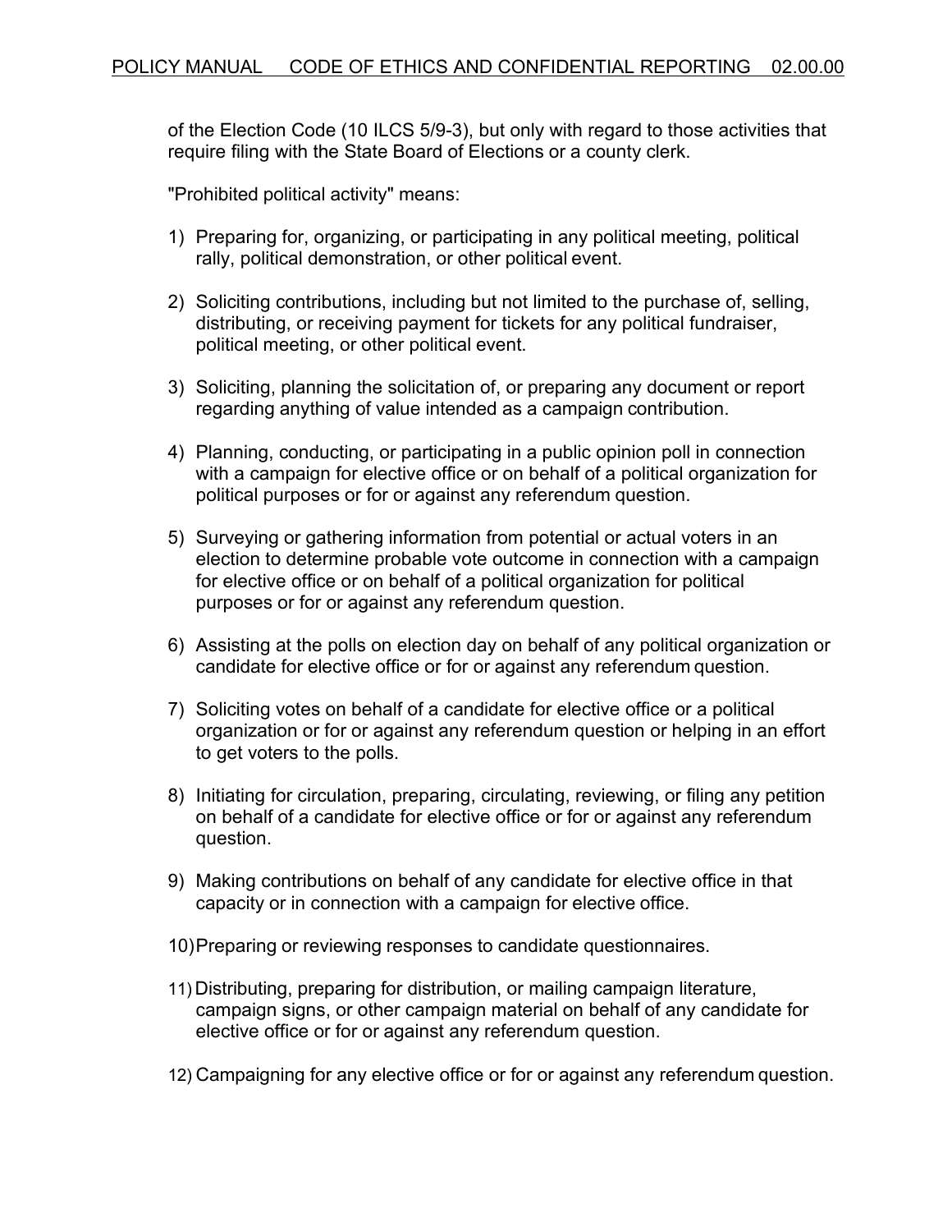of the Election Code (10 ILCS 5/9-3), but only with regard to those activities that require filing with the State Board of Elections or a county clerk.

"Prohibited political activity" means:

1) Preparing for, organizing, or participating in any political meeting, political rally, political demonstration, or other political event.

2) Soliciting contributions, including but not limited to the purchase of, selling, distributing, or receiving payment for tickets for any political fundraiser, political meeting, or other political event.

3) Soliciting, planning the solicitation of, or preparing any document or report regarding anything of value intended as a campaign contribution.

4) Planning, conducting, or participating in a public opinion poll in connection with a campaign for elective office or on behalf of a political organization for political purposes or for or against any referendum question.

5) Surveying or gathering information from potential or actual voters in an election to determine probable vote outcome in connection with a campaign for elective office or on behalf of a political organization for political purposes or for or against any referendum question.

6) Assisting at the polls on election day on behalf of any political organization or candidate for elective office or for or against any referendum question.

7) Soliciting votes on behalf of a candidate for elective office or a political organization or for or against any referendum question or helping in an effort to get voters to the polls.

8) Initiating for circulation, preparing, circulating, reviewing, or filing any petition on behalf of a candidate for elective office or for or against any referendum question.

9) Making contributions on behalf of any candidate for elective office in that capacity or in connection with a campaign for elective office.

10) Preparing or reviewing responses to candidate questionnaires.

11) Distributing, preparing for distribution, or mailing campaign literature, campaign signs, or other campaign material on behalf of any candidate for elective office or for or against any referendum question.

12) Campaigning for any elective office or for or against any referendum question.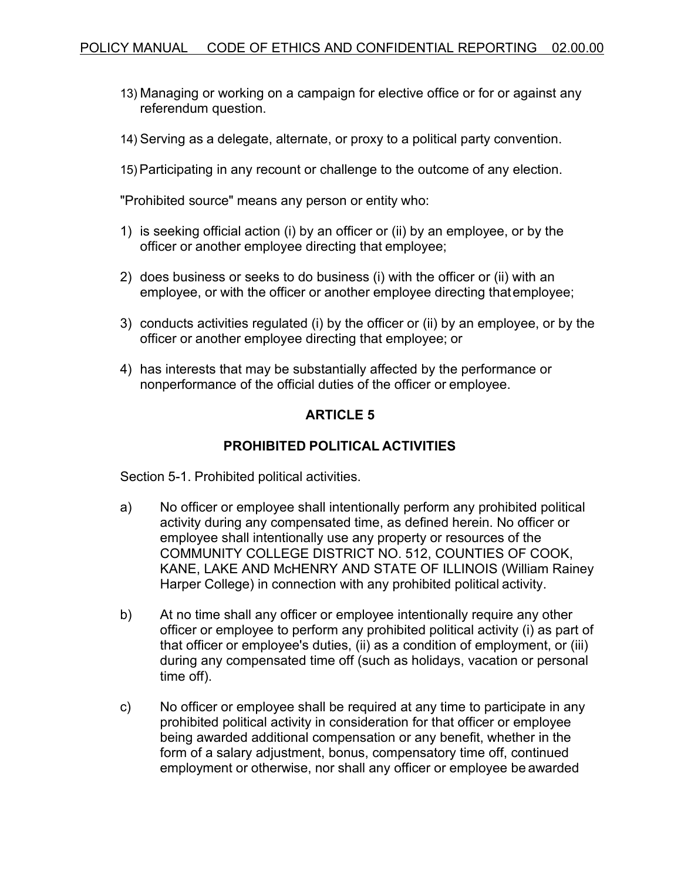13) Managing or working on a campaign for elective office or for or against any referendum question.

14) Serving as a delegate, alternate, or proxy to a political party convention.

15) Participating in any recount or challenge to the outcome of any election.

"Prohibited source" means any person or entity who:

1) is seeking official action (i) by an officer or (ii) by an employee, or by the officer or another employee directing that employee;

2) does business or seeks to do business (i) with the officer or (ii) with an employee, or with the officer or another employee directing that employee;

3) conducts activities regulated (i) by the officer or (ii) by an employee, or by the officer or another employee directing that employee; or

4) has interests that may be substantially affected by the performance or nonperformance of the official duties of the officer or employee.

## ARTICLE 5

## PROHIBITED POLITICAL ACTIVITIES

Section 5-1. Prohibited political activities.

a) No officer or employee shall intentionally perform any prohibited political activity during any compensated time, as defined herein. No officer or employee shall intentionally use any property or resources of the COMMUNITY COLLEGE DISTRICT NO. 512, COUNTIES OF COOK, KANE, LAKE AND McHENRY AND STATE OF ILLINOIS (William Rainey Harper College) in connection with any prohibited political activity.

b) At no time shall any officer or employee intentionally require any other officer or employee to perform any prohibited political activity (i) as part of that officer or employee's duties, (ii) as a condition of employment, or (iii) during any compensated time off (such as holidays, vacation or personal time off).

c) No officer or employee shall be required at any time to participate in any prohibited political activity in consideration for that officer or employee being awarded additional compensation or any benefit, whether in the form of a salary adjustment, bonus, compensatory time off, continued employment or otherwise, nor shall any officer or employee be awarded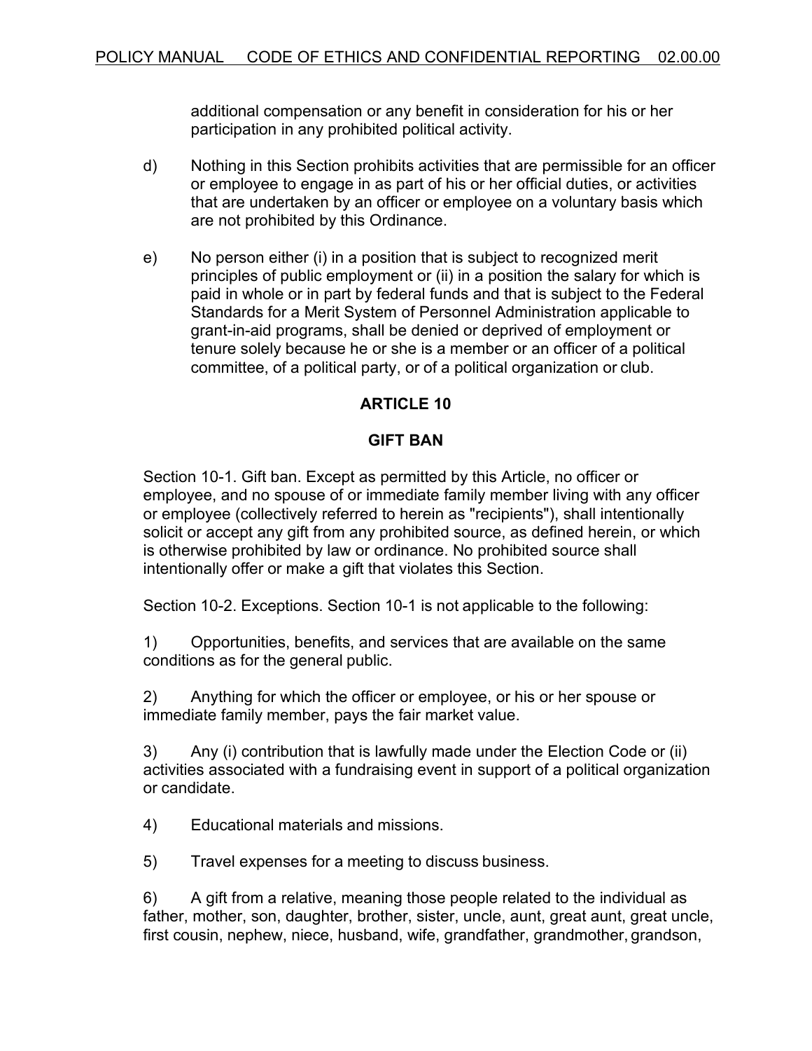additional compensation or any benefit in consideration for his or her participation in any prohibited political activity.

d) Nothing in this Section prohibits activities that are permissible for an officer or employee to engage in as part of his or her official duties, or activities that are undertaken by an officer or employee on a voluntary basis which are not prohibited by this Ordinance.

e) No person either (i) in a position that is subject to recognized merit principles of public employment or (ii) in a position the salary for which is paid in whole or in part by federal funds and that is subject to the Federal Standards for a Merit System of Personnel Administration applicable to grant-in-aid programs, shall be denied or deprived of employment or tenure solely because he or she is a member or an officer of a political committee, of a political party, or of a political organization or club.

## ARTICLE 10

## GIFT BAN

Section 10-1. Gift ban. Except as permitted by this Article, no officer or employee, and no spouse of or immediate family member living with any officer or employee (collectively referred to herein as "recipients"), shall intentionally solicit or accept any gift from any prohibited source, as defined herein, or which is otherwise prohibited by law or ordinance. No prohibited source shall intentionally offer or make a gift that violates this Section.

Section 10-2. Exceptions. Section 10-1 is not applicable to the following:

1) Opportunities, benefits, and services that are available on the same conditions as for the general public.

2) Anything for which the officer or employee, or his or her spouse or immediate family member, pays the fair market value.

3) Any (i) contribution that is lawfully made under the Election Code or (ii) activities associated with a fundraising event in support of a political organization or candidate.

4) Educational materials and missions.

5) Travel expenses for a meeting to discuss business.

6) A gift from a relative, meaning those people related to the individual as father, mother, son, daughter, brother, sister, uncle, aunt, great aunt, great uncle, first cousin, nephew, niece, husband, wife, grandfather, grandmother, grandson,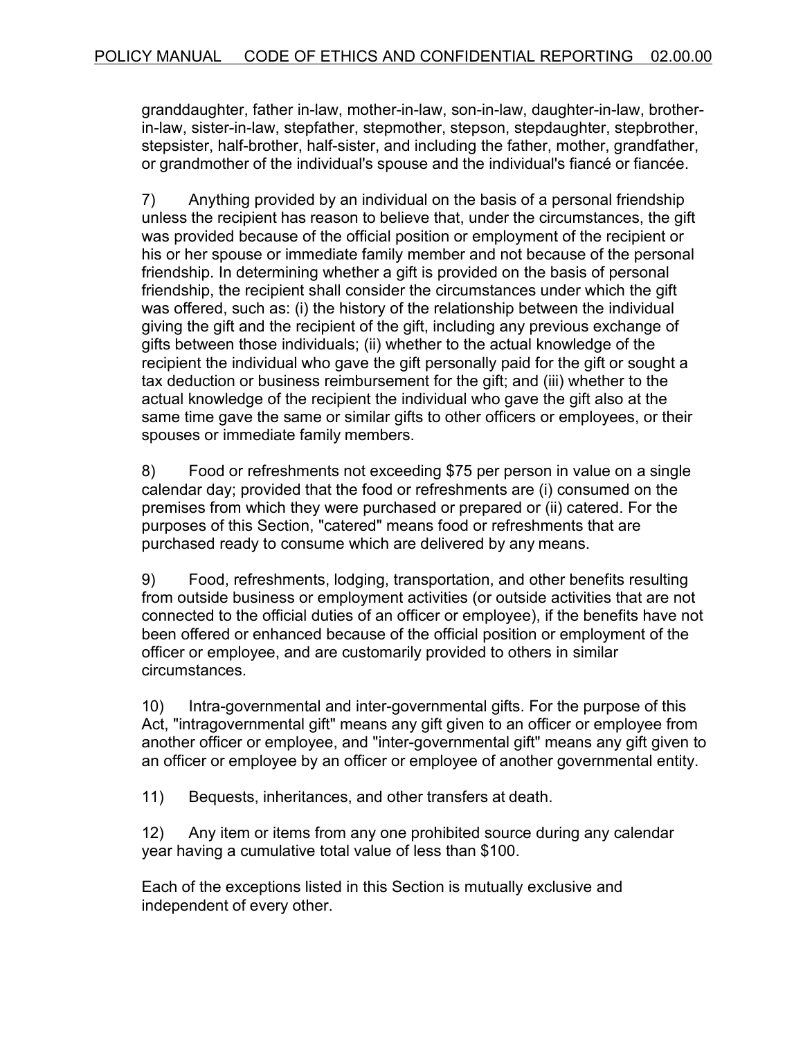granddaughter, father in-law, mother-in-law, son-in-law, daughter-in-law, brother-in-law, sister-in-law, stepfather, stepmother, stepson, stepdaughter, stepbrother, stepsister, half-brother, half-sister, and including the father, mother, grandfather, or grandmother of the individual's spouse and the individual's fiancé or fiancée.

7) Anything provided by an individual on the basis of a personal friendship unless the recipient has reason to believe that, under the circumstances, the gift was provided because of the official position or employment of the recipient or his or her spouse or immediate family member and not because of the personal friendship. In determining whether a gift is provided on the basis of personal friendship, the recipient shall consider the circumstances under which the gift was offered, such as: (i) the history of the relationship between the individual giving the gift and the recipient of the gift, including any previous exchange of gifts between those individuals; (ii) whether to the actual knowledge of the recipient the individual who gave the gift personally paid for the gift or sought a tax deduction or business reimbursement for the gift; and (iii) whether to the actual knowledge of the recipient the individual who gave the gift also at the same time gave the same or similar gifts to other officers or employees, or their spouses or immediate family members.

8) Food or refreshments not exceeding $75 per person in value on a single calendar day; provided that the food or refreshments are (i) consumed on the premises from which they were purchased or prepared or (ii) catered. For the purposes of this Section, "catered" means food or refreshments that are purchased ready to consume which are delivered by any means.

9) Food, refreshments, lodging, transportation, and other benefits resulting from outside business or employment activities (or outside activities that are not connected to the official duties of an officer or employee), if the benefits have not been offered or enhanced because of the official position or employment of the officer or employee, and are customarily provided to others in similar circumstances.

10) Intra-governmental and inter-governmental gifts. For the purpose of this Act, "intragovernmental gift" means any gift given to an officer or employee from another officer or employee, and "inter-governmental gift" means any gift given to an officer or employee by an officer or employee of another governmental entity.

11) Bequests, inheritances, and other transfers at death.

12) Any item or items from any one prohibited source during any calendar year having a cumulative total value of less than $100.

Each of the exceptions listed in this Section is mutually exclusive and independent of every other.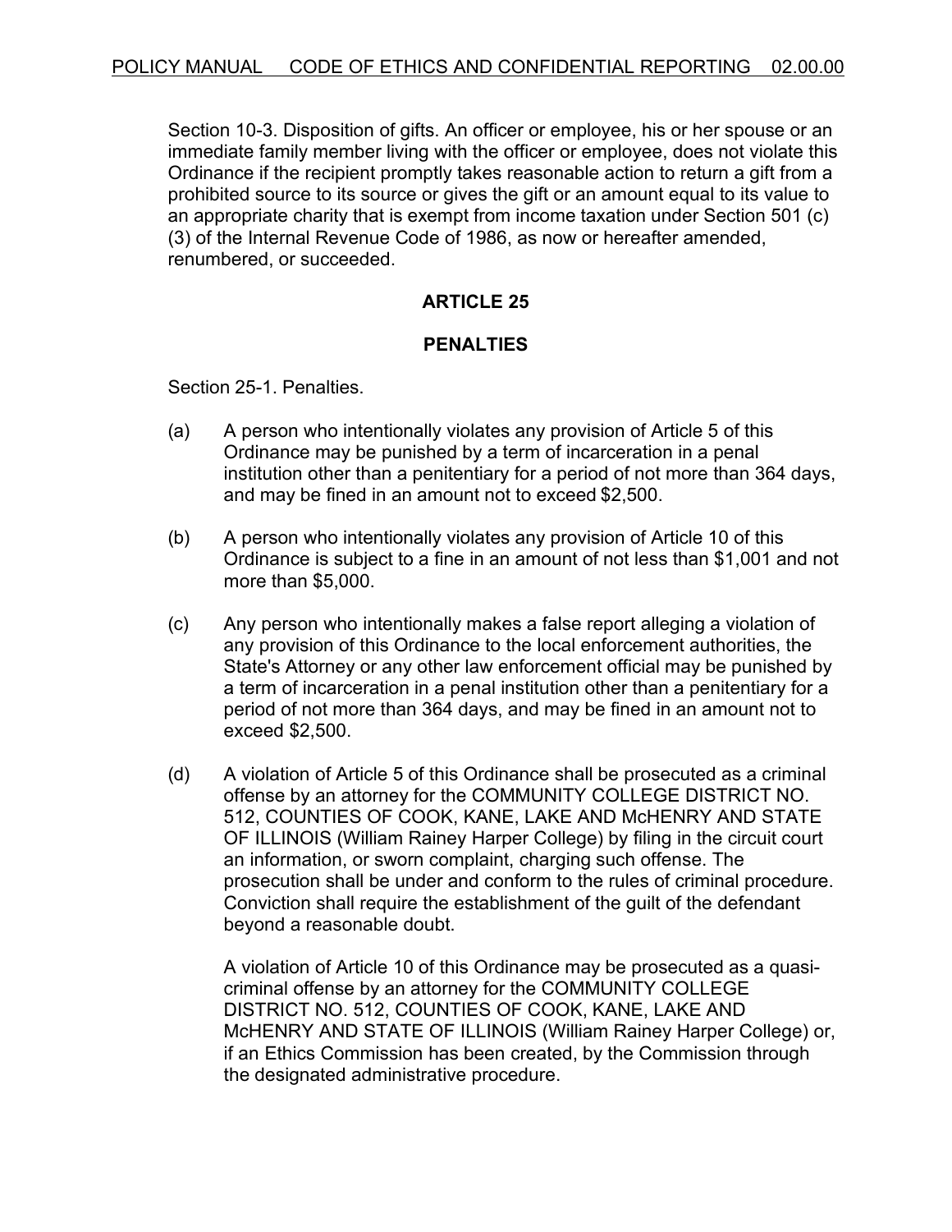Section 10-3. Disposition of gifts. An officer or employee, his or her spouse or an immediate family member living with the officer or employee, does not violate this Ordinance if the recipient promptly takes reasonable action to return a gift from a prohibited source to its source or gives the gift or an amount equal to its value to an appropriate charity that is exempt from income taxation under Section 501 (c)(3) of the Internal Revenue Code of 1986, as now or hereafter amended, renumbered, or succeeded.

## ARTICLE 25

## PENALTIES

Section 25-1. Penalties.

(a) A person who intentionally violates any provision of Article 5 of this Ordinance may be punished by a term of incarceration in a penal institution other than a penitentiary for a period of not more than 364 days, and may be fined in an amount not to exceed $2,500.

(b) A person who intentionally violates any provision of Article 10 of this Ordinance is subject to a fine in an amount of not less than $1,001 and not more than $5,000.

(c) Any person who intentionally makes a false report alleging a violation of any provision of this Ordinance to the local enforcement authorities, the State's Attorney or any other law enforcement official may be punished by a term of incarceration in a penal institution other than a penitentiary for a period of not more than 364 days, and may be fined in an amount not to exceed $2,500.

(d) A violation of Article 5 of this Ordinance shall be prosecuted as a criminal offense by an attorney for the COMMUNITY COLLEGE DISTRICT NO. 512, COUNTIES OF COOK, KANE, LAKE AND McHENRY AND STATE OF ILLINOIS (William Rainey Harper College) by filing in the circuit court an information, or sworn complaint, charging such offense. The prosecution shall be under and conform to the rules of criminal procedure. Conviction shall require the establishment of the guilt of the defendant beyond a reasonable doubt.

A violation of Article 10 of this Ordinance may be prosecuted as a quasi-criminal offense by an attorney for the COMMUNITY COLLEGE DISTRICT NO. 512, COUNTIES OF COOK, KANE, LAKE AND McHENRY AND STATE OF ILLINOIS (William Rainey Harper College) or, if an Ethics Commission has been created, by the Commission through the designated administrative procedure.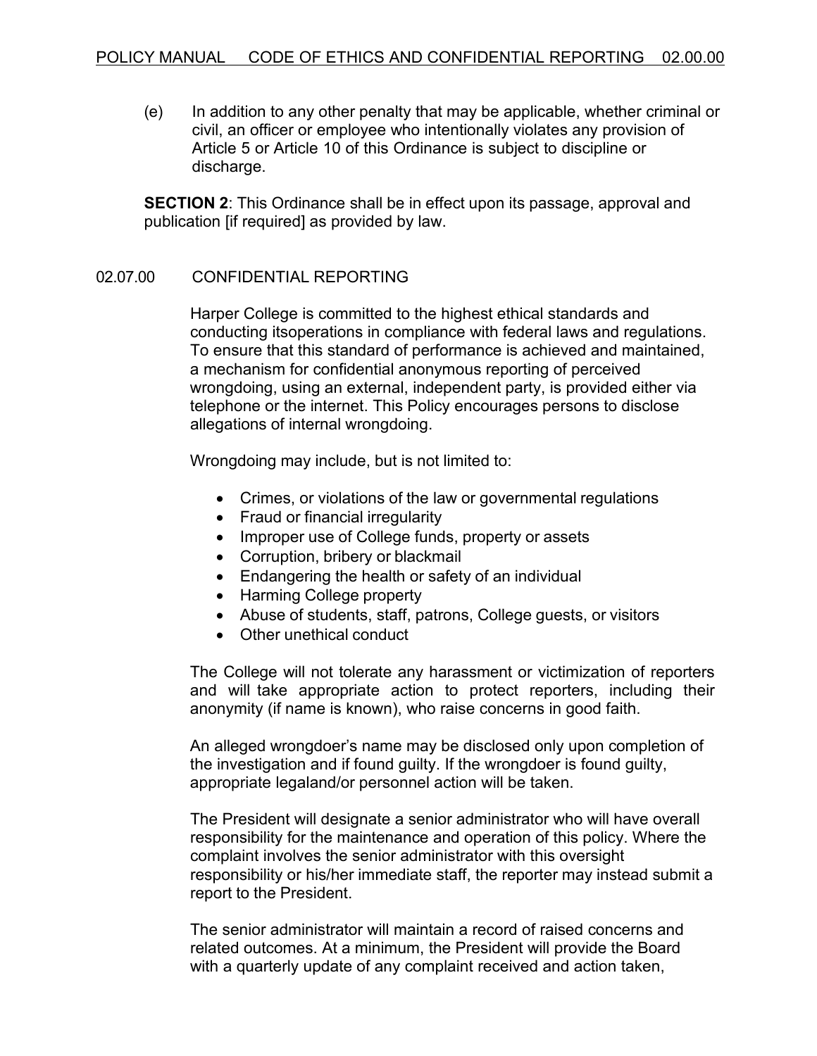(e) In addition to any other penalty that may be applicable, whether criminal or civil, an officer or employee who intentionally violates any provision of Article 5 or Article 10 of this Ordinance is subject to discipline or discharge.

**SECTION 2**: This Ordinance shall be in effect upon its passage, approval and publication [if required] as provided by law.

## 02.07.00 CONFIDENTIAL REPORTING

Harper College is committed to the highest ethical standards and conducting itsoperations in compliance with federal laws and regulations. To ensure that this standard of performance is achieved and maintained, a mechanism for confidential anonymous reporting of perceived wrongdoing, using an external, independent party, is provided either via telephone or the internet. This Policy encourages persons to disclose allegations of internal wrongdoing.

Wrongdoing may include, but is not limited to:

- Crimes, or violations of the law or governmental regulations
- Fraud or financial irregularity
- Improper use of College funds, property or assets
- Corruption, bribery or blackmail
- Endangering the health or safety of an individual
- Harming College property
- Abuse of students, staff, patrons, College guests, or visitors
- Other unethical conduct

The College will not tolerate any harassment or victimization of reporters and will take appropriate action to protect reporters, including their anonymity (if name is known), who raise concerns in good faith.

An alleged wrongdoer's name may be disclosed only upon completion of the investigation and if found guilty. If the wrongdoer is found guilty, appropriate legaland/or personnel action will be taken.

The President will designate a senior administrator who will have overall responsibility for the maintenance and operation of this policy. Where the complaint involves the senior administrator with this oversight responsibility or his/her immediate staff, the reporter may instead submit a report to the President.

The senior administrator will maintain a record of raised concerns and related outcomes. At a minimum, the President will provide the Board with a quarterly update of any complaint received and action taken,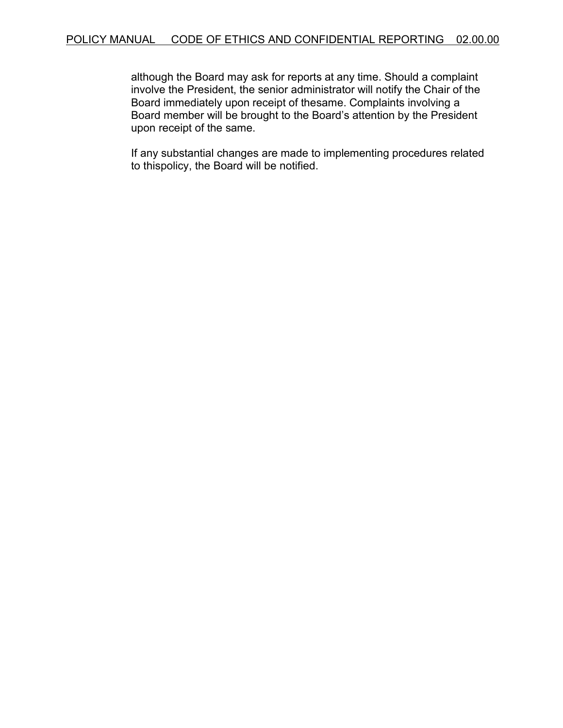although the Board may ask for reports at any time. Should a complaint involve the President, the senior administrator will notify the Chair of the Board immediately upon receipt of thesame. Complaints involving a Board member will be brought to the Board's attention by the President upon receipt of the same.

If any substantial changes are made to implementing procedures related to thispolicy, the Board will be notified.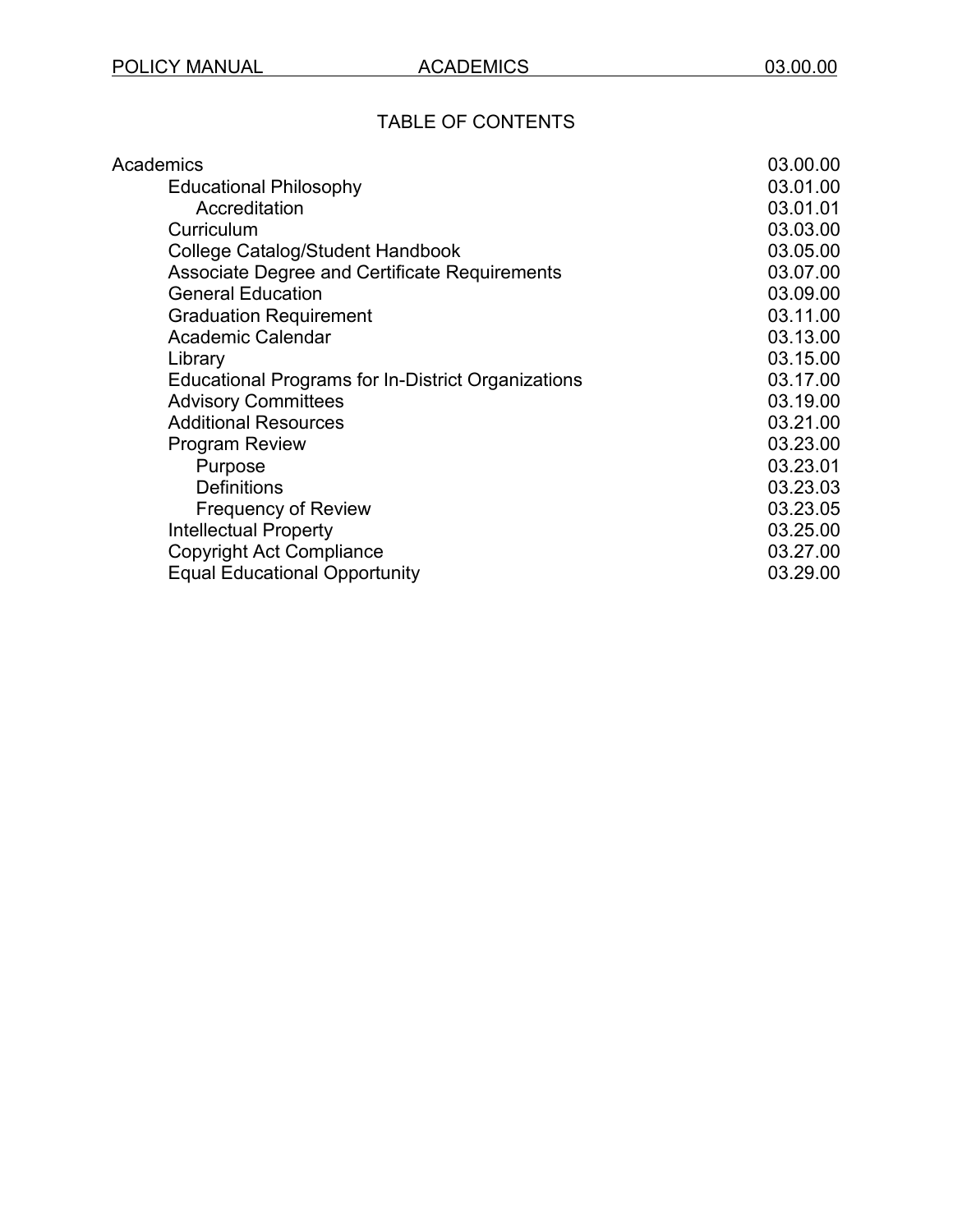# TABLE OF CONTENTS

| | |
|---|---|
| Academics | 03.00.00 |
| Educational Philosophy | 03.01.00 |
| Accreditation | 03.01.01 |
| Curriculum | 03.03.00 |
| College Catalog/Student Handbook | 03.05.00 |
| Associate Degree and Certificate Requirements | 03.07.00 |
| General Education | 03.09.00 |
| Graduation Requirement | 03.11.00 |
| Academic Calendar | 03.13.00 |
| Library | 03.15.00 |
| Educational Programs for In-District Organizations | 03.17.00 |
| Advisory Committees | 03.19.00 |
| Additional Resources | 03.21.00 |
| Program Review | 03.23.00 |
| Purpose | 03.23.01 |
| Definitions | 03.23.03 |
| Frequency of Review | 03.23.05 |
| Intellectual Property | 03.25.00 |
| Copyright Act Compliance | 03.27.00 |
| Equal Educational Opportunity | 03.29.00 |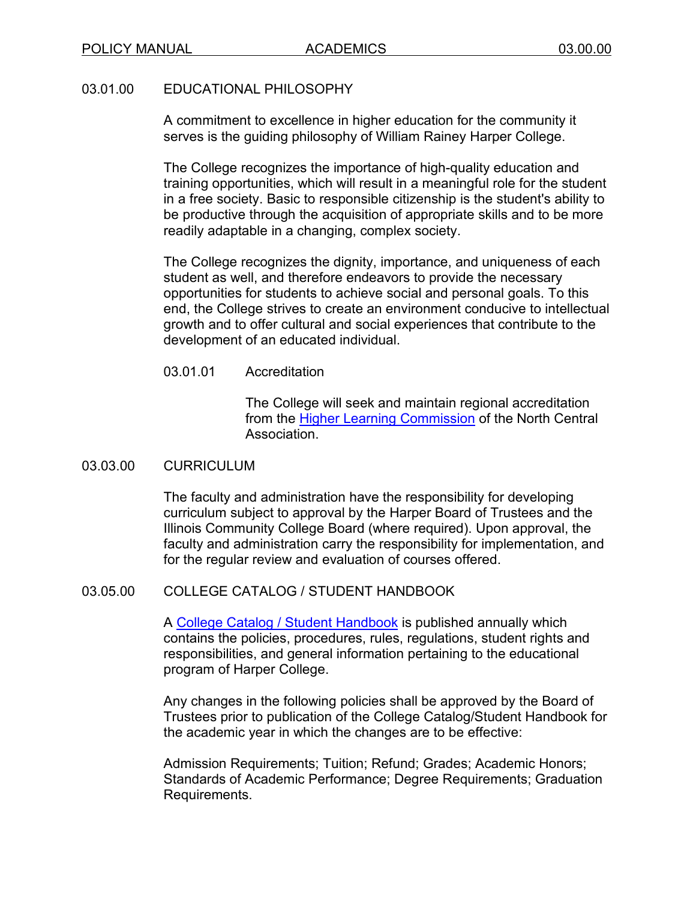## 03.01.00 EDUCATIONAL PHILOSOPHY

A commitment to excellence in higher education for the community it serves is the guiding philosophy of William Rainey Harper College.

The College recognizes the importance of high-quality education and training opportunities, which will result in a meaningful role for the student in a free society. Basic to responsible citizenship is the student's ability to be productive through the acquisition of appropriate skills and to be more readily adaptable in a changing, complex society.

The College recognizes the dignity, importance, and uniqueness of each student as well, and therefore endeavors to provide the necessary opportunities for students to achieve social and personal goals. To this end, the College strives to create an environment conducive to intellectual growth and to offer cultural and social experiences that contribute to the development of an educated individual.

### 03.01.01 Accreditation

The College will seek and maintain regional accreditation from the Higher Learning Commission of the North Central Association.

## 03.03.00 CURRICULUM

The faculty and administration have the responsibility for developing curriculum subject to approval by the Harper Board of Trustees and the Illinois Community College Board (where required). Upon approval, the faculty and administration carry the responsibility for implementation, and for the regular review and evaluation of courses offered.

## 03.05.00 COLLEGE CATALOG / STUDENT HANDBOOK

A College Catalog / Student Handbook is published annually which contains the policies, procedures, rules, regulations, student rights and responsibilities, and general information pertaining to the educational program of Harper College.

Any changes in the following policies shall be approved by the Board of Trustees prior to publication of the College Catalog/Student Handbook for the academic year in which the changes are to be effective:

Admission Requirements; Tuition; Refund; Grades; Academic Honors; Standards of Academic Performance; Degree Requirements; Graduation Requirements.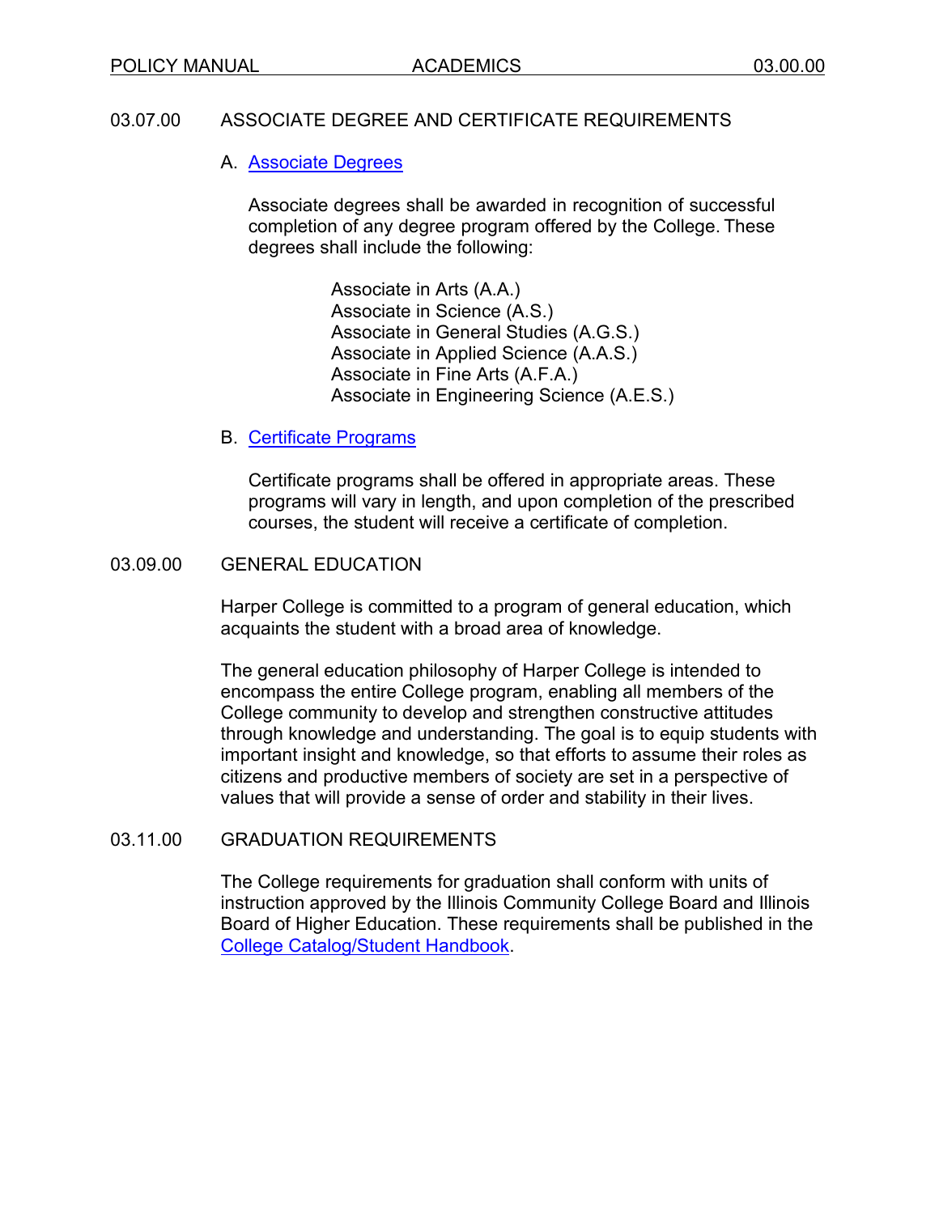## 03.07.00 ASSOCIATE DEGREE AND CERTIFICATE REQUIREMENTS

### A. Associate Degrees

Associate degrees shall be awarded in recognition of successful completion of any degree program offered by the College. These degrees shall include the following:

- Associate in Arts (A.A.)
- Associate in Science (A.S.)
- Associate in General Studies (A.G.S.)
- Associate in Applied Science (A.A.S.)
- Associate in Fine Arts (A.F.A.)
- Associate in Engineering Science (A.E.S.)

### B. Certificate Programs

Certificate programs shall be offered in appropriate areas. These programs will vary in length, and upon completion of the prescribed courses, the student will receive a certificate of completion.

## 03.09.00 GENERAL EDUCATION

Harper College is committed to a program of general education, which acquaints the student with a broad area of knowledge.

The general education philosophy of Harper College is intended to encompass the entire College program, enabling all members of the College community to develop and strengthen constructive attitudes through knowledge and understanding. The goal is to equip students with important insight and knowledge, so that efforts to assume their roles as citizens and productive members of society are set in a perspective of values that will provide a sense of order and stability in their lives.

## 03.11.00 GRADUATION REQUIREMENTS

The College requirements for graduation shall conform with units of instruction approved by the Illinois Community College Board and Illinois Board of Higher Education. These requirements shall be published in the College Catalog/Student Handbook.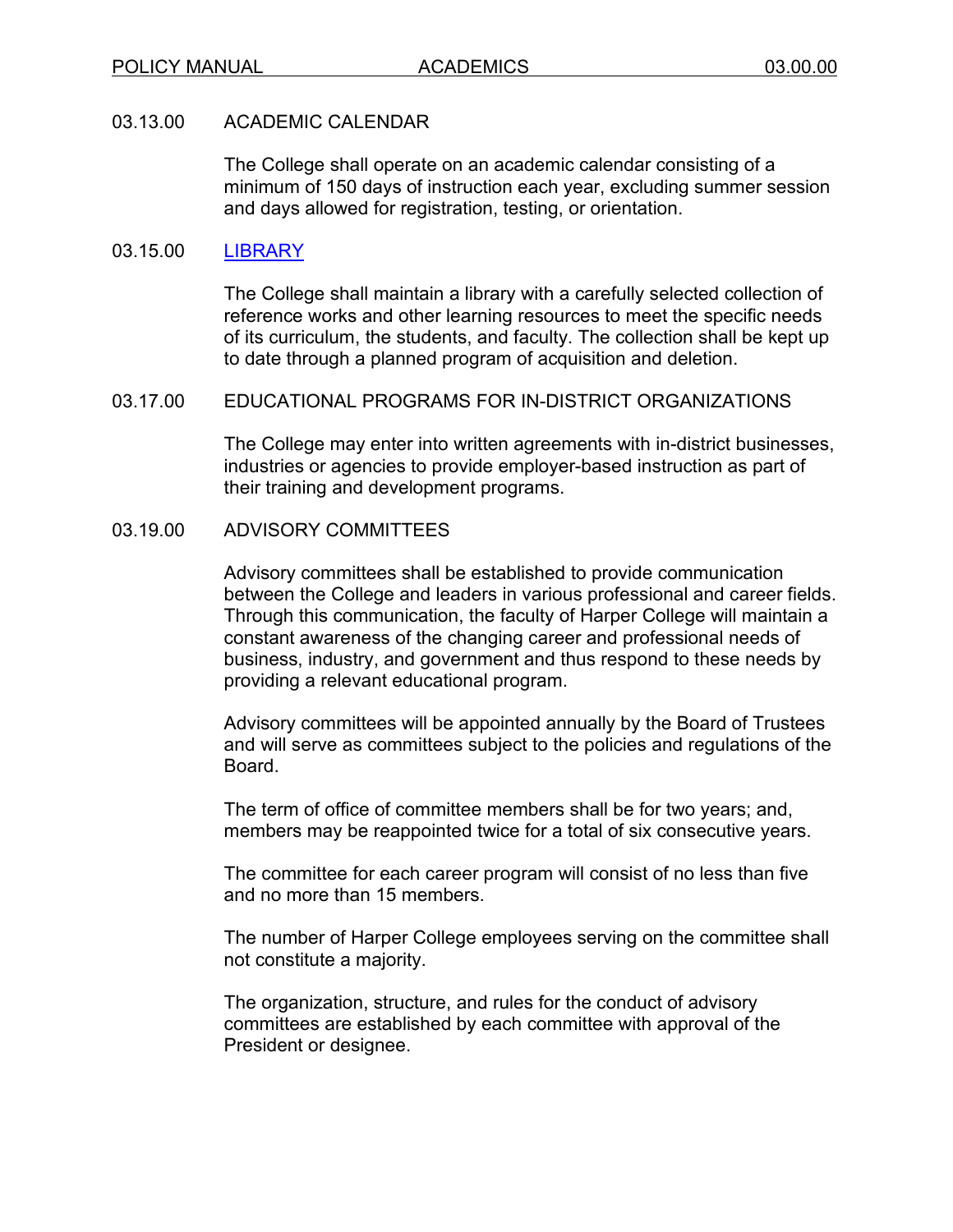## 03.13.00 ACADEMIC CALENDAR

The College shall operate on an academic calendar consisting of a minimum of 150 days of instruction each year, excluding summer session and days allowed for registration, testing, or orientation.

## 03.15.00 LIBRARY

The College shall maintain a library with a carefully selected collection of reference works and other learning resources to meet the specific needs of its curriculum, the students, and faculty. The collection shall be kept up to date through a planned program of acquisition and deletion.

## 03.17.00 EDUCATIONAL PROGRAMS FOR IN-DISTRICT ORGANIZATIONS

The College may enter into written agreements with in-district businesses, industries or agencies to provide employer-based instruction as part of their training and development programs.

## 03.19.00 ADVISORY COMMITTEES

Advisory committees shall be established to provide communication between the College and leaders in various professional and career fields. Through this communication, the faculty of Harper College will maintain a constant awareness of the changing career and professional needs of business, industry, and government and thus respond to these needs by providing a relevant educational program.

Advisory committees will be appointed annually by the Board of Trustees and will serve as committees subject to the policies and regulations of the Board.

The term of office of committee members shall be for two years; and, members may be reappointed twice for a total of six consecutive years.

The committee for each career program will consist of no less than five and no more than 15 members.

The number of Harper College employees serving on the committee shall not constitute a majority.

The organization, structure, and rules for the conduct of advisory committees are established by each committee with approval of the President or designee.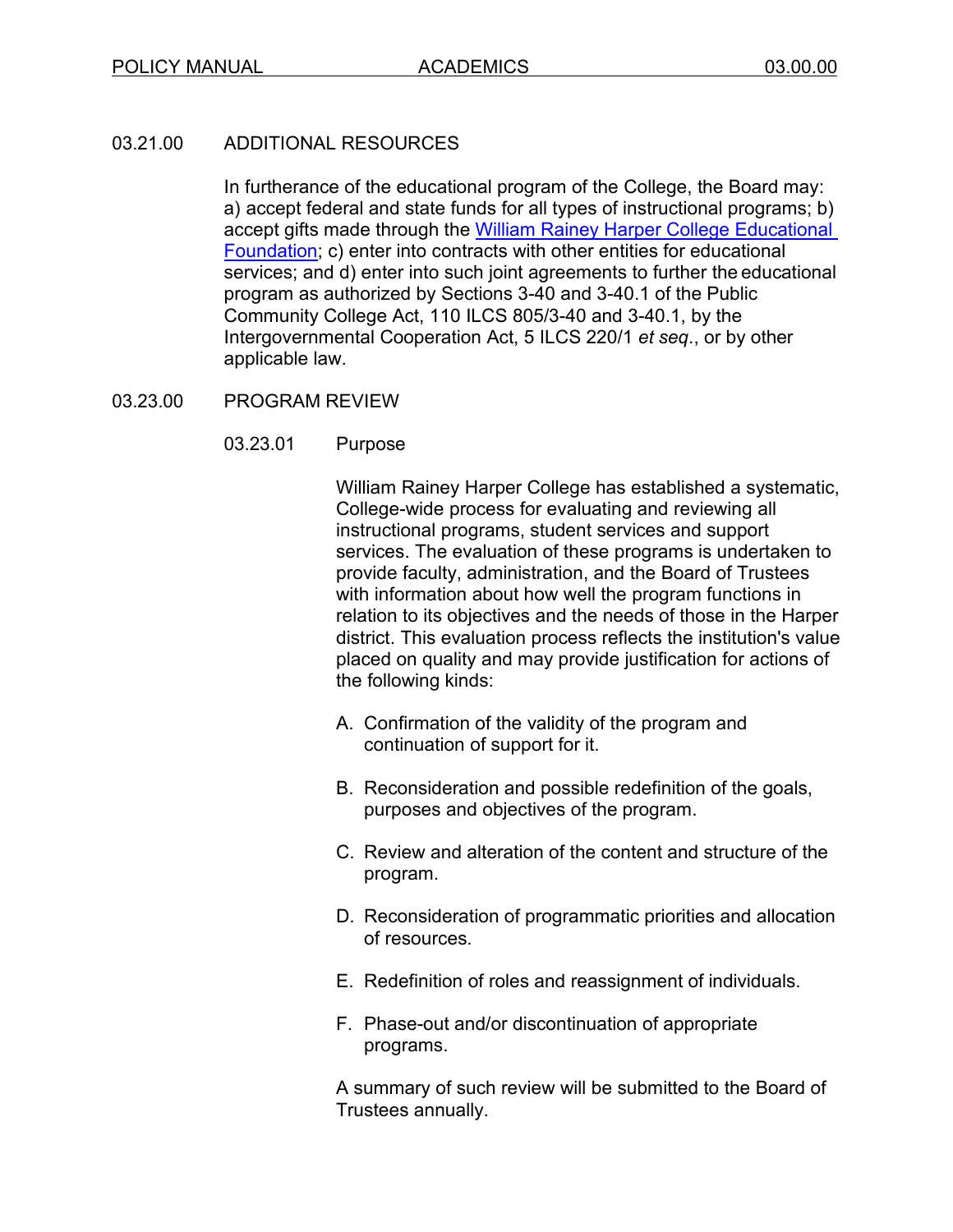## 03.21.00 ADDITIONAL RESOURCES

In furtherance of the educational program of the College, the Board may: a) accept federal and state funds for all types of instructional programs; b) accept gifts made through the [William Rainey Harper College Educational Foundation](); c) enter into contracts with other entities for educational services; and d) enter into such joint agreements to further the educational program as authorized by Sections 3-40 and 3-40.1 of the Public Community College Act, 110 ILCS 805/3-40 and 3-40.1, by the Intergovernmental Cooperation Act, 5 ILCS 220/1 *et seq*., or by other applicable law.

## 03.23.00 PROGRAM REVIEW

### 03.23.01 Purpose

William Rainey Harper College has established a systematic, College-wide process for evaluating and reviewing all instructional programs, student services and support services. The evaluation of these programs is undertaken to provide faculty, administration, and the Board of Trustees with information about how well the program functions in relation to its objectives and the needs of those in the Harper district. This evaluation process reflects the institution's value placed on quality and may provide justification for actions of the following kinds:

A. Confirmation of the validity of the program and continuation of support for it.

B. Reconsideration and possible redefinition of the goals, purposes and objectives of the program.

C. Review and alteration of the content and structure of the program.

D. Reconsideration of programmatic priorities and allocation of resources.

E. Redefinition of roles and reassignment of individuals.

F. Phase-out and/or discontinuation of appropriate programs.

A summary of such review will be submitted to the Board of Trustees annually.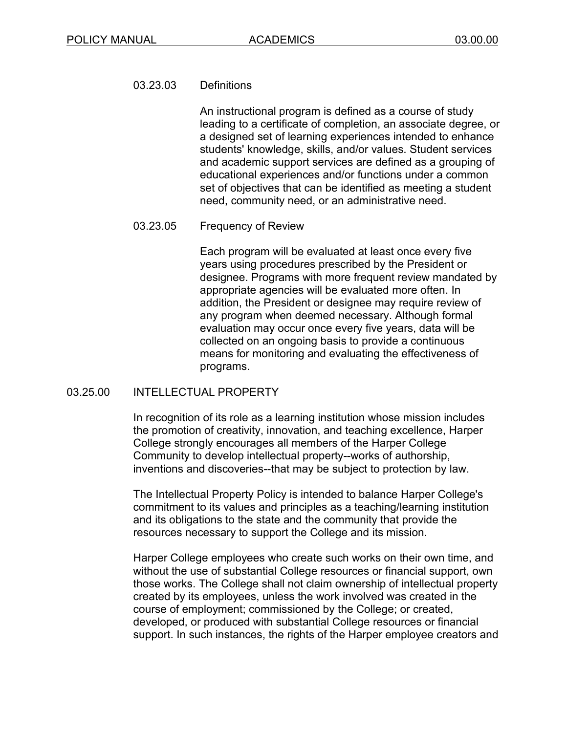### 03.23.03 Definitions

An instructional program is defined as a course of study leading to a certificate of completion, an associate degree, or a designed set of learning experiences intended to enhance students' knowledge, skills, and/or values. Student services and academic support services are defined as a grouping of educational experiences and/or functions under a common set of objectives that can be identified as meeting a student need, community need, or an administrative need.

### 03.23.05 Frequency of Review

Each program will be evaluated at least once every five years using procedures prescribed by the President or designee. Programs with more frequent review mandated by appropriate agencies will be evaluated more often. In addition, the President or designee may require review of any program when deemed necessary. Although formal evaluation may occur once every five years, data will be collected on an ongoing basis to provide a continuous means for monitoring and evaluating the effectiveness of programs.

## 03.25.00 INTELLECTUAL PROPERTY

In recognition of its role as a learning institution whose mission includes the promotion of creativity, innovation, and teaching excellence, Harper College strongly encourages all members of the Harper College Community to develop intellectual property--works of authorship, inventions and discoveries--that may be subject to protection by law.

The Intellectual Property Policy is intended to balance Harper College's commitment to its values and principles as a teaching/learning institution and its obligations to the state and the community that provide the resources necessary to support the College and its mission.

Harper College employees who create such works on their own time, and without the use of substantial College resources or financial support, own those works. The College shall not claim ownership of intellectual property created by its employees, unless the work involved was created in the course of employment; commissioned by the College; or created, developed, or produced with substantial College resources or financial support. In such instances, the rights of the Harper employee creators and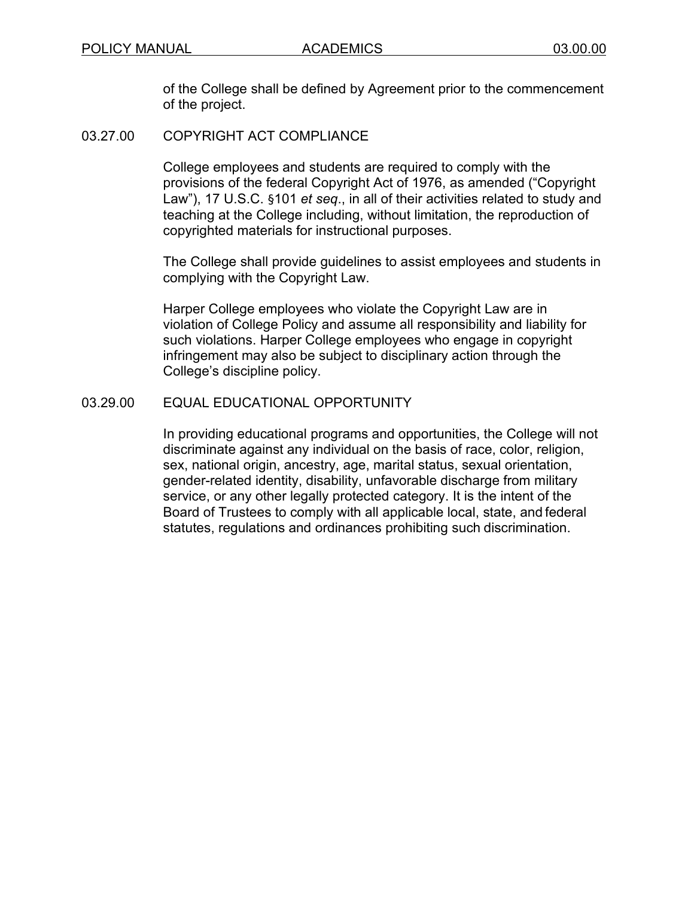of the College shall be defined by Agreement prior to the commencement of the project.

## 03.27.00 COPYRIGHT ACT COMPLIANCE

College employees and students are required to comply with the provisions of the federal Copyright Act of 1976, as amended ("Copyright Law"), 17 U.S.C. §101 *et seq*., in all of their activities related to study and teaching at the College including, without limitation, the reproduction of copyrighted materials for instructional purposes.

The College shall provide guidelines to assist employees and students in complying with the Copyright Law.

Harper College employees who violate the Copyright Law are in violation of College Policy and assume all responsibility and liability for such violations. Harper College employees who engage in copyright infringement may also be subject to disciplinary action through the College's discipline policy.

## 03.29.00 EQUAL EDUCATIONAL OPPORTUNITY

In providing educational programs and opportunities, the College will not discriminate against any individual on the basis of race, color, religion, sex, national origin, ancestry, age, marital status, sexual orientation, gender-related identity, disability, unfavorable discharge from military service, or any other legally protected category. It is the intent of the Board of Trustees to comply with all applicable local, state, and federal statutes, regulations and ordinances prohibiting such discrimination.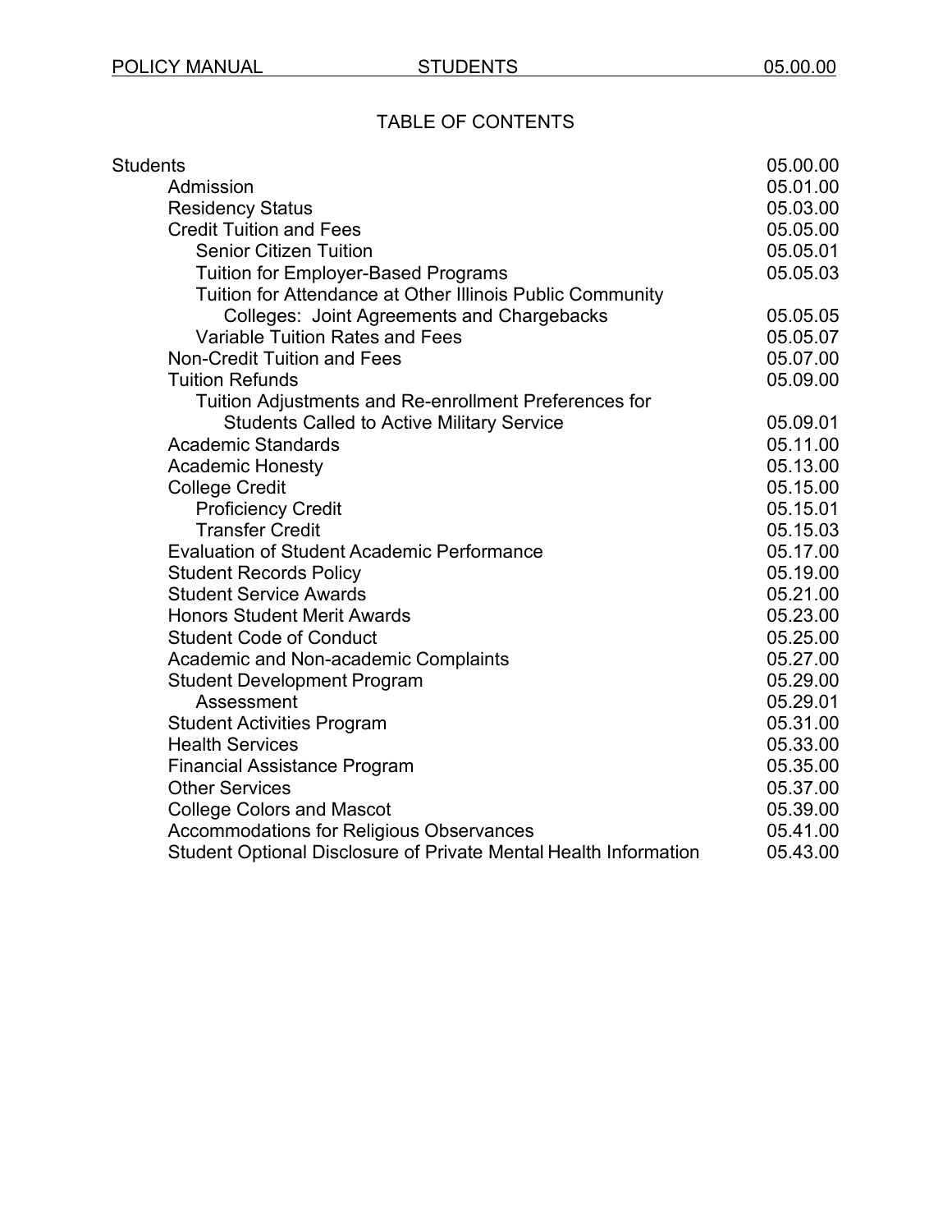## TABLE OF CONTENTS

| | |
|---|---|
| Students | 05.00.00 |
| Admission | 05.01.00 |
| Residency Status | 05.03.00 |
| Credit Tuition and Fees | 05.05.00 |
| Senior Citizen Tuition | 05.05.01 |
| Tuition for Employer-Based Programs | 05.05.03 |
| Tuition for Attendance at Other Illinois Public Community Colleges: Joint Agreements and Chargebacks | 05.05.05 |
| Variable Tuition Rates and Fees | 05.05.07 |
| Non-Credit Tuition and Fees | 05.07.00 |
| Tuition Refunds | 05.09.00 |
| Tuition Adjustments and Re-enrollment Preferences for Students Called to Active Military Service | 05.09.01 |
| Academic Standards | 05.11.00 |
| Academic Honesty | 05.13.00 |
| College Credit | 05.15.00 |
| Proficiency Credit | 05.15.01 |
| Transfer Credit | 05.15.03 |
| Evaluation of Student Academic Performance | 05.17.00 |
| Student Records Policy | 05.19.00 |
| Student Service Awards | 05.21.00 |
| Honors Student Merit Awards | 05.23.00 |
| Student Code of Conduct | 05.25.00 |
| Academic and Non-academic Complaints | 05.27.00 |
| Student Development Program | 05.29.00 |
| Assessment | 05.29.01 |
| Student Activities Program | 05.31.00 |
| Health Services | 05.33.00 |
| Financial Assistance Program | 05.35.00 |
| Other Services | 05.37.00 |
| College Colors and Mascot | 05.39.00 |
| Accommodations for Religious Observances | 05.41.00 |
| Student Optional Disclosure of Private Mental Health Information | 05.43.00 |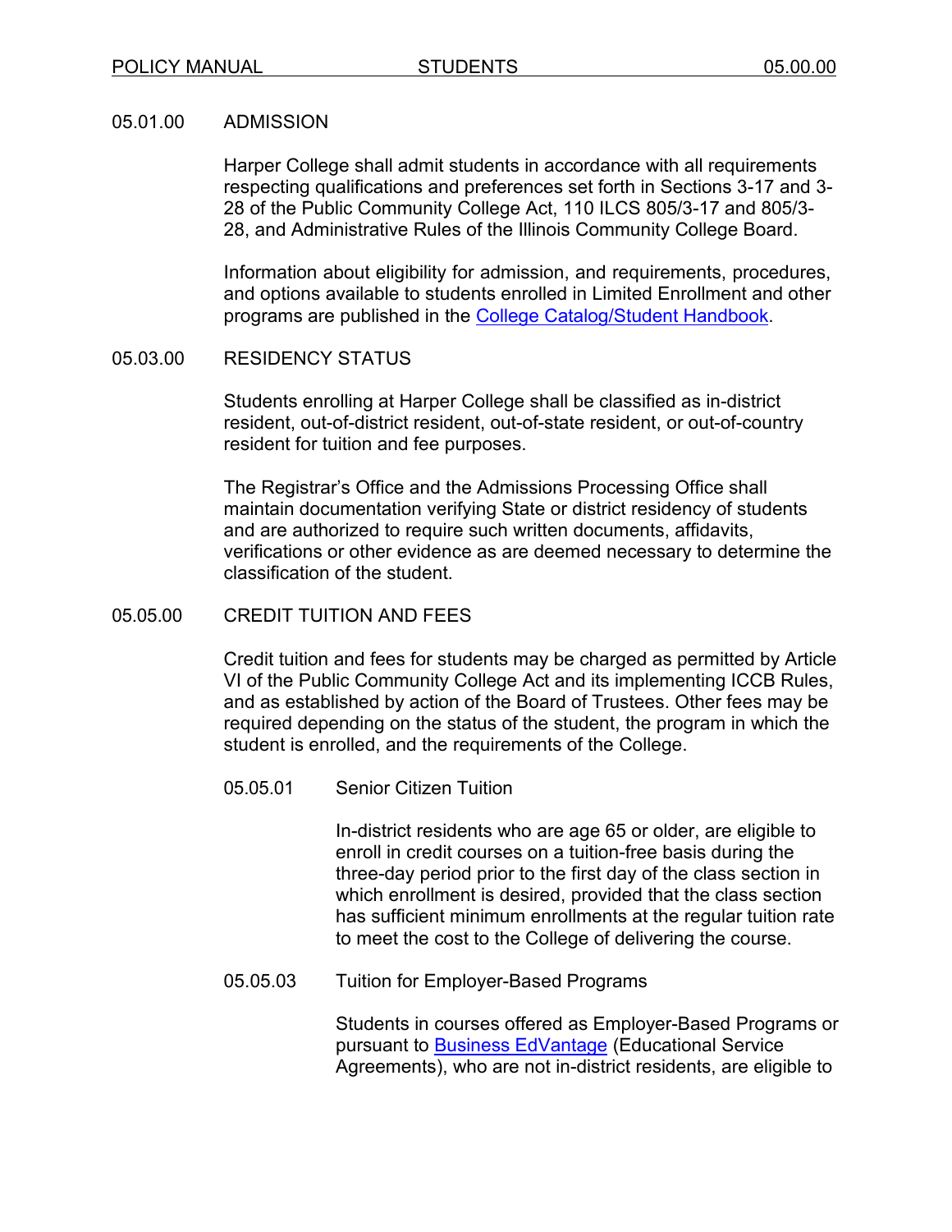## 05.01.00 ADMISSION

Harper College shall admit students in accordance with all requirements respecting qualifications and preferences set forth in Sections 3-17 and 3-28 of the Public Community College Act, 110 ILCS 805/3-17 and 805/3-28, and Administrative Rules of the Illinois Community College Board.

Information about eligibility for admission, and requirements, procedures, and options available to students enrolled in Limited Enrollment and other programs are published in the College Catalog/Student Handbook.

## 05.03.00 RESIDENCY STATUS

Students enrolling at Harper College shall be classified as in-district resident, out-of-district resident, out-of-state resident, or out-of-country resident for tuition and fee purposes.

The Registrar's Office and the Admissions Processing Office shall maintain documentation verifying State or district residency of students and are authorized to require such written documents, affidavits, verifications or other evidence as are deemed necessary to determine the classification of the student.

## 05.05.00 CREDIT TUITION AND FEES

Credit tuition and fees for students may be charged as permitted by Article VI of the Public Community College Act and its implementing ICCB Rules, and as established by action of the Board of Trustees. Other fees may be required depending on the status of the student, the program in which the student is enrolled, and the requirements of the College.

### 05.05.01 Senior Citizen Tuition

In-district residents who are age 65 or older, are eligible to enroll in credit courses on a tuition-free basis during the three-day period prior to the first day of the class section in which enrollment is desired, provided that the class section has sufficient minimum enrollments at the regular tuition rate to meet the cost to the College of delivering the course.

### 05.05.03 Tuition for Employer-Based Programs

Students in courses offered as Employer-Based Programs or pursuant to Business EdVantage (Educational Service Agreements), who are not in-district residents, are eligible to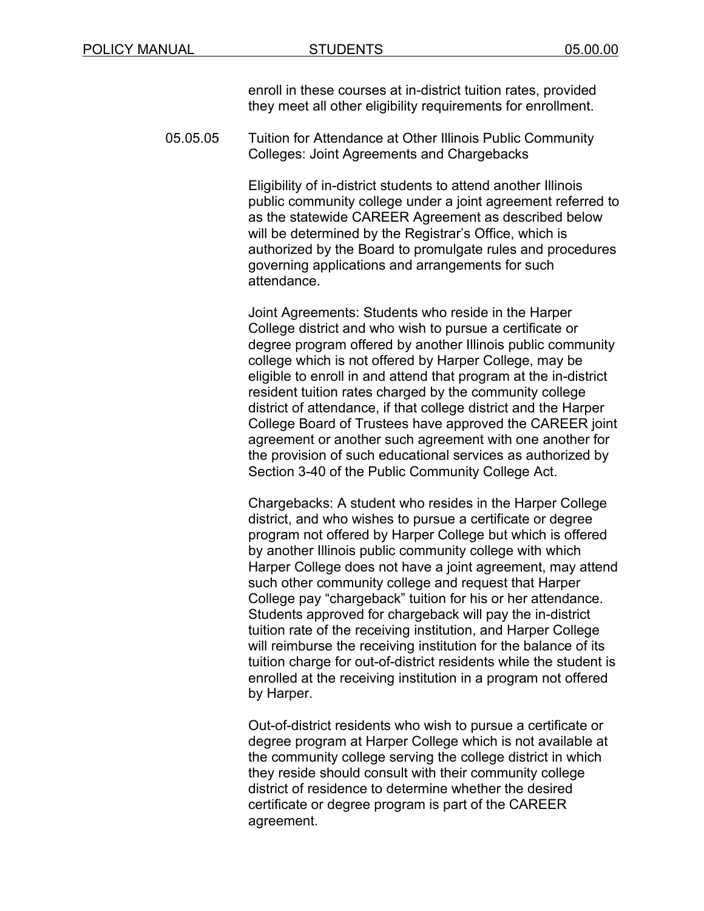enroll in these courses at in-district tuition rates, provided they meet all other eligibility requirements for enrollment.

### 05.05.05 Tuition for Attendance at Other Illinois Public Community Colleges: Joint Agreements and Chargebacks

Eligibility of in-district students to attend another Illinois public community college under a joint agreement referred to as the statewide CAREER Agreement as described below will be determined by the Registrar's Office, which is authorized by the Board to promulgate rules and procedures governing applications and arrangements for such attendance.

Joint Agreements: Students who reside in the Harper College district and who wish to pursue a certificate or degree program offered by another Illinois public community college which is not offered by Harper College, may be eligible to enroll in and attend that program at the in-district resident tuition rates charged by the community college district of attendance, if that college district and the Harper College Board of Trustees have approved the CAREER joint agreement or another such agreement with one another for the provision of such educational services as authorized by Section 3-40 of the Public Community College Act.

Chargebacks: A student who resides in the Harper College district, and who wishes to pursue a certificate or degree program not offered by Harper College but which is offered by another Illinois public community college with which Harper College does not have a joint agreement, may attend such other community college and request that Harper College pay "chargeback" tuition for his or her attendance. Students approved for chargeback will pay the in-district tuition rate of the receiving institution, and Harper College will reimburse the receiving institution for the balance of its tuition charge for out-of-district residents while the student is enrolled at the receiving institution in a program not offered by Harper.

Out-of-district residents who wish to pursue a certificate or degree program at Harper College which is not available at the community college serving the college district in which they reside should consult with their community college district of residence to determine whether the desired certificate or degree program is part of the CAREER agreement.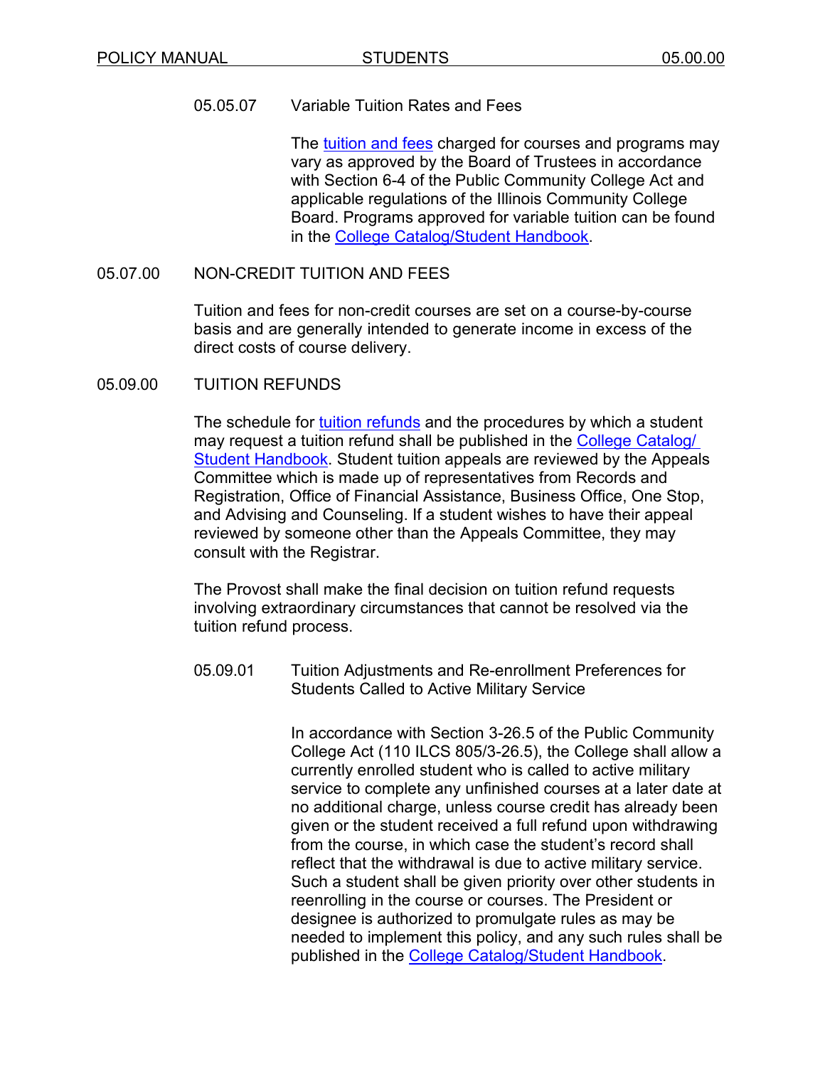#### 05.05.07 Variable Tuition Rates and Fees

The tuition and fees charged for courses and programs may vary as approved by the Board of Trustees in accordance with Section 6-4 of the Public Community College Act and applicable regulations of the Illinois Community College Board. Programs approved for variable tuition can be found in the College Catalog/Student Handbook.

## 05.07.00 NON-CREDIT TUITION AND FEES

Tuition and fees for non-credit courses are set on a course-by-course basis and are generally intended to generate income in excess of the direct costs of course delivery.

## 05.09.00 TUITION REFUNDS

The schedule for tuition refunds and the procedures by which a student may request a tuition refund shall be published in the College Catalog/ Student Handbook. Student tuition appeals are reviewed by the Appeals Committee which is made up of representatives from Records and Registration, Office of Financial Assistance, Business Office, One Stop, and Advising and Counseling. If a student wishes to have their appeal reviewed by someone other than the Appeals Committee, they may consult with the Registrar.

The Provost shall make the final decision on tuition refund requests involving extraordinary circumstances that cannot be resolved via the tuition refund process.

#### 05.09.01 Tuition Adjustments and Re-enrollment Preferences for Students Called to Active Military Service

In accordance with Section 3-26.5 of the Public Community College Act (110 ILCS 805/3-26.5), the College shall allow a currently enrolled student who is called to active military service to complete any unfinished courses at a later date at no additional charge, unless course credit has already been given or the student received a full refund upon withdrawing from the course, in which case the student's record shall reflect that the withdrawal is due to active military service. Such a student shall be given priority over other students in reenrolling in the course or courses. The President or designee is authorized to promulgate rules as may be needed to implement this policy, and any such rules shall be published in the College Catalog/Student Handbook.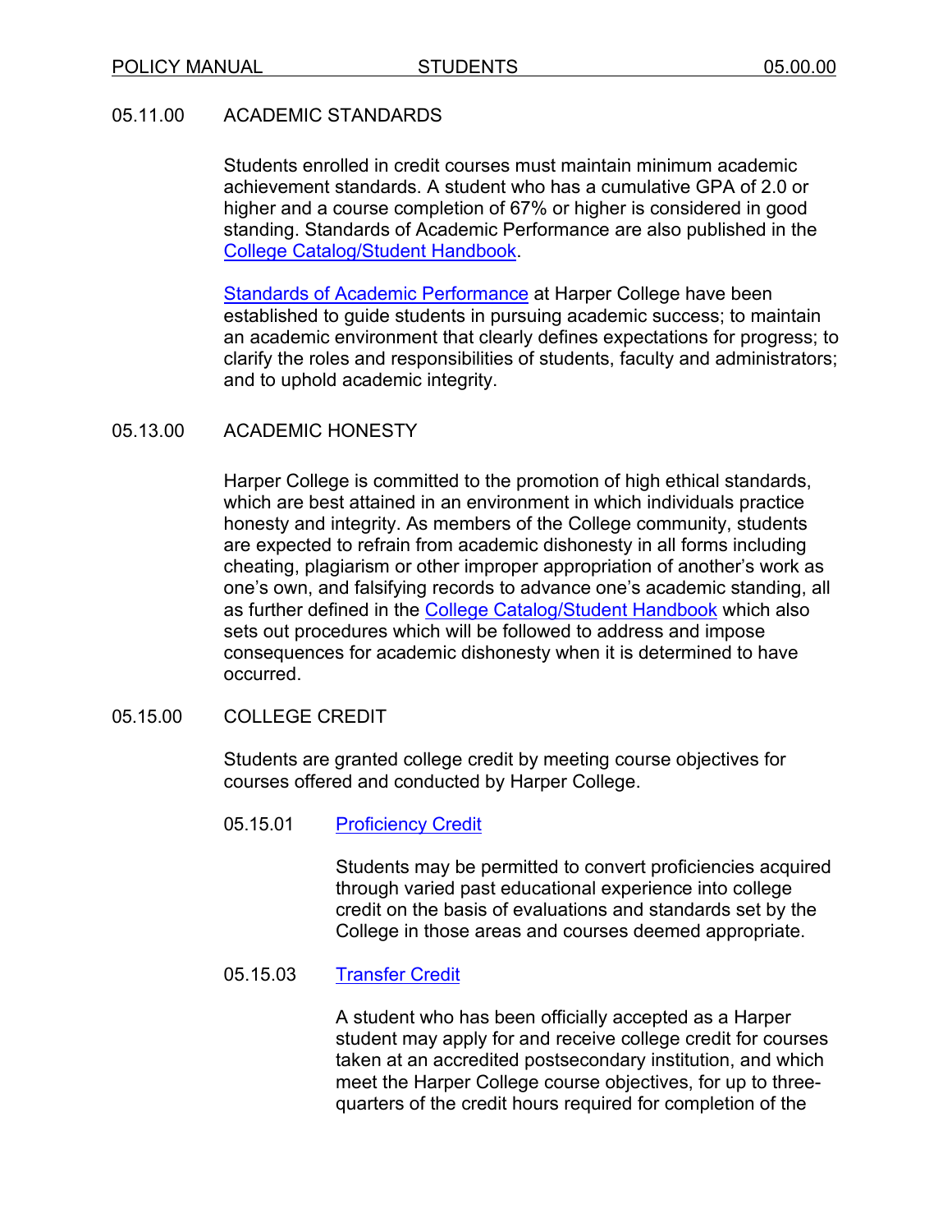## 05.11.00 ACADEMIC STANDARDS

Students enrolled in credit courses must maintain minimum academic achievement standards. A student who has a cumulative GPA of 2.0 or higher and a course completion of 67% or higher is considered in good standing. Standards of Academic Performance are also published in the College Catalog/Student Handbook.

Standards of Academic Performance at Harper College have been established to guide students in pursuing academic success; to maintain an academic environment that clearly defines expectations for progress; to clarify the roles and responsibilities of students, faculty and administrators; and to uphold academic integrity.

## 05.13.00 ACADEMIC HONESTY

Harper College is committed to the promotion of high ethical standards, which are best attained in an environment in which individuals practice honesty and integrity. As members of the College community, students are expected to refrain from academic dishonesty in all forms including cheating, plagiarism or other improper appropriation of another's work as one's own, and falsifying records to advance one's academic standing, all as further defined in the College Catalog/Student Handbook which also sets out procedures which will be followed to address and impose consequences for academic dishonesty when it is determined to have occurred.

## 05.15.00 COLLEGE CREDIT

Students are granted college credit by meeting course objectives for courses offered and conducted by Harper College.

### 05.15.01 Proficiency Credit

Students may be permitted to convert proficiencies acquired through varied past educational experience into college credit on the basis of evaluations and standards set by the College in those areas and courses deemed appropriate.

### 05.15.03 Transfer Credit

A student who has been officially accepted as a Harper student may apply for and receive college credit for courses taken at an accredited postsecondary institution, and which meet the Harper College course objectives, for up to three-quarters of the credit hours required for completion of the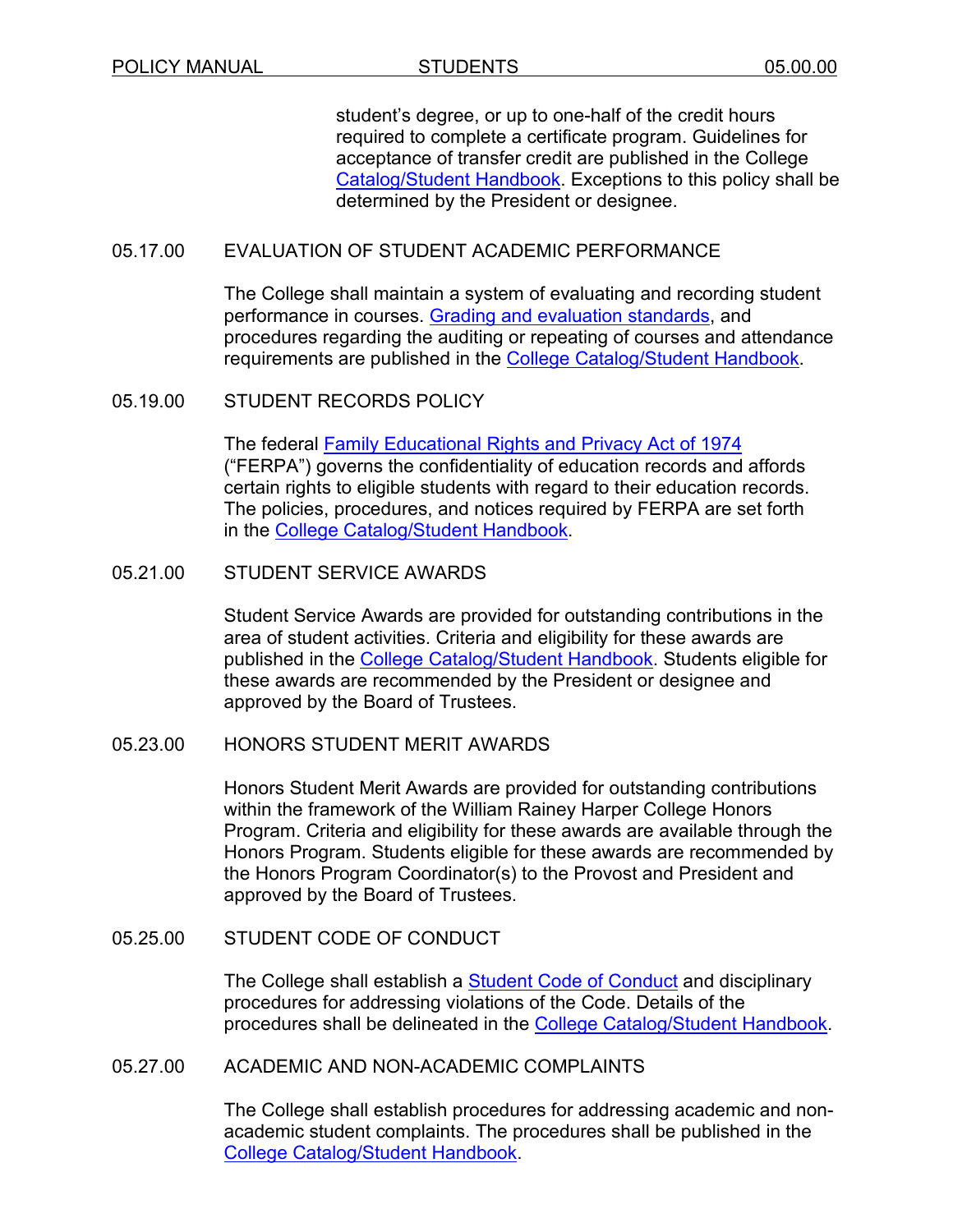student's degree, or up to one-half of the credit hours required to complete a certificate program. Guidelines for acceptance of transfer credit are published in the College Catalog/Student Handbook. Exceptions to this policy shall be determined by the President or designee.

## 05.17.00 EVALUATION OF STUDENT ACADEMIC PERFORMANCE

The College shall maintain a system of evaluating and recording student performance in courses. Grading and evaluation standards, and procedures regarding the auditing or repeating of courses and attendance requirements are published in the College Catalog/Student Handbook.

## 05.19.00 STUDENT RECORDS POLICY

The federal Family Educational Rights and Privacy Act of 1974 ("FERPA") governs the confidentiality of education records and affords certain rights to eligible students with regard to their education records. The policies, procedures, and notices required by FERPA are set forth in the College Catalog/Student Handbook.

## 05.21.00 STUDENT SERVICE AWARDS

Student Service Awards are provided for outstanding contributions in the area of student activities. Criteria and eligibility for these awards are published in the College Catalog/Student Handbook. Students eligible for these awards are recommended by the President or designee and approved by the Board of Trustees.

## 05.23.00 HONORS STUDENT MERIT AWARDS

Honors Student Merit Awards are provided for outstanding contributions within the framework of the William Rainey Harper College Honors Program. Criteria and eligibility for these awards are available through the Honors Program. Students eligible for these awards are recommended by the Honors Program Coordinator(s) to the Provost and President and approved by the Board of Trustees.

## 05.25.00 STUDENT CODE OF CONDUCT

The College shall establish a Student Code of Conduct and disciplinary procedures for addressing violations of the Code. Details of the procedures shall be delineated in the College Catalog/Student Handbook.

## 05.27.00 ACADEMIC AND NON-ACADEMIC COMPLAINTS

The College shall establish procedures for addressing academic and non-academic student complaints. The procedures shall be published in the College Catalog/Student Handbook.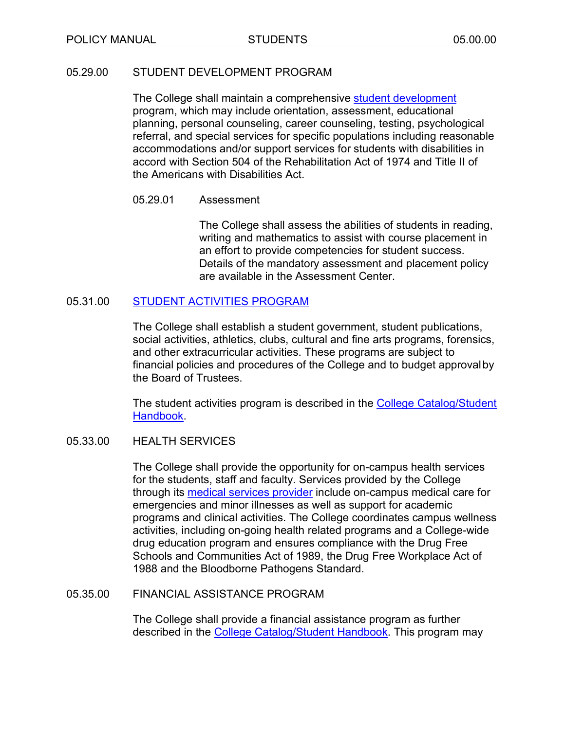## 05.29.00 STUDENT DEVELOPMENT PROGRAM

The College shall maintain a comprehensive student development program, which may include orientation, assessment, educational planning, personal counseling, career counseling, testing, psychological referral, and special services for specific populations including reasonable accommodations and/or support services for students with disabilities in accord with Section 504 of the Rehabilitation Act of 1974 and Title II of the Americans with Disabilities Act.

### 05.29.01 Assessment

The College shall assess the abilities of students in reading, writing and mathematics to assist with course placement in an effort to provide competencies for student success. Details of the mandatory assessment and placement policy are available in the Assessment Center.

## 05.31.00 STUDENT ACTIVITIES PROGRAM

The College shall establish a student government, student publications, social activities, athletics, clubs, cultural and fine arts programs, forensics, and other extracurricular activities. These programs are subject to financial policies and procedures of the College and to budget approval by the Board of Trustees.

The student activities program is described in the College Catalog/Student Handbook.

## 05.33.00 HEALTH SERVICES

The College shall provide the opportunity for on-campus health services for the students, staff and faculty. Services provided by the College through its medical services provider include on-campus medical care for emergencies and minor illnesses as well as support for academic programs and clinical activities. The College coordinates campus wellness activities, including on-going health related programs and a College-wide drug education program and ensures compliance with the Drug Free Schools and Communities Act of 1989, the Drug Free Workplace Act of 1988 and the Bloodborne Pathogens Standard.

## 05.35.00 FINANCIAL ASSISTANCE PROGRAM

The College shall provide a financial assistance program as further described in the College Catalog/Student Handbook. This program may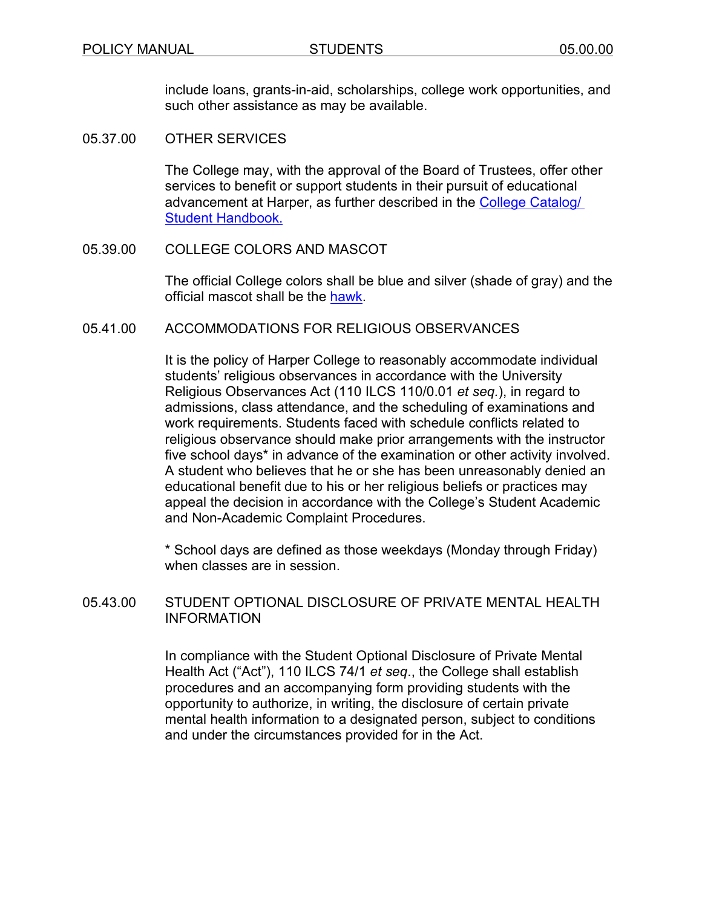include loans, grants-in-aid, scholarships, college work opportunities, and such other assistance as may be available.

## 05.37.00 OTHER SERVICES

The College may, with the approval of the Board of Trustees, offer other services to benefit or support students in their pursuit of educational advancement at Harper, as further described in the College Catalog/ Student Handbook.

## 05.39.00 COLLEGE COLORS AND MASCOT

The official College colors shall be blue and silver (shade of gray) and the official mascot shall be the hawk.

## 05.41.00 ACCOMMODATIONS FOR RELIGIOUS OBSERVANCES

It is the policy of Harper College to reasonably accommodate individual students' religious observances in accordance with the University Religious Observances Act (110 ILCS 110/0.01 *et seq.*), in regard to admissions, class attendance, and the scheduling of examinations and work requirements. Students faced with schedule conflicts related to religious observance should make prior arrangements with the instructor five school days* in advance of the examination or other activity involved. A student who believes that he or she has been unreasonably denied an educational benefit due to his or her religious beliefs or practices may appeal the decision in accordance with the College's Student Academic and Non-Academic Complaint Procedures.

* School days are defined as those weekdays (Monday through Friday) when classes are in session.

## 05.43.00 STUDENT OPTIONAL DISCLOSURE OF PRIVATE MENTAL HEALTH INFORMATION

In compliance with the Student Optional Disclosure of Private Mental Health Act ("Act"), 110 ILCS 74/1 *et seq*., the College shall establish procedures and an accompanying form providing students with the opportunity to authorize, in writing, the disclosure of certain private mental health information to a designated person, subject to conditions and under the circumstances provided for in the Act.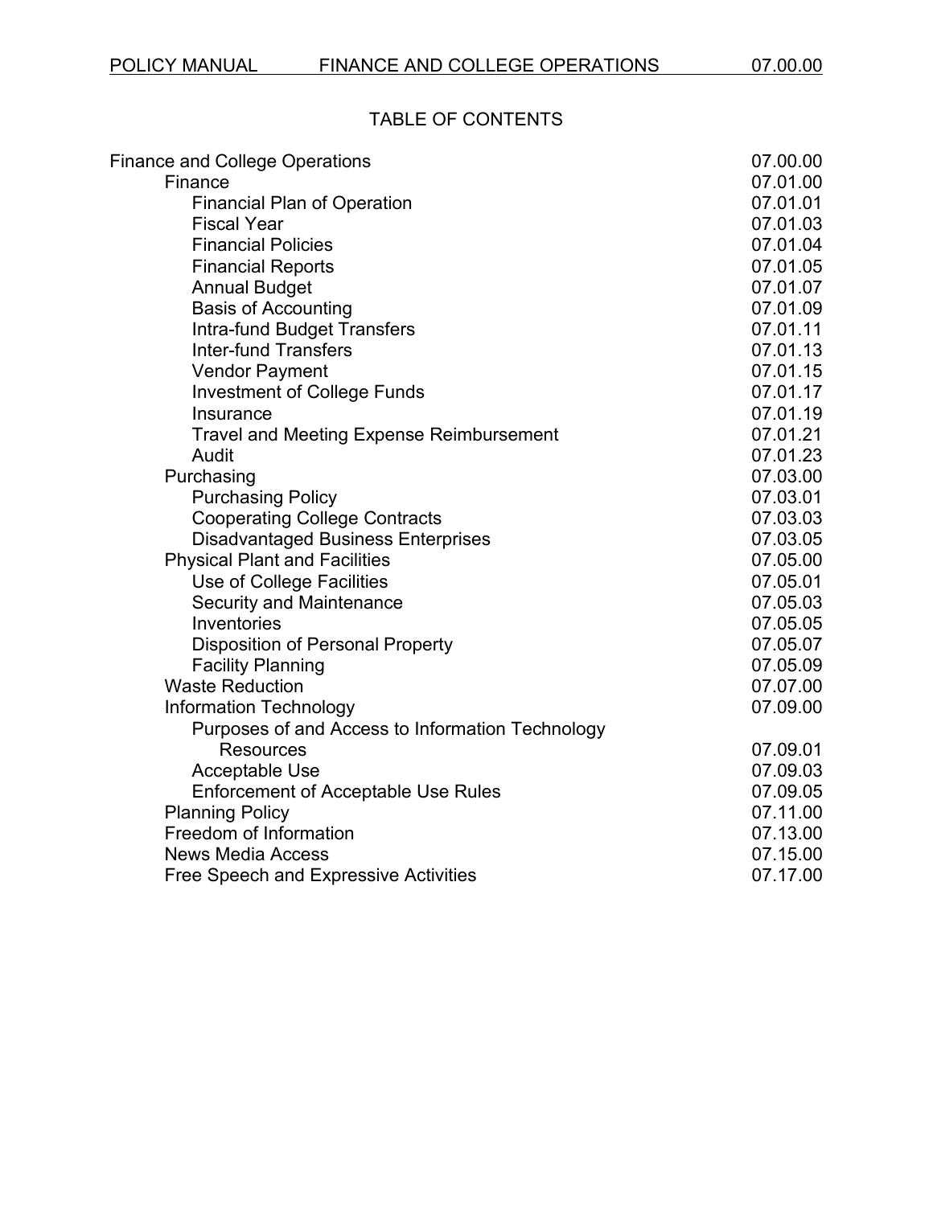POLICY MANUAL FINANCE AND COLLEGE OPERATIONS 07.00.00

## TABLE OF CONTENTS

| | |
|---|---|
| Finance and College Operations | 07.00.00 |
| Finance | 07.01.00 |
| Financial Plan of Operation | 07.01.01 |
| Fiscal Year | 07.01.03 |
| Financial Policies | 07.01.04 |
| Financial Reports | 07.01.05 |
| Annual Budget | 07.01.07 |
| Basis of Accounting | 07.01.09 |
| Intra-fund Budget Transfers | 07.01.11 |
| Inter-fund Transfers | 07.01.13 |
| Vendor Payment | 07.01.15 |
| Investment of College Funds | 07.01.17 |
| Insurance | 07.01.19 |
| Travel and Meeting Expense Reimbursement | 07.01.21 |
| Audit | 07.01.23 |
| Purchasing | 07.03.00 |
| Purchasing Policy | 07.03.01 |
| Cooperating College Contracts | 07.03.03 |
| Disadvantaged Business Enterprises | 07.03.05 |
| Physical Plant and Facilities | 07.05.00 |
| Use of College Facilities | 07.05.01 |
| Security and Maintenance | 07.05.03 |
| Inventories | 07.05.05 |
| Disposition of Personal Property | 07.05.07 |
| Facility Planning | 07.05.09 |
| Waste Reduction | 07.07.00 |
| Information Technology | 07.09.00 |
| Purposes of and Access to Information Technology Resources | 07.09.01 |
| Acceptable Use | 07.09.03 |
| Enforcement of Acceptable Use Rules | 07.09.05 |
| Planning Policy | 07.11.00 |
| Freedom of Information | 07.13.00 |
| News Media Access | 07.15.00 |
| Free Speech and Expressive Activities | 07.17.00 |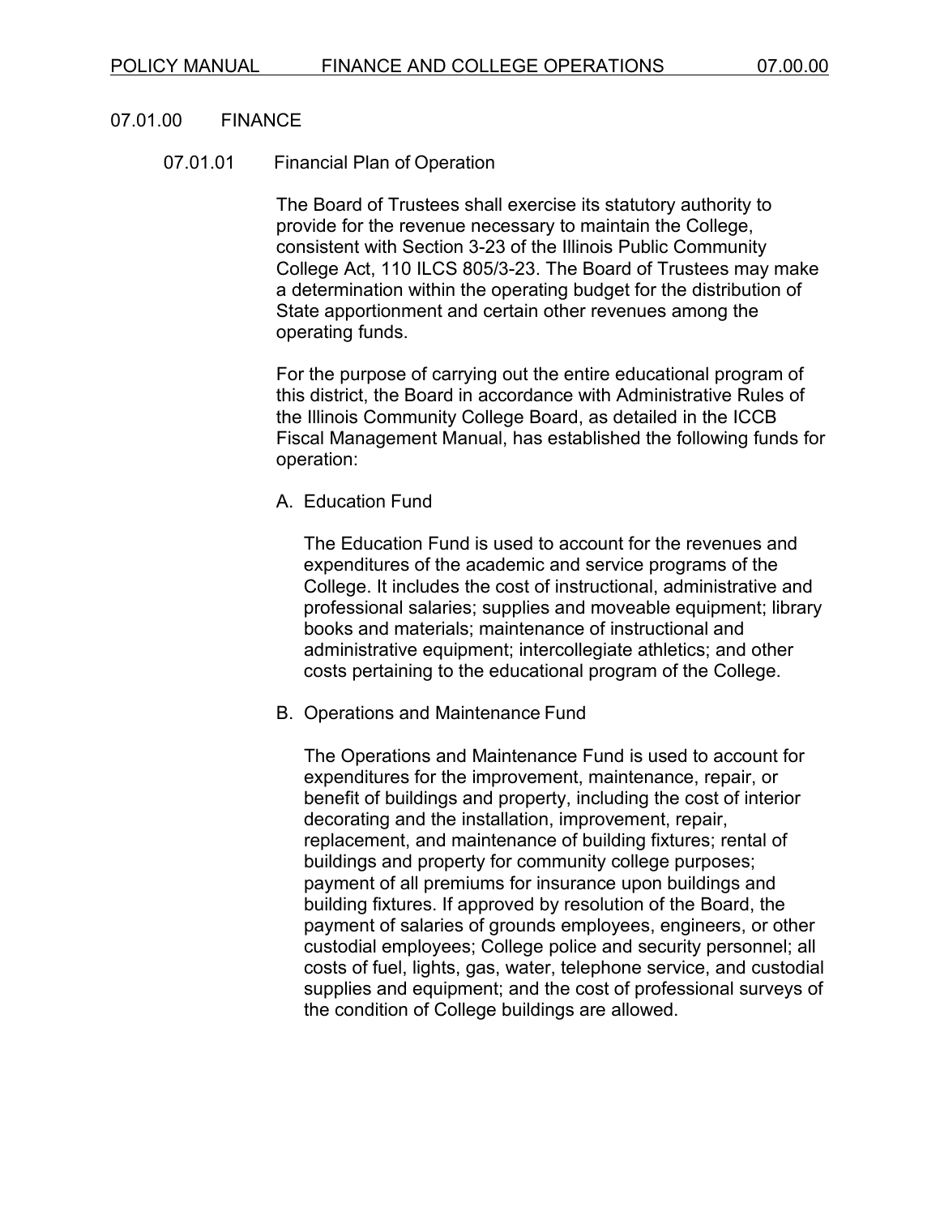## 07.01.00 FINANCE

### 07.01.01 Financial Plan of Operation

The Board of Trustees shall exercise its statutory authority to provide for the revenue necessary to maintain the College, consistent with Section 3-23 of the Illinois Public Community College Act, 110 ILCS 805/3-23. The Board of Trustees may make a determination within the operating budget for the distribution of State apportionment and certain other revenues among the operating funds.

For the purpose of carrying out the entire educational program of this district, the Board in accordance with Administrative Rules of the Illinois Community College Board, as detailed in the ICCB Fiscal Management Manual, has established the following funds for operation:

A. Education Fund

   The Education Fund is used to account for the revenues and expenditures of the academic and service programs of the College. It includes the cost of instructional, administrative and professional salaries; supplies and moveable equipment; library books and materials; maintenance of instructional and administrative equipment; intercollegiate athletics; and other costs pertaining to the educational program of the College.

B. Operations and Maintenance Fund

   The Operations and Maintenance Fund is used to account for expenditures for the improvement, maintenance, repair, or benefit of buildings and property, including the cost of interior decorating and the installation, improvement, repair, replacement, and maintenance of building fixtures; rental of buildings and property for community college purposes; payment of all premiums for insurance upon buildings and building fixtures. If approved by resolution of the Board, the payment of salaries of grounds employees, engineers, or other custodial employees; College police and security personnel; all costs of fuel, lights, gas, water, telephone service, and custodial supplies and equipment; and the cost of professional surveys of the condition of College buildings are allowed.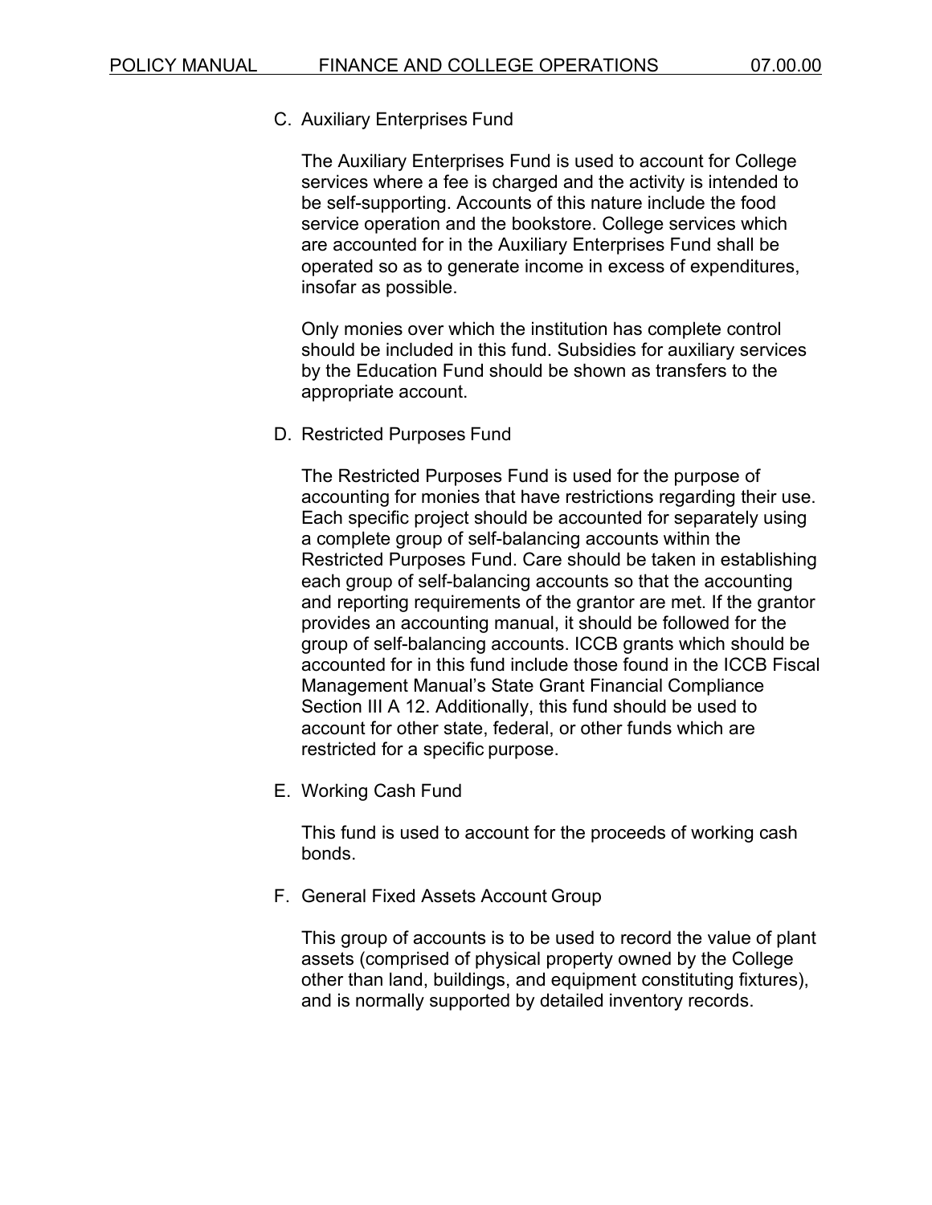C. Auxiliary Enterprises Fund

The Auxiliary Enterprises Fund is used to account for College services where a fee is charged and the activity is intended to be self-supporting. Accounts of this nature include the food service operation and the bookstore. College services which are accounted for in the Auxiliary Enterprises Fund shall be operated so as to generate income in excess of expenditures, insofar as possible.

Only monies over which the institution has complete control should be included in this fund. Subsidies for auxiliary services by the Education Fund should be shown as transfers to the appropriate account.

D. Restricted Purposes Fund

The Restricted Purposes Fund is used for the purpose of accounting for monies that have restrictions regarding their use. Each specific project should be accounted for separately using a complete group of self-balancing accounts within the Restricted Purposes Fund. Care should be taken in establishing each group of self-balancing accounts so that the accounting and reporting requirements of the grantor are met. If the grantor provides an accounting manual, it should be followed for the group of self-balancing accounts. ICCB grants which should be accounted for in this fund include those found in the ICCB Fiscal Management Manual's State Grant Financial Compliance Section III A 12. Additionally, this fund should be used to account for other state, federal, or other funds which are restricted for a specific purpose.

E. Working Cash Fund

This fund is used to account for the proceeds of working cash bonds.

F. General Fixed Assets Account Group

This group of accounts is to be used to record the value of plant assets (comprised of physical property owned by the College other than land, buildings, and equipment constituting fixtures), and is normally supported by detailed inventory records.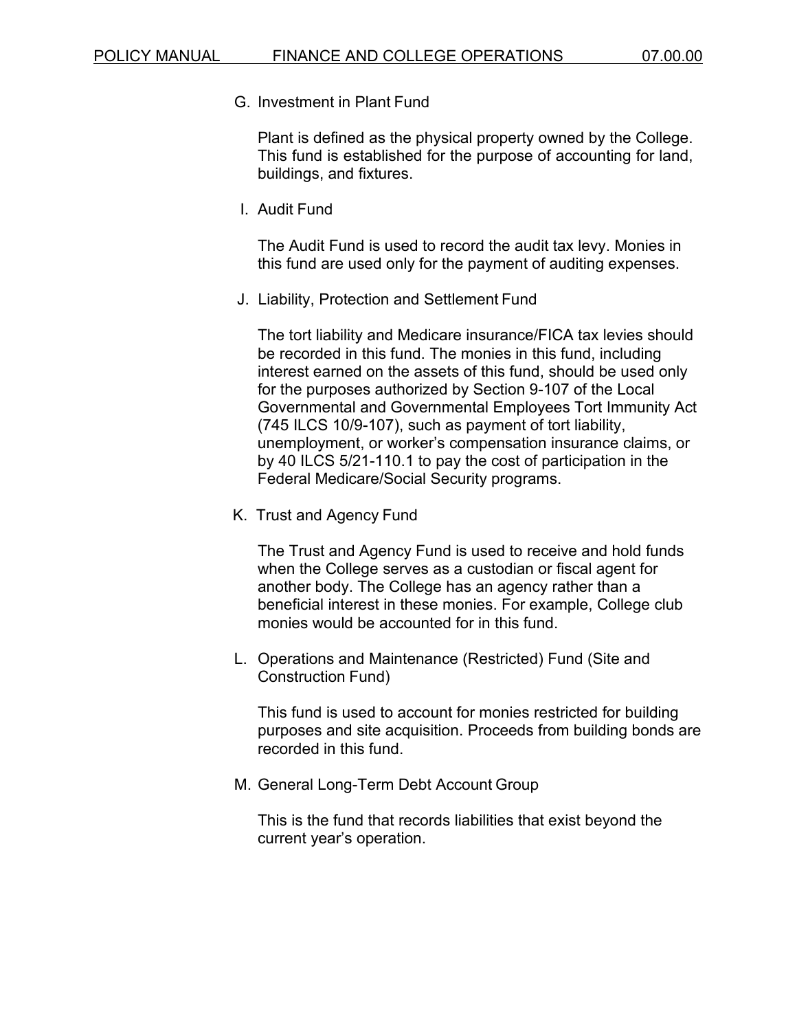G. Investment in Plant Fund

Plant is defined as the physical property owned by the College. This fund is established for the purpose of accounting for land, buildings, and fixtures.

I. Audit Fund

The Audit Fund is used to record the audit tax levy. Monies in this fund are used only for the payment of auditing expenses.

J. Liability, Protection and Settlement Fund

The tort liability and Medicare insurance/FICA tax levies should be recorded in this fund. The monies in this fund, including interest earned on the assets of this fund, should be used only for the purposes authorized by Section 9-107 of the Local Governmental and Governmental Employees Tort Immunity Act (745 ILCS 10/9-107), such as payment of tort liability, unemployment, or worker's compensation insurance claims, or by 40 ILCS 5/21-110.1 to pay the cost of participation in the Federal Medicare/Social Security programs.

K. Trust and Agency Fund

The Trust and Agency Fund is used to receive and hold funds when the College serves as a custodian or fiscal agent for another body. The College has an agency rather than a beneficial interest in these monies. For example, College club monies would be accounted for in this fund.

L. Operations and Maintenance (Restricted) Fund (Site and Construction Fund)

This fund is used to account for monies restricted for building purposes and site acquisition. Proceeds from building bonds are recorded in this fund.

M. General Long-Term Debt Account Group

This is the fund that records liabilities that exist beyond the current year's operation.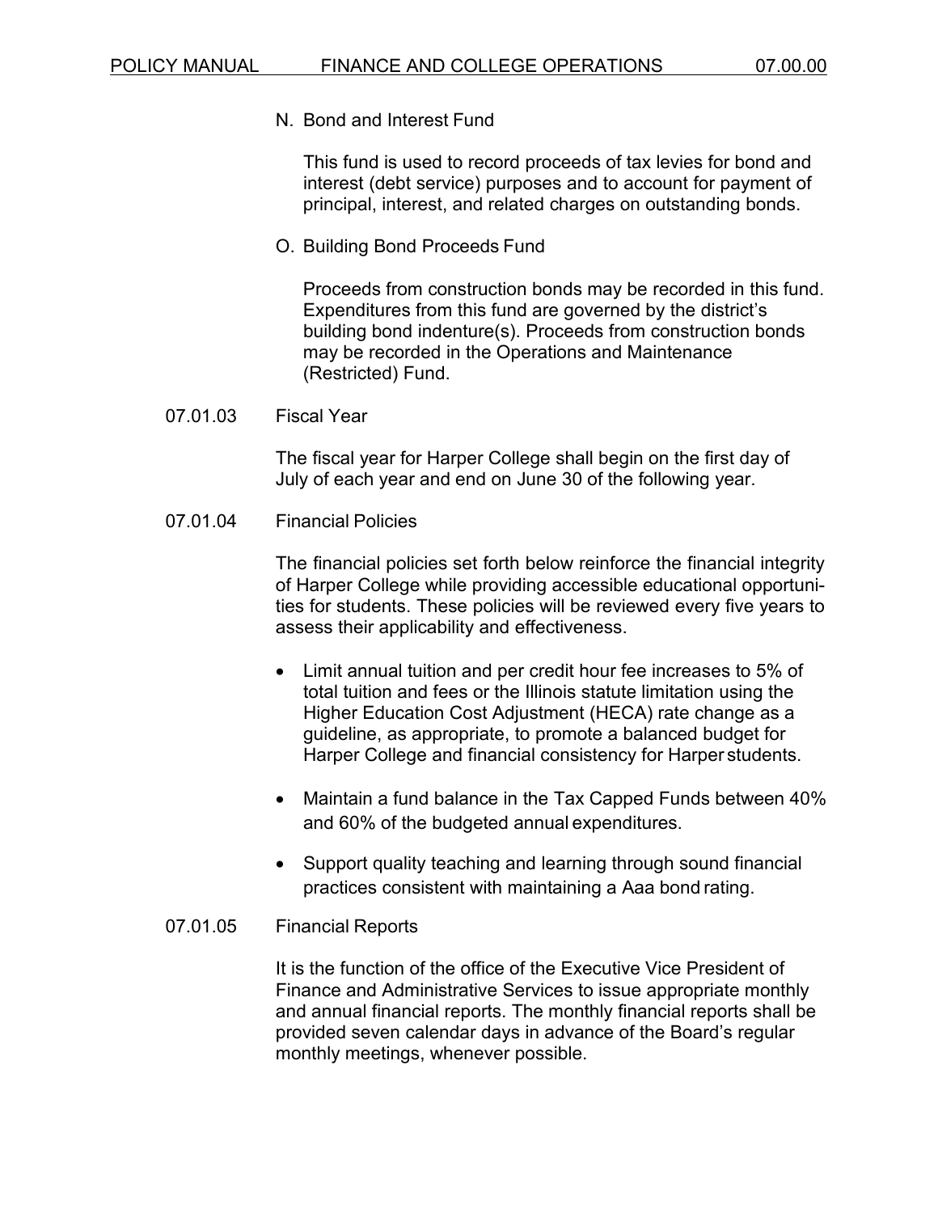N. Bond and Interest Fund

This fund is used to record proceeds of tax levies for bond and interest (debt service) purposes and to account for payment of principal, interest, and related charges on outstanding bonds.

O. Building Bond Proceeds Fund

Proceeds from construction bonds may be recorded in this fund. Expenditures from this fund are governed by the district's building bond indenture(s). Proceeds from construction bonds may be recorded in the Operations and Maintenance (Restricted) Fund.

07.01.03 Fiscal Year

The fiscal year for Harper College shall begin on the first day of July of each year and end on June 30 of the following year.

07.01.04 Financial Policies

The financial policies set forth below reinforce the financial integrity of Harper College while providing accessible educational opportunities for students. These policies will be reviewed every five years to assess their applicability and effectiveness.

- Limit annual tuition and per credit hour fee increases to 5% of total tuition and fees or the Illinois statute limitation using the Higher Education Cost Adjustment (HECA) rate change as a guideline, as appropriate, to promote a balanced budget for Harper College and financial consistency for Harper students.
- Maintain a fund balance in the Tax Capped Funds between 40% and 60% of the budgeted annual expenditures.
- Support quality teaching and learning through sound financial practices consistent with maintaining a Aaa bond rating.

07.01.05 Financial Reports

It is the function of the office of the Executive Vice President of Finance and Administrative Services to issue appropriate monthly and annual financial reports. The monthly financial reports shall be provided seven calendar days in advance of the Board's regular monthly meetings, whenever possible.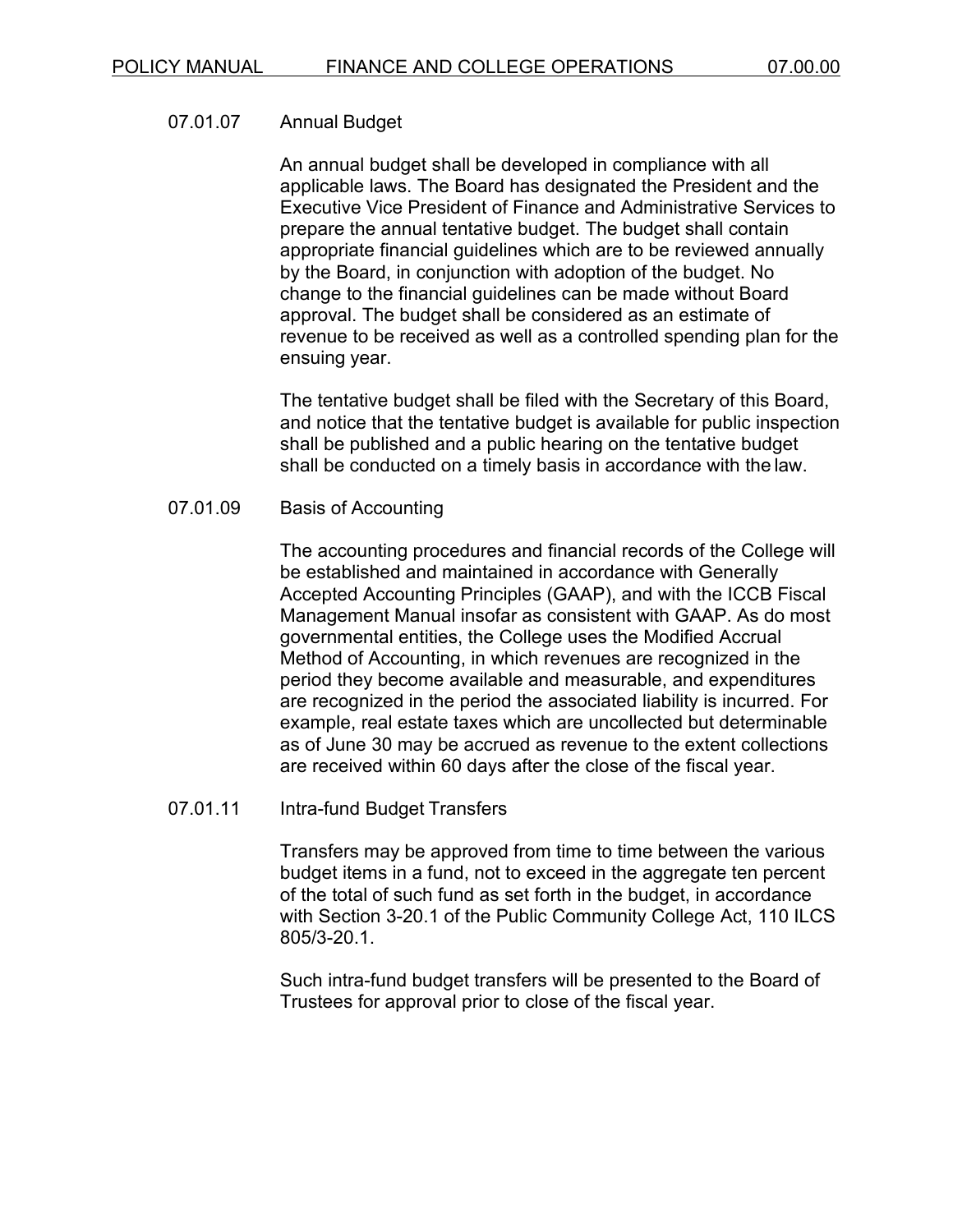### 07.01.07 Annual Budget

An annual budget shall be developed in compliance with all applicable laws. The Board has designated the President and the Executive Vice President of Finance and Administrative Services to prepare the annual tentative budget. The budget shall contain appropriate financial guidelines which are to be reviewed annually by the Board, in conjunction with adoption of the budget. No change to the financial guidelines can be made without Board approval. The budget shall be considered as an estimate of revenue to be received as well as a controlled spending plan for the ensuing year.

The tentative budget shall be filed with the Secretary of this Board, and notice that the tentative budget is available for public inspection shall be published and a public hearing on the tentative budget shall be conducted on a timely basis in accordance with the law.

### 07.01.09 Basis of Accounting

The accounting procedures and financial records of the College will be established and maintained in accordance with Generally Accepted Accounting Principles (GAAP), and with the ICCB Fiscal Management Manual insofar as consistent with GAAP. As do most governmental entities, the College uses the Modified Accrual Method of Accounting, in which revenues are recognized in the period they become available and measurable, and expenditures are recognized in the period the associated liability is incurred. For example, real estate taxes which are uncollected but determinable as of June 30 may be accrued as revenue to the extent collections are received within 60 days after the close of the fiscal year.

### 07.01.11 Intra-fund Budget Transfers

Transfers may be approved from time to time between the various budget items in a fund, not to exceed in the aggregate ten percent of the total of such fund as set forth in the budget, in accordance with Section 3-20.1 of the Public Community College Act, 110 ILCS 805/3-20.1.

Such intra-fund budget transfers will be presented to the Board of Trustees for approval prior to close of the fiscal year.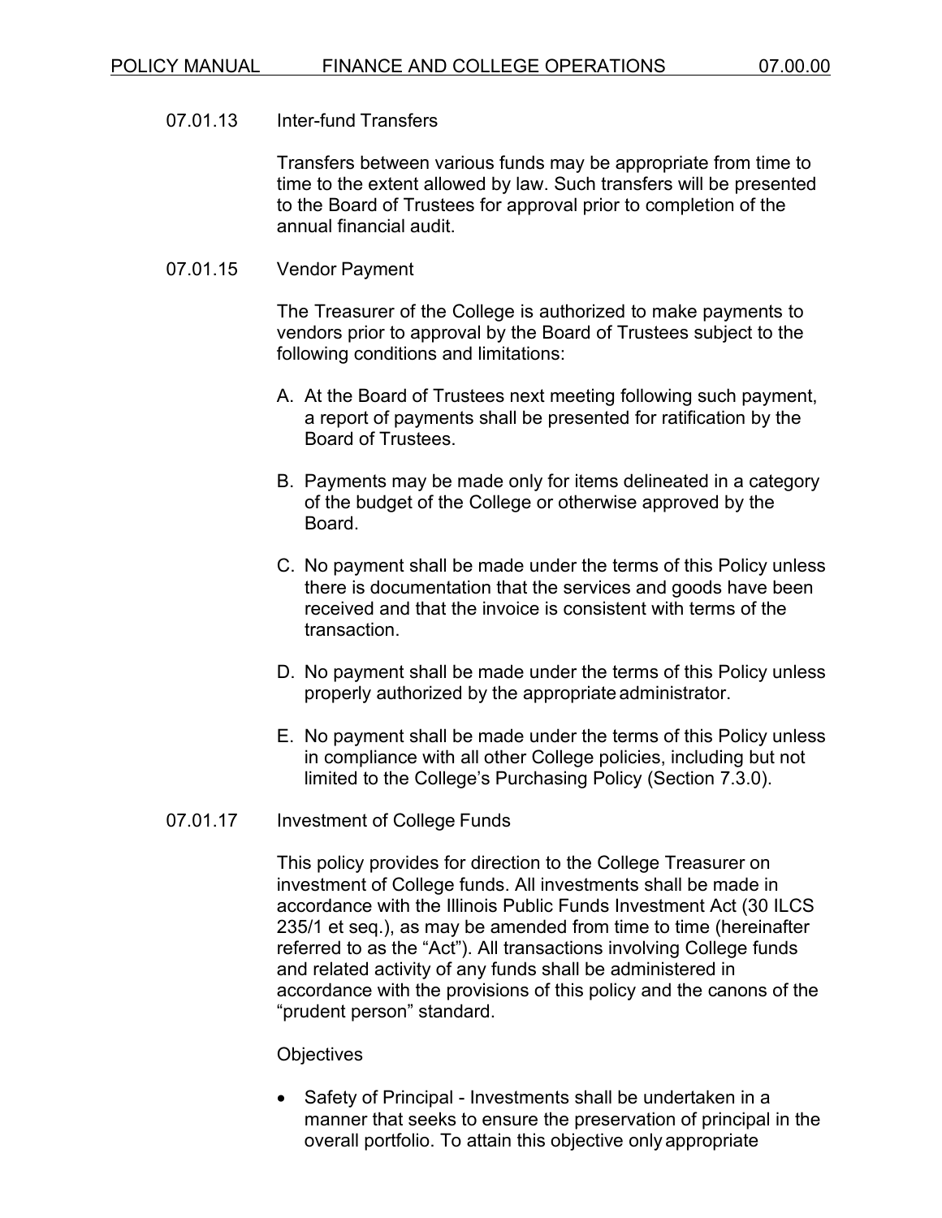### 07.01.13 Inter-fund Transfers

Transfers between various funds may be appropriate from time to time to the extent allowed by law. Such transfers will be presented to the Board of Trustees for approval prior to completion of the annual financial audit.

### 07.01.15 Vendor Payment

The Treasurer of the College is authorized to make payments to vendors prior to approval by the Board of Trustees subject to the following conditions and limitations:

A. At the Board of Trustees next meeting following such payment, a report of payments shall be presented for ratification by the Board of Trustees.

B. Payments may be made only for items delineated in a category of the budget of the College or otherwise approved by the Board.

C. No payment shall be made under the terms of this Policy unless there is documentation that the services and goods have been received and that the invoice is consistent with terms of the transaction.

D. No payment shall be made under the terms of this Policy unless properly authorized by the appropriate administrator.

E. No payment shall be made under the terms of this Policy unless in compliance with all other College policies, including but not limited to the College's Purchasing Policy (Section 7.3.0).

### 07.01.17 Investment of College Funds

This policy provides for direction to the College Treasurer on investment of College funds. All investments shall be made in accordance with the Illinois Public Funds Investment Act (30 ILCS 235/1 et seq.), as may be amended from time to time (hereinafter referred to as the "Act"). All transactions involving College funds and related activity of any funds shall be administered in accordance with the provisions of this policy and the canons of the "prudent person" standard.

Objectives

- Safety of Principal - Investments shall be undertaken in a manner that seeks to ensure the preservation of principal in the overall portfolio. To attain this objective only appropriate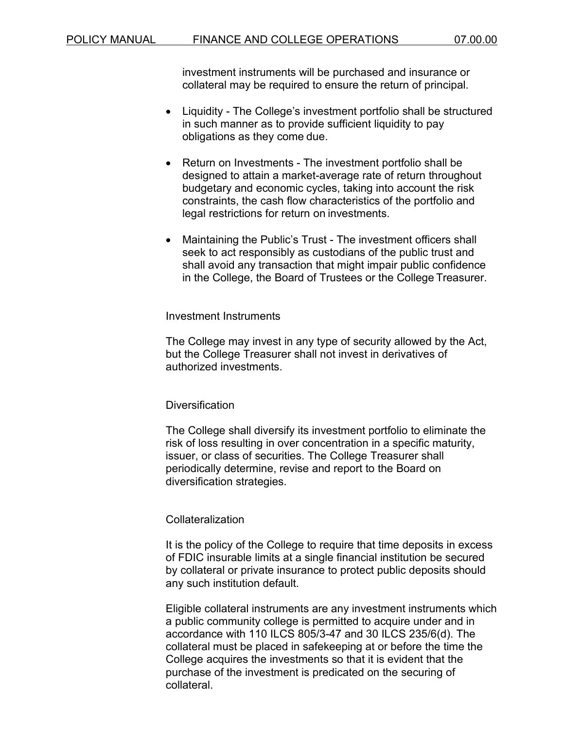investment instruments will be purchased and insurance or collateral may be required to ensure the return of principal.

- Liquidity - The College's investment portfolio shall be structured in such manner as to provide sufficient liquidity to pay obligations as they come due.
- Return on Investments - The investment portfolio shall be designed to attain a market-average rate of return throughout budgetary and economic cycles, taking into account the risk constraints, the cash flow characteristics of the portfolio and legal restrictions for return on investments.
- Maintaining the Public's Trust - The investment officers shall seek to act responsibly as custodians of the public trust and shall avoid any transaction that might impair public confidence in the College, the Board of Trustees or the College Treasurer.

### Investment Instruments

The College may invest in any type of security allowed by the Act, but the College Treasurer shall not invest in derivatives of authorized investments.

### Diversification

The College shall diversify its investment portfolio to eliminate the risk of loss resulting in over concentration in a specific maturity, issuer, or class of securities. The College Treasurer shall periodically determine, revise and report to the Board on diversification strategies.

### Collateralization

It is the policy of the College to require that time deposits in excess of FDIC insurable limits at a single financial institution be secured by collateral or private insurance to protect public deposits should any such institution default.

Eligible collateral instruments are any investment instruments which a public community college is permitted to acquire under and in accordance with 110 ILCS 805/3-47 and 30 ILCS 235/6(d). The collateral must be placed in safekeeping at or before the time the College acquires the investments so that it is evident that the purchase of the investment is predicated on the securing of collateral.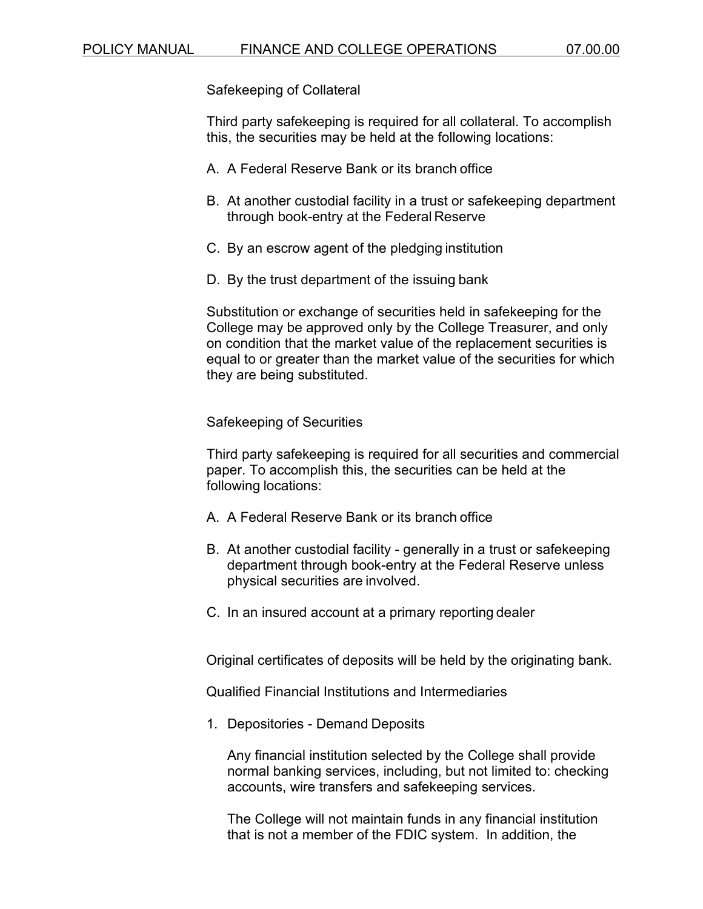Safekeeping of Collateral

Third party safekeeping is required for all collateral. To accomplish this, the securities may be held at the following locations:

A. A Federal Reserve Bank or its branch office

B. At another custodial facility in a trust or safekeeping department through book-entry at the Federal Reserve

C. By an escrow agent of the pledging institution

D. By the trust department of the issuing bank

Substitution or exchange of securities held in safekeeping for the College may be approved only by the College Treasurer, and only on condition that the market value of the replacement securities is equal to or greater than the market value of the securities for which they are being substituted.

Safekeeping of Securities

Third party safekeeping is required for all securities and commercial paper. To accomplish this, the securities can be held at the following locations:

A. A Federal Reserve Bank or its branch office

B. At another custodial facility - generally in a trust or safekeeping department through book-entry at the Federal Reserve unless physical securities are involved.

C. In an insured account at a primary reporting dealer

Original certificates of deposits will be held by the originating bank.

Qualified Financial Institutions and Intermediaries

1. Depositories - Demand Deposits

   Any financial institution selected by the College shall provide normal banking services, including, but not limited to: checking accounts, wire transfers and safekeeping services.

   The College will not maintain funds in any financial institution that is not a member of the FDIC system. In addition, the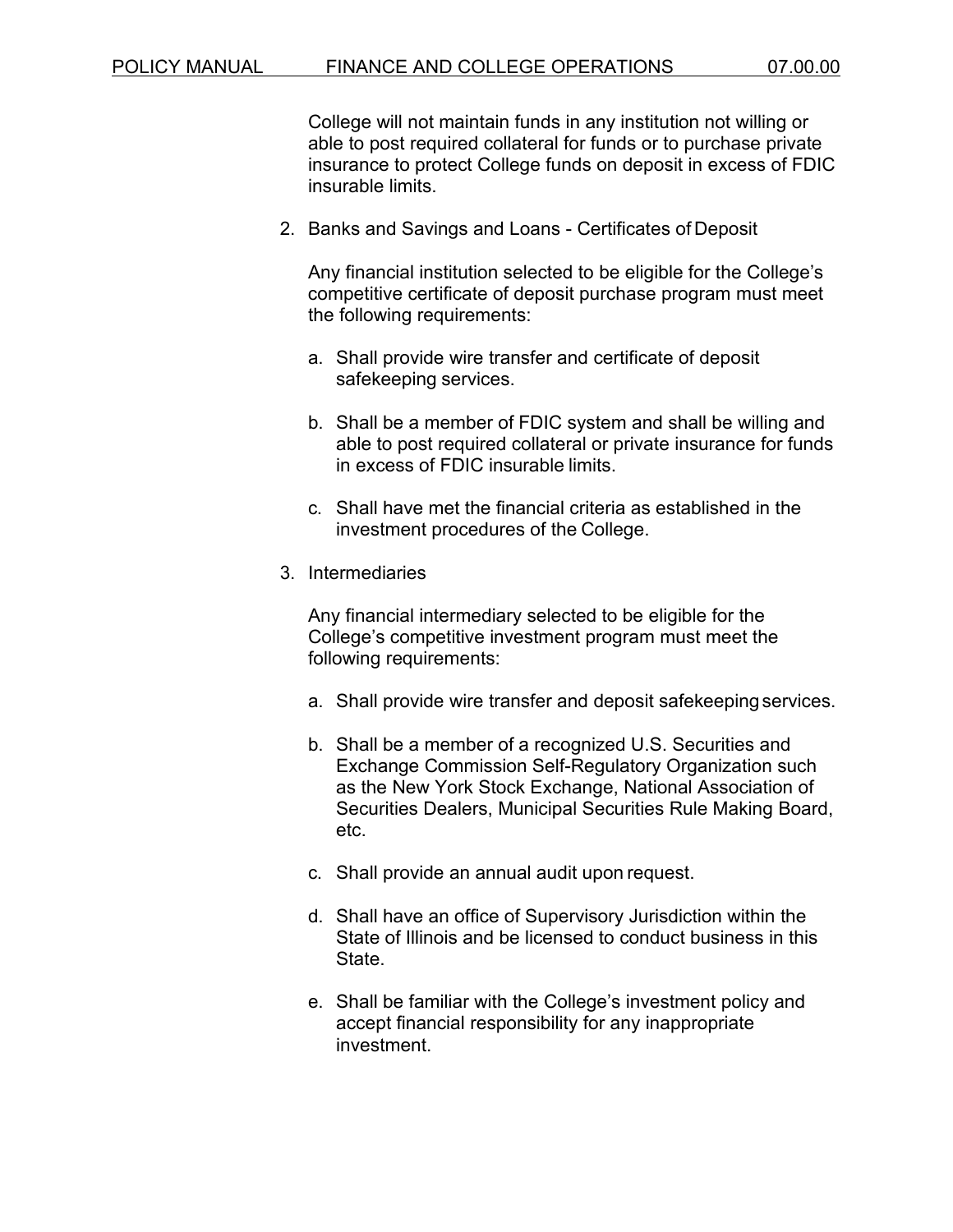College will not maintain funds in any institution not willing or able to post required collateral for funds or to purchase private insurance to protect College funds on deposit in excess of FDIC insurable limits.

2. Banks and Savings and Loans - Certificates of Deposit

   Any financial institution selected to be eligible for the College's competitive certificate of deposit purchase program must meet the following requirements:

   a. Shall provide wire transfer and certificate of deposit safekeeping services.

   b. Shall be a member of FDIC system and shall be willing and able to post required collateral or private insurance for funds in excess of FDIC insurable limits.

   c. Shall have met the financial criteria as established in the investment procedures of the College.

3. Intermediaries

   Any financial intermediary selected to be eligible for the College's competitive investment program must meet the following requirements:

   a. Shall provide wire transfer and deposit safekeeping services.

   b. Shall be a member of a recognized U.S. Securities and Exchange Commission Self-Regulatory Organization such as the New York Stock Exchange, National Association of Securities Dealers, Municipal Securities Rule Making Board, etc.

   c. Shall provide an annual audit upon request.

   d. Shall have an office of Supervisory Jurisdiction within the State of Illinois and be licensed to conduct business in this State.

   e. Shall be familiar with the College's investment policy and accept financial responsibility for any inappropriate investment.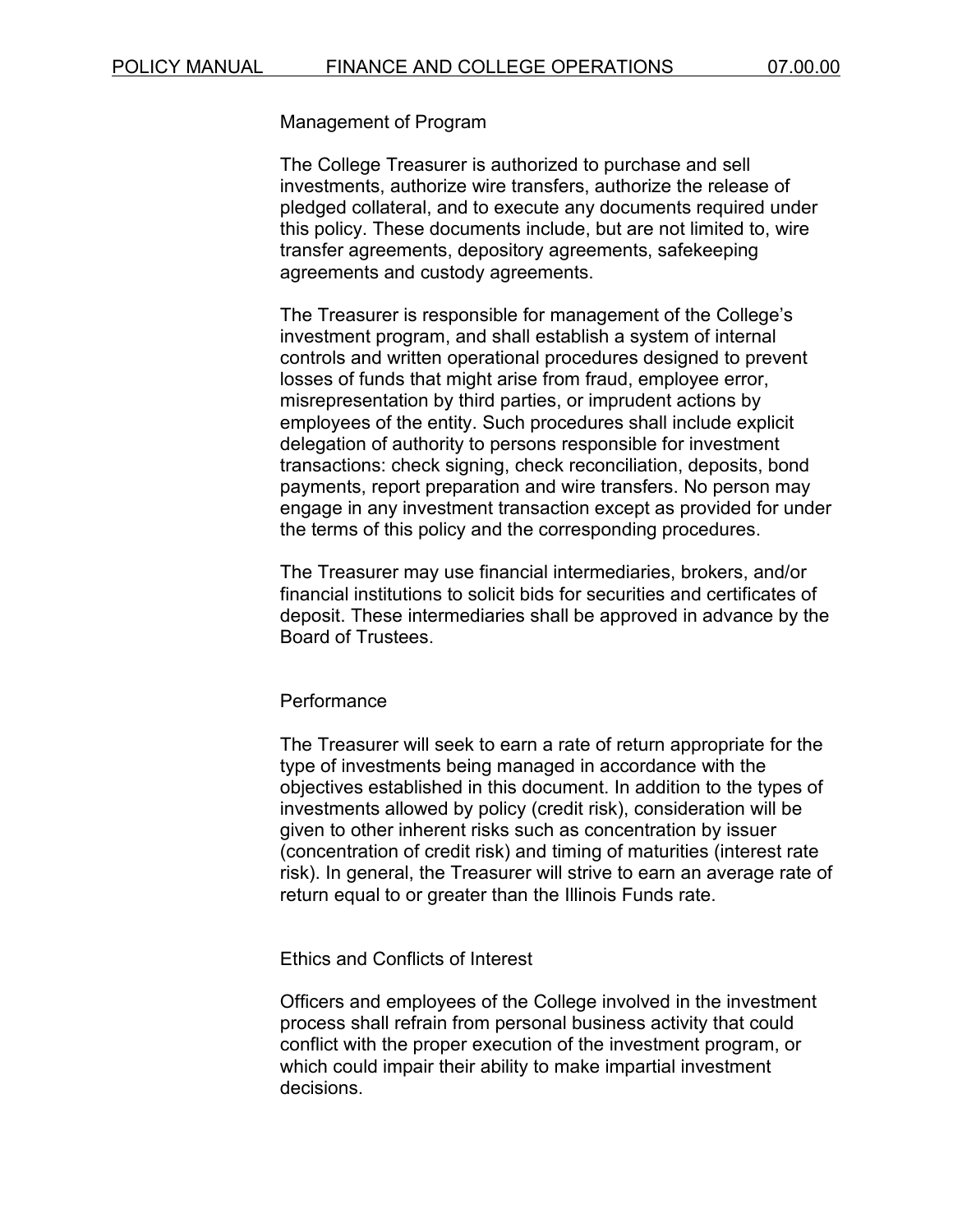### Management of Program

The College Treasurer is authorized to purchase and sell investments, authorize wire transfers, authorize the release of pledged collateral, and to execute any documents required under this policy. These documents include, but are not limited to, wire transfer agreements, depository agreements, safekeeping agreements and custody agreements.

The Treasurer is responsible for management of the College's investment program, and shall establish a system of internal controls and written operational procedures designed to prevent losses of funds that might arise from fraud, employee error, misrepresentation by third parties, or imprudent actions by employees of the entity. Such procedures shall include explicit delegation of authority to persons responsible for investment transactions: check signing, check reconciliation, deposits, bond payments, report preparation and wire transfers. No person may engage in any investment transaction except as provided for under the terms of this policy and the corresponding procedures.

The Treasurer may use financial intermediaries, brokers, and/or financial institutions to solicit bids for securities and certificates of deposit. These intermediaries shall be approved in advance by the Board of Trustees.

### Performance

The Treasurer will seek to earn a rate of return appropriate for the type of investments being managed in accordance with the objectives established in this document. In addition to the types of investments allowed by policy (credit risk), consideration will be given to other inherent risks such as concentration by issuer (concentration of credit risk) and timing of maturities (interest rate risk). In general, the Treasurer will strive to earn an average rate of return equal to or greater than the Illinois Funds rate.

### Ethics and Conflicts of Interest

Officers and employees of the College involved in the investment process shall refrain from personal business activity that could conflict with the proper execution of the investment program, or which could impair their ability to make impartial investment decisions.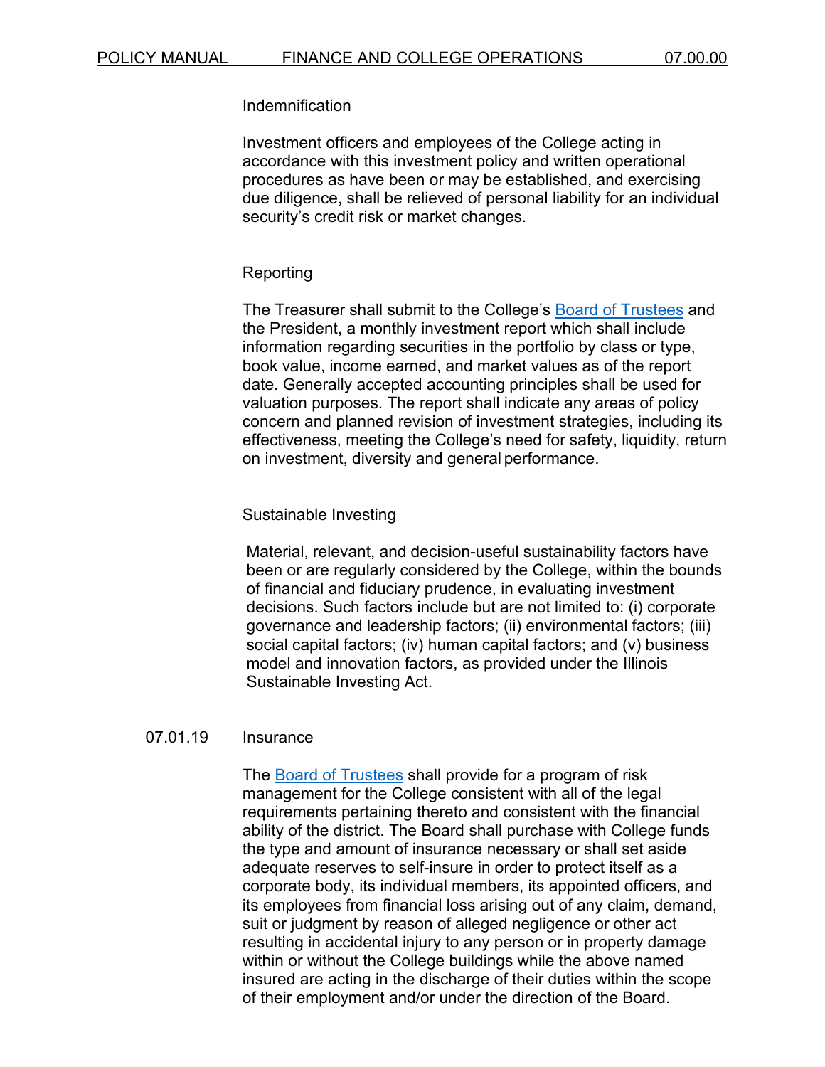Indemnification

Investment officers and employees of the College acting in accordance with this investment policy and written operational procedures as have been or may be established, and exercising due diligence, shall be relieved of personal liability for an individual security's credit risk or market changes.

Reporting

The Treasurer shall submit to the College's Board of Trustees and the President, a monthly investment report which shall include information regarding securities in the portfolio by class or type, book value, income earned, and market values as of the report date. Generally accepted accounting principles shall be used for valuation purposes. The report shall indicate any areas of policy concern and planned revision of investment strategies, including its effectiveness, meeting the College's need for safety, liquidity, return on investment, diversity and general performance.

Sustainable Investing

Material, relevant, and decision-useful sustainability factors have been or are regularly considered by the College, within the bounds of financial and fiduciary prudence, in evaluating investment decisions. Such factors include but are not limited to: (i) corporate governance and leadership factors; (ii) environmental factors; (iii) social capital factors; (iv) human capital factors; and (v) business model and innovation factors, as provided under the Illinois Sustainable Investing Act.

07.01.19 Insurance

The Board of Trustees shall provide for a program of risk management for the College consistent with all of the legal requirements pertaining thereto and consistent with the financial ability of the district. The Board shall purchase with College funds the type and amount of insurance necessary or shall set aside adequate reserves to self-insure in order to protect itself as a corporate body, its individual members, its appointed officers, and its employees from financial loss arising out of any claim, demand, suit or judgment by reason of alleged negligence or other act resulting in accidental injury to any person or in property damage within or without the College buildings while the above named insured are acting in the discharge of their duties within the scope of their employment and/or under the direction of the Board.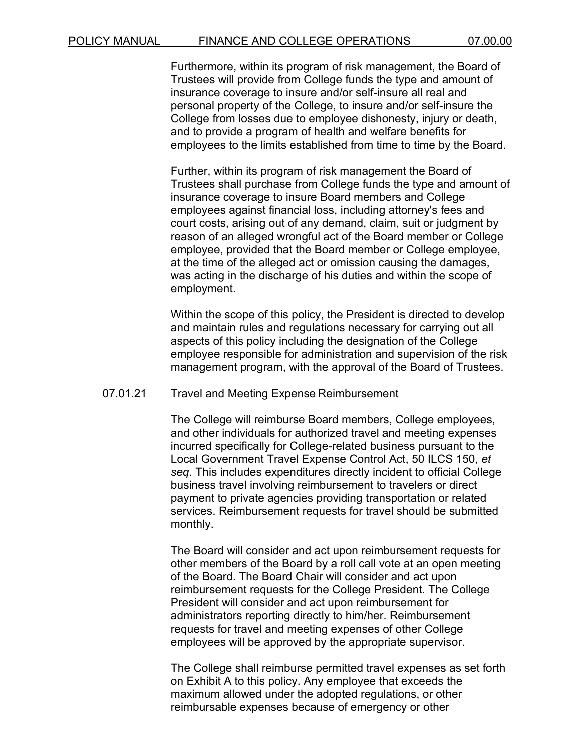Furthermore, within its program of risk management, the Board of Trustees will provide from College funds the type and amount of insurance coverage to insure and/or self-insure all real and personal property of the College, to insure and/or self-insure the College from losses due to employee dishonesty, injury or death, and to provide a program of health and welfare benefits for employees to the limits established from time to time by the Board.

Further, within its program of risk management the Board of Trustees shall purchase from College funds the type and amount of insurance coverage to insure Board members and College employees against financial loss, including attorney's fees and court costs, arising out of any demand, claim, suit or judgment by reason of an alleged wrongful act of the Board member or College employee, provided that the Board member or College employee, at the time of the alleged act or omission causing the damages, was acting in the discharge of his duties and within the scope of employment.

Within the scope of this policy, the President is directed to develop and maintain rules and regulations necessary for carrying out all aspects of this policy including the designation of the College employee responsible for administration and supervision of the risk management program, with the approval of the Board of Trustees.

### 07.01.21 Travel and Meeting Expense Reimbursement

The College will reimburse Board members, College employees, and other individuals for authorized travel and meeting expenses incurred specifically for College-related business pursuant to the Local Government Travel Expense Control Act, 50 ILCS 150, *et seq*. This includes expenditures directly incident to official College business travel involving reimbursement to travelers or direct payment to private agencies providing transportation or related services. Reimbursement requests for travel should be submitted monthly.

The Board will consider and act upon reimbursement requests for other members of the Board by a roll call vote at an open meeting of the Board. The Board Chair will consider and act upon reimbursement requests for the College President. The College President will consider and act upon reimbursement for administrators reporting directly to him/her. Reimbursement requests for travel and meeting expenses of other College employees will be approved by the appropriate supervisor.

The College shall reimburse permitted travel expenses as set forth on Exhibit A to this policy. Any employee that exceeds the maximum allowed under the adopted regulations, or other reimbursable expenses because of emergency or other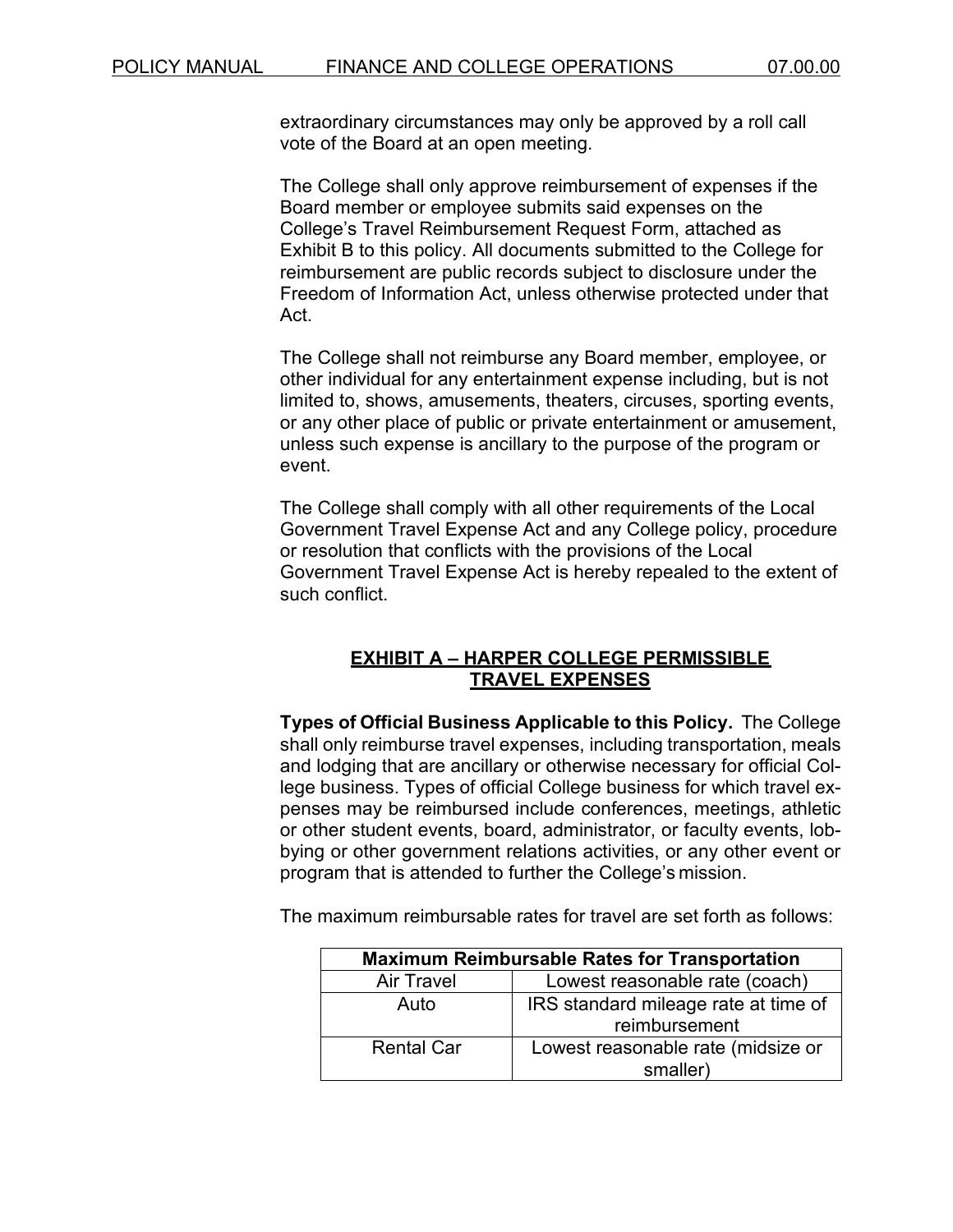extraordinary circumstances may only be approved by a roll call vote of the Board at an open meeting.

The College shall only approve reimbursement of expenses if the Board member or employee submits said expenses on the College's Travel Reimbursement Request Form, attached as Exhibit B to this policy. All documents submitted to the College for reimbursement are public records subject to disclosure under the Freedom of Information Act, unless otherwise protected under that Act.

The College shall not reimburse any Board member, employee, or other individual for any entertainment expense including, but is not limited to, shows, amusements, theaters, circuses, sporting events, or any other place of public or private entertainment or amusement, unless such expense is ancillary to the purpose of the program or event.

The College shall comply with all other requirements of the Local Government Travel Expense Act and any College policy, procedure or resolution that conflicts with the provisions of the Local Government Travel Expense Act is hereby repealed to the extent of such conflict.

## EXHIBIT A – HARPER COLLEGE PERMISSIBLE TRAVEL EXPENSES

**Types of Official Business Applicable to this Policy.** The College shall only reimburse travel expenses, including transportation, meals and lodging that are ancillary or otherwise necessary for official College business. Types of official College business for which travel expenses may be reimbursed include conferences, meetings, athletic or other student events, board, administrator, or faculty events, lobbying or other government relations activities, or any other event or program that is attended to further the College's mission.

The maximum reimbursable rates for travel are set forth as follows:

| Maximum Reimbursable Rates for Transportation | |
|---|---|
| Air Travel | Lowest reasonable rate (coach) |
| Auto | IRS standard mileage rate at time of reimbursement |
| Rental Car | Lowest reasonable rate (midsize or smaller) |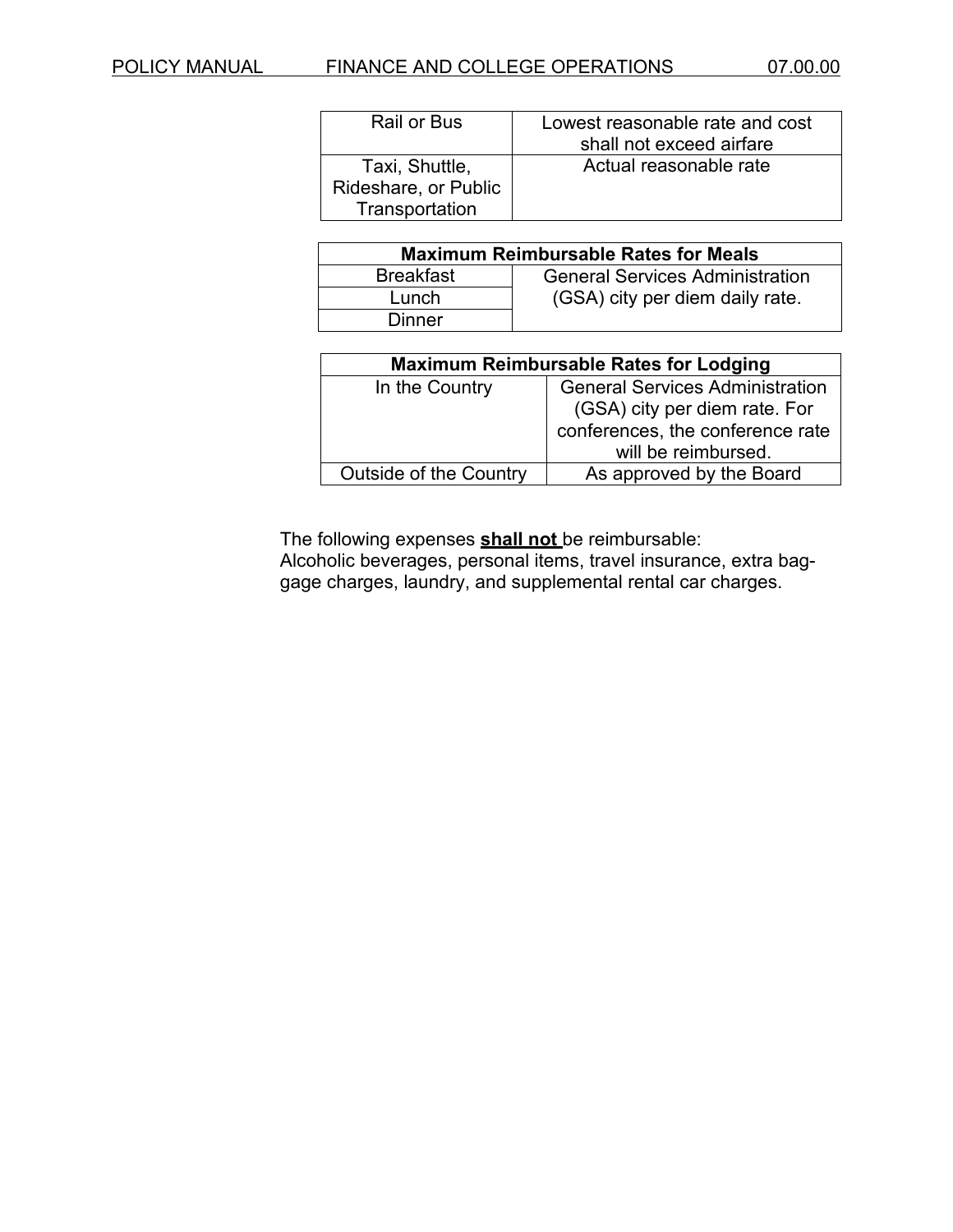| Rail or Bus | Lowest reasonable rate and cost shall not exceed airfare |
|---|---|
| Taxi, Shuttle, Rideshare, or Public Transportation | Actual reasonable rate |

| **Maximum Reimbursable Rates for Meals** | |
|---|---|
| Breakfast | General Services Administration (GSA) city per diem daily rate. |
| Lunch | |
| Dinner | |

| **Maximum Reimbursable Rates for Lodging** | |
|---|---|
| In the Country | General Services Administration (GSA) city per diem rate. For conferences, the conference rate will be reimbursed. |
| Outside of the Country | As approved by the Board |

The following expenses **shall not** be reimbursable:
Alcoholic beverages, personal items, travel insurance, extra baggage charges, laundry, and supplemental rental car charges.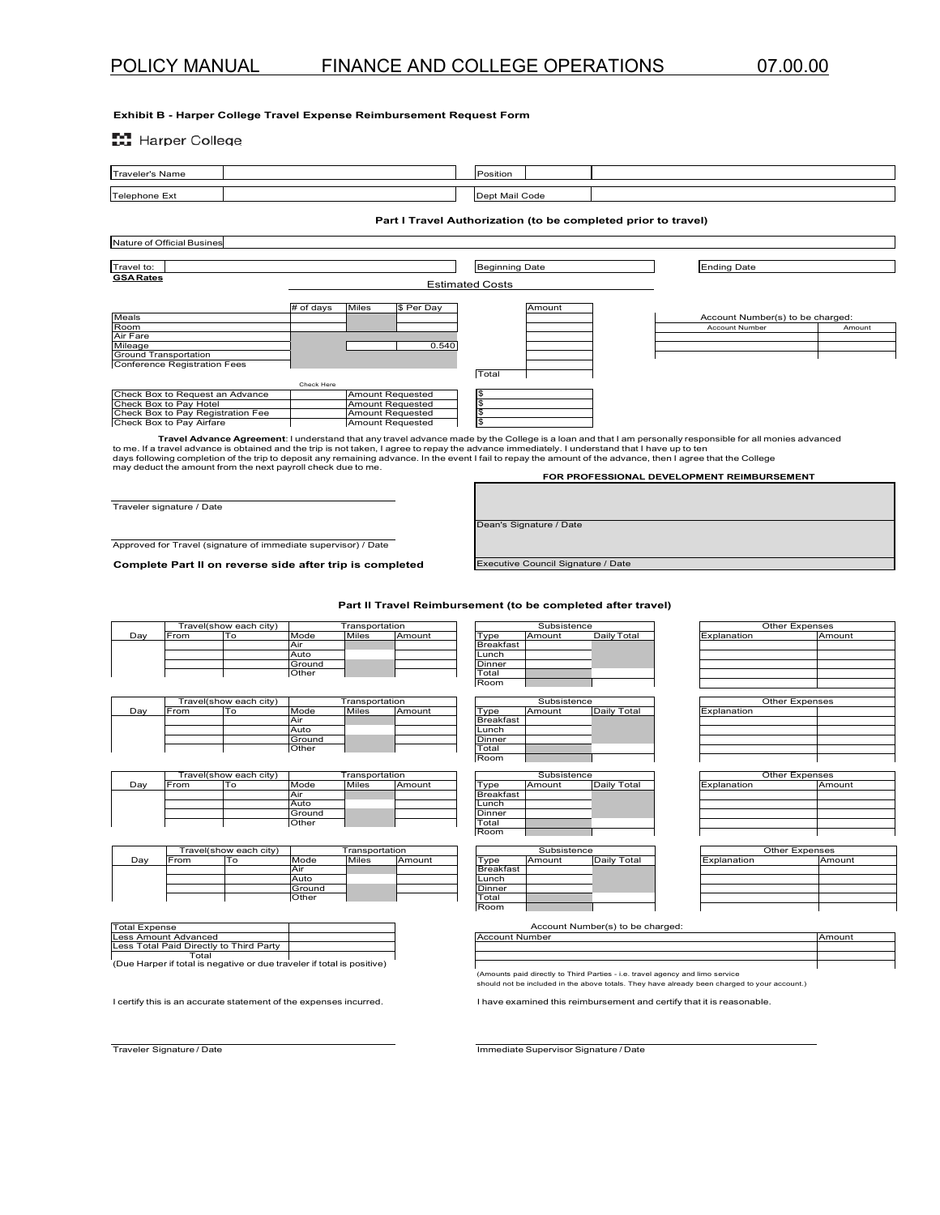## Exhibit B - Harper College Travel Expense Reimbursement Request Form

Harper College

| Traveler's Name | | Position | |
|---|---|---|---|
| Telephone Ext | | Dept Mail Code | |

### Part I Travel Authorization (to be completed prior to travel)

| Nature of Official Busines | |
|---|---|

| Travel to: | | Beginning Date | | Ending Date | |
|---|---|---|---|---|---|

**GSA Rates**

Estimated Costs

| | # of days | Miles | $ Per Day | Amount |
|---|---|---|---|---|
| Meals | | | | |
| Room | | | | |
| Air Fare | | | | |
| Mileage | | | 0.540 | |
| Ground Transportation | | | | |
| Conference Registration Fees | | | | |
| | | | Total | |

Account Number(s) to be charged:

| Account Number | Amount |
|---|---|
| | |
| | |

| | Check Here | | |
|---|---|---|---|
| Check Box to Request an Advance | | Amount Requested | $ |
| Check Box to Pay Hotel | | Amount Requested | $ |
| Check Box to Pay Registration Fee | | Amount Requested | $ |
| Check Box to Pay Airfare | | Amount Requested | $ |

**Travel Advance Agreement**: I understand that any travel advance made by the College is a loan and that I am personally responsible for all monies advanced to me. If a travel advance is obtained and the trip is not taken, I agree to repay the advance immediately. I understand that I have up to ten days following completion of the trip to deposit any remaining advance. In the event I fail to repay the amount of the advance, then I agree that the College may deduct the amount from the next payroll check due to me.

Traveler signature / Date

Approved for Travel (signature of immediate supervisor) / Date

**Complete Part II on reverse side after trip is completed**

**FOR PROFESSIONAL DEVELOPMENT REIMBURSEMENT**

Dean's Signature / Date

Executive Council Signature / Date

### Part II Travel Reimbursement (to be completed after travel)

| Day | Travel(show each city) From | To | Transportation Mode | Miles | Amount |
|---|---|---|---|---|---|
| | | | Air | | |
| | | | Auto | | |
| | | | Ground | | |
| | | | Other | | |

| Subsistence Type | Amount | Daily Total |
|---|---|---|
| Breakfast | | |
| Lunch | | |
| Dinner | | |
| Total | | |
| Room | | |

| Other Expenses Explanation | Amount |
|---|---|
| | |
| | |
| | |
| | |
| | |

| Day | Travel(show each city) From | To | Transportation Mode | Miles | Amount |
|---|---|---|---|---|---|
| | | | Air | | |
| | | | Auto | | |
| | | | Ground | | |
| | | | Other | | |

| Subsistence Type | Amount | Daily Total |
|---|---|---|
| Breakfast | | |
| Lunch | | |
| Dinner | | |
| Total | | |
| Room | | |

| Other Expenses Explanation | Amount |
|---|---|
| | |
| | |
| | |
| | |
| | |

| Day | Travel(show each city) From | To | Transportation Mode | Miles | Amount |
|---|---|---|---|---|---|
| | | | Air | | |
| | | | Auto | | |
| | | | Ground | | |
| | | | Other | | |

| Subsistence Type | Amount | Daily Total |
|---|---|---|
| Breakfast | | |
| Lunch | | |
| Dinner | | |
| Total | | |
| Room | | |

| Other Expenses Explanation | Amount |
|---|---|
| | |
| | |
| | |
| | |
| | |

| Day | Travel(show each city) From | To | Transportation Mode | Miles | Amount |
|---|---|---|---|---|---|
| | | | Air | | |
| | | | Auto | | |
| | | | Ground | | |
| | | | Other | | |

| Subsistence Type | Amount | Daily Total |
|---|---|---|
| Breakfast | | |
| Lunch | | |
| Dinner | | |
| Total | | |
| Room | | |

| Other Expenses Explanation | Amount |
|---|---|
| | |
| | |
| | |
| | |
| | |

| | |
|---|---|
| Total Expense | |
| Less Amount Advanced | |
| Less Total Paid Directly to Third Party | |
| Total | |

(Due Harper if total is negative or due traveler if total is positive)

Account Number(s) to be charged:

| Account Number | Amount |
|---|---|
| | |
| | |
| | |

(Amounts paid directly to Third Parties - i.e. travel agency and limo service should not be included in the above totals. They have already been charged to your account.)

I certify this is an accurate statement of the expenses incurred.

I have examined this reimbursement and certify that it is reasonable.

Traveler Signature / Date

Immediate Supervisor Signature / Date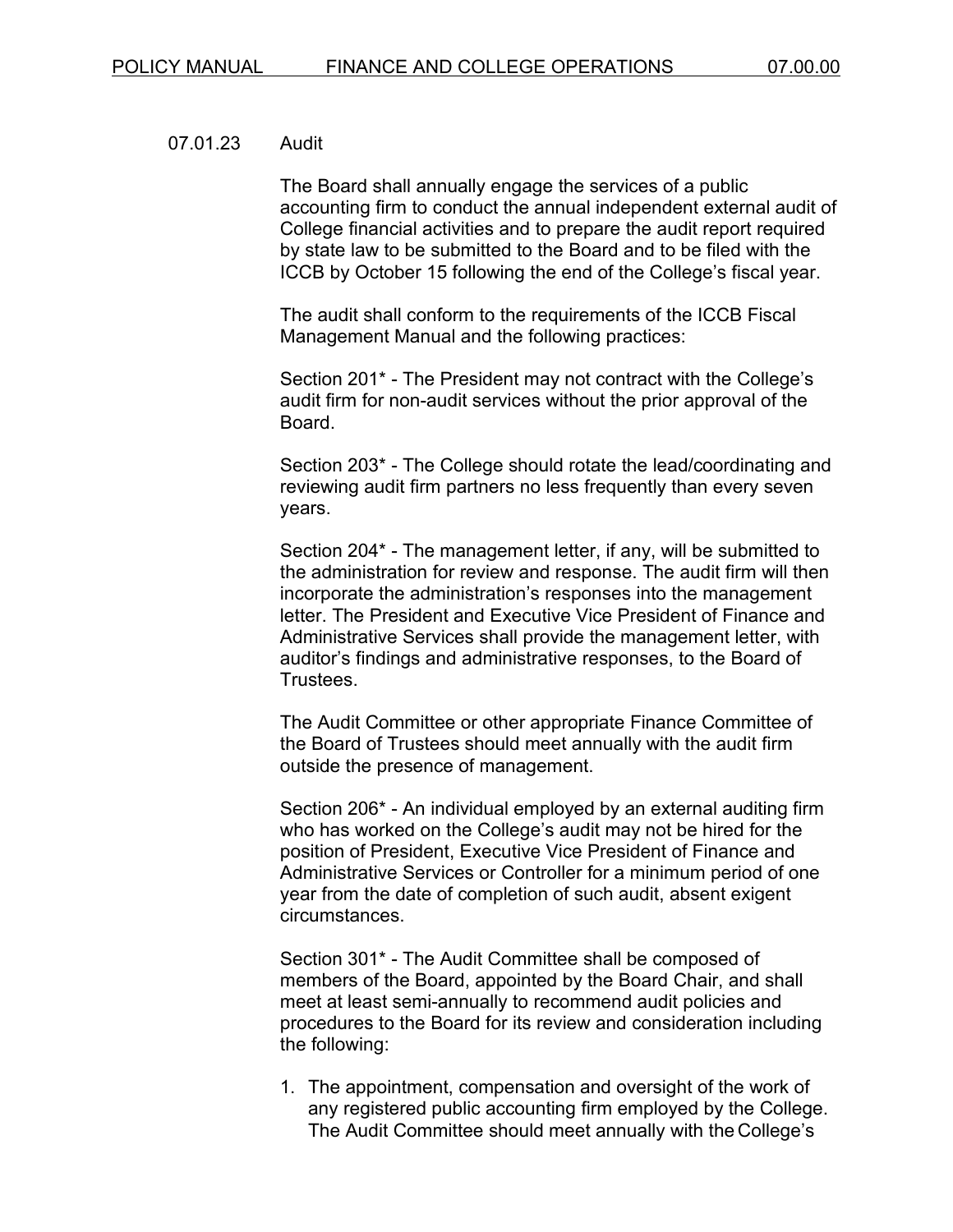07.01.23 Audit

The Board shall annually engage the services of a public accounting firm to conduct the annual independent external audit of College financial activities and to prepare the audit report required by state law to be submitted to the Board and to be filed with the ICCB by October 15 following the end of the College's fiscal year.

The audit shall conform to the requirements of the ICCB Fiscal Management Manual and the following practices:

Section 201* - The President may not contract with the College's audit firm for non-audit services without the prior approval of the Board.

Section 203* - The College should rotate the lead/coordinating and reviewing audit firm partners no less frequently than every seven years.

Section 204* - The management letter, if any, will be submitted to the administration for review and response. The audit firm will then incorporate the administration's responses into the management letter. The President and Executive Vice President of Finance and Administrative Services shall provide the management letter, with auditor's findings and administrative responses, to the Board of Trustees.

The Audit Committee or other appropriate Finance Committee of the Board of Trustees should meet annually with the audit firm outside the presence of management.

Section 206* - An individual employed by an external auditing firm who has worked on the College's audit may not be hired for the position of President, Executive Vice President of Finance and Administrative Services or Controller for a minimum period of one year from the date of completion of such audit, absent exigent circumstances.

Section 301* - The Audit Committee shall be composed of members of the Board, appointed by the Board Chair, and shall meet at least semi-annually to recommend audit policies and procedures to the Board for its review and consideration including the following:

1. The appointment, compensation and oversight of the work of any registered public accounting firm employed by the College. The Audit Committee should meet annually with the College's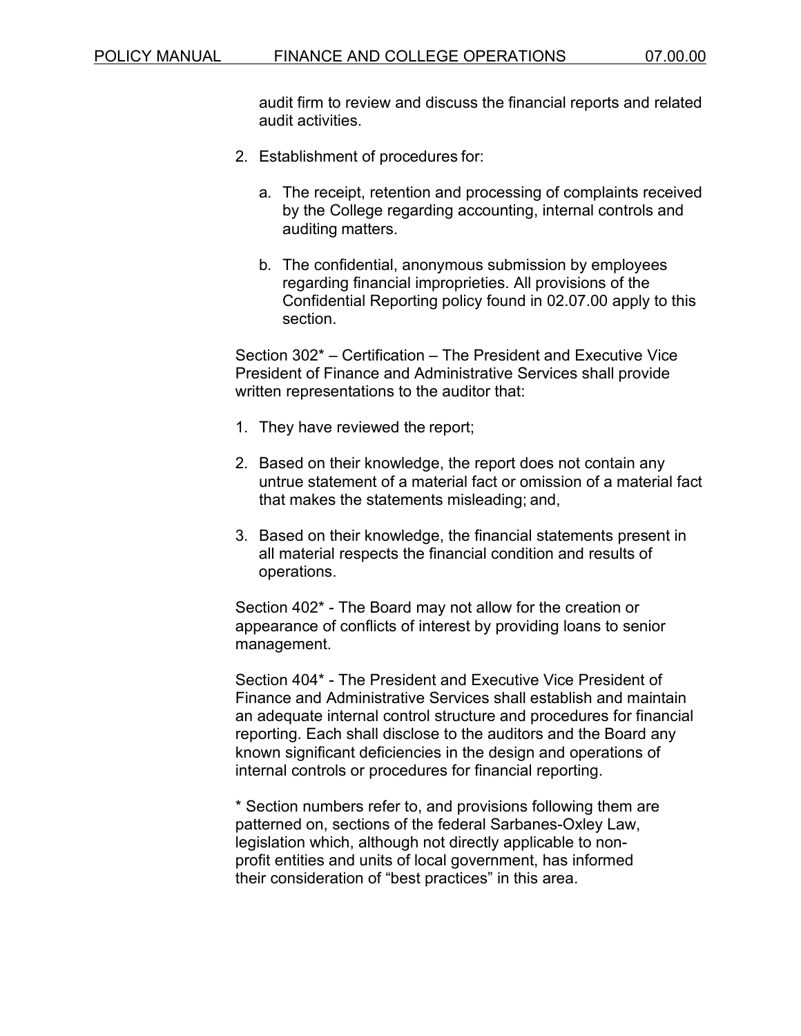audit firm to review and discuss the financial reports and related audit activities.

2. Establishment of procedures for:

   a. The receipt, retention and processing of complaints received by the College regarding accounting, internal controls and auditing matters.

   b. The confidential, anonymous submission by employees regarding financial improprieties. All provisions of the Confidential Reporting policy found in 02.07.00 apply to this section.

Section 302* – Certification – The President and Executive Vice President of Finance and Administrative Services shall provide written representations to the auditor that:

1. They have reviewed the report;

2. Based on their knowledge, the report does not contain any untrue statement of a material fact or omission of a material fact that makes the statements misleading; and,

3. Based on their knowledge, the financial statements present in all material respects the financial condition and results of operations.

Section 402* - The Board may not allow for the creation or appearance of conflicts of interest by providing loans to senior management.

Section 404* - The President and Executive Vice President of Finance and Administrative Services shall establish and maintain an adequate internal control structure and procedures for financial reporting. Each shall disclose to the auditors and the Board any known significant deficiencies in the design and operations of internal controls or procedures for financial reporting.

* Section numbers refer to, and provisions following them are patterned on, sections of the federal Sarbanes-Oxley Law, legislation which, although not directly applicable to non-profit entities and units of local government, has informed their consideration of "best practices" in this area.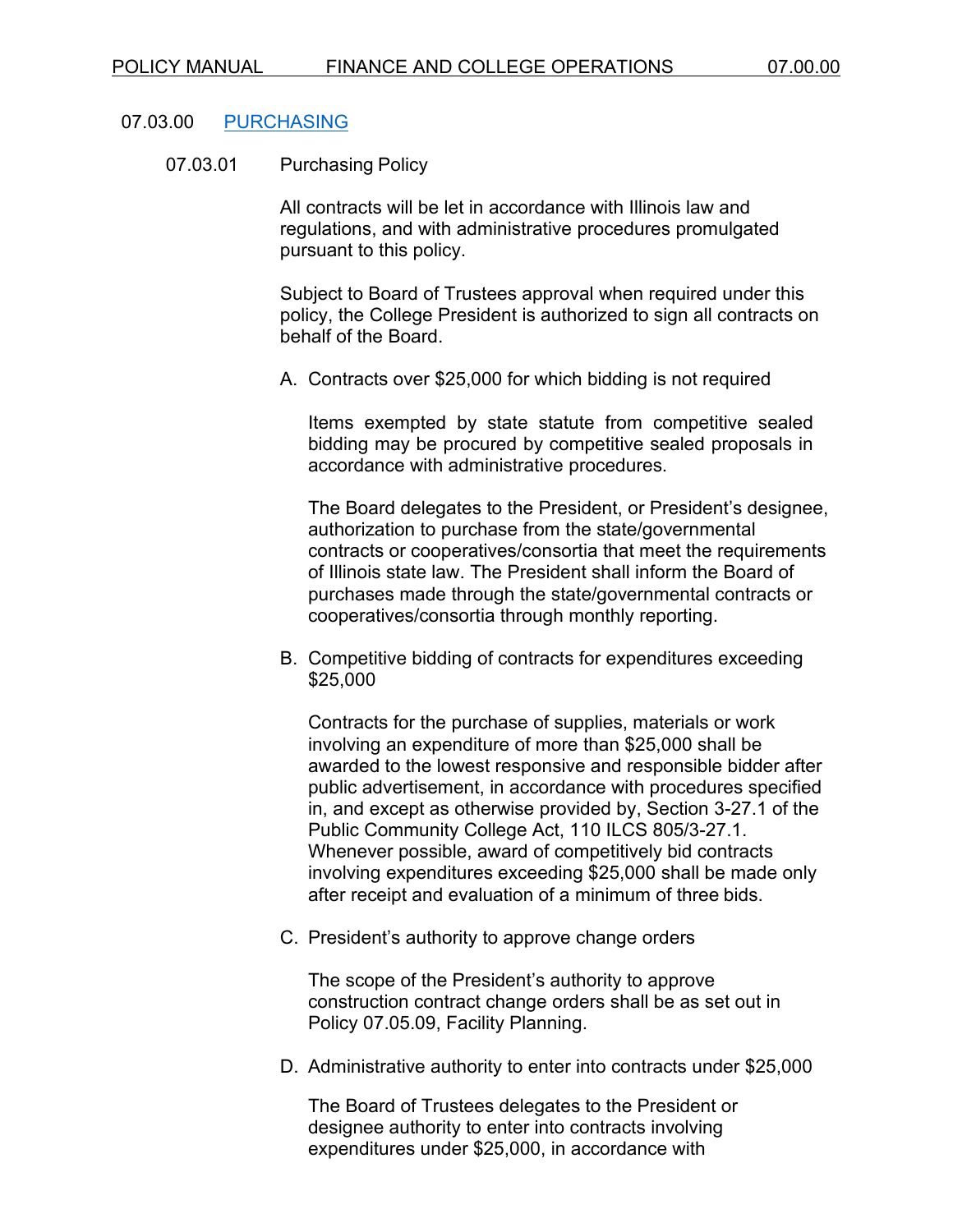## 07.03.00 PURCHASING

### 07.03.01 Purchasing Policy

All contracts will be let in accordance with Illinois law and regulations, and with administrative procedures promulgated pursuant to this policy.

Subject to Board of Trustees approval when required under this policy, the College President is authorized to sign all contracts on behalf of the Board.

A. Contracts over $25,000 for which bidding is not required

Items exempted by state statute from competitive sealed bidding may be procured by competitive sealed proposals in accordance with administrative procedures.

The Board delegates to the President, or President's designee, authorization to purchase from the state/governmental contracts or cooperatives/consortia that meet the requirements of Illinois state law. The President shall inform the Board of purchases made through the state/governmental contracts or cooperatives/consortia through monthly reporting.

B. Competitive bidding of contracts for expenditures exceeding $25,000

Contracts for the purchase of supplies, materials or work involving an expenditure of more than $25,000 shall be awarded to the lowest responsive and responsible bidder after public advertisement, in accordance with procedures specified in, and except as otherwise provided by, Section 3-27.1 of the Public Community College Act, 110 ILCS 805/3-27.1. Whenever possible, award of competitively bid contracts involving expenditures exceeding $25,000 shall be made only after receipt and evaluation of a minimum of three bids.

C. President's authority to approve change orders

The scope of the President's authority to approve construction contract change orders shall be as set out in Policy 07.05.09, Facility Planning.

D. Administrative authority to enter into contracts under $25,000

The Board of Trustees delegates to the President or designee authority to enter into contracts involving expenditures under $25,000, in accordance with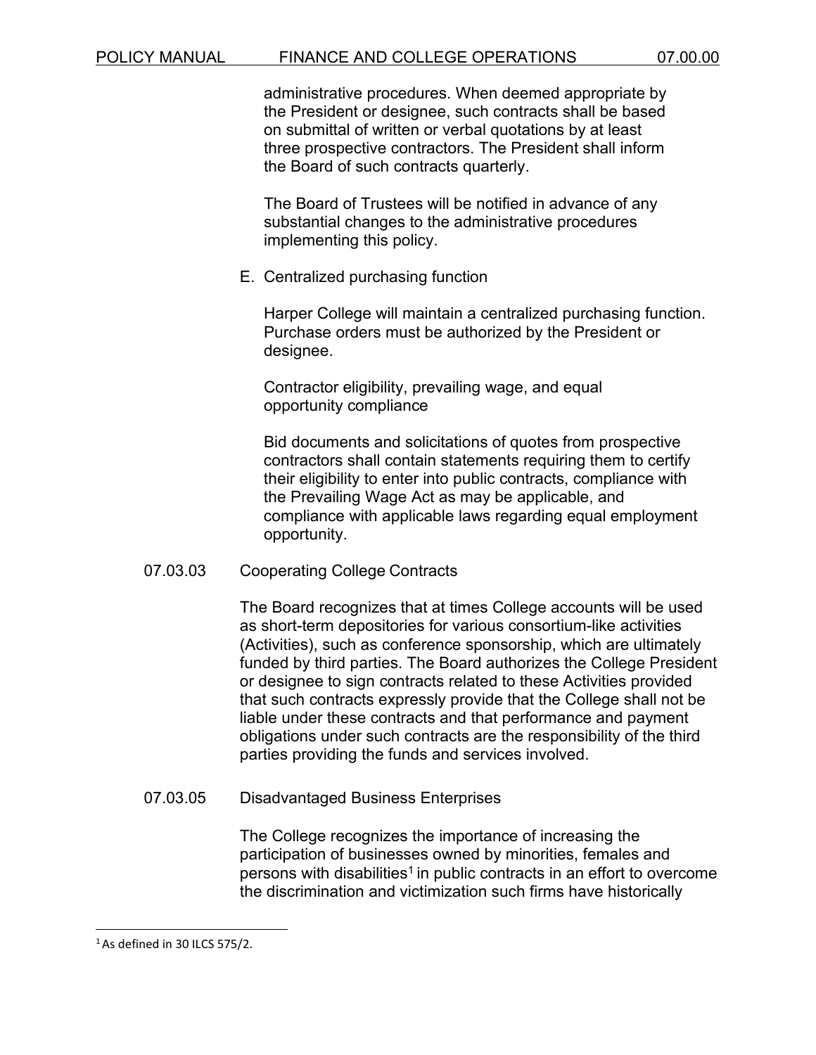administrative procedures. When deemed appropriate by the President or designee, such contracts shall be based on submittal of written or verbal quotations by at least three prospective contractors. The President shall inform the Board of such contracts quarterly.

The Board of Trustees will be notified in advance of any substantial changes to the administrative procedures implementing this policy.

E. Centralized purchasing function

Harper College will maintain a centralized purchasing function. Purchase orders must be authorized by the President or designee.

Contractor eligibility, prevailing wage, and equal opportunity compliance

Bid documents and solicitations of quotes from prospective contractors shall contain statements requiring them to certify their eligibility to enter into public contracts, compliance with the Prevailing Wage Act as may be applicable, and compliance with applicable laws regarding equal employment opportunity.

### 07.03.03 Cooperating College Contracts

The Board recognizes that at times College accounts will be used as short-term depositories for various consortium-like activities (Activities), such as conference sponsorship, which are ultimately funded by third parties. The Board authorizes the College President or designee to sign contracts related to these Activities provided that such contracts expressly provide that the College shall not be liable under these contracts and that performance and payment obligations under such contracts are the responsibility of the third parties providing the funds and services involved.

### 07.03.05 Disadvantaged Business Enterprises

The College recognizes the importance of increasing the participation of businesses owned by minorities, females and persons with disabilities[1] in public contracts in an effort to overcome the discrimination and victimization such firms have historically

[1] As defined in 30 ILCS 575/2.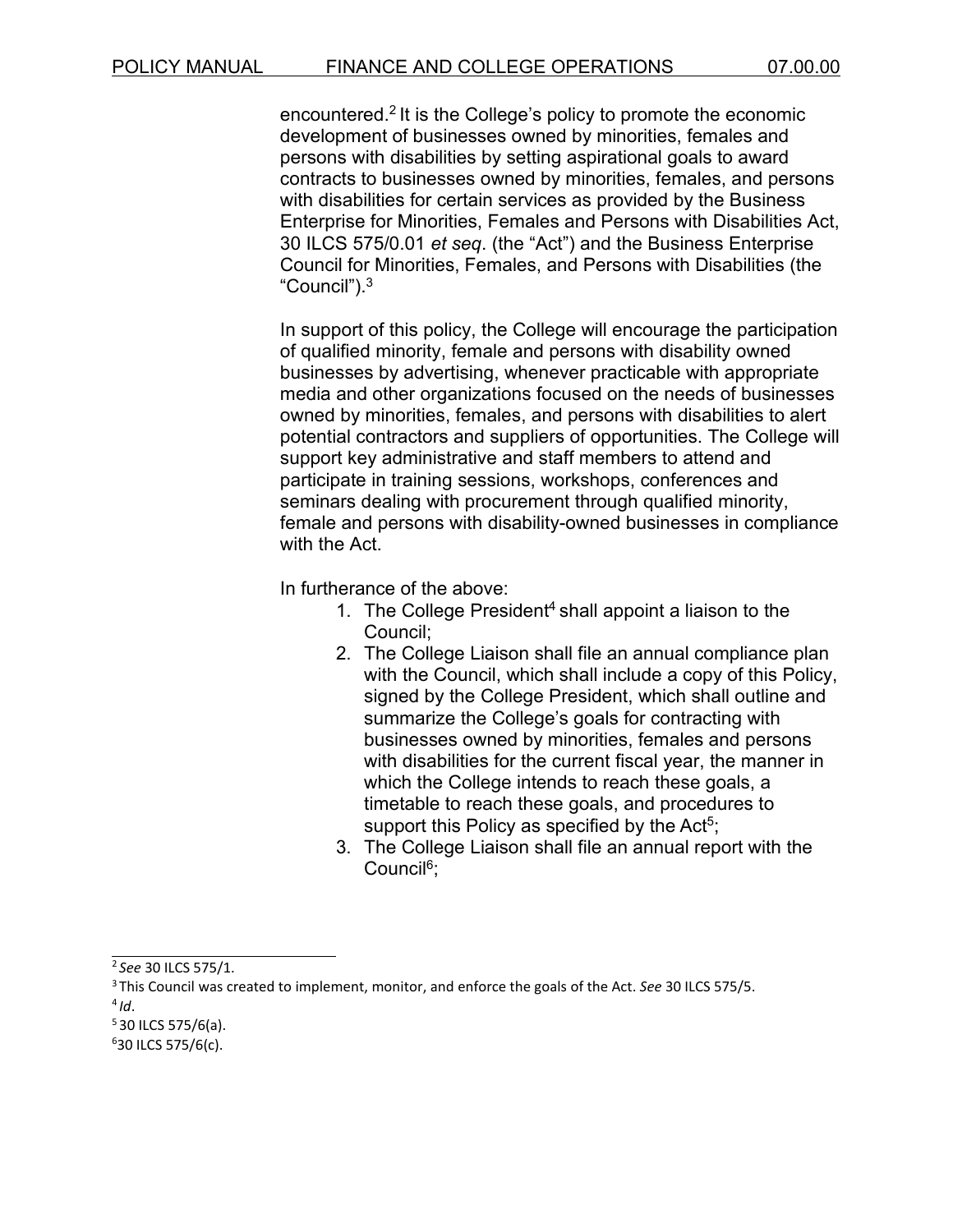encountered.[2] It is the College's policy to promote the economic development of businesses owned by minorities, females and persons with disabilities by setting aspirational goals to award contracts to businesses owned by minorities, females, and persons with disabilities for certain services as provided by the Business Enterprise for Minorities, Females and Persons with Disabilities Act, 30 ILCS 575/0.01 *et seq*. (the "Act") and the Business Enterprise Council for Minorities, Females, and Persons with Disabilities (the "Council").[3]

In support of this policy, the College will encourage the participation of qualified minority, female and persons with disability owned businesses by advertising, whenever practicable with appropriate media and other organizations focused on the needs of businesses owned by minorities, females, and persons with disabilities to alert potential contractors and suppliers of opportunities. The College will support key administrative and staff members to attend and participate in training sessions, workshops, conferences and seminars dealing with procurement through qualified minority, female and persons with disability-owned businesses in compliance with the Act.

In furtherance of the above:

1. The College President[4] shall appoint a liaison to the Council;
2. The College Liaison shall file an annual compliance plan with the Council, which shall include a copy of this Policy, signed by the College President, which shall outline and summarize the College's goals for contracting with businesses owned by minorities, females and persons with disabilities for the current fiscal year, the manner in which the College intends to reach these goals, a timetable to reach these goals, and procedures to support this Policy as specified by the Act[5];
3. The College Liaison shall file an annual report with the Council[6];

---

[2] *See* 30 ILCS 575/1.

[3] This Council was created to implement, monitor, and enforce the goals of the Act. *See* 30 ILCS 575/5.

[4] *Id*.

[5] 30 ILCS 575/6(a).

[6] 30 ILCS 575/6(c).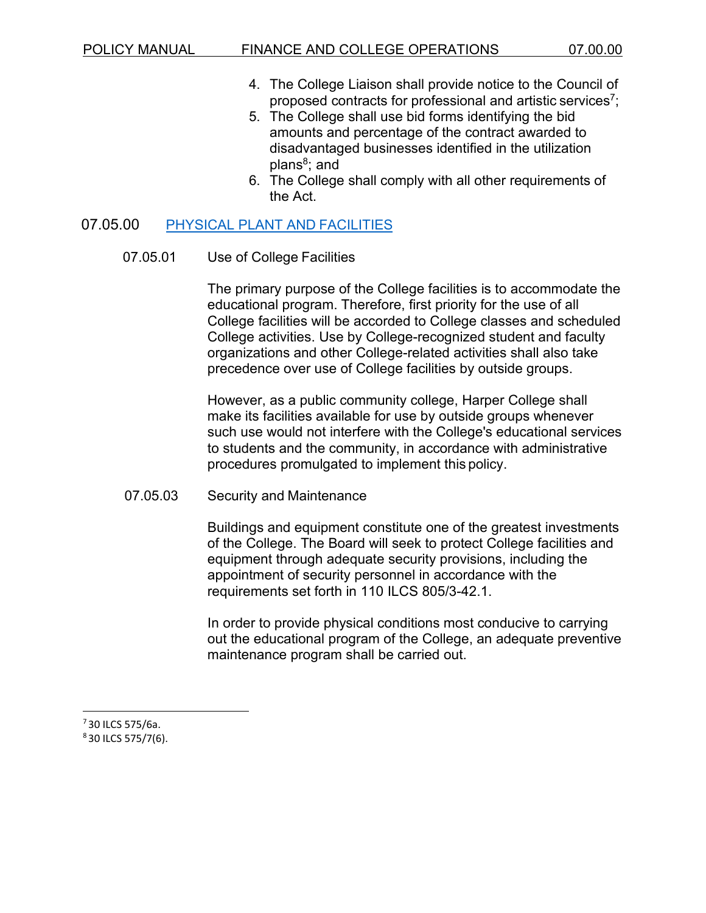4. The College Liaison shall provide notice to the Council of proposed contracts for professional and artistic services[7];
5. The College shall use bid forms identifying the bid amounts and percentage of the contract awarded to disadvantaged businesses identified in the utilization plans[8]; and
6. The College shall comply with all other requirements of the Act.

## 07.05.00 PHYSICAL PLANT AND FACILITIES

### 07.05.01 Use of College Facilities

The primary purpose of the College facilities is to accommodate the educational program. Therefore, first priority for the use of all College facilities will be accorded to College classes and scheduled College activities. Use by College-recognized student and faculty organizations and other College-related activities shall also take precedence over use of College facilities by outside groups.

However, as a public community college, Harper College shall make its facilities available for use by outside groups whenever such use would not interfere with the College's educational services to students and the community, in accordance with administrative procedures promulgated to implement this policy.

### 07.05.03 Security and Maintenance

Buildings and equipment constitute one of the greatest investments of the College. The Board will seek to protect College facilities and equipment through adequate security provisions, including the appointment of security personnel in accordance with the requirements set forth in 110 ILCS 805/3-42.1.

In order to provide physical conditions most conducive to carrying out the educational program of the College, an adequate preventive maintenance program shall be carried out.

---

[7] 30 ILCS 575/6a.

[8] 30 ILCS 575/7(6).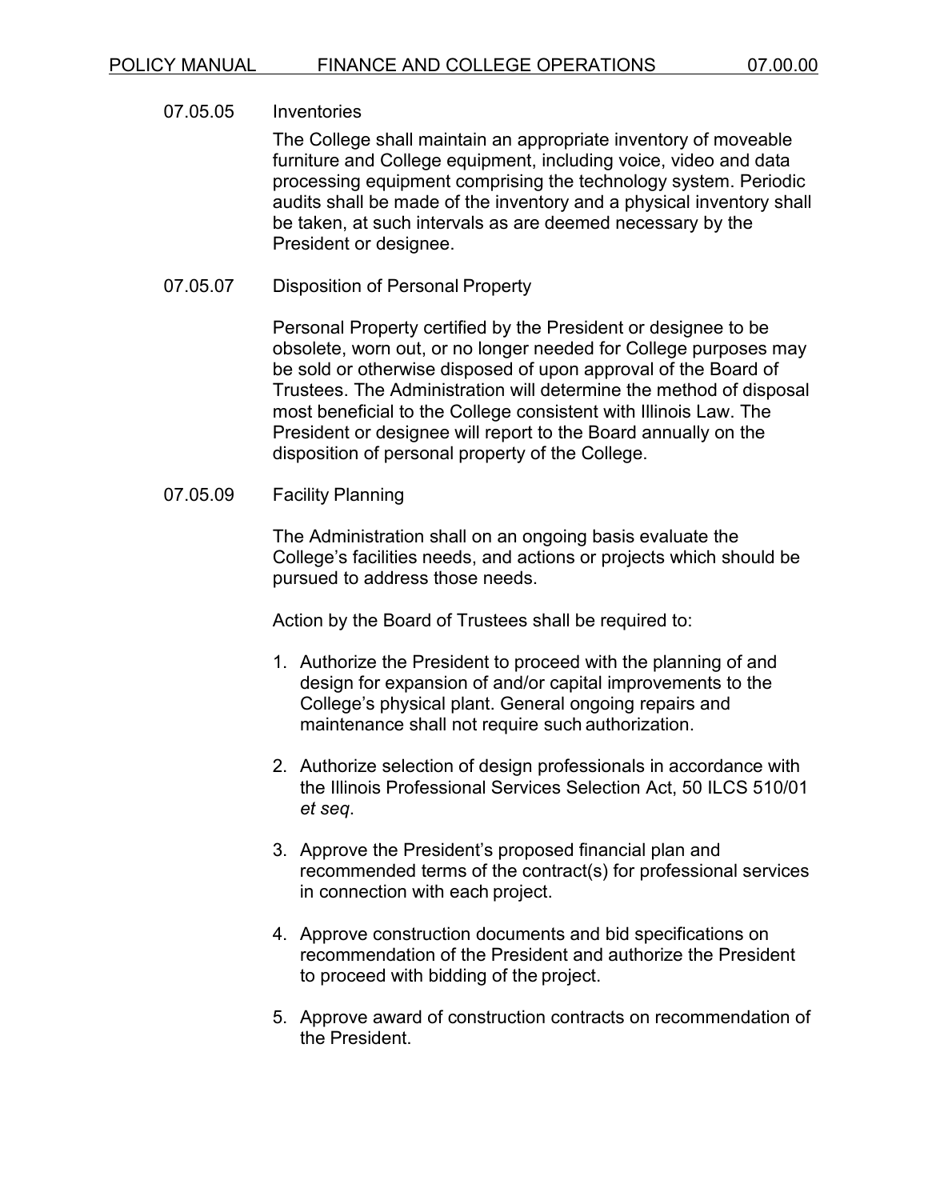### 07.05.05 Inventories

The College shall maintain an appropriate inventory of moveable furniture and College equipment, including voice, video and data processing equipment comprising the technology system. Periodic audits shall be made of the inventory and a physical inventory shall be taken, at such intervals as are deemed necessary by the President or designee.

### 07.05.07 Disposition of Personal Property

Personal Property certified by the President or designee to be obsolete, worn out, or no longer needed for College purposes may be sold or otherwise disposed of upon approval of the Board of Trustees. The Administration will determine the method of disposal most beneficial to the College consistent with Illinois Law. The President or designee will report to the Board annually on the disposition of personal property of the College.

### 07.05.09 Facility Planning

The Administration shall on an ongoing basis evaluate the College's facilities needs, and actions or projects which should be pursued to address those needs.

Action by the Board of Trustees shall be required to:

1. Authorize the President to proceed with the planning of and design for expansion of and/or capital improvements to the College's physical plant. General ongoing repairs and maintenance shall not require such authorization.

2. Authorize selection of design professionals in accordance with the Illinois Professional Services Selection Act, 50 ILCS 510/01 *et seq*.

3. Approve the President's proposed financial plan and recommended terms of the contract(s) for professional services in connection with each project.

4. Approve construction documents and bid specifications on recommendation of the President and authorize the President to proceed with bidding of the project.

5. Approve award of construction contracts on recommendation of the President.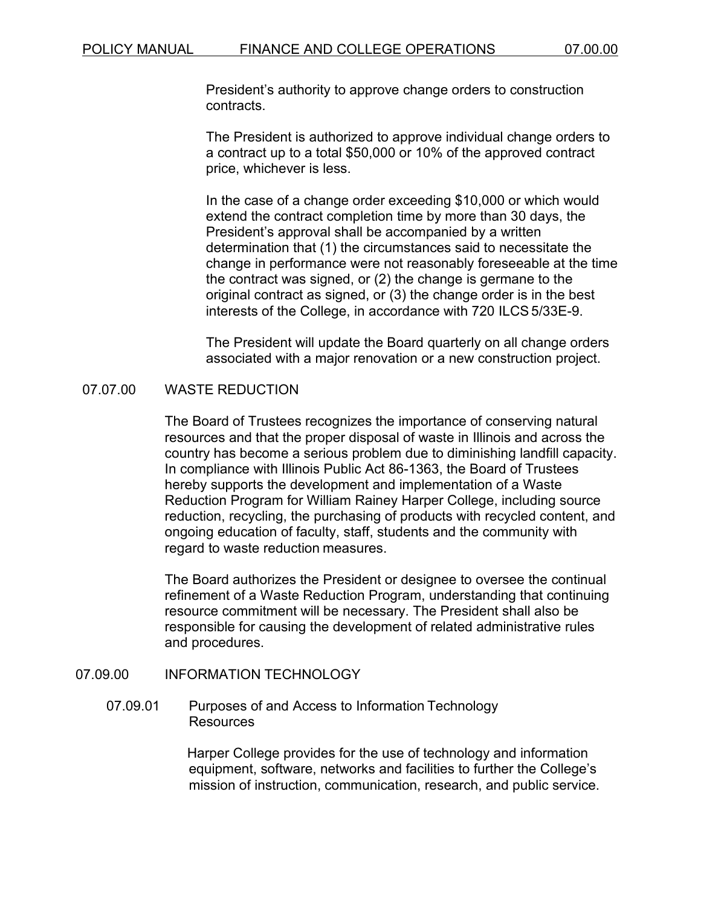President's authority to approve change orders to construction contracts.

The President is authorized to approve individual change orders to a contract up to a total $50,000 or 10% of the approved contract price, whichever is less.

In the case of a change order exceeding $10,000 or which would extend the contract completion time by more than 30 days, the President's approval shall be accompanied by a written determination that (1) the circumstances said to necessitate the change in performance were not reasonably foreseeable at the time the contract was signed, or (2) the change is germane to the original contract as signed, or (3) the change order is in the best interests of the College, in accordance with 720 ILCS 5/33E-9.

The President will update the Board quarterly on all change orders associated with a major renovation or a new construction project.

## 07.07.00 WASTE REDUCTION

The Board of Trustees recognizes the importance of conserving natural resources and that the proper disposal of waste in Illinois and across the country has become a serious problem due to diminishing landfill capacity. In compliance with Illinois Public Act 86-1363, the Board of Trustees hereby supports the development and implementation of a Waste Reduction Program for William Rainey Harper College, including source reduction, recycling, the purchasing of products with recycled content, and ongoing education of faculty, staff, students and the community with regard to waste reduction measures.

The Board authorizes the President or designee to oversee the continual refinement of a Waste Reduction Program, understanding that continuing resource commitment will be necessary. The President shall also be responsible for causing the development of related administrative rules and procedures.

## 07.09.00 INFORMATION TECHNOLOGY

### 07.09.01 Purposes of and Access to Information Technology Resources

Harper College provides for the use of technology and information equipment, software, networks and facilities to further the College's mission of instruction, communication, research, and public service.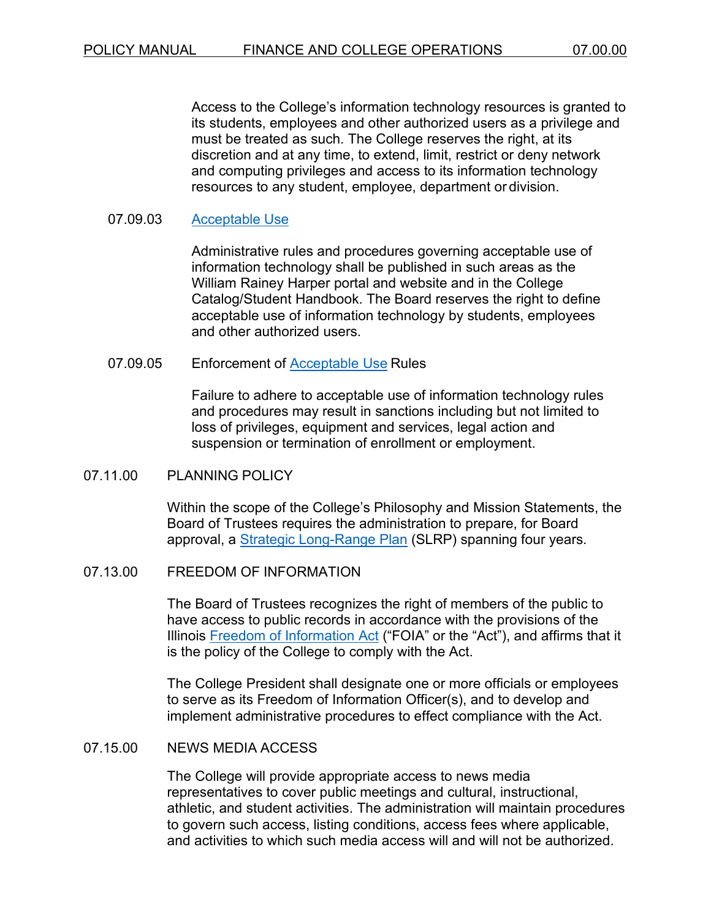Access to the College's information technology resources is granted to its students, employees and other authorized users as a privilege and must be treated as such. The College reserves the right, at its discretion and at any time, to extend, limit, restrict or deny network and computing privileges and access to its information technology resources to any student, employee, department or division.

### 07.09.03 Acceptable Use

Administrative rules and procedures governing acceptable use of information technology shall be published in such areas as the William Rainey Harper portal and website and in the College Catalog/Student Handbook. The Board reserves the right to define acceptable use of information technology by students, employees and other authorized users.

### 07.09.05 Enforcement of Acceptable Use Rules

Failure to adhere to acceptable use of information technology rules and procedures may result in sanctions including but not limited to loss of privileges, equipment and services, legal action and suspension or termination of enrollment or employment.

## 07.11.00 PLANNING POLICY

Within the scope of the College's Philosophy and Mission Statements, the Board of Trustees requires the administration to prepare, for Board approval, a Strategic Long-Range Plan (SLRP) spanning four years.

## 07.13.00 FREEDOM OF INFORMATION

The Board of Trustees recognizes the right of members of the public to have access to public records in accordance with the provisions of the Illinois Freedom of Information Act ("FOIA" or the "Act"), and affirms that it is the policy of the College to comply with the Act.

The College President shall designate one or more officials or employees to serve as its Freedom of Information Officer(s), and to develop and implement administrative procedures to effect compliance with the Act.

## 07.15.00 NEWS MEDIA ACCESS

The College will provide appropriate access to news media representatives to cover public meetings and cultural, instructional, athletic, and student activities. The administration will maintain procedures to govern such access, listing conditions, access fees where applicable, and activities to which such media access will and will not be authorized.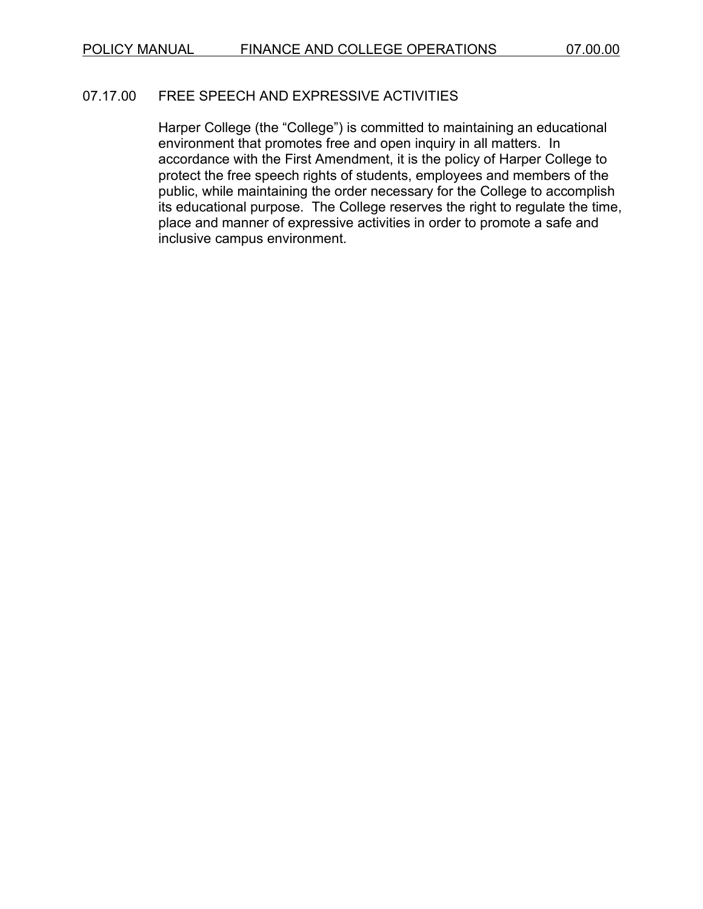## 07.17.00 FREE SPEECH AND EXPRESSIVE ACTIVITIES

Harper College (the "College") is committed to maintaining an educational environment that promotes free and open inquiry in all matters. In accordance with the First Amendment, it is the policy of Harper College to protect the free speech rights of students, employees and members of the public, while maintaining the order necessary for the College to accomplish its educational purpose. The College reserves the right to regulate the time, place and manner of expressive activities in order to promote a safe and inclusive campus environment.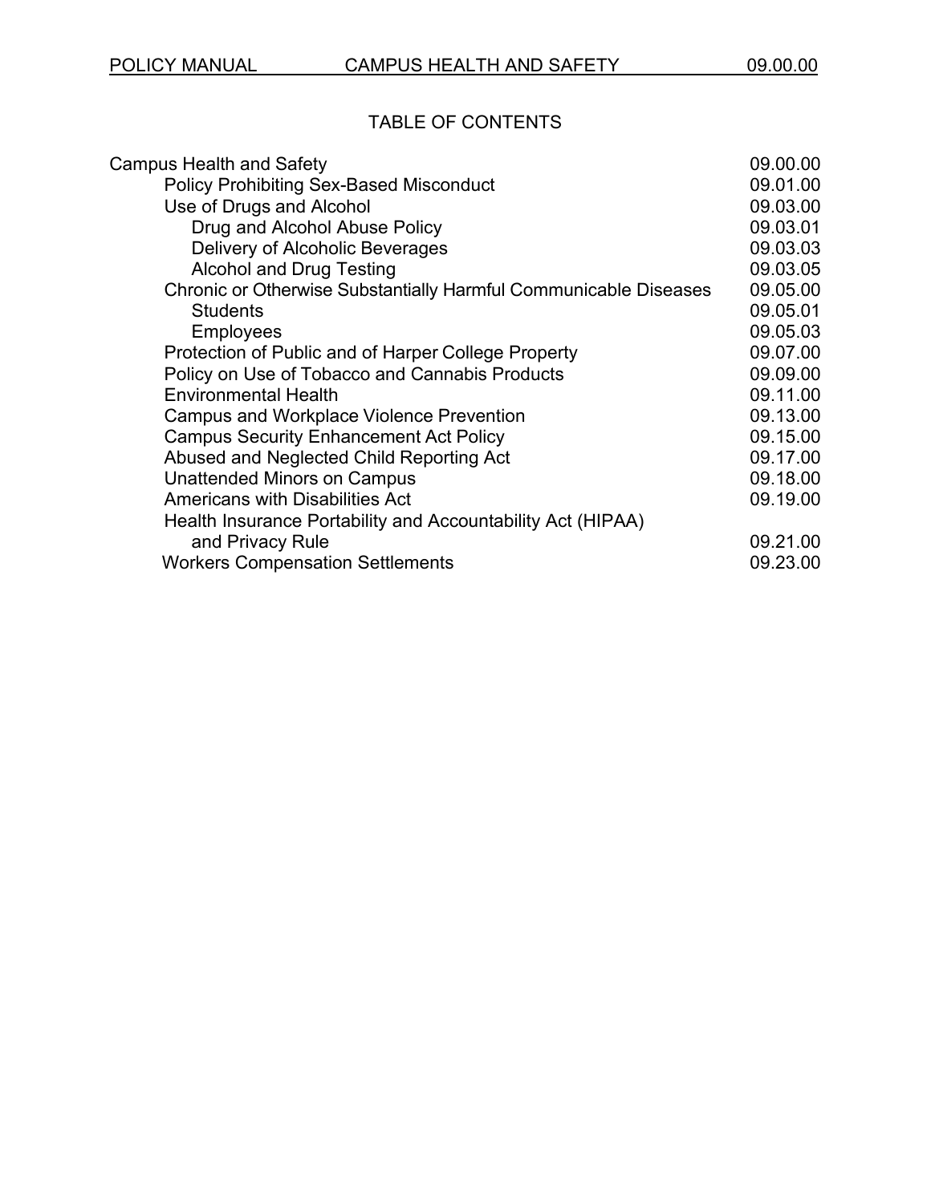# TABLE OF CONTENTS

| | |
|---|---|
| Campus Health and Safety | 09.00.00 |
| Policy Prohibiting Sex-Based Misconduct | 09.01.00 |
| Use of Drugs and Alcohol | 09.03.00 |
| Drug and Alcohol Abuse Policy | 09.03.01 |
| Delivery of Alcoholic Beverages | 09.03.03 |
| Alcohol and Drug Testing | 09.03.05 |
| Chronic or Otherwise Substantially Harmful Communicable Diseases | 09.05.00 |
| Students | 09.05.01 |
| Employees | 09.05.03 |
| Protection of Public and of Harper College Property | 09.07.00 |
| Policy on Use of Tobacco and Cannabis Products | 09.09.00 |
| Environmental Health | 09.11.00 |
| Campus and Workplace Violence Prevention | 09.13.00 |
| Campus Security Enhancement Act Policy | 09.15.00 |
| Abused and Neglected Child Reporting Act | 09.17.00 |
| Unattended Minors on Campus | 09.18.00 |
| Americans with Disabilities Act | 09.19.00 |
| Health Insurance Portability and Accountability Act (HIPAA) and Privacy Rule | 09.21.00 |
| Workers Compensation Settlements | 09.23.00 |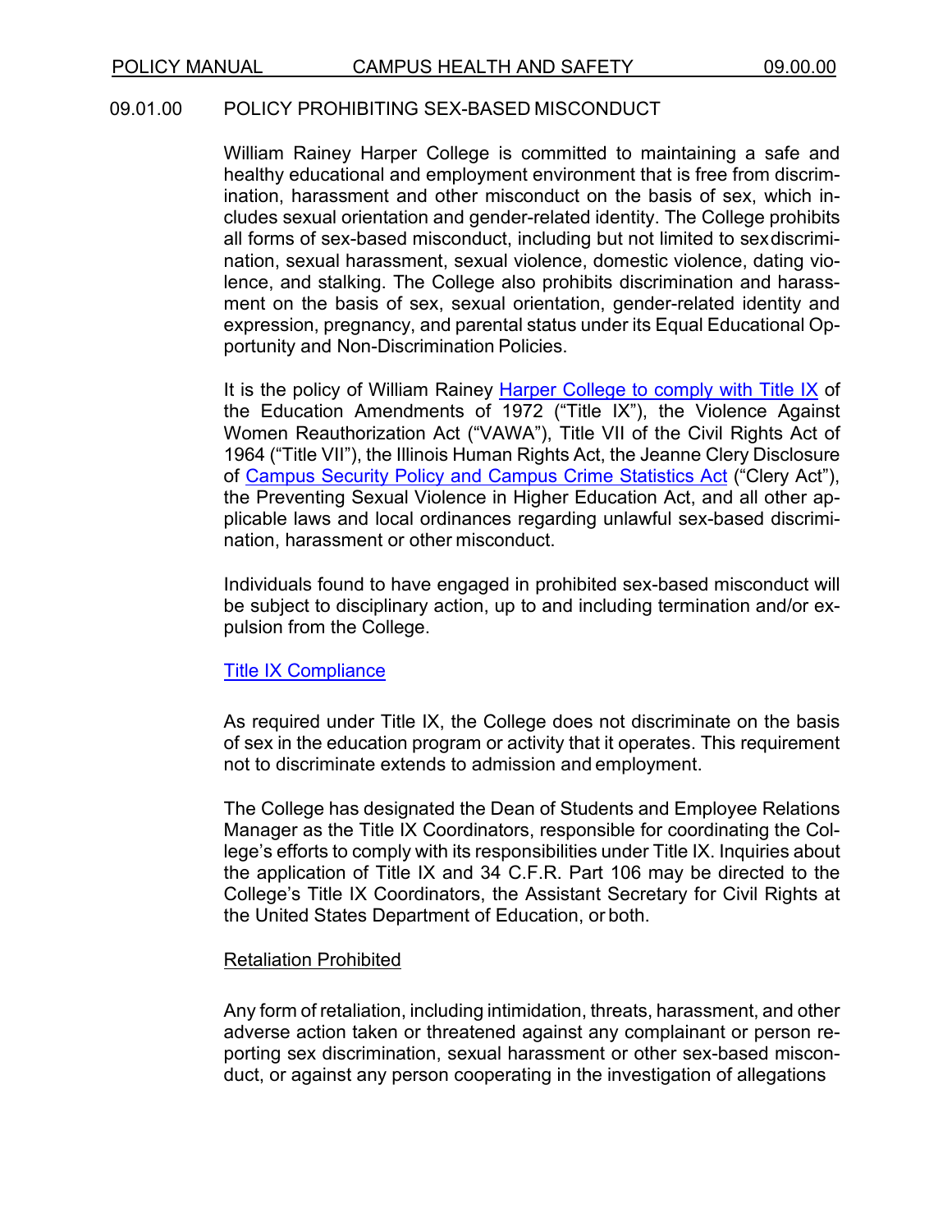## 09.01.00 POLICY PROHIBITING SEX-BASED MISCONDUCT

William Rainey Harper College is committed to maintaining a safe and healthy educational and employment environment that is free from discrimination, harassment and other misconduct on the basis of sex, which includes sexual orientation and gender-related identity. The College prohibits all forms of sex-based misconduct, including but not limited to sex discrimination, sexual harassment, sexual violence, domestic violence, dating violence, and stalking. The College also prohibits discrimination and harassment on the basis of sex, sexual orientation, gender-related identity and expression, pregnancy, and parental status under its Equal Educational Opportunity and Non-Discrimination Policies.

It is the policy of William Rainey Harper College to comply with Title IX of the Education Amendments of 1972 ("Title IX"), the Violence Against Women Reauthorization Act ("VAWA"), Title VII of the Civil Rights Act of 1964 ("Title VII"), the Illinois Human Rights Act, the Jeanne Clery Disclosure of Campus Security Policy and Campus Crime Statistics Act ("Clery Act"), the Preventing Sexual Violence in Higher Education Act, and all other applicable laws and local ordinances regarding unlawful sex-based discrimination, harassment or other misconduct.

Individuals found to have engaged in prohibited sex-based misconduct will be subject to disciplinary action, up to and including termination and/or expulsion from the College.

Title IX Compliance

As required under Title IX, the College does not discriminate on the basis of sex in the education program or activity that it operates. This requirement not to discriminate extends to admission and employment.

The College has designated the Dean of Students and Employee Relations Manager as the Title IX Coordinators, responsible for coordinating the College's efforts to comply with its responsibilities under Title IX. Inquiries about the application of Title IX and 34 C.F.R. Part 106 may be directed to the College's Title IX Coordinators, the Assistant Secretary for Civil Rights at the United States Department of Education, or both.

Retaliation Prohibited

Any form of retaliation, including intimidation, threats, harassment, and other adverse action taken or threatened against any complainant or person reporting sex discrimination, sexual harassment or other sex-based misconduct, or against any person cooperating in the investigation of allegations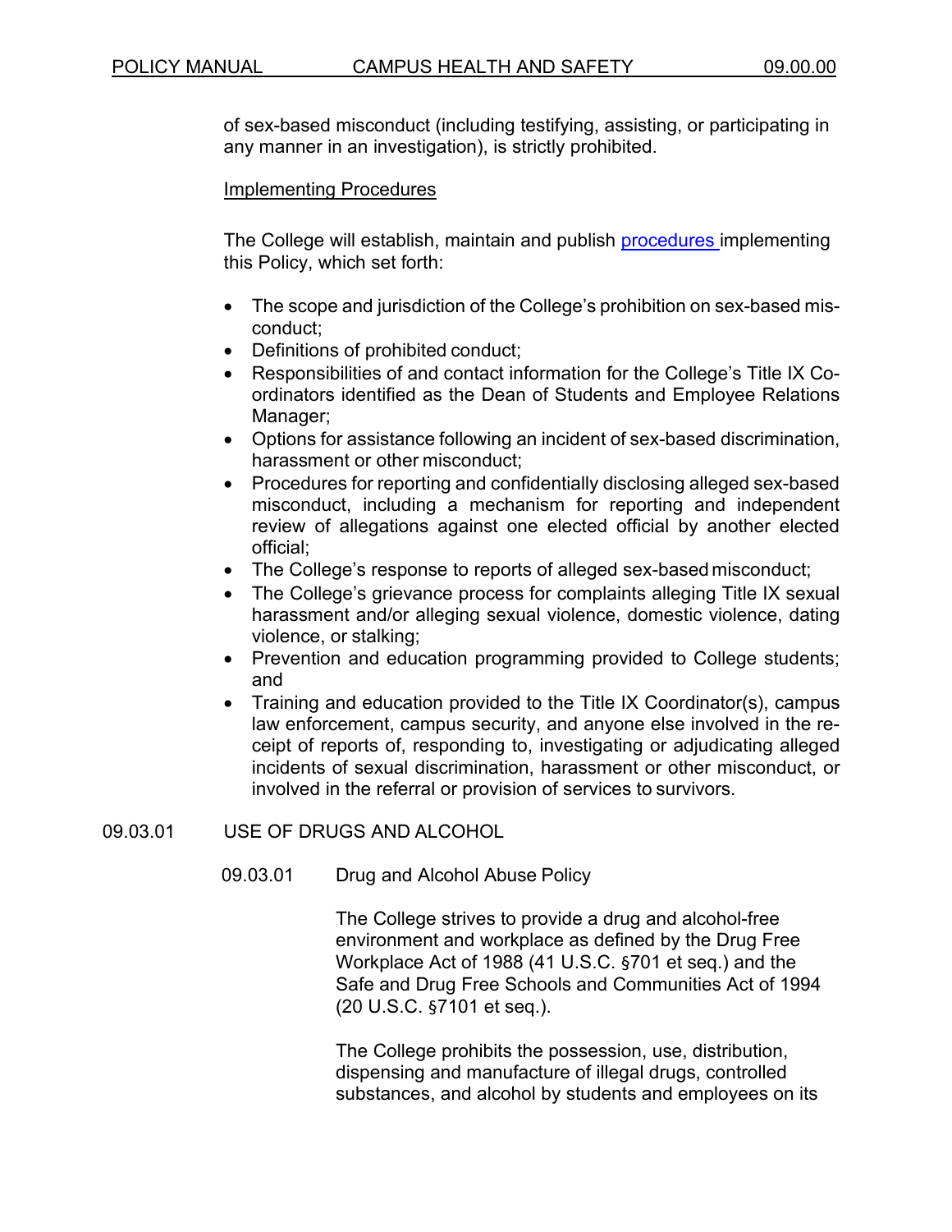of sex-based misconduct (including testifying, assisting, or participating in any manner in an investigation), is strictly prohibited.

Implementing Procedures

The College will establish, maintain and publish [procedures](#) implementing this Policy, which set forth:

- The scope and jurisdiction of the College's prohibition on sex-based misconduct;
- Definitions of prohibited conduct;
- Responsibilities of and contact information for the College's Title IX Coordinators identified as the Dean of Students and Employee Relations Manager;
- Options for assistance following an incident of sex-based discrimination, harassment or other misconduct;
- Procedures for reporting and confidentially disclosing alleged sex-based misconduct, including a mechanism for reporting and independent review of allegations against one elected official by another elected official;
- The College's response to reports of alleged sex-based misconduct;
- The College's grievance process for complaints alleging Title IX sexual harassment and/or alleging sexual violence, domestic violence, dating violence, or stalking;
- Prevention and education programming provided to College students; and
- Training and education provided to the Title IX Coordinator(s), campus law enforcement, campus security, and anyone else involved in the receipt of reports of, responding to, investigating or adjudicating alleged incidents of sexual discrimination, harassment or other misconduct, or involved in the referral or provision of services to survivors.

## 09.03.01 USE OF DRUGS AND ALCOHOL

### 09.03.01 Drug and Alcohol Abuse Policy

The College strives to provide a drug and alcohol-free environment and workplace as defined by the Drug Free Workplace Act of 1988 (41 U.S.C. §701 et seq.) and the Safe and Drug Free Schools and Communities Act of 1994 (20 U.S.C. §7101 et seq.).

The College prohibits the possession, use, distribution, dispensing and manufacture of illegal drugs, controlled substances, and alcohol by students and employees on its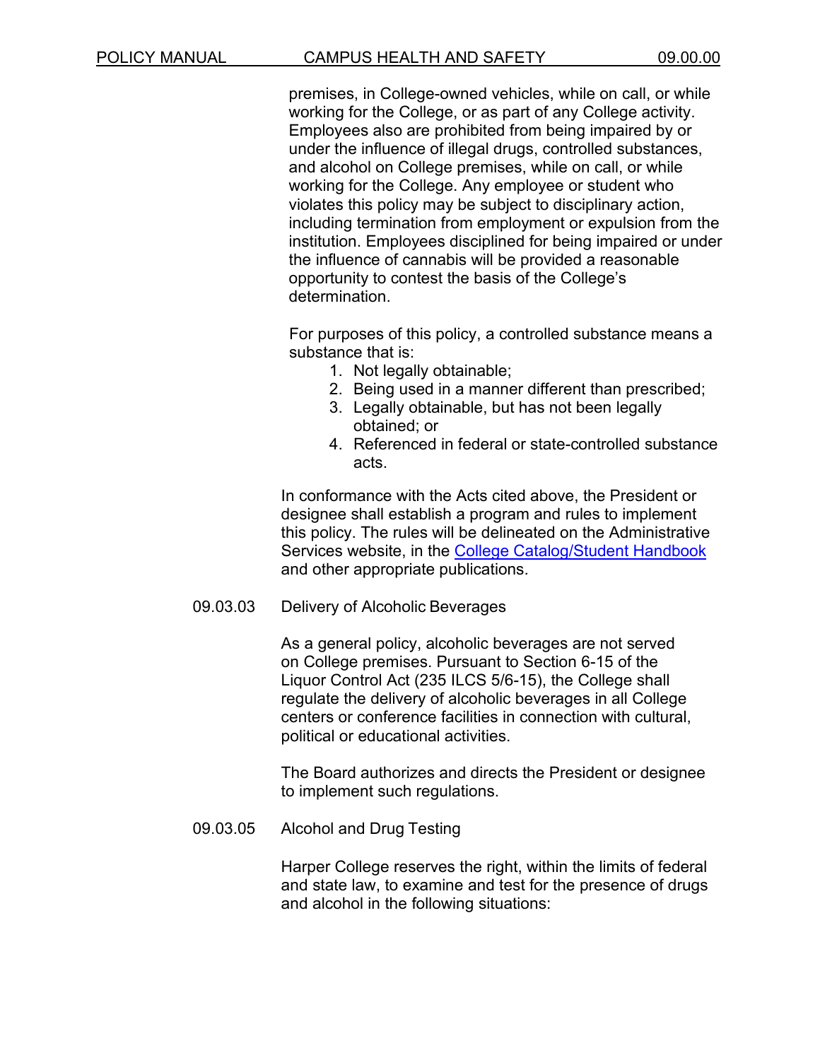premises, in College-owned vehicles, while on call, or while working for the College, or as part of any College activity. Employees also are prohibited from being impaired by or under the influence of illegal drugs, controlled substances, and alcohol on College premises, while on call, or while working for the College. Any employee or student who violates this policy may be subject to disciplinary action, including termination from employment or expulsion from the institution. Employees disciplined for being impaired or under the influence of cannabis will be provided a reasonable opportunity to contest the basis of the College's determination.

For purposes of this policy, a controlled substance means a substance that is:

1. Not legally obtainable;
2. Being used in a manner different than prescribed;
3. Legally obtainable, but has not been legally obtained; or
4. Referenced in federal or state-controlled substance acts.

In conformance with the Acts cited above, the President or designee shall establish a program and rules to implement this policy. The rules will be delineated on the Administrative Services website, in the [College Catalog/Student Handbook] and other appropriate publications.

### 09.03.03 Delivery of Alcoholic Beverages

As a general policy, alcoholic beverages are not served on College premises. Pursuant to Section 6-15 of the Liquor Control Act (235 ILCS 5/6-15), the College shall regulate the delivery of alcoholic beverages in all College centers or conference facilities in connection with cultural, political or educational activities.

The Board authorizes and directs the President or designee to implement such regulations.

### 09.03.05 Alcohol and Drug Testing

Harper College reserves the right, within the limits of federal and state law, to examine and test for the presence of drugs and alcohol in the following situations: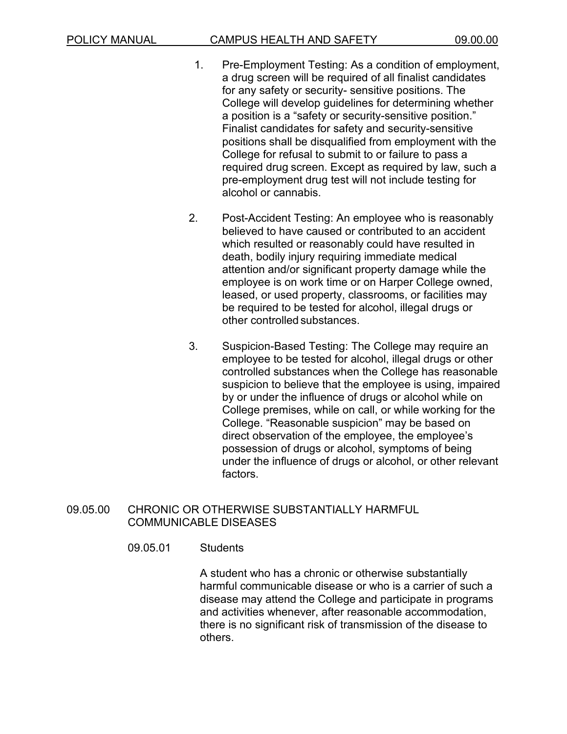1. Pre-Employment Testing: As a condition of employment, a drug screen will be required of all finalist candidates for any safety or security- sensitive positions. The College will develop guidelines for determining whether a position is a "safety or security-sensitive position." Finalist candidates for safety and security-sensitive positions shall be disqualified from employment with the College for refusal to submit to or failure to pass a required drug screen. Except as required by law, such a pre-employment drug test will not include testing for alcohol or cannabis.

2. Post-Accident Testing: An employee who is reasonably believed to have caused or contributed to an accident which resulted or reasonably could have resulted in death, bodily injury requiring immediate medical attention and/or significant property damage while the employee is on work time or on Harper College owned, leased, or used property, classrooms, or facilities may be required to be tested for alcohol, illegal drugs or other controlled substances.

3. Suspicion-Based Testing: The College may require an employee to be tested for alcohol, illegal drugs or other controlled substances when the College has reasonable suspicion to believe that the employee is using, impaired by or under the influence of drugs or alcohol while on College premises, while on call, or while working for the College. "Reasonable suspicion" may be based on direct observation of the employee, the employee's possession of drugs or alcohol, symptoms of being under the influence of drugs or alcohol, or other relevant factors.

## 09.05.00 CHRONIC OR OTHERWISE SUBSTANTIALLY HARMFUL COMMUNICABLE DISEASES

### 09.05.01 Students

A student who has a chronic or otherwise substantially harmful communicable disease or who is a carrier of such a disease may attend the College and participate in programs and activities whenever, after reasonable accommodation, there is no significant risk of transmission of the disease to others.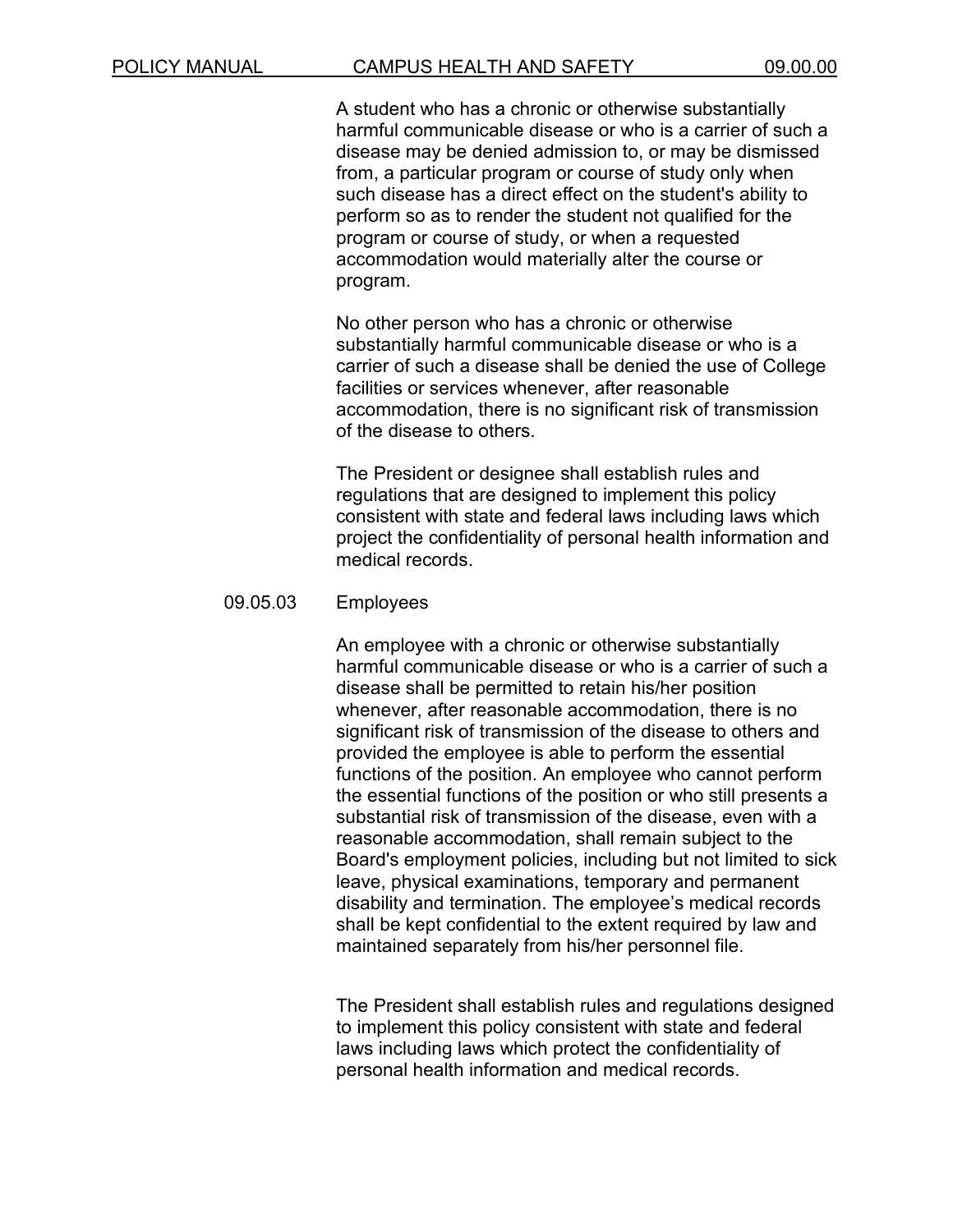A student who has a chronic or otherwise substantially harmful communicable disease or who is a carrier of such a disease may be denied admission to, or may be dismissed from, a particular program or course of study only when such disease has a direct effect on the student's ability to perform so as to render the student not qualified for the program or course of study, or when a requested accommodation would materially alter the course or program.

No other person who has a chronic or otherwise substantially harmful communicable disease or who is a carrier of such a disease shall be denied the use of College facilities or services whenever, after reasonable accommodation, there is no significant risk of transmission of the disease to others.

The President or designee shall establish rules and regulations that are designed to implement this policy consistent with state and federal laws including laws which project the confidentiality of personal health information and medical records.

### 09.05.03 Employees

An employee with a chronic or otherwise substantially harmful communicable disease or who is a carrier of such a disease shall be permitted to retain his/her position whenever, after reasonable accommodation, there is no significant risk of transmission of the disease to others and provided the employee is able to perform the essential functions of the position. An employee who cannot perform the essential functions of the position or who still presents a substantial risk of transmission of the disease, even with a reasonable accommodation, shall remain subject to the Board's employment policies, including but not limited to sick leave, physical examinations, temporary and permanent disability and termination. The employee's medical records shall be kept confidential to the extent required by law and maintained separately from his/her personnel file.

The President shall establish rules and regulations designed to implement this policy consistent with state and federal laws including laws which protect the confidentiality of personal health information and medical records.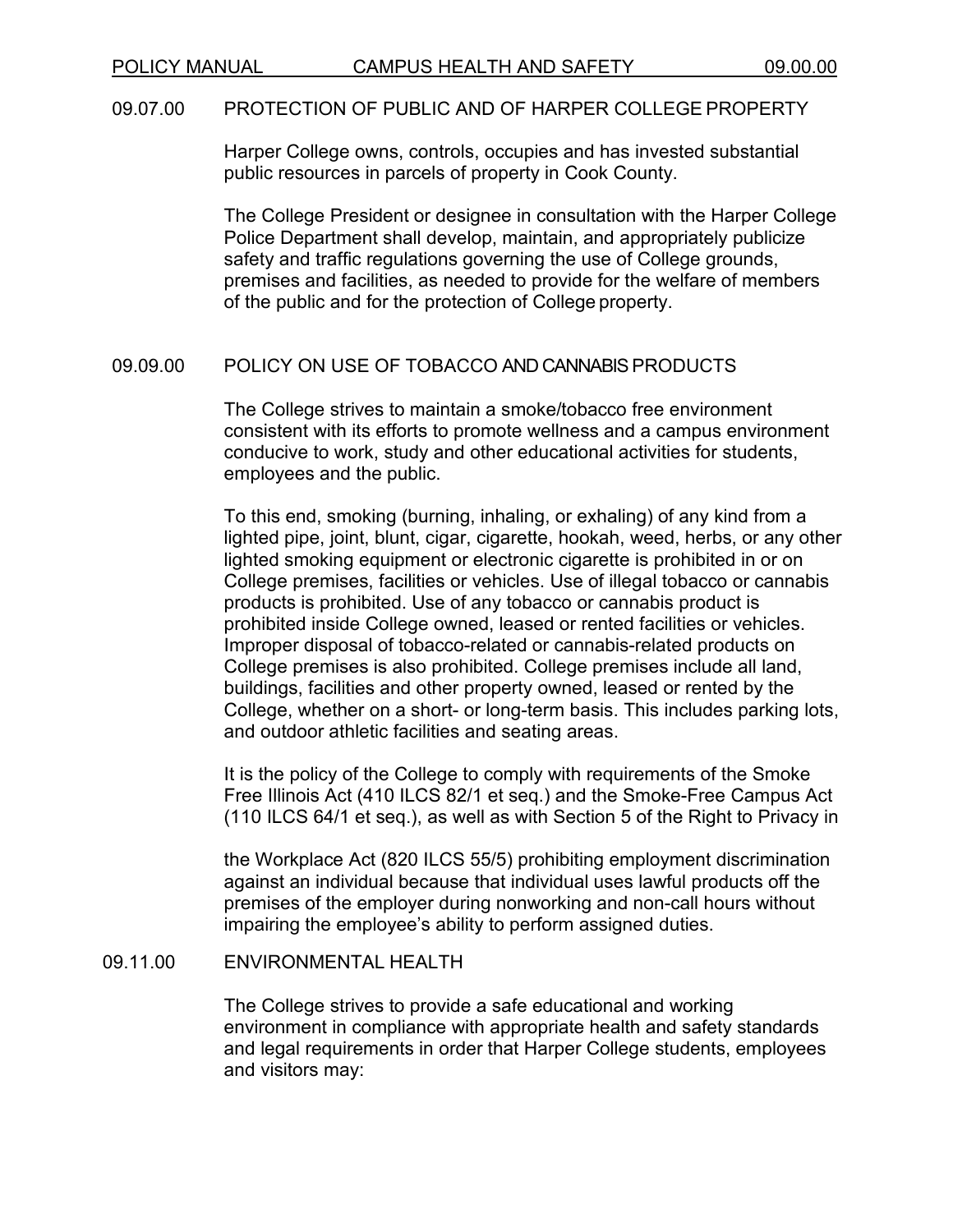## 09.07.00 PROTECTION OF PUBLIC AND OF HARPER COLLEGE PROPERTY

Harper College owns, controls, occupies and has invested substantial public resources in parcels of property in Cook County.

The College President or designee in consultation with the Harper College Police Department shall develop, maintain, and appropriately publicize safety and traffic regulations governing the use of College grounds, premises and facilities, as needed to provide for the welfare of members of the public and for the protection of College property.

## 09.09.00 POLICY ON USE OF TOBACCO AND CANNABIS PRODUCTS

The College strives to maintain a smoke/tobacco free environment consistent with its efforts to promote wellness and a campus environment conducive to work, study and other educational activities for students, employees and the public.

To this end, smoking (burning, inhaling, or exhaling) of any kind from a lighted pipe, joint, blunt, cigar, cigarette, hookah, weed, herbs, or any other lighted smoking equipment or electronic cigarette is prohibited in or on College premises, facilities or vehicles. Use of illegal tobacco or cannabis products is prohibited. Use of any tobacco or cannabis product is prohibited inside College owned, leased or rented facilities or vehicles. Improper disposal of tobacco-related or cannabis-related products on College premises is also prohibited. College premises include all land, buildings, facilities and other property owned, leased or rented by the College, whether on a short- or long-term basis. This includes parking lots, and outdoor athletic facilities and seating areas.

It is the policy of the College to comply with requirements of the Smoke Free Illinois Act (410 ILCS 82/1 et seq.) and the Smoke-Free Campus Act (110 ILCS 64/1 et seq.), as well as with Section 5 of the Right to Privacy in the Workplace Act (820 ILCS 55/5) prohibiting employment discrimination against an individual because that individual uses lawful products off the premises of the employer during nonworking and non-call hours without impairing the employee's ability to perform assigned duties.

## 09.11.00 ENVIRONMENTAL HEALTH

The College strives to provide a safe educational and working environment in compliance with appropriate health and safety standards and legal requirements in order that Harper College students, employees and visitors may: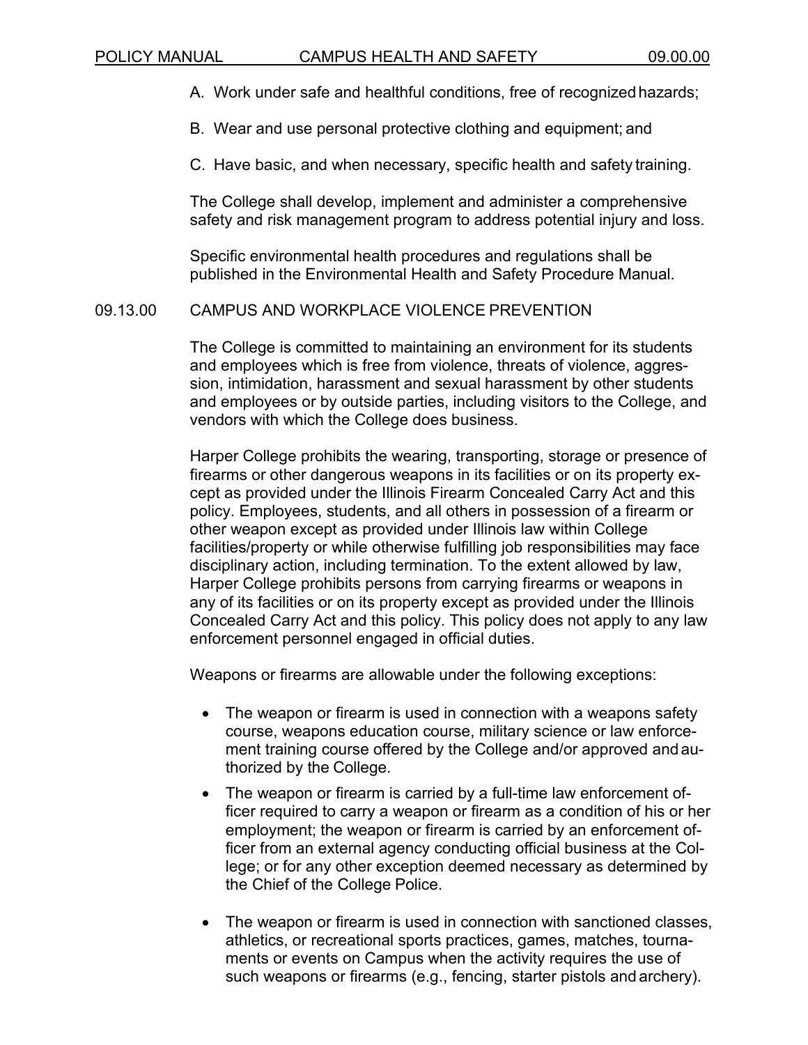A. Work under safe and healthful conditions, free of recognized hazards;

B. Wear and use personal protective clothing and equipment; and

C. Have basic, and when necessary, specific health and safety training.

The College shall develop, implement and administer a comprehensive safety and risk management program to address potential injury and loss.

Specific environmental health procedures and regulations shall be published in the Environmental Health and Safety Procedure Manual.

## 09.13.00 CAMPUS AND WORKPLACE VIOLENCE PREVENTION

The College is committed to maintaining an environment for its students and employees which is free from violence, threats of violence, aggression, intimidation, harassment and sexual harassment by other students and employees or by outside parties, including visitors to the College, and vendors with which the College does business.

Harper College prohibits the wearing, transporting, storage or presence of firearms or other dangerous weapons in its facilities or on its property except as provided under the Illinois Firearm Concealed Carry Act and this policy. Employees, students, and all others in possession of a firearm or other weapon except as provided under Illinois law within College facilities/property or while otherwise fulfilling job responsibilities may face disciplinary action, including termination. To the extent allowed by law, Harper College prohibits persons from carrying firearms or weapons in any of its facilities or on its property except as provided under the Illinois Concealed Carry Act and this policy. This policy does not apply to any law enforcement personnel engaged in official duties.

Weapons or firearms are allowable under the following exceptions:

- The weapon or firearm is used in connection with a weapons safety course, weapons education course, military science or law enforcement training course offered by the College and/or approved and authorized by the College.
- The weapon or firearm is carried by a full-time law enforcement officer required to carry a weapon or firearm as a condition of his or her employment; the weapon or firearm is carried by an enforcement officer from an external agency conducting official business at the College; or for any other exception deemed necessary as determined by the Chief of the College Police.
- The weapon or firearm is used in connection with sanctioned classes, athletics, or recreational sports practices, games, matches, tournaments or events on Campus when the activity requires the use of such weapons or firearms (e.g., fencing, starter pistols and archery).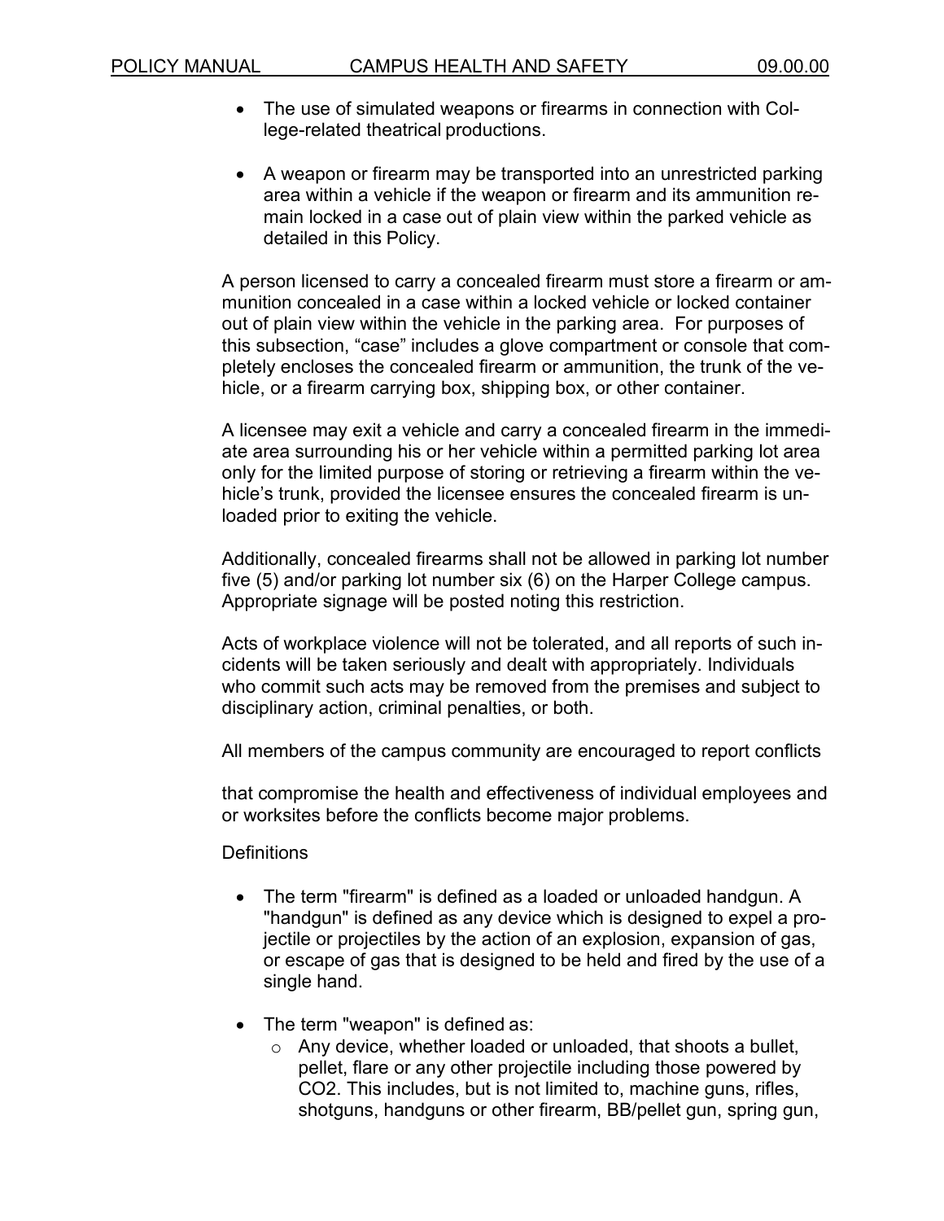- The use of simulated weapons or firearms in connection with College-related theatrical productions.

- A weapon or firearm may be transported into an unrestricted parking area within a vehicle if the weapon or firearm and its ammunition remain locked in a case out of plain view within the parked vehicle as detailed in this Policy.

A person licensed to carry a concealed firearm must store a firearm or ammunition concealed in a case within a locked vehicle or locked container out of plain view within the vehicle in the parking area. For purposes of this subsection, "case" includes a glove compartment or console that completely encloses the concealed firearm or ammunition, the trunk of the vehicle, or a firearm carrying box, shipping box, or other container.

A licensee may exit a vehicle and carry a concealed firearm in the immediate area surrounding his or her vehicle within a permitted parking lot area only for the limited purpose of storing or retrieving a firearm within the vehicle's trunk, provided the licensee ensures the concealed firearm is unloaded prior to exiting the vehicle.

Additionally, concealed firearms shall not be allowed in parking lot number five (5) and/or parking lot number six (6) on the Harper College campus. Appropriate signage will be posted noting this restriction.

Acts of workplace violence will not be tolerated, and all reports of such incidents will be taken seriously and dealt with appropriately. Individuals who commit such acts may be removed from the premises and subject to disciplinary action, criminal penalties, or both.

All members of the campus community are encouraged to report conflicts

that compromise the health and effectiveness of individual employees and or worksites before the conflicts become major problems.

Definitions

- The term "firearm" is defined as a loaded or unloaded handgun. A "handgun" is defined as any device which is designed to expel a projectile or projectiles by the action of an explosion, expansion of gas, or escape of gas that is designed to be held and fired by the use of a single hand.

- The term "weapon" is defined as:
  - Any device, whether loaded or unloaded, that shoots a bullet, pellet, flare or any other projectile including those powered by CO2. This includes, but is not limited to, machine guns, rifles, shotguns, handguns or other firearm, BB/pellet gun, spring gun,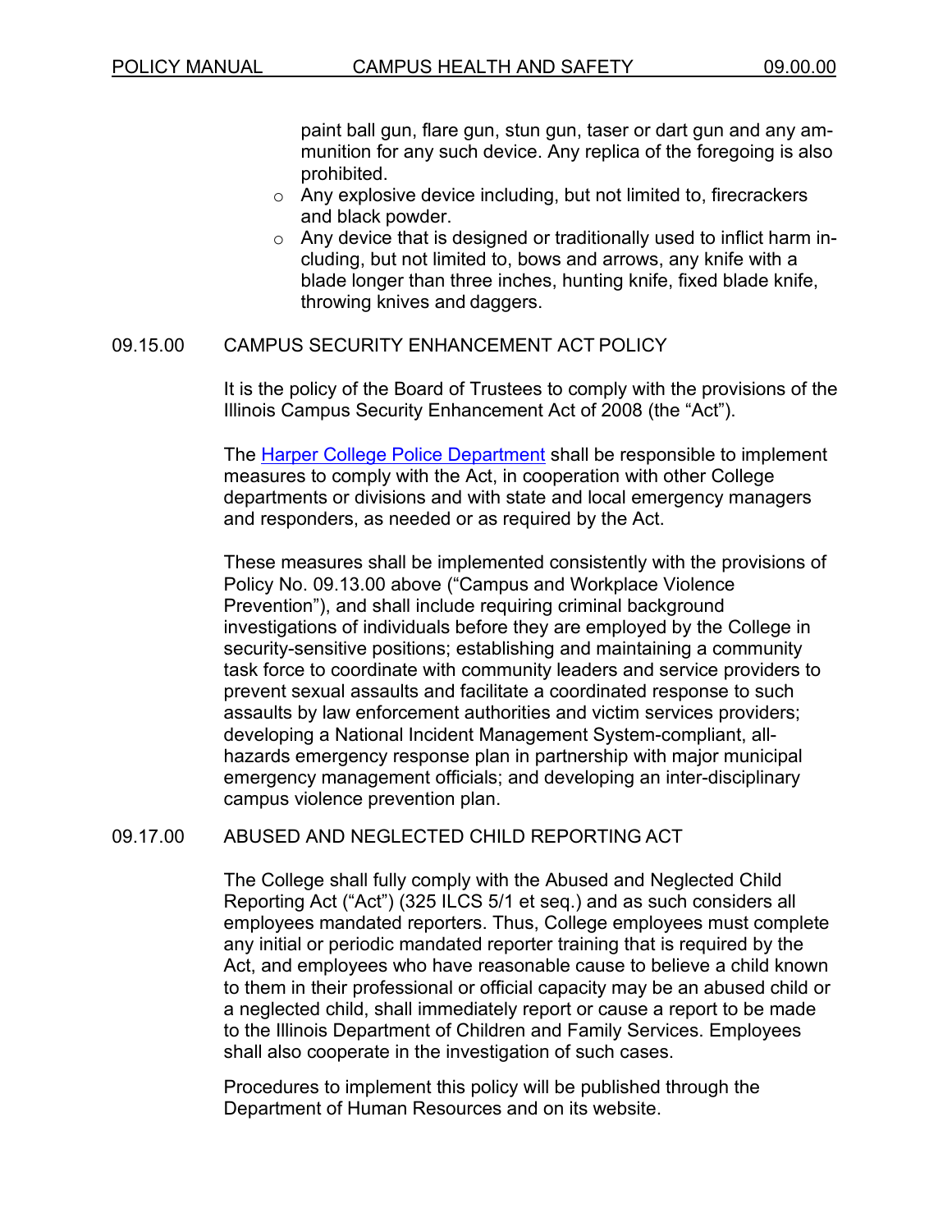paint ball gun, flare gun, stun gun, taser or dart gun and any ammunition for any such device. Any replica of the foregoing is also prohibited.

- Any explosive device including, but not limited to, firecrackers and black powder.
- Any device that is designed or traditionally used to inflict harm including, but not limited to, bows and arrows, any knife with a blade longer than three inches, hunting knife, fixed blade knife, throwing knives and daggers.

## 09.15.00 CAMPUS SECURITY ENHANCEMENT ACT POLICY

It is the policy of the Board of Trustees to comply with the provisions of the Illinois Campus Security Enhancement Act of 2008 (the "Act").

The Harper College Police Department shall be responsible to implement measures to comply with the Act, in cooperation with other College departments or divisions and with state and local emergency managers and responders, as needed or as required by the Act.

These measures shall be implemented consistently with the provisions of Policy No. 09.13.00 above ("Campus and Workplace Violence Prevention"), and shall include requiring criminal background investigations of individuals before they are employed by the College in security-sensitive positions; establishing and maintaining a community task force to coordinate with community leaders and service providers to prevent sexual assaults and facilitate a coordinated response to such assaults by law enforcement authorities and victim services providers; developing a National Incident Management System-compliant, all-hazards emergency response plan in partnership with major municipal emergency management officials; and developing an inter-disciplinary campus violence prevention plan.

## 09.17.00 ABUSED AND NEGLECTED CHILD REPORTING ACT

The College shall fully comply with the Abused and Neglected Child Reporting Act ("Act") (325 ILCS 5/1 et seq.) and as such considers all employees mandated reporters. Thus, College employees must complete any initial or periodic mandated reporter training that is required by the Act, and employees who have reasonable cause to believe a child known to them in their professional or official capacity may be an abused child or a neglected child, shall immediately report or cause a report to be made to the Illinois Department of Children and Family Services. Employees shall also cooperate in the investigation of such cases.

Procedures to implement this policy will be published through the Department of Human Resources and on its website.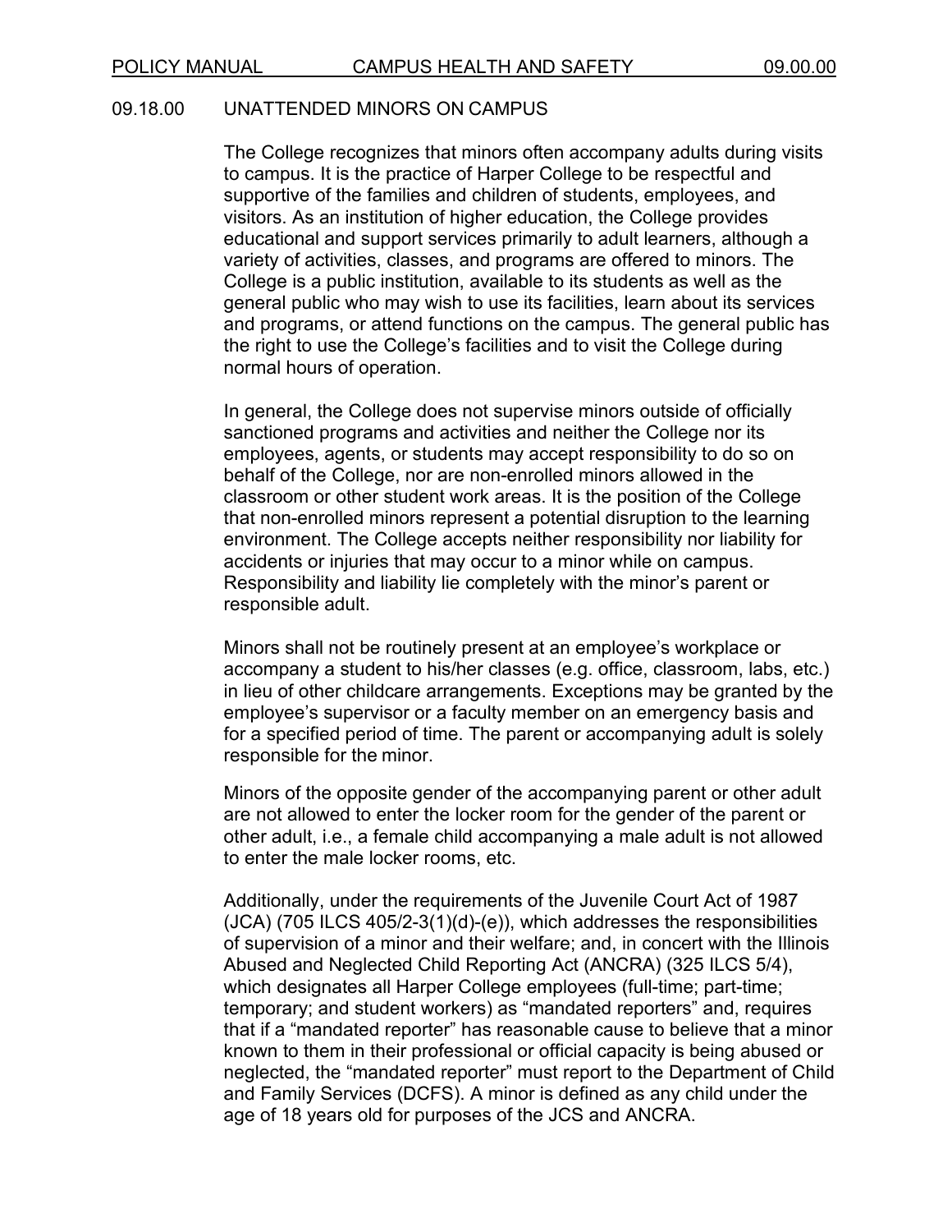## 09.18.00 UNATTENDED MINORS ON CAMPUS

The College recognizes that minors often accompany adults during visits to campus. It is the practice of Harper College to be respectful and supportive of the families and children of students, employees, and visitors. As an institution of higher education, the College provides educational and support services primarily to adult learners, although a variety of activities, classes, and programs are offered to minors. The College is a public institution, available to its students as well as the general public who may wish to use its facilities, learn about its services and programs, or attend functions on the campus. The general public has the right to use the College's facilities and to visit the College during normal hours of operation.

In general, the College does not supervise minors outside of officially sanctioned programs and activities and neither the College nor its employees, agents, or students may accept responsibility to do so on behalf of the College, nor are non-enrolled minors allowed in the classroom or other student work areas. It is the position of the College that non-enrolled minors represent a potential disruption to the learning environment. The College accepts neither responsibility nor liability for accidents or injuries that may occur to a minor while on campus. Responsibility and liability lie completely with the minor's parent or responsible adult.

Minors shall not be routinely present at an employee's workplace or accompany a student to his/her classes (e.g. office, classroom, labs, etc.) in lieu of other childcare arrangements. Exceptions may be granted by the employee's supervisor or a faculty member on an emergency basis and for a specified period of time. The parent or accompanying adult is solely responsible for the minor.

Minors of the opposite gender of the accompanying parent or other adult are not allowed to enter the locker room for the gender of the parent or other adult, i.e., a female child accompanying a male adult is not allowed to enter the male locker rooms, etc.

Additionally, under the requirements of the Juvenile Court Act of 1987 (JCA) (705 ILCS 405/2-3(1)(d)-(e)), which addresses the responsibilities of supervision of a minor and their welfare; and, in concert with the Illinois Abused and Neglected Child Reporting Act (ANCRA) (325 ILCS 5/4), which designates all Harper College employees (full-time; part-time; temporary; and student workers) as "mandated reporters" and, requires that if a "mandated reporter" has reasonable cause to believe that a minor known to them in their professional or official capacity is being abused or neglected, the "mandated reporter" must report to the Department of Child and Family Services (DCFS). A minor is defined as any child under the age of 18 years old for purposes of the JCS and ANCRA.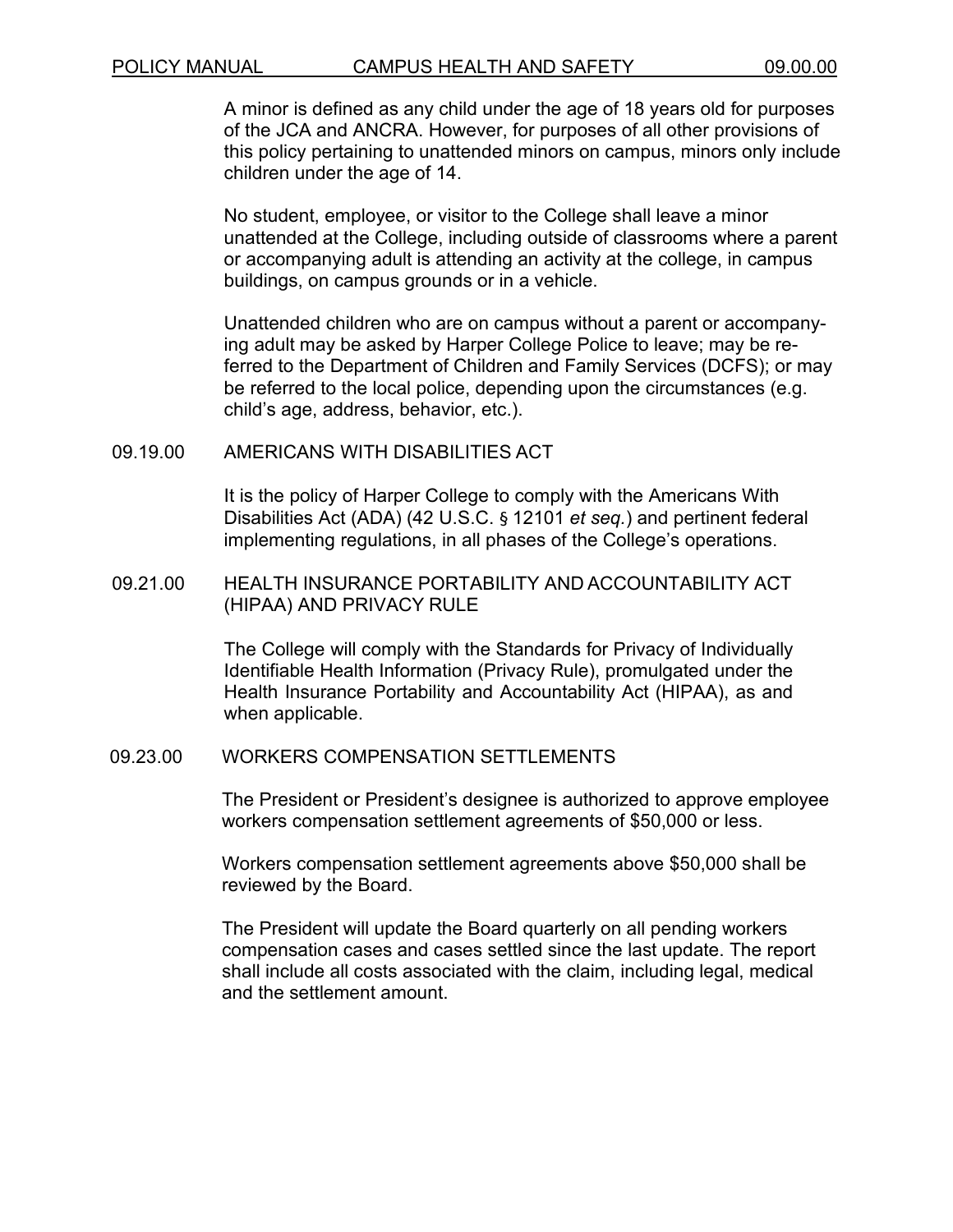A minor is defined as any child under the age of 18 years old for purposes of the JCA and ANCRA. However, for purposes of all other provisions of this policy pertaining to unattended minors on campus, minors only include children under the age of 14.

No student, employee, or visitor to the College shall leave a minor unattended at the College, including outside of classrooms where a parent or accompanying adult is attending an activity at the college, in campus buildings, on campus grounds or in a vehicle.

Unattended children who are on campus without a parent or accompanying adult may be asked by Harper College Police to leave; may be referred to the Department of Children and Family Services (DCFS); or may be referred to the local police, depending upon the circumstances (e.g. child's age, address, behavior, etc.).

## 09.19.00 AMERICANS WITH DISABILITIES ACT

It is the policy of Harper College to comply with the Americans With Disabilities Act (ADA) (42 U.S.C. § 12101 *et seq.*) and pertinent federal implementing regulations, in all phases of the College's operations.

## 09.21.00 HEALTH INSURANCE PORTABILITY AND ACCOUNTABILITY ACT (HIPAA) AND PRIVACY RULE

The College will comply with the Standards for Privacy of Individually Identifiable Health Information (Privacy Rule), promulgated under the Health Insurance Portability and Accountability Act (HIPAA), as and when applicable.

## 09.23.00 WORKERS COMPENSATION SETTLEMENTS

The President or President's designee is authorized to approve employee workers compensation settlement agreements of $50,000 or less.

Workers compensation settlement agreements above $50,000 shall be reviewed by the Board.

The President will update the Board quarterly on all pending workers compensation cases and cases settled since the last update. The report shall include all costs associated with the claim, including legal, medical and the settlement amount.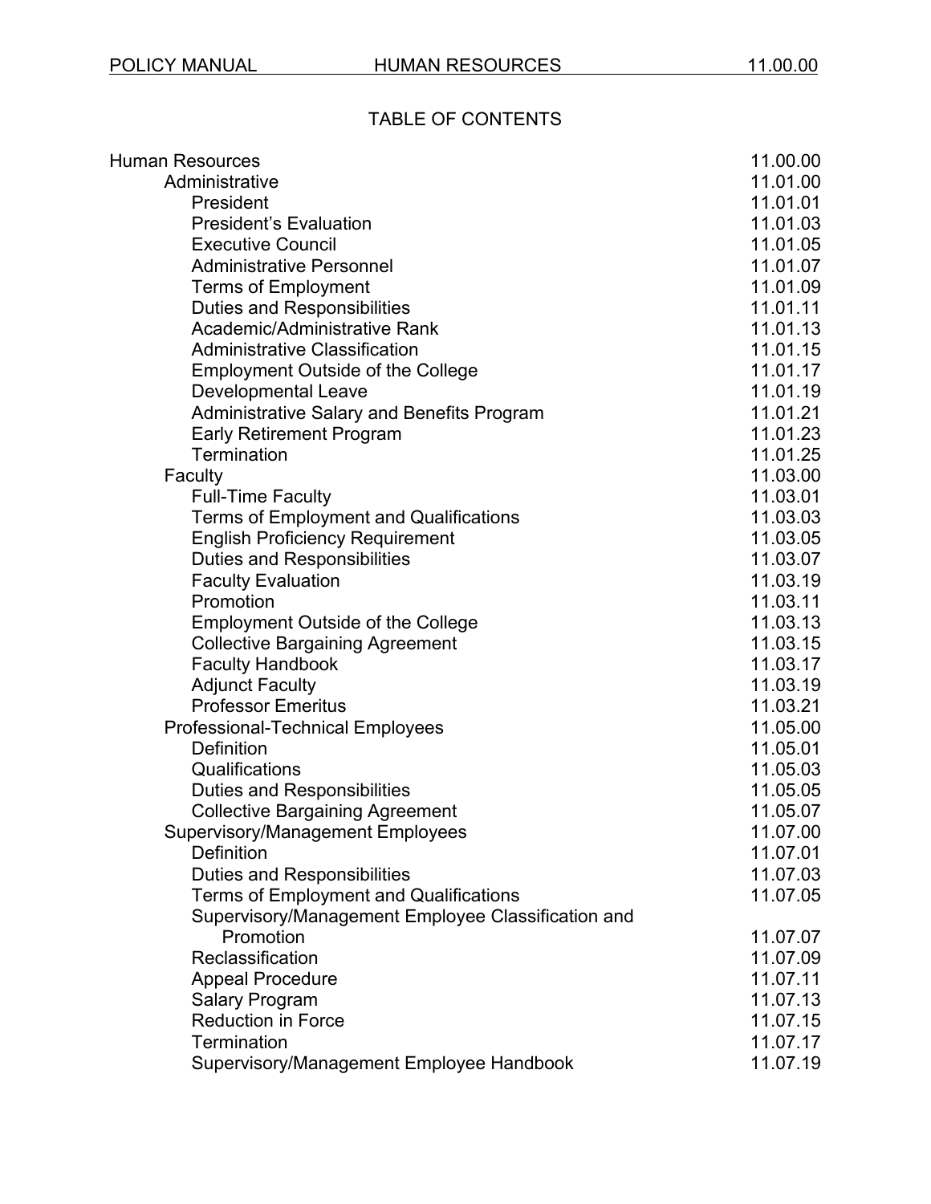POLICY MANUAL HUMAN RESOURCES 11.00.00

## TABLE OF CONTENTS

| | |
|---|---|
| Human Resources | 11.00.00 |
| Administrative | 11.01.00 |
| President | 11.01.01 |
| President's Evaluation | 11.01.03 |
| Executive Council | 11.01.05 |
| Administrative Personnel | 11.01.07 |
| Terms of Employment | 11.01.09 |
| Duties and Responsibilities | 11.01.11 |
| Academic/Administrative Rank | 11.01.13 |
| Administrative Classification | 11.01.15 |
| Employment Outside of the College | 11.01.17 |
| Developmental Leave | 11.01.19 |
| Administrative Salary and Benefits Program | 11.01.21 |
| Early Retirement Program | 11.01.23 |
| Termination | 11.01.25 |
| Faculty | 11.03.00 |
| Full-Time Faculty | 11.03.01 |
| Terms of Employment and Qualifications | 11.03.03 |
| English Proficiency Requirement | 11.03.05 |
| Duties and Responsibilities | 11.03.07 |
| Faculty Evaluation | 11.03.19 |
| Promotion | 11.03.11 |
| Employment Outside of the College | 11.03.13 |
| Collective Bargaining Agreement | 11.03.15 |
| Faculty Handbook | 11.03.17 |
| Adjunct Faculty | 11.03.19 |
| Professor Emeritus | 11.03.21 |
| Professional-Technical Employees | 11.05.00 |
| Definition | 11.05.01 |
| Qualifications | 11.05.03 |
| Duties and Responsibilities | 11.05.05 |
| Collective Bargaining Agreement | 11.05.07 |
| Supervisory/Management Employees | 11.07.00 |
| Definition | 11.07.01 |
| Duties and Responsibilities | 11.07.03 |
| Terms of Employment and Qualifications | 11.07.05 |
| Supervisory/Management Employee Classification and Promotion | 11.07.07 |
| Reclassification | 11.07.09 |
| Appeal Procedure | 11.07.11 |
| Salary Program | 11.07.13 |
| Reduction in Force | 11.07.15 |
| Termination | 11.07.17 |
| Supervisory/Management Employee Handbook | 11.07.19 |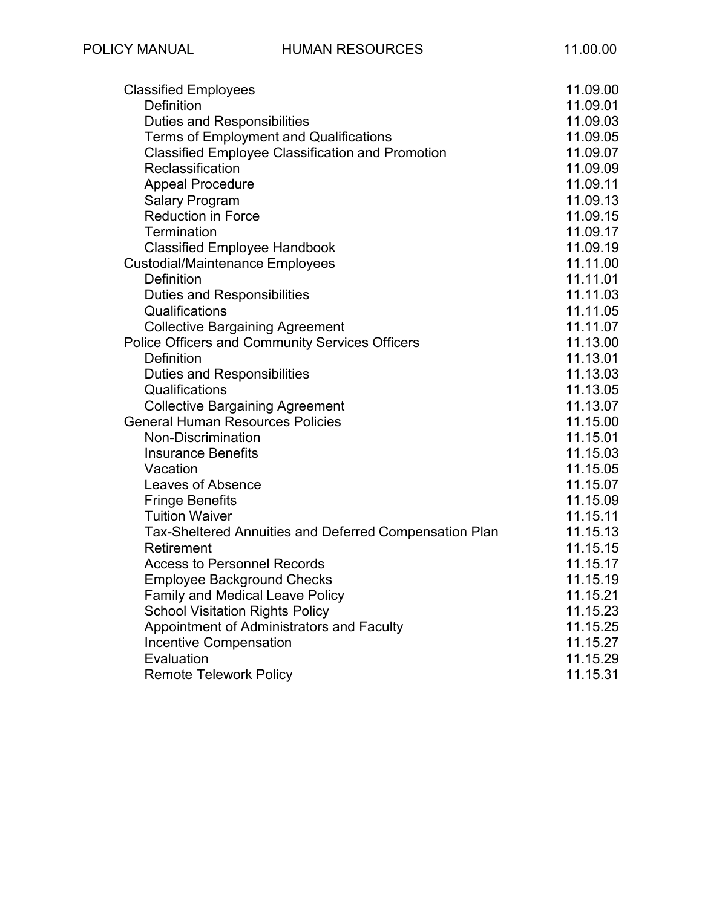| | |
|---|---|
| Classified Employees | 11.09.00 |
| Definition | 11.09.01 |
| Duties and Responsibilities | 11.09.03 |
| Terms of Employment and Qualifications | 11.09.05 |
| Classified Employee Classification and Promotion | 11.09.07 |
| Reclassification | 11.09.09 |
| Appeal Procedure | 11.09.11 |
| Salary Program | 11.09.13 |
| Reduction in Force | 11.09.15 |
| Termination | 11.09.17 |
| Classified Employee Handbook | 11.09.19 |
| Custodial/Maintenance Employees | 11.11.00 |
| Definition | 11.11.01 |
| Duties and Responsibilities | 11.11.03 |
| Qualifications | 11.11.05 |
| Collective Bargaining Agreement | 11.11.07 |
| Police Officers and Community Services Officers | 11.13.00 |
| Definition | 11.13.01 |
| Duties and Responsibilities | 11.13.03 |
| Qualifications | 11.13.05 |
| Collective Bargaining Agreement | 11.13.07 |
| General Human Resources Policies | 11.15.00 |
| Non-Discrimination | 11.15.01 |
| Insurance Benefits | 11.15.03 |
| Vacation | 11.15.05 |
| Leaves of Absence | 11.15.07 |
| Fringe Benefits | 11.15.09 |
| Tuition Waiver | 11.15.11 |
| Tax-Sheltered Annuities and Deferred Compensation Plan | 11.15.13 |
| Retirement | 11.15.15 |
| Access to Personnel Records | 11.15.17 |
| Employee Background Checks | 11.15.19 |
| Family and Medical Leave Policy | 11.15.21 |
| School Visitation Rights Policy | 11.15.23 |
| Appointment of Administrators and Faculty | 11.15.25 |
| Incentive Compensation | 11.15.27 |
| Evaluation | 11.15.29 |
| Remote Telework Policy | 11.15.31 |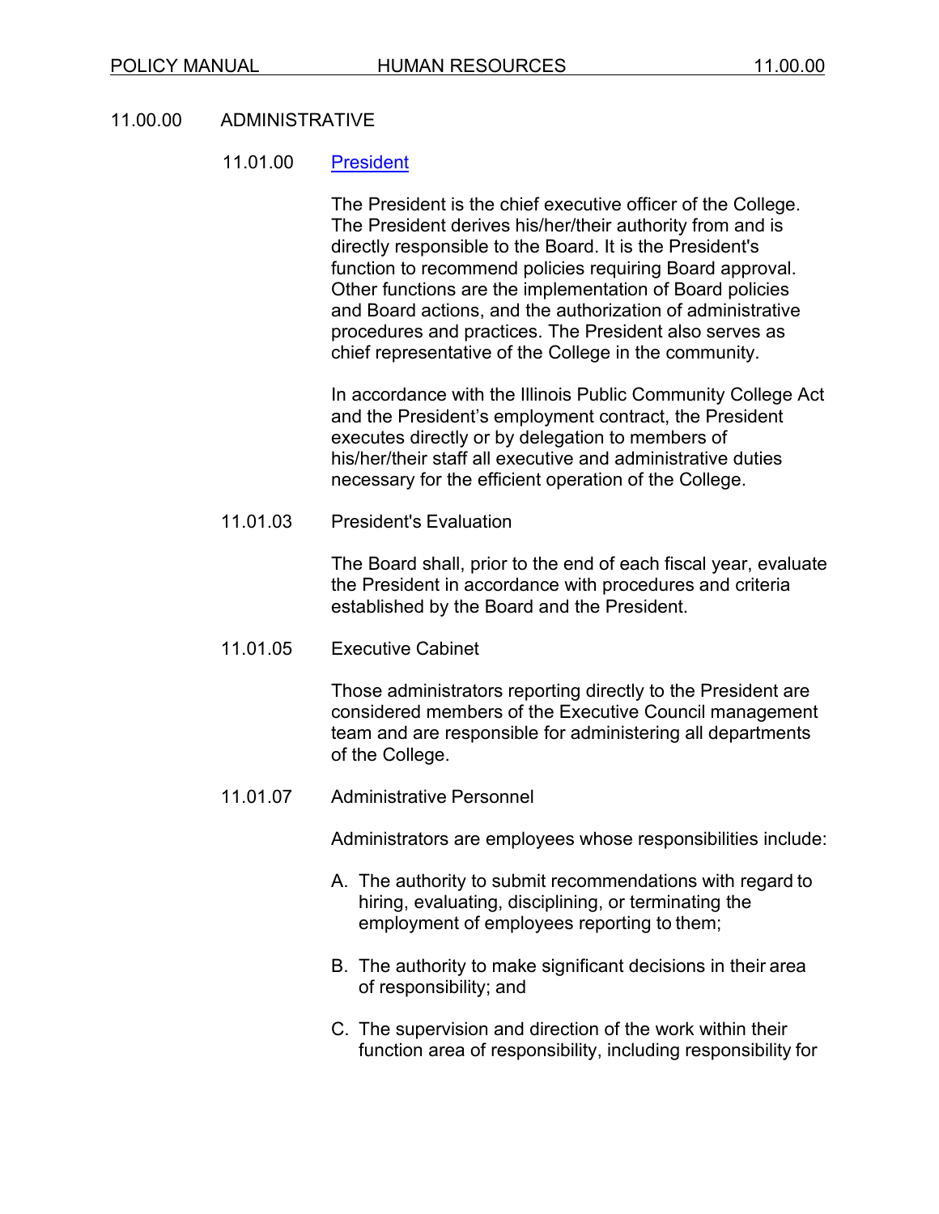# 11.00.00 ADMINISTRATIVE

## 11.01.00 President

The President is the chief executive officer of the College. The President derives his/her/their authority from and is directly responsible to the Board. It is the President's function to recommend policies requiring Board approval. Other functions are the implementation of Board policies and Board actions, and the authorization of administrative procedures and practices. The President also serves as chief representative of the College in the community.

In accordance with the Illinois Public Community College Act and the President's employment contract, the President executes directly or by delegation to members of his/her/their staff all executive and administrative duties necessary for the efficient operation of the College.

## 11.01.03 President's Evaluation

The Board shall, prior to the end of each fiscal year, evaluate the President in accordance with procedures and criteria established by the Board and the President.

## 11.01.05 Executive Cabinet

Those administrators reporting directly to the President are considered members of the Executive Council management team and are responsible for administering all departments of the College.

## 11.01.07 Administrative Personnel

Administrators are employees whose responsibilities include:

A. The authority to submit recommendations with regard to hiring, evaluating, disciplining, or terminating the employment of employees reporting to them;

B. The authority to make significant decisions in their area of responsibility; and

C. The supervision and direction of the work within their function area of responsibility, including responsibility for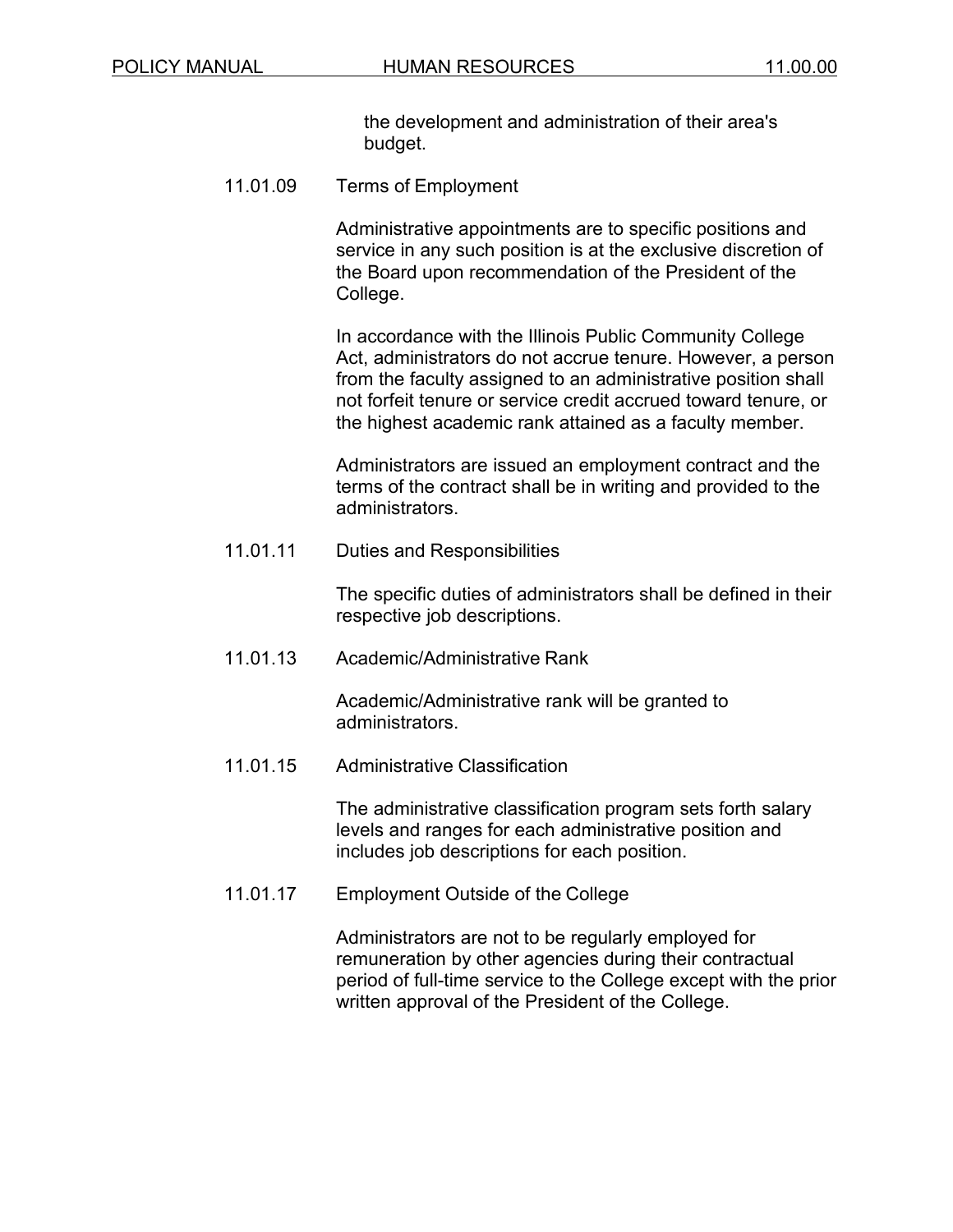the development and administration of their area's budget.

### 11.01.09 Terms of Employment

Administrative appointments are to specific positions and service in any such position is at the exclusive discretion of the Board upon recommendation of the President of the College.

In accordance with the Illinois Public Community College Act, administrators do not accrue tenure. However, a person from the faculty assigned to an administrative position shall not forfeit tenure or service credit accrued toward tenure, or the highest academic rank attained as a faculty member.

Administrators are issued an employment contract and the terms of the contract shall be in writing and provided to the administrators.

### 11.01.11 Duties and Responsibilities

The specific duties of administrators shall be defined in their respective job descriptions.

### 11.01.13 Academic/Administrative Rank

Academic/Administrative rank will be granted to administrators.

### 11.01.15 Administrative Classification

The administrative classification program sets forth salary levels and ranges for each administrative position and includes job descriptions for each position.

### 11.01.17 Employment Outside of the College

Administrators are not to be regularly employed for remuneration by other agencies during their contractual period of full-time service to the College except with the prior written approval of the President of the College.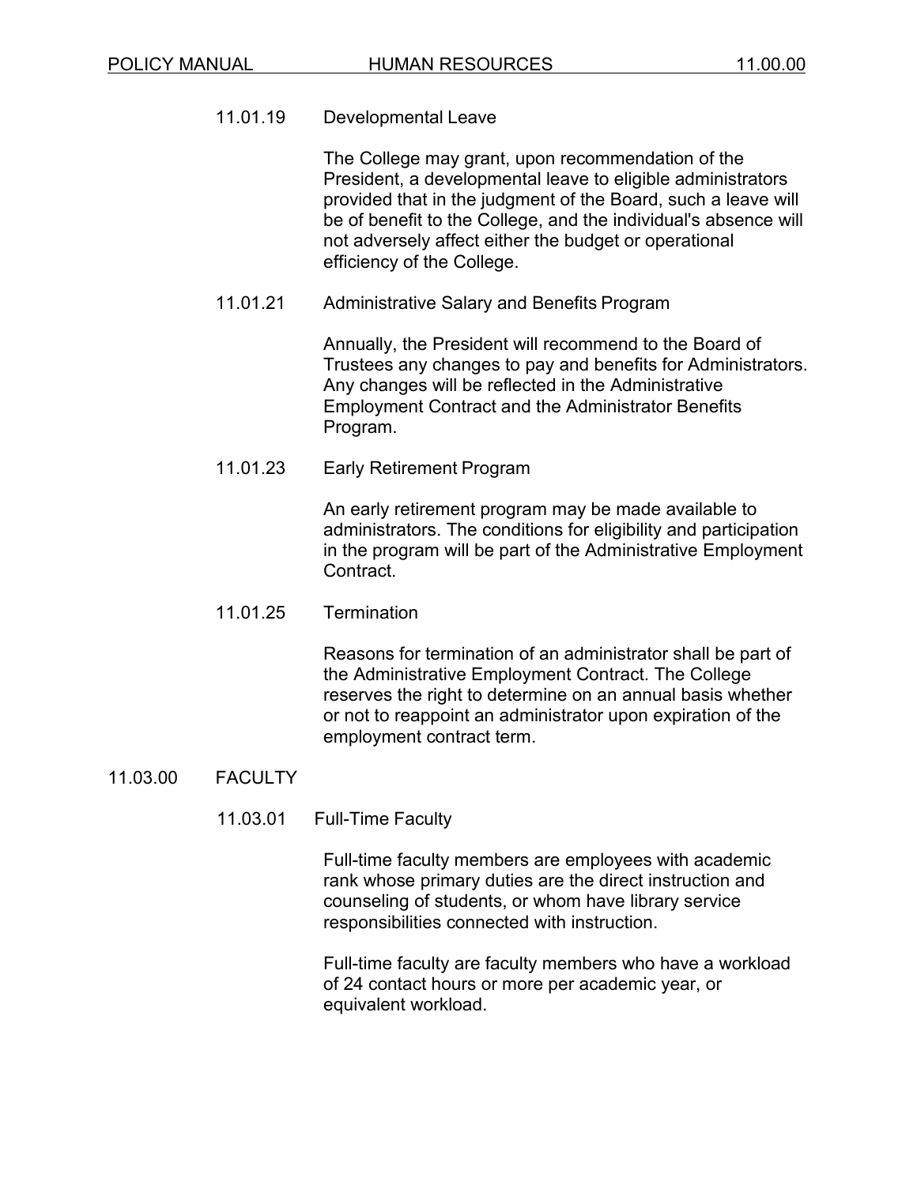### 11.01.19 Developmental Leave

The College may grant, upon recommendation of the President, a developmental leave to eligible administrators provided that in the judgment of the Board, such a leave will be of benefit to the College, and the individual's absence will not adversely affect either the budget or operational efficiency of the College.

### 11.01.21 Administrative Salary and Benefits Program

Annually, the President will recommend to the Board of Trustees any changes to pay and benefits for Administrators. Any changes will be reflected in the Administrative Employment Contract and the Administrator Benefits Program.

### 11.01.23 Early Retirement Program

An early retirement program may be made available to administrators. The conditions for eligibility and participation in the program will be part of the Administrative Employment Contract.

### 11.01.25 Termination

Reasons for termination of an administrator shall be part of the Administrative Employment Contract. The College reserves the right to determine on an annual basis whether or not to reappoint an administrator upon expiration of the employment contract term.

## 11.03.00 FACULTY

### 11.03.01 Full-Time Faculty

Full-time faculty members are employees with academic rank whose primary duties are the direct instruction and counseling of students, or whom have library service responsibilities connected with instruction.

Full-time faculty are faculty members who have a workload of 24 contact hours or more per academic year, or equivalent workload.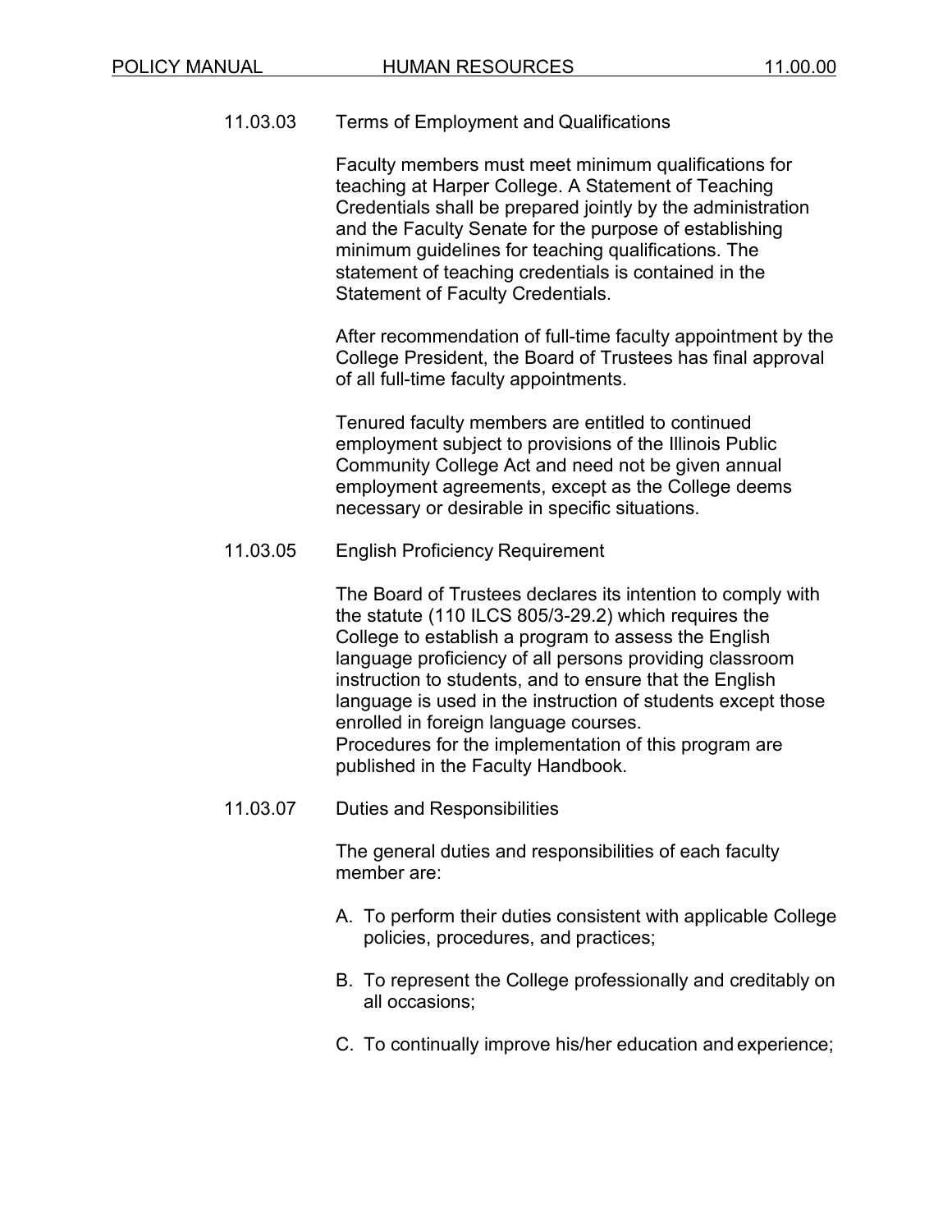### 11.03.03 Terms of Employment and Qualifications

Faculty members must meet minimum qualifications for teaching at Harper College. A Statement of Teaching Credentials shall be prepared jointly by the administration and the Faculty Senate for the purpose of establishing minimum guidelines for teaching qualifications. The statement of teaching credentials is contained in the Statement of Faculty Credentials.

After recommendation of full-time faculty appointment by the College President, the Board of Trustees has final approval of all full-time faculty appointments.

Tenured faculty members are entitled to continued employment subject to provisions of the Illinois Public Community College Act and need not be given annual employment agreements, except as the College deems necessary or desirable in specific situations.

### 11.03.05 English Proficiency Requirement

The Board of Trustees declares its intention to comply with the statute (110 ILCS 805/3-29.2) which requires the College to establish a program to assess the English language proficiency of all persons providing classroom instruction to students, and to ensure that the English language is used in the instruction of students except those enrolled in foreign language courses.
Procedures for the implementation of this program are published in the Faculty Handbook.

### 11.03.07 Duties and Responsibilities

The general duties and responsibilities of each faculty member are:

A. To perform their duties consistent with applicable College policies, procedures, and practices;

B. To represent the College professionally and creditably on all occasions;

C. To continually improve his/her education and experience;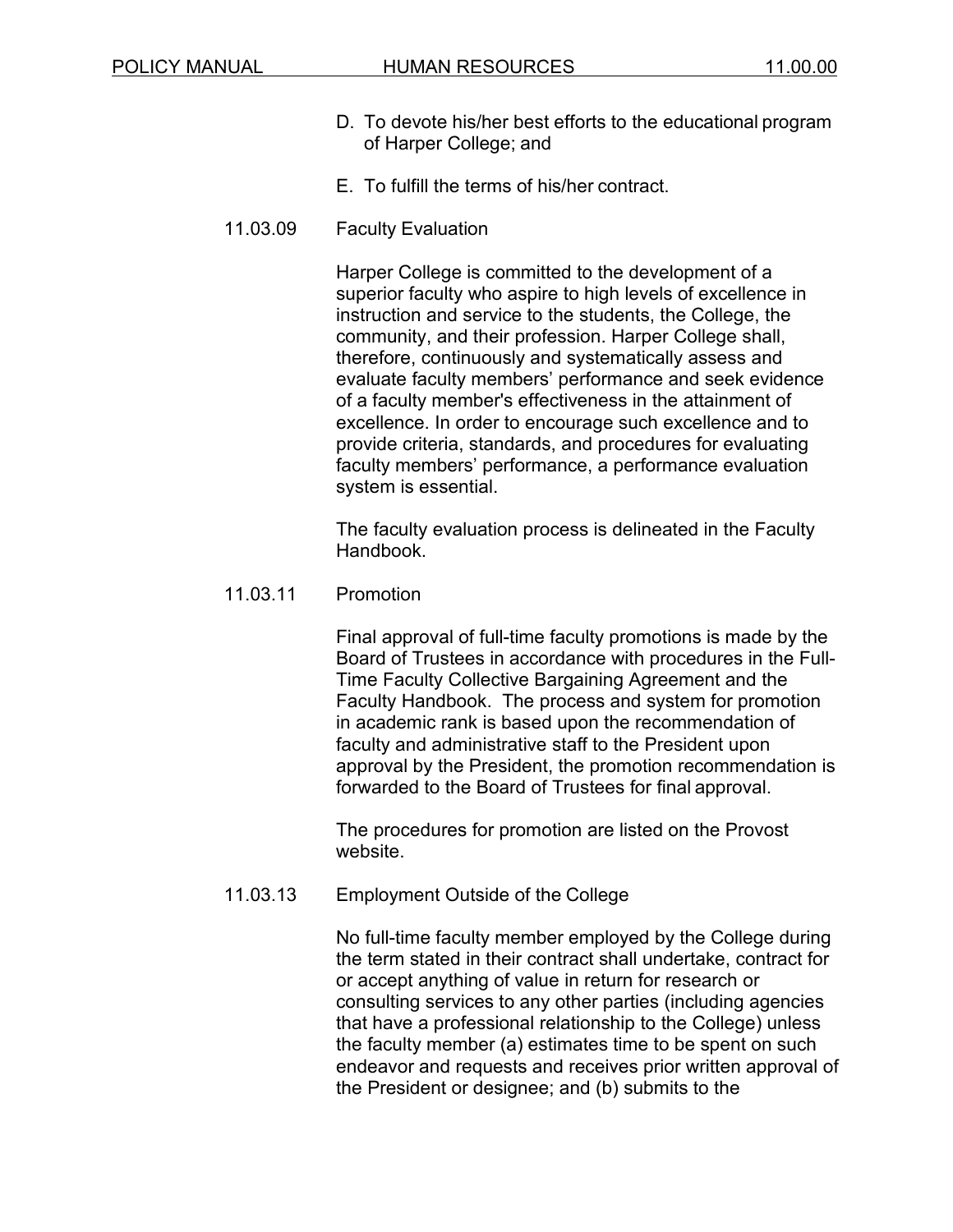D. To devote his/her best efforts to the educational program of Harper College; and

E. To fulfill the terms of his/her contract.

### 11.03.09 Faculty Evaluation

Harper College is committed to the development of a superior faculty who aspire to high levels of excellence in instruction and service to the students, the College, the community, and their profession. Harper College shall, therefore, continuously and systematically assess and evaluate faculty members' performance and seek evidence of a faculty member's effectiveness in the attainment of excellence. In order to encourage such excellence and to provide criteria, standards, and procedures for evaluating faculty members' performance, a performance evaluation system is essential.

The faculty evaluation process is delineated in the Faculty Handbook.

### 11.03.11 Promotion

Final approval of full-time faculty promotions is made by the Board of Trustees in accordance with procedures in the Full-Time Faculty Collective Bargaining Agreement and the Faculty Handbook. The process and system for promotion in academic rank is based upon the recommendation of faculty and administrative staff to the President upon approval by the President, the promotion recommendation is forwarded to the Board of Trustees for final approval.

The procedures for promotion are listed on the Provost website.

### 11.03.13 Employment Outside of the College

No full-time faculty member employed by the College during the term stated in their contract shall undertake, contract for or accept anything of value in return for research or consulting services to any other parties (including agencies that have a professional relationship to the College) unless the faculty member (a) estimates time to be spent on such endeavor and requests and receives prior written approval of the President or designee; and (b) submits to the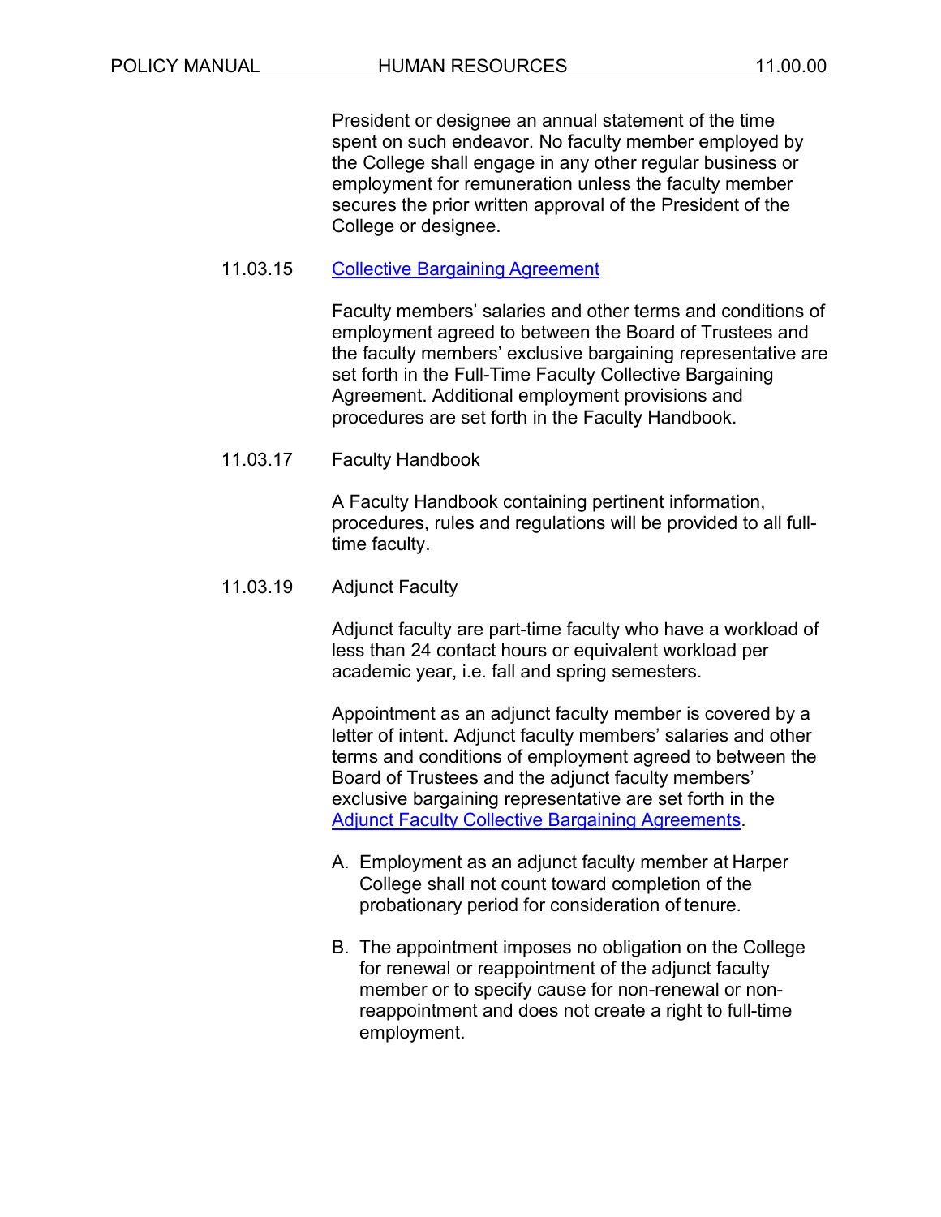President or designee an annual statement of the time spent on such endeavor. No faculty member employed by the College shall engage in any other regular business or employment for remuneration unless the faculty member secures the prior written approval of the President of the College or designee.

### 11.03.15 Collective Bargaining Agreement

Faculty members' salaries and other terms and conditions of employment agreed to between the Board of Trustees and the faculty members' exclusive bargaining representative are set forth in the Full-Time Faculty Collective Bargaining Agreement. Additional employment provisions and procedures are set forth in the Faculty Handbook.

### 11.03.17 Faculty Handbook

A Faculty Handbook containing pertinent information, procedures, rules and regulations will be provided to all full-time faculty.

### 11.03.19 Adjunct Faculty

Adjunct faculty are part-time faculty who have a workload of less than 24 contact hours or equivalent workload per academic year, i.e. fall and spring semesters.

Appointment as an adjunct faculty member is covered by a letter of intent. Adjunct faculty members' salaries and other terms and conditions of employment agreed to between the Board of Trustees and the adjunct faculty members' exclusive bargaining representative are set forth in the Adjunct Faculty Collective Bargaining Agreements.

A. Employment as an adjunct faculty member at Harper College shall not count toward completion of the probationary period for consideration of tenure.

B. The appointment imposes no obligation on the College for renewal or reappointment of the adjunct faculty member or to specify cause for non-renewal or non-reappointment and does not create a right to full-time employment.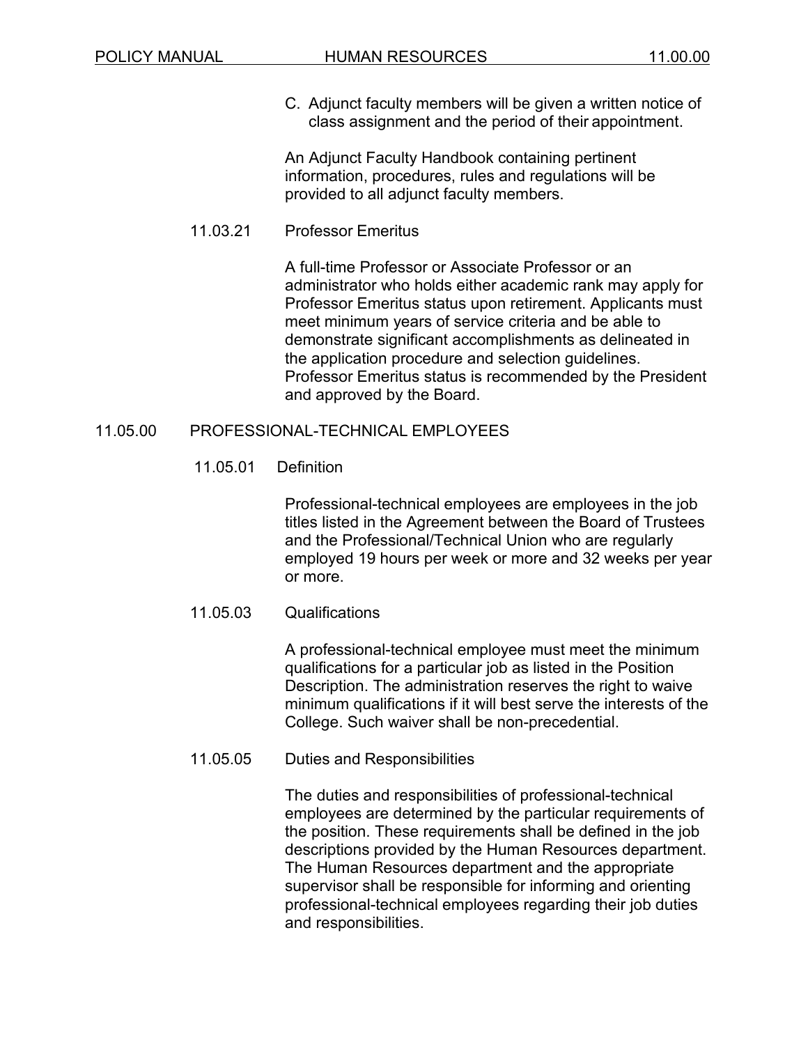C. Adjunct faculty members will be given a written notice of class assignment and the period of their appointment.

An Adjunct Faculty Handbook containing pertinent information, procedures, rules and regulations will be provided to all adjunct faculty members.

### 11.03.21 Professor Emeritus

A full-time Professor or Associate Professor or an administrator who holds either academic rank may apply for Professor Emeritus status upon retirement. Applicants must meet minimum years of service criteria and be able to demonstrate significant accomplishments as delineated in the application procedure and selection guidelines. Professor Emeritus status is recommended by the President and approved by the Board.

## 11.05.00 PROFESSIONAL-TECHNICAL EMPLOYEES

### 11.05.01 Definition

Professional-technical employees are employees in the job titles listed in the Agreement between the Board of Trustees and the Professional/Technical Union who are regularly employed 19 hours per week or more and 32 weeks per year or more.

### 11.05.03 Qualifications

A professional-technical employee must meet the minimum qualifications for a particular job as listed in the Position Description. The administration reserves the right to waive minimum qualifications if it will best serve the interests of the College. Such waiver shall be non-precedential.

### 11.05.05 Duties and Responsibilities

The duties and responsibilities of professional-technical employees are determined by the particular requirements of the position. These requirements shall be defined in the job descriptions provided by the Human Resources department. The Human Resources department and the appropriate supervisor shall be responsible for informing and orienting professional-technical employees regarding their job duties and responsibilities.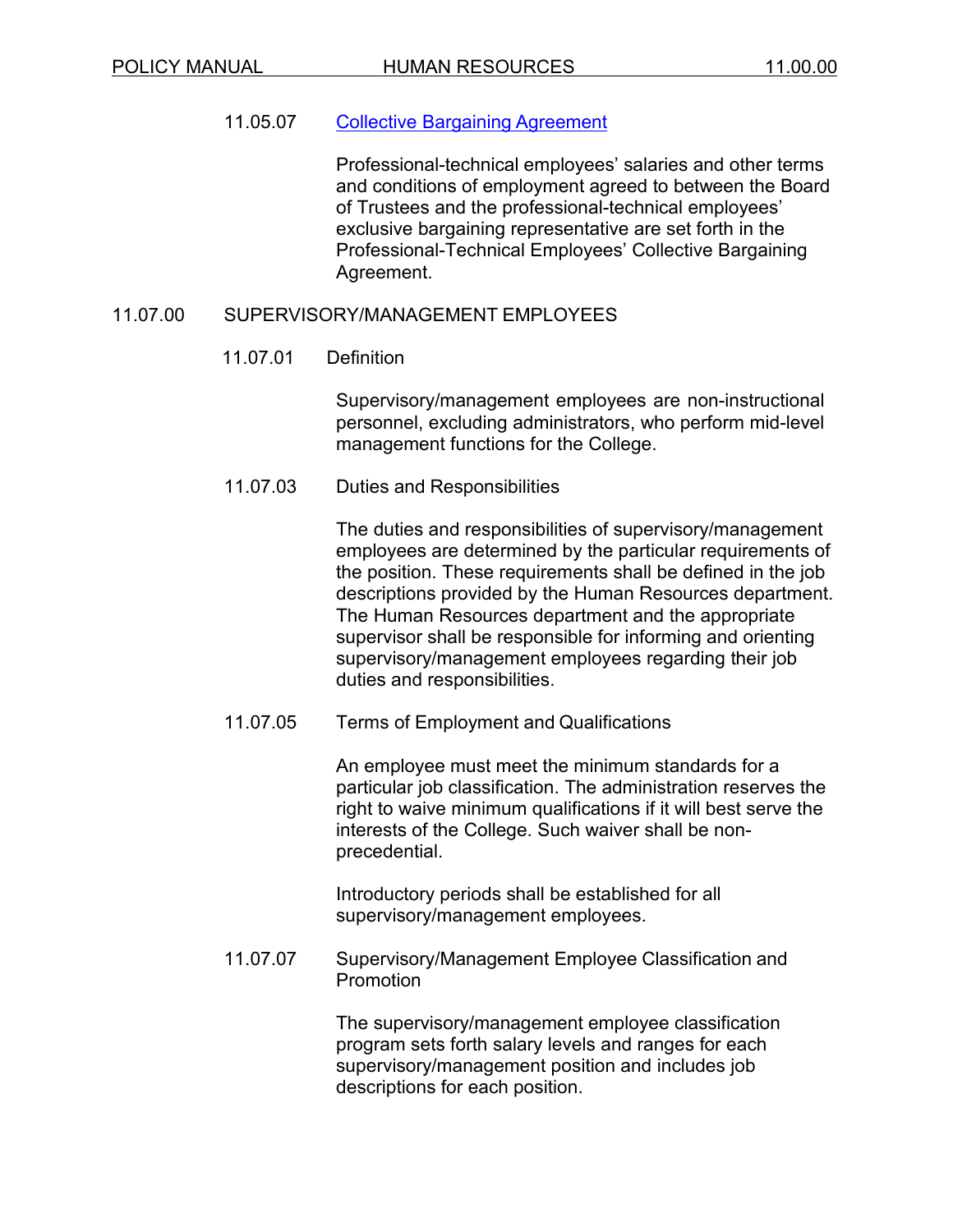### 11.05.07 Collective Bargaining Agreement

Professional-technical employees' salaries and other terms and conditions of employment agreed to between the Board of Trustees and the professional-technical employees' exclusive bargaining representative are set forth in the Professional-Technical Employees' Collective Bargaining Agreement.

## 11.07.00 SUPERVISORY/MANAGEMENT EMPLOYEES

### 11.07.01 Definition

Supervisory/management employees are non-instructional personnel, excluding administrators, who perform mid-level management functions for the College.

### 11.07.03 Duties and Responsibilities

The duties and responsibilities of supervisory/management employees are determined by the particular requirements of the position. These requirements shall be defined in the job descriptions provided by the Human Resources department. The Human Resources department and the appropriate supervisor shall be responsible for informing and orienting supervisory/management employees regarding their job duties and responsibilities.

### 11.07.05 Terms of Employment and Qualifications

An employee must meet the minimum standards for a particular job classification. The administration reserves the right to waive minimum qualifications if it will best serve the interests of the College. Such waiver shall be non-precedential.

Introductory periods shall be established for all supervisory/management employees.

### 11.07.07 Supervisory/Management Employee Classification and Promotion

The supervisory/management employee classification program sets forth salary levels and ranges for each supervisory/management position and includes job descriptions for each position.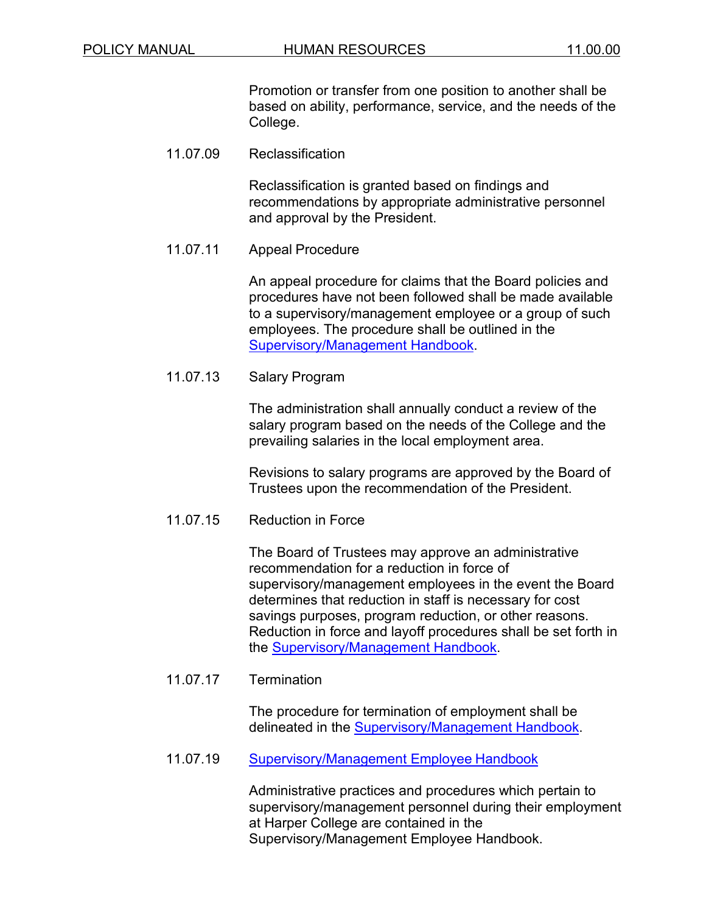Promotion or transfer from one position to another shall be based on ability, performance, service, and the needs of the College.

### 11.07.09 Reclassification

Reclassification is granted based on findings and recommendations by appropriate administrative personnel and approval by the President.

### 11.07.11 Appeal Procedure

An appeal procedure for claims that the Board policies and procedures have not been followed shall be made available to a supervisory/management employee or a group of such employees. The procedure shall be outlined in the Supervisory/Management Handbook.

### 11.07.13 Salary Program

The administration shall annually conduct a review of the salary program based on the needs of the College and the prevailing salaries in the local employment area.

Revisions to salary programs are approved by the Board of Trustees upon the recommendation of the President.

### 11.07.15 Reduction in Force

The Board of Trustees may approve an administrative recommendation for a reduction in force of supervisory/management employees in the event the Board determines that reduction in staff is necessary for cost savings purposes, program reduction, or other reasons. Reduction in force and layoff procedures shall be set forth in the Supervisory/Management Handbook.

### 11.07.17 Termination

The procedure for termination of employment shall be delineated in the Supervisory/Management Handbook.

### 11.07.19 Supervisory/Management Employee Handbook

Administrative practices and procedures which pertain to supervisory/management personnel during their employment at Harper College are contained in the Supervisory/Management Employee Handbook.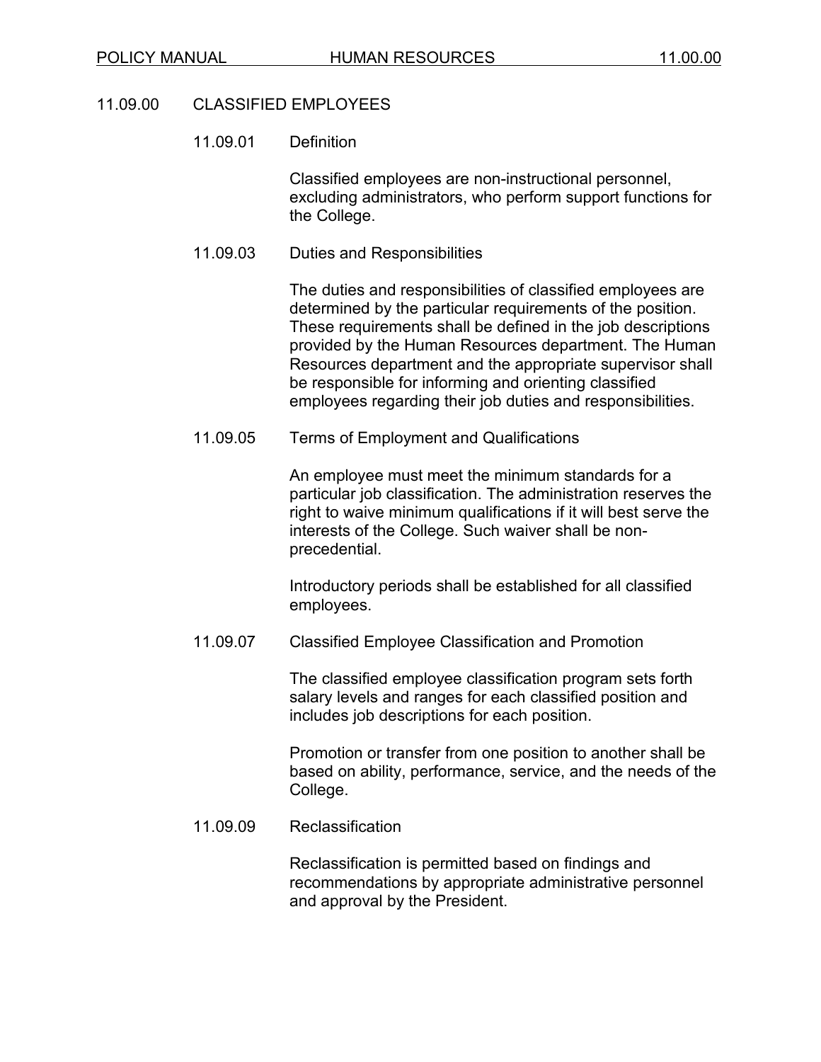## 11.09.00 CLASSIFIED EMPLOYEES

### 11.09.01 Definition

Classified employees are non-instructional personnel, excluding administrators, who perform support functions for the College.

### 11.09.03 Duties and Responsibilities

The duties and responsibilities of classified employees are determined by the particular requirements of the position. These requirements shall be defined in the job descriptions provided by the Human Resources department. The Human Resources department and the appropriate supervisor shall be responsible for informing and orienting classified employees regarding their job duties and responsibilities.

### 11.09.05 Terms of Employment and Qualifications

An employee must meet the minimum standards for a particular job classification. The administration reserves the right to waive minimum qualifications if it will best serve the interests of the College. Such waiver shall be non-precedential.

Introductory periods shall be established for all classified employees.

### 11.09.07 Classified Employee Classification and Promotion

The classified employee classification program sets forth salary levels and ranges for each classified position and includes job descriptions for each position.

Promotion or transfer from one position to another shall be based on ability, performance, service, and the needs of the College.

### 11.09.09 Reclassification

Reclassification is permitted based on findings and recommendations by appropriate administrative personnel and approval by the President.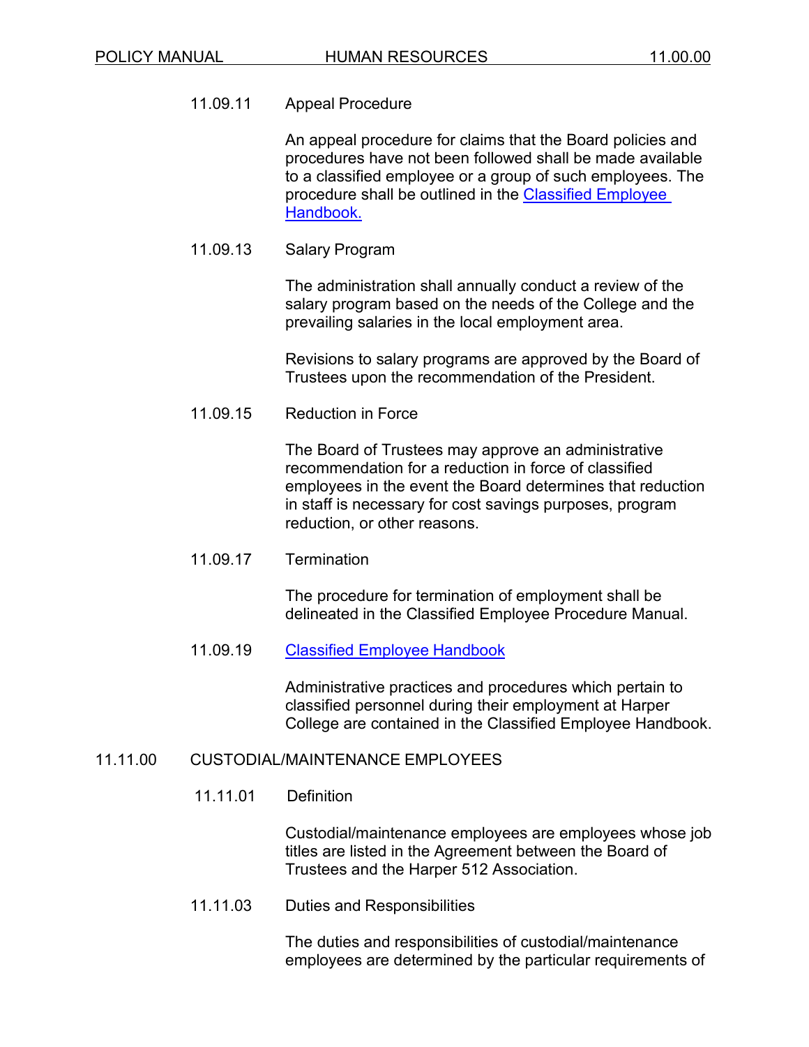### 11.09.11 Appeal Procedure

An appeal procedure for claims that the Board policies and procedures have not been followed shall be made available to a classified employee or a group of such employees. The procedure shall be outlined in the Classified Employee Handbook.

### 11.09.13 Salary Program

The administration shall annually conduct a review of the salary program based on the needs of the College and the prevailing salaries in the local employment area.

Revisions to salary programs are approved by the Board of Trustees upon the recommendation of the President.

### 11.09.15 Reduction in Force

The Board of Trustees may approve an administrative recommendation for a reduction in force of classified employees in the event the Board determines that reduction in staff is necessary for cost savings purposes, program reduction, or other reasons.

### 11.09.17 Termination

The procedure for termination of employment shall be delineated in the Classified Employee Procedure Manual.

### 11.09.19 Classified Employee Handbook

Administrative practices and procedures which pertain to classified personnel during their employment at Harper College are contained in the Classified Employee Handbook.

## 11.11.00 CUSTODIAL/MAINTENANCE EMPLOYEES

### 11.11.01 Definition

Custodial/maintenance employees are employees whose job titles are listed in the Agreement between the Board of Trustees and the Harper 512 Association.

### 11.11.03 Duties and Responsibilities

The duties and responsibilities of custodial/maintenance employees are determined by the particular requirements of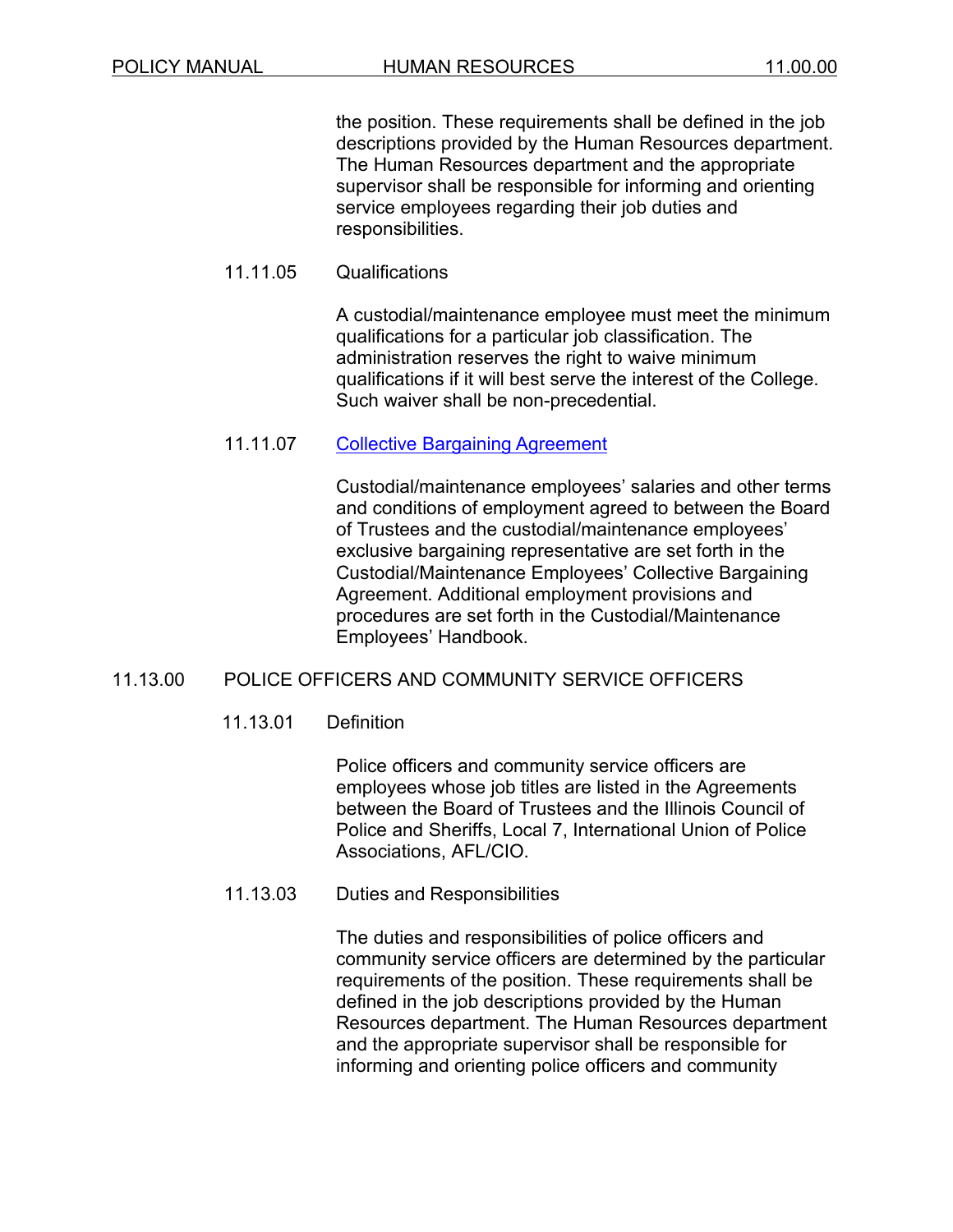the position. These requirements shall be defined in the job descriptions provided by the Human Resources department. The Human Resources department and the appropriate supervisor shall be responsible for informing and orienting service employees regarding their job duties and responsibilities.

### 11.11.05 Qualifications

A custodial/maintenance employee must meet the minimum qualifications for a particular job classification. The administration reserves the right to waive minimum qualifications if it will best serve the interest of the College. Such waiver shall be non-precedential.

### 11.11.07 Collective Bargaining Agreement

Custodial/maintenance employees' salaries and other terms and conditions of employment agreed to between the Board of Trustees and the custodial/maintenance employees' exclusive bargaining representative are set forth in the Custodial/Maintenance Employees' Collective Bargaining Agreement. Additional employment provisions and procedures are set forth in the Custodial/Maintenance Employees' Handbook.

## 11.13.00 POLICE OFFICERS AND COMMUNITY SERVICE OFFICERS

### 11.13.01 Definition

Police officers and community service officers are employees whose job titles are listed in the Agreements between the Board of Trustees and the Illinois Council of Police and Sheriffs, Local 7, International Union of Police Associations, AFL/CIO.

### 11.13.03 Duties and Responsibilities

The duties and responsibilities of police officers and community service officers are determined by the particular requirements of the position. These requirements shall be defined in the job descriptions provided by the Human Resources department. The Human Resources department and the appropriate supervisor shall be responsible for informing and orienting police officers and community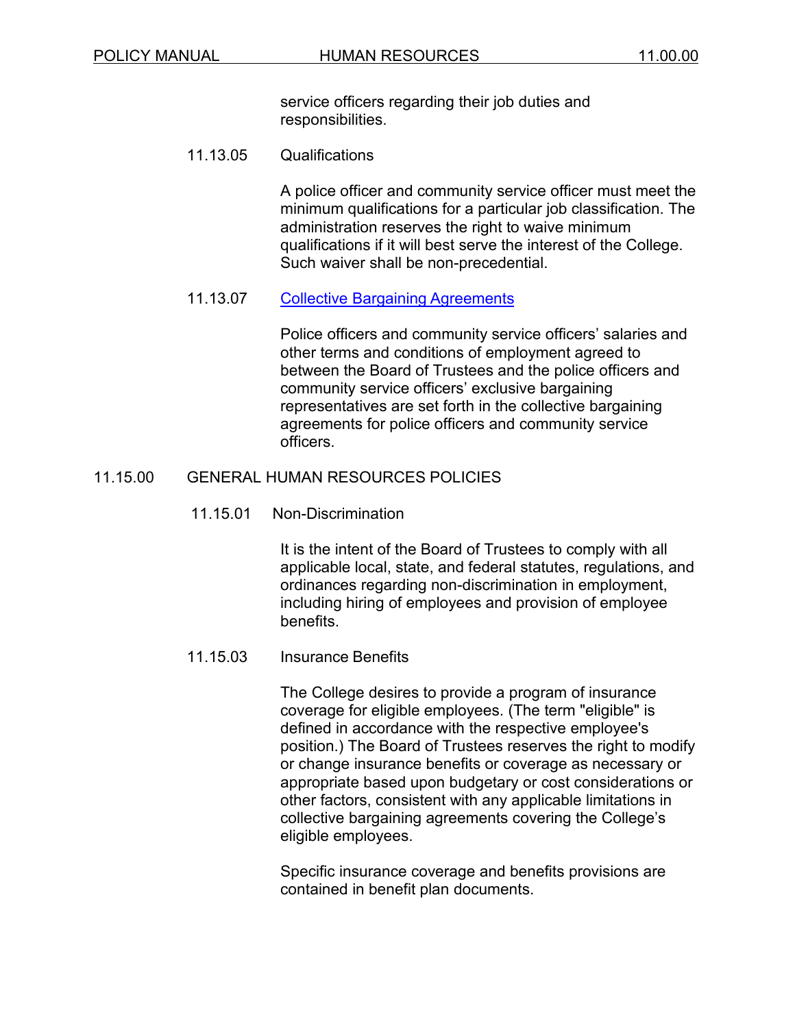service officers regarding their job duties and responsibilities.

### 11.13.05 Qualifications

A police officer and community service officer must meet the minimum qualifications for a particular job classification. The administration reserves the right to waive minimum qualifications if it will best serve the interest of the College. Such waiver shall be non-precedential.

### 11.13.07 Collective Bargaining Agreements

Police officers and community service officers' salaries and other terms and conditions of employment agreed to between the Board of Trustees and the police officers and community service officers' exclusive bargaining representatives are set forth in the collective bargaining agreements for police officers and community service officers.

## 11.15.00 GENERAL HUMAN RESOURCES POLICIES

### 11.15.01 Non-Discrimination

It is the intent of the Board of Trustees to comply with all applicable local, state, and federal statutes, regulations, and ordinances regarding non-discrimination in employment, including hiring of employees and provision of employee benefits.

### 11.15.03 Insurance Benefits

The College desires to provide a program of insurance coverage for eligible employees. (The term "eligible" is defined in accordance with the respective employee's position.) The Board of Trustees reserves the right to modify or change insurance benefits or coverage as necessary or appropriate based upon budgetary or cost considerations or other factors, consistent with any applicable limitations in collective bargaining agreements covering the College's eligible employees.

Specific insurance coverage and benefits provisions are contained in benefit plan documents.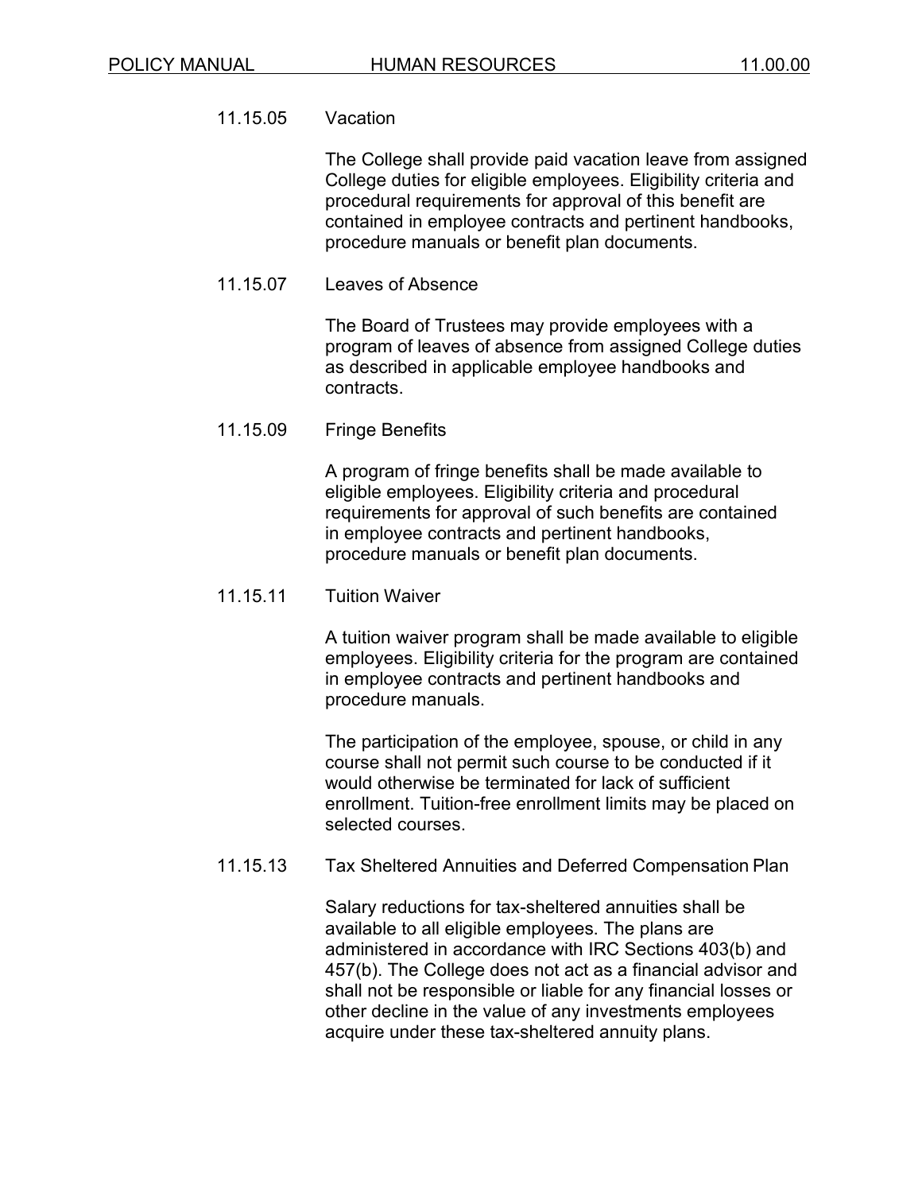### 11.15.05 Vacation

The College shall provide paid vacation leave from assigned College duties for eligible employees. Eligibility criteria and procedural requirements for approval of this benefit are contained in employee contracts and pertinent handbooks, procedure manuals or benefit plan documents.

### 11.15.07 Leaves of Absence

The Board of Trustees may provide employees with a program of leaves of absence from assigned College duties as described in applicable employee handbooks and contracts.

### 11.15.09 Fringe Benefits

A program of fringe benefits shall be made available to eligible employees. Eligibility criteria and procedural requirements for approval of such benefits are contained in employee contracts and pertinent handbooks, procedure manuals or benefit plan documents.

### 11.15.11 Tuition Waiver

A tuition waiver program shall be made available to eligible employees. Eligibility criteria for the program are contained in employee contracts and pertinent handbooks and procedure manuals.

The participation of the employee, spouse, or child in any course shall not permit such course to be conducted if it would otherwise be terminated for lack of sufficient enrollment. Tuition-free enrollment limits may be placed on selected courses.

### 11.15.13 Tax Sheltered Annuities and Deferred Compensation Plan

Salary reductions for tax-sheltered annuities shall be available to all eligible employees. The plans are administered in accordance with IRC Sections 403(b) and 457(b). The College does not act as a financial advisor and shall not be responsible or liable for any financial losses or other decline in the value of any investments employees acquire under these tax-sheltered annuity plans.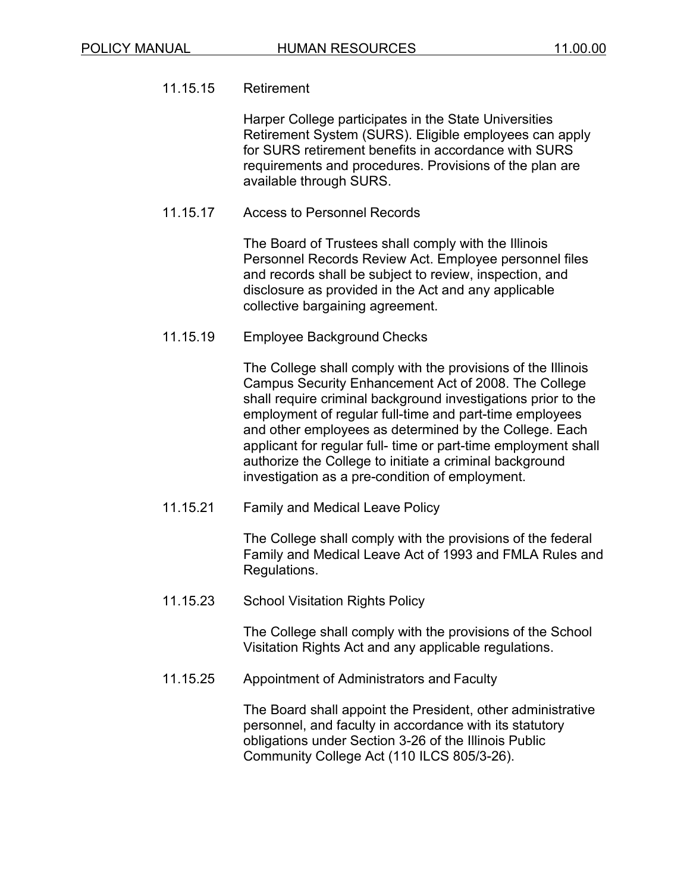### 11.15.15 Retirement

Harper College participates in the State Universities Retirement System (SURS). Eligible employees can apply for SURS retirement benefits in accordance with SURS requirements and procedures. Provisions of the plan are available through SURS.

### 11.15.17 Access to Personnel Records

The Board of Trustees shall comply with the Illinois Personnel Records Review Act. Employee personnel files and records shall be subject to review, inspection, and disclosure as provided in the Act and any applicable collective bargaining agreement.

### 11.15.19 Employee Background Checks

The College shall comply with the provisions of the Illinois Campus Security Enhancement Act of 2008. The College shall require criminal background investigations prior to the employment of regular full-time and part-time employees and other employees as determined by the College. Each applicant for regular full- time or part-time employment shall authorize the College to initiate a criminal background investigation as a pre-condition of employment.

### 11.15.21 Family and Medical Leave Policy

The College shall comply with the provisions of the federal Family and Medical Leave Act of 1993 and FMLA Rules and Regulations.

### 11.15.23 School Visitation Rights Policy

The College shall comply with the provisions of the School Visitation Rights Act and any applicable regulations.

### 11.15.25 Appointment of Administrators and Faculty

The Board shall appoint the President, other administrative personnel, and faculty in accordance with its statutory obligations under Section 3-26 of the Illinois Public Community College Act (110 ILCS 805/3-26).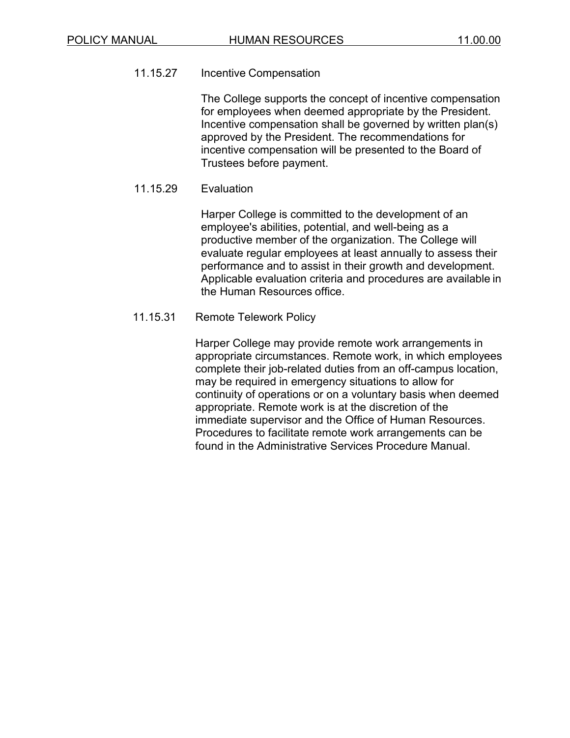### 11.15.27 Incentive Compensation

The College supports the concept of incentive compensation for employees when deemed appropriate by the President. Incentive compensation shall be governed by written plan(s) approved by the President. The recommendations for incentive compensation will be presented to the Board of Trustees before payment.

### 11.15.29 Evaluation

Harper College is committed to the development of an employee's abilities, potential, and well-being as a productive member of the organization. The College will evaluate regular employees at least annually to assess their performance and to assist in their growth and development. Applicable evaluation criteria and procedures are available in the Human Resources office.

### 11.15.31 Remote Telework Policy

Harper College may provide remote work arrangements in appropriate circumstances. Remote work, in which employees complete their job-related duties from an off-campus location, may be required in emergency situations to allow for continuity of operations or on a voluntary basis when deemed appropriate. Remote work is at the discretion of the immediate supervisor and the Office of Human Resources. Procedures to facilitate remote work arrangements can be found in the Administrative Services Procedure Manual.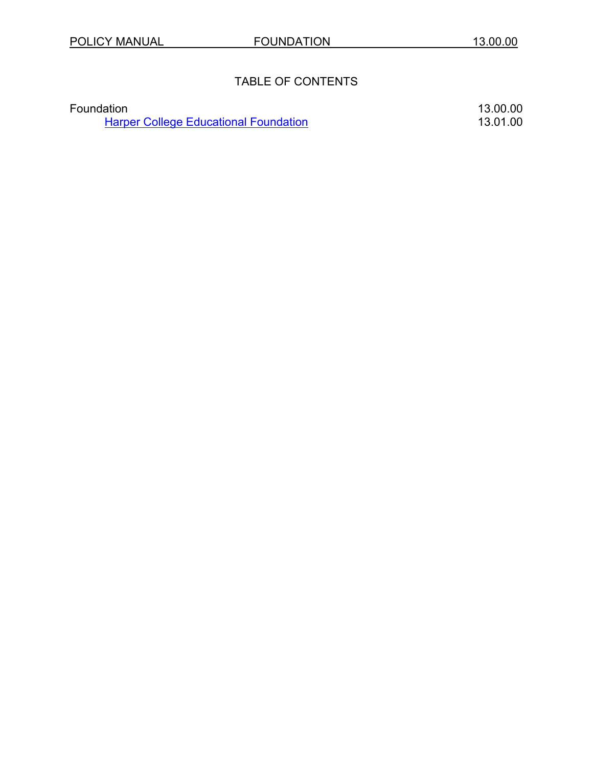## TABLE OF CONTENTS

| | |
|---|---|
| Foundation | 13.00.00 |
| Harper College Educational Foundation | 13.01.00 |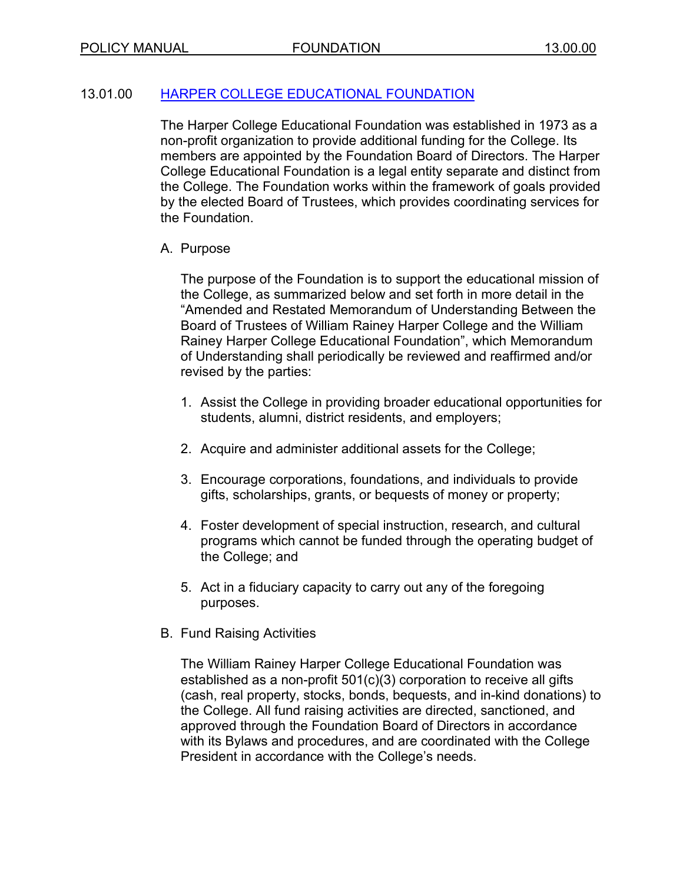## 13.01.00 HARPER COLLEGE EDUCATIONAL FOUNDATION

The Harper College Educational Foundation was established in 1973 as a non-profit organization to provide additional funding for the College. Its members are appointed by the Foundation Board of Directors. The Harper College Educational Foundation is a legal entity separate and distinct from the College. The Foundation works within the framework of goals provided by the elected Board of Trustees, which provides coordinating services for the Foundation.

### A. Purpose

The purpose of the Foundation is to support the educational mission of the College, as summarized below and set forth in more detail in the "Amended and Restated Memorandum of Understanding Between the Board of Trustees of William Rainey Harper College and the William Rainey Harper College Educational Foundation", which Memorandum of Understanding shall periodically be reviewed and reaffirmed and/or revised by the parties:

1. Assist the College in providing broader educational opportunities for students, alumni, district residents, and employers;
2. Acquire and administer additional assets for the College;
3. Encourage corporations, foundations, and individuals to provide gifts, scholarships, grants, or bequests of money or property;
4. Foster development of special instruction, research, and cultural programs which cannot be funded through the operating budget of the College; and
5. Act in a fiduciary capacity to carry out any of the foregoing purposes.

### B. Fund Raising Activities

The William Rainey Harper College Educational Foundation was established as a non-profit 501(c)(3) corporation to receive all gifts (cash, real property, stocks, bonds, bequests, and in-kind donations) to the College. All fund raising activities are directed, sanctioned, and approved through the Foundation Board of Directors in accordance with its Bylaws and procedures, and are coordinated with the College President in accordance with the College's needs.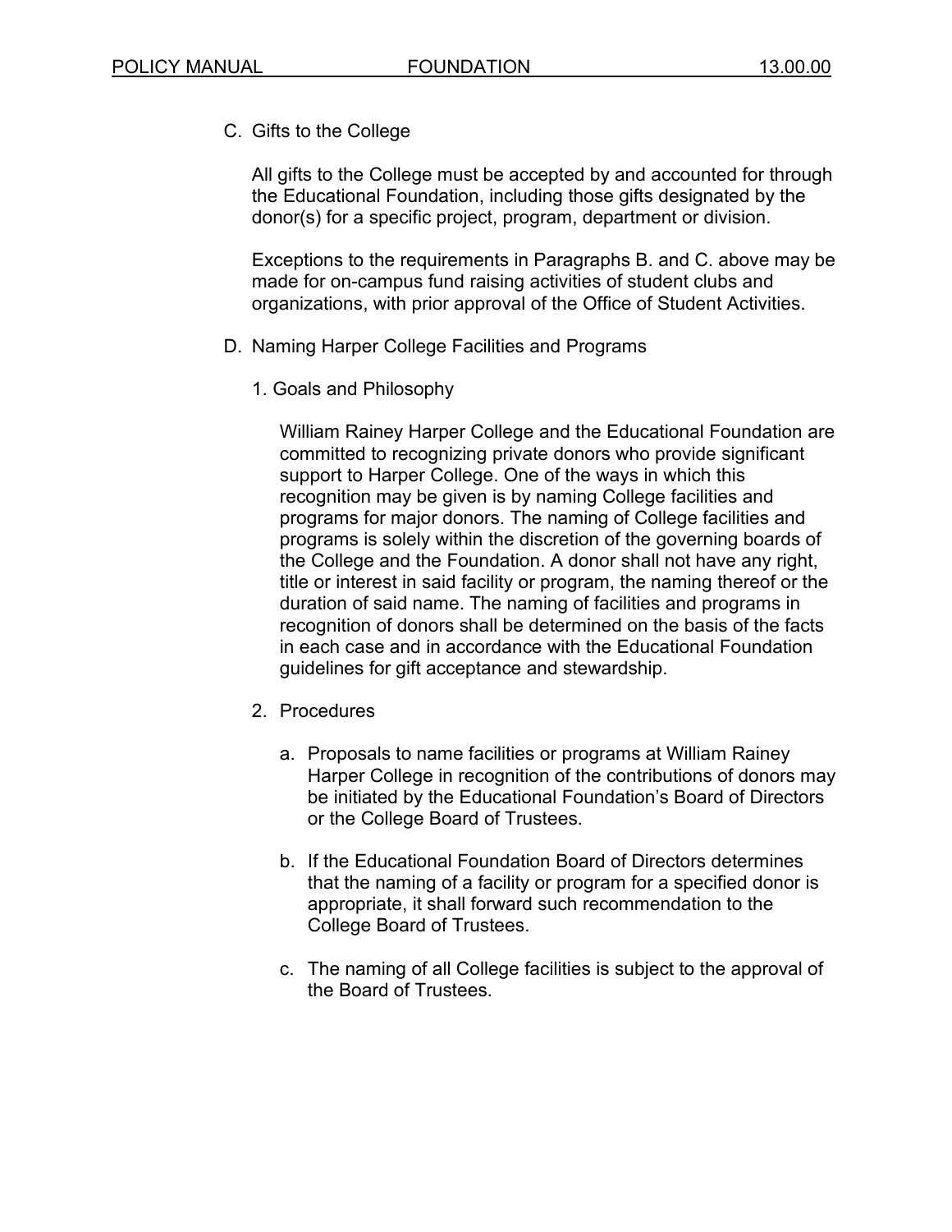C. Gifts to the College

All gifts to the College must be accepted by and accounted for through the Educational Foundation, including those gifts designated by the donor(s) for a specific project, program, department or division.

Exceptions to the requirements in Paragraphs B. and C. above may be made for on-campus fund raising activities of student clubs and organizations, with prior approval of the Office of Student Activities.

D. Naming Harper College Facilities and Programs

1. Goals and Philosophy

William Rainey Harper College and the Educational Foundation are committed to recognizing private donors who provide significant support to Harper College. One of the ways in which this recognition may be given is by naming College facilities and programs for major donors. The naming of College facilities and programs is solely within the discretion of the governing boards of the College and the Foundation. A donor shall not have any right, title or interest in said facility or program, the naming thereof or the duration of said name. The naming of facilities and programs in recognition of donors shall be determined on the basis of the facts in each case and in accordance with the Educational Foundation guidelines for gift acceptance and stewardship.

2. Procedures

a. Proposals to name facilities or programs at William Rainey Harper College in recognition of the contributions of donors may be initiated by the Educational Foundation's Board of Directors or the College Board of Trustees.

b. If the Educational Foundation Board of Directors determines that the naming of a facility or program for a specified donor is appropriate, it shall forward such recommendation to the College Board of Trustees.

c. The naming of all College facilities is subject to the approval of the Board of Trustees.